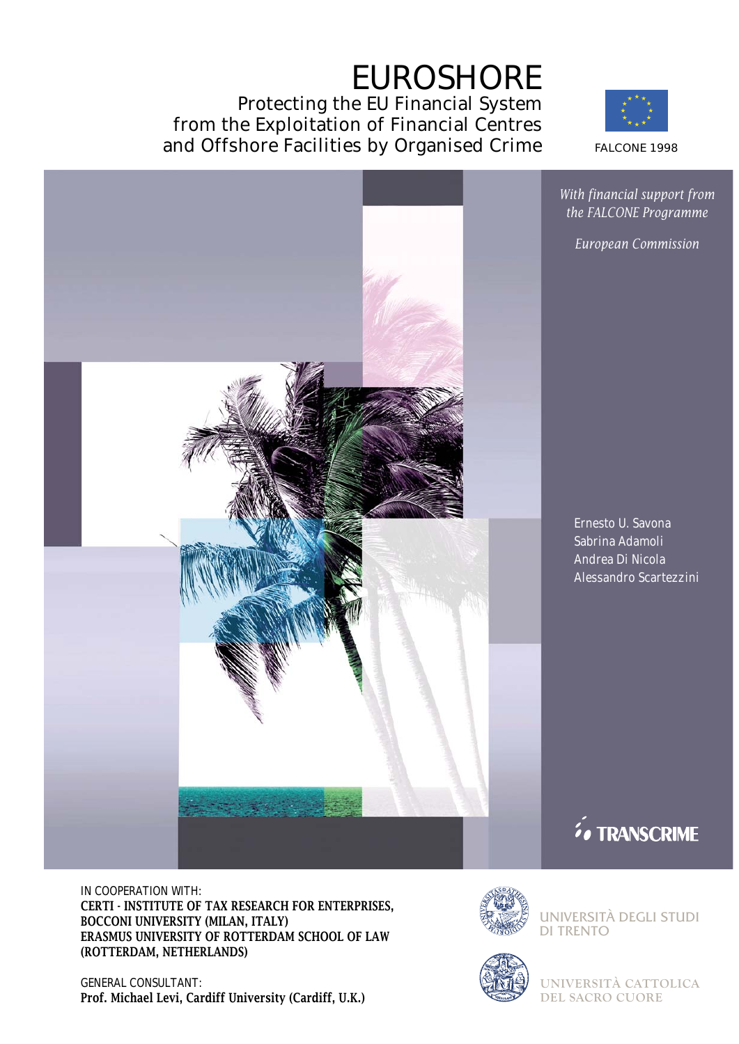# EUROSHORE

## Protecting the EU Financial System from the Exploitation of Financial Centres and Offshore Facilities by Organised Crime

FALCONE 1998

*With financial support from the FALCONE Programme*

*European Commission*

Ernesto U. Savona
Sabrina Adamoli
Andrea Di Nicola
Alessandro Scartezzini

TRANSCRIME

IN COOPERATION WITH:
**CERTI - INSTITUTE OF TAX RESEARCH FOR ENTERPRISES, BOCCONI UNIVERSITY (MILAN, ITALY)**
**ERASMUS UNIVERSITY OF ROTTERDAM SCHOOL OF LAW (ROTTERDAM, NETHERLANDS)**

GENERAL CONSULTANT:
**Prof. Michael Levi, Cardiff University (Cardiff, U.K.)**

UNIVERSITÀ DEGLI STUDI DI TRENTO

UNIVERSITÀ CATTOLICA DEL SACRO CUORE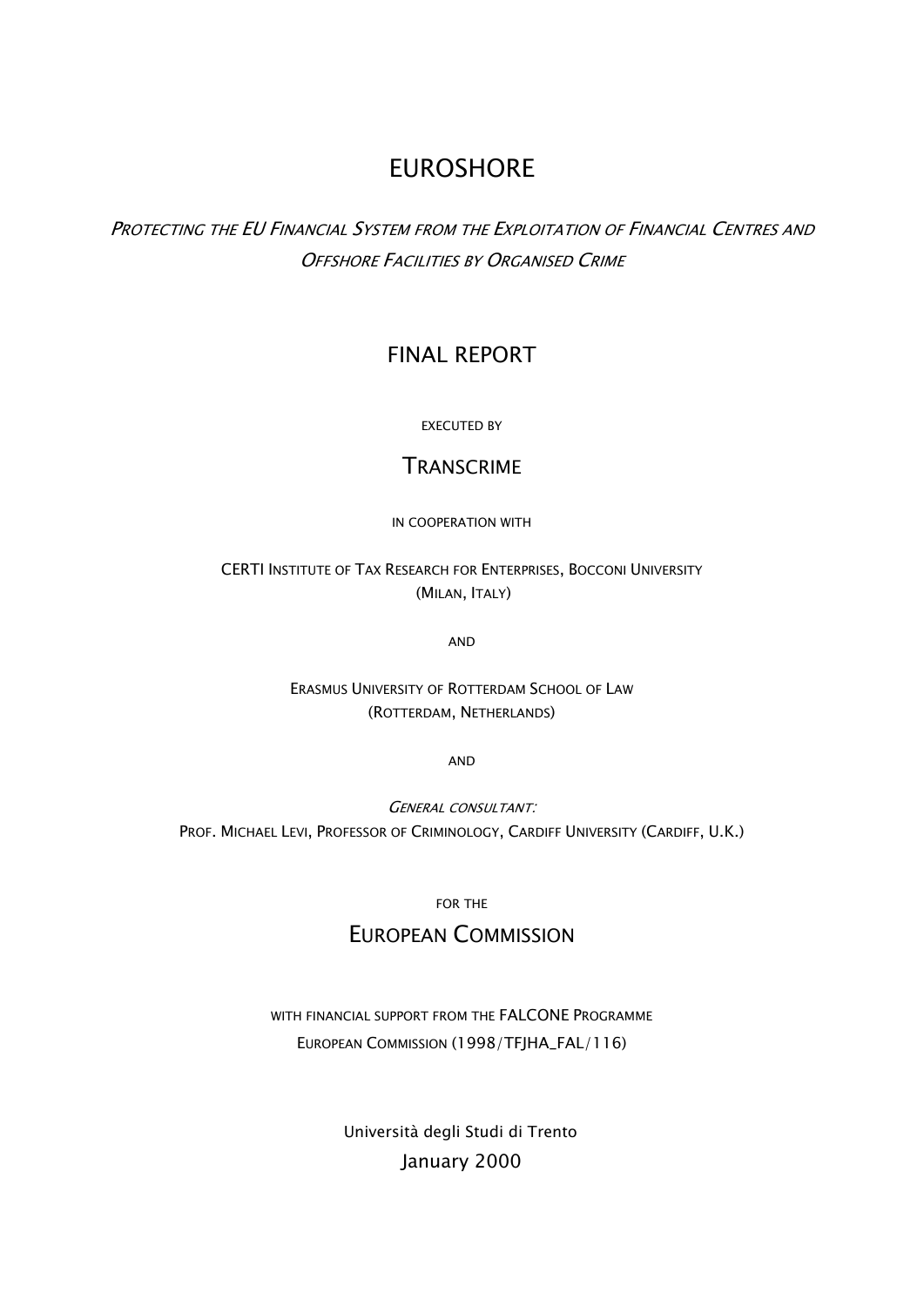# EUROSHORE

*PROTECTING THE EU FINANCIAL SYSTEM FROM THE EXPLOITATION OF FINANCIAL CENTRES AND OFFSHORE FACILITIES BY ORGANISED CRIME*

## FINAL REPORT

EXECUTED BY

TRANSCRIME

IN COOPERATION WITH

CERTI INSTITUTE OF TAX RESEARCH FOR ENTERPRISES, BOCCONI UNIVERSITY
(MILAN, ITALY)

AND

ERASMUS UNIVERSITY OF ROTTERDAM SCHOOL OF LAW
(ROTTERDAM, NETHERLANDS)

AND

*GENERAL CONSULTANT:*
PROF. MICHAEL LEVI, PROFESSOR OF CRIMINOLOGY, CARDIFF UNIVERSITY (CARDIFF, U.K.)

FOR THE

EUROPEAN COMMISSION

WITH FINANCIAL SUPPORT FROM THE FALCONE PROGRAMME
EUROPEAN COMMISSION (1998/TFJHA_FAL/116)

Università degli Studi di Trento
January 2000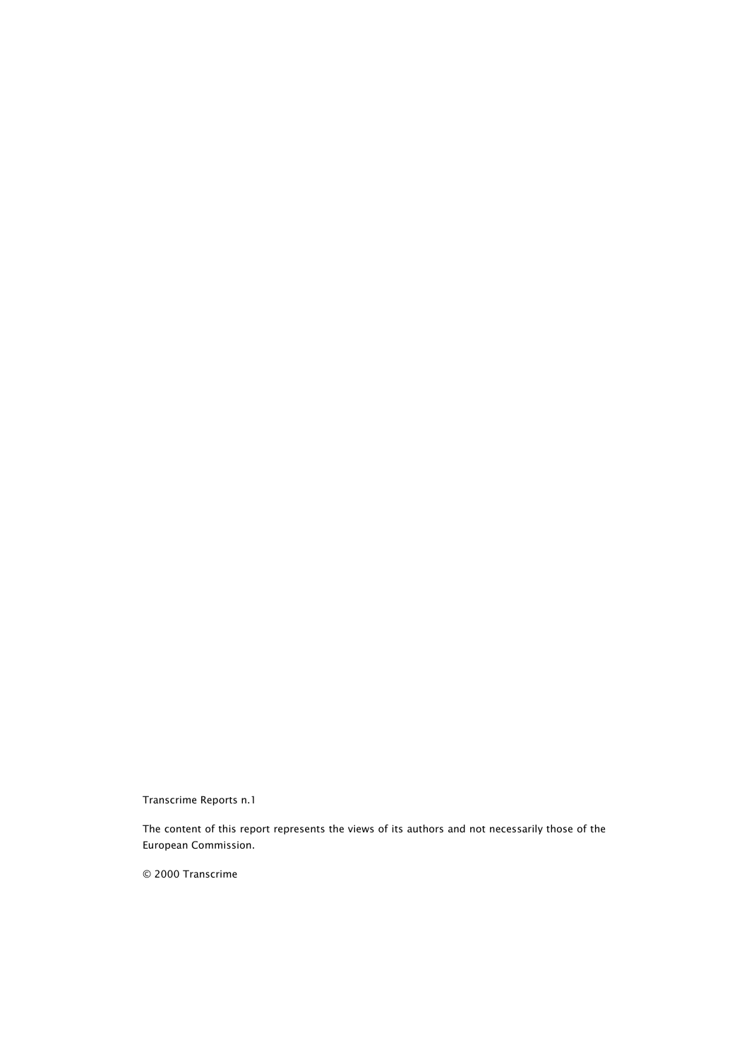Transcrime Reports n.1

The content of this report represents the views of its authors and not necessarily those of the European Commission.

© 2000 Transcrime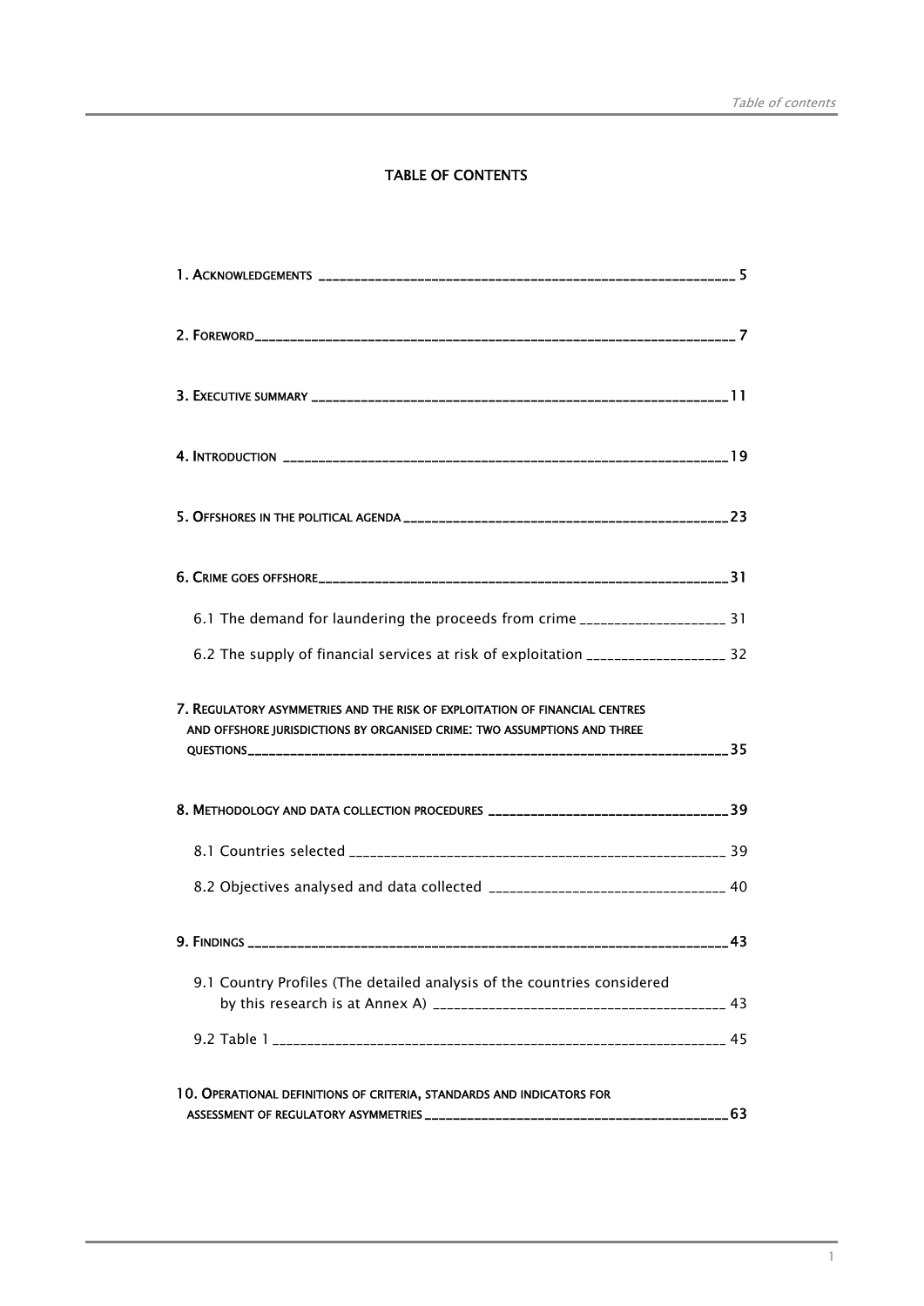# TABLE OF CONTENTS

1. Acknowledgements ____ 5

2. Foreword ____ 7

3. Executive summary ____ 11

4. Introduction ____ 19

5. Offshores in the political agenda ____ 23

6. Crime goes offshore ____ 31

  6.1 The demand for laundering the proceeds from crime ____ 31

  6.2 The supply of financial services at risk of exploitation ____ 32

7. Regulatory asymmetries and the risk of exploitation of financial centres and offshore jurisdictions by organised crime: two assumptions and three questions ____ 35

8. Methodology and data collection procedures ____ 39

  8.1 Countries selected ____ 39

  8.2 Objectives analysed and data collected ____ 40

9. Findings ____ 43

  9.1 Country Profiles (The detailed analysis of the countries considered by this research is at Annex A) ____ 43

  9.2 Table 1 ____ 45

10. Operational definitions of criteria, standards and indicators for assessment of regulatory asymmetries ____ 63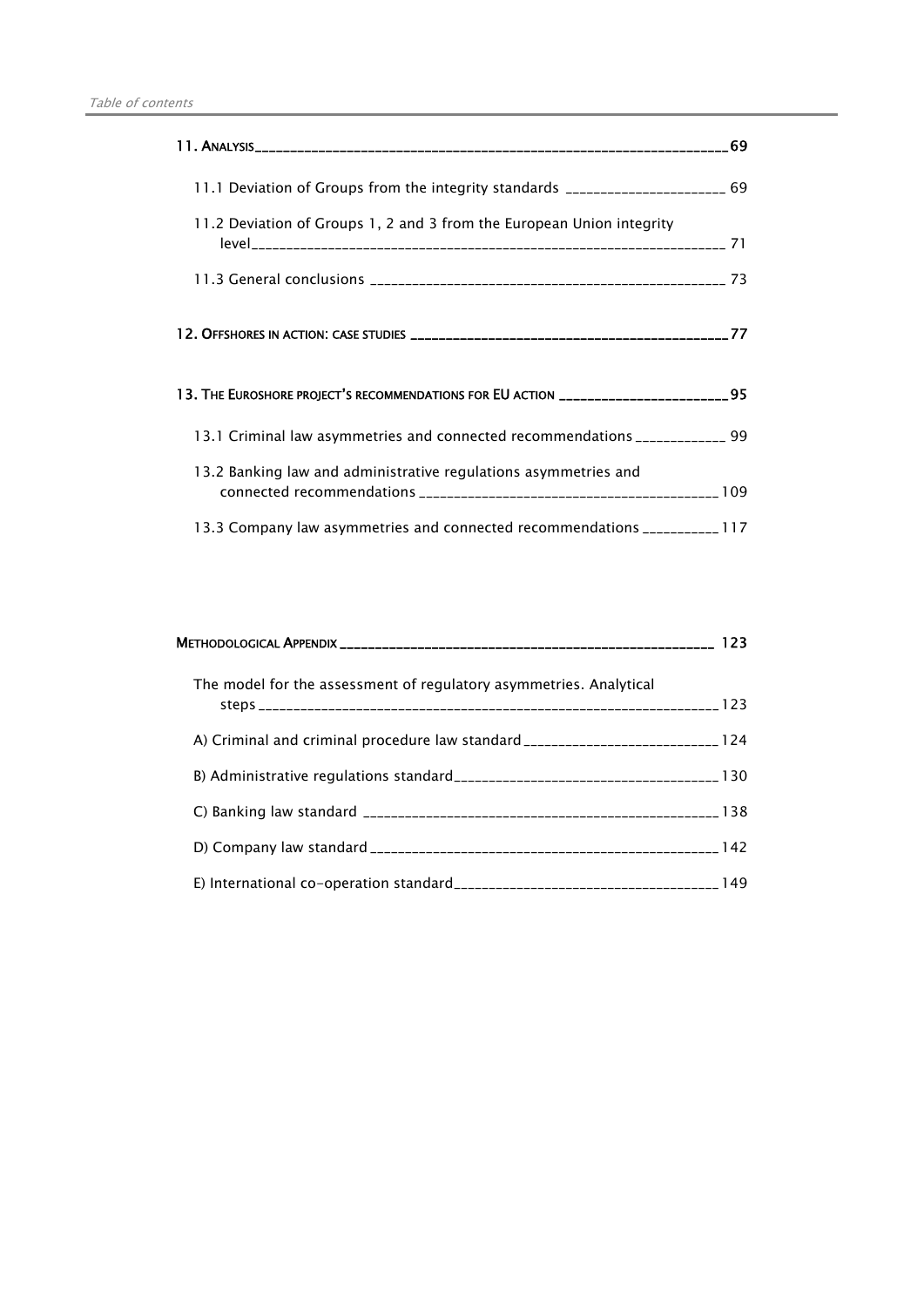| | |
|---|---|
| **11. Analysis** | **69** |
| 11.1 Deviation of Groups from the integrity standards | 69 |
| 11.2 Deviation of Groups 1, 2 and 3 from the European Union integrity level | 71 |
| 11.3 General conclusions | 73 |
| **12. Offshores in action: case studies** | **77** |
| **13. The Euroshore project's recommendations for EU action** | **95** |
| 13.1 Criminal law asymmetries and connected recommendations | 99 |
| 13.2 Banking law and administrative regulations asymmetries and connected recommendations | 109 |
| 13.3 Company law asymmetries and connected recommendations | 117 |
| **Methodological Appendix** | **123** |
| The model for the assessment of regulatory asymmetries. Analytical steps | 123 |
| A) Criminal and criminal procedure law standard | 124 |
| B) Administrative regulations standard | 130 |
| C) Banking law standard | 138 |
| D) Company law standard | 142 |
| E) International co-operation standard | 149 |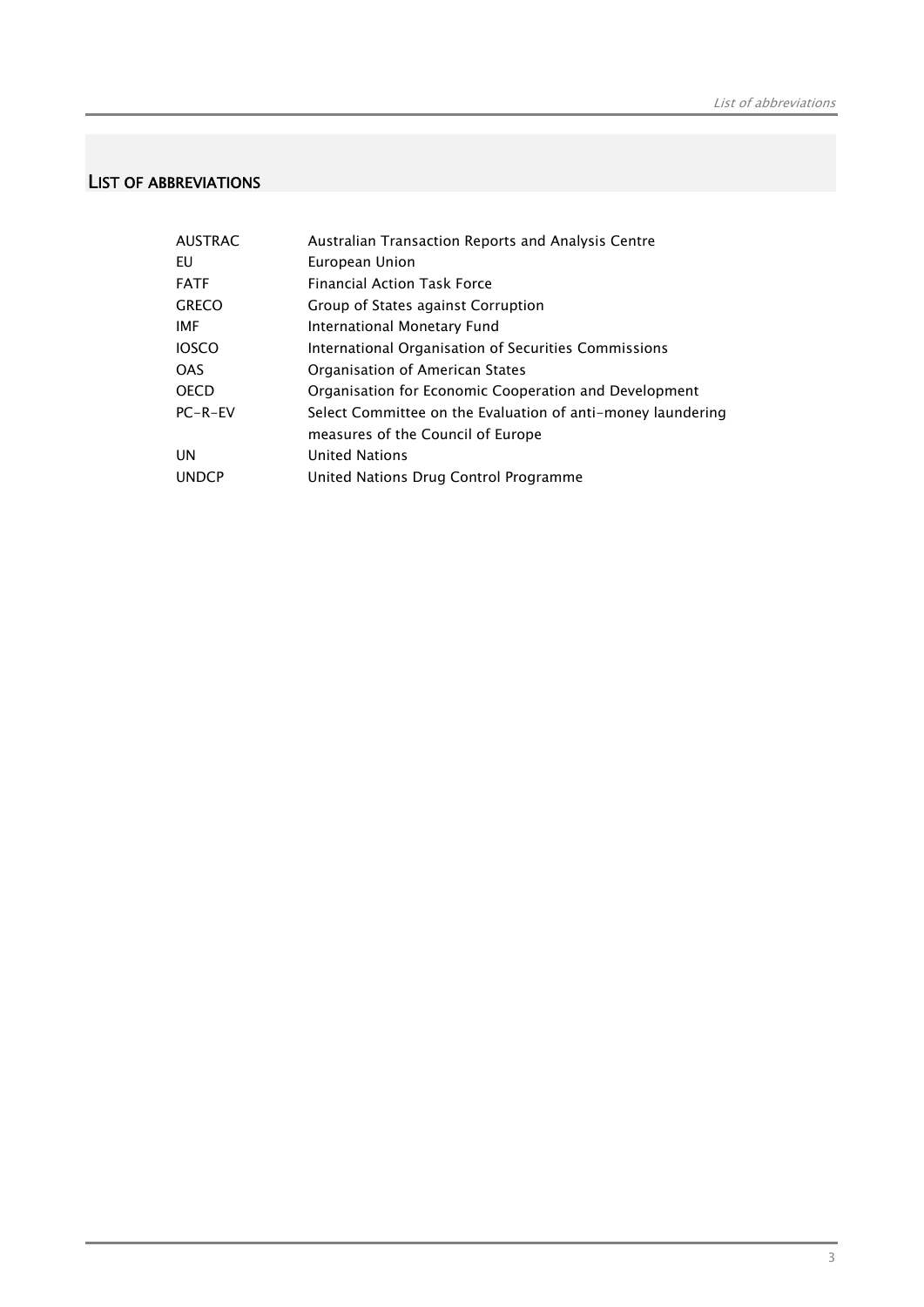## LIST OF ABBREVIATIONS

| | |
|---|---|
| AUSTRAC | Australian Transaction Reports and Analysis Centre |
| EU | European Union |
| FATF | Financial Action Task Force |
| GRECO | Group of States against Corruption |
| IMF | International Monetary Fund |
| IOSCO | International Organisation of Securities Commissions |
| OAS | Organisation of American States |
| OECD | Organisation for Economic Cooperation and Development |
| PC-R-EV | Select Committee on the Evaluation of anti-money laundering measures of the Council of Europe |
| UN | United Nations |
| UNDCP | United Nations Drug Control Programme |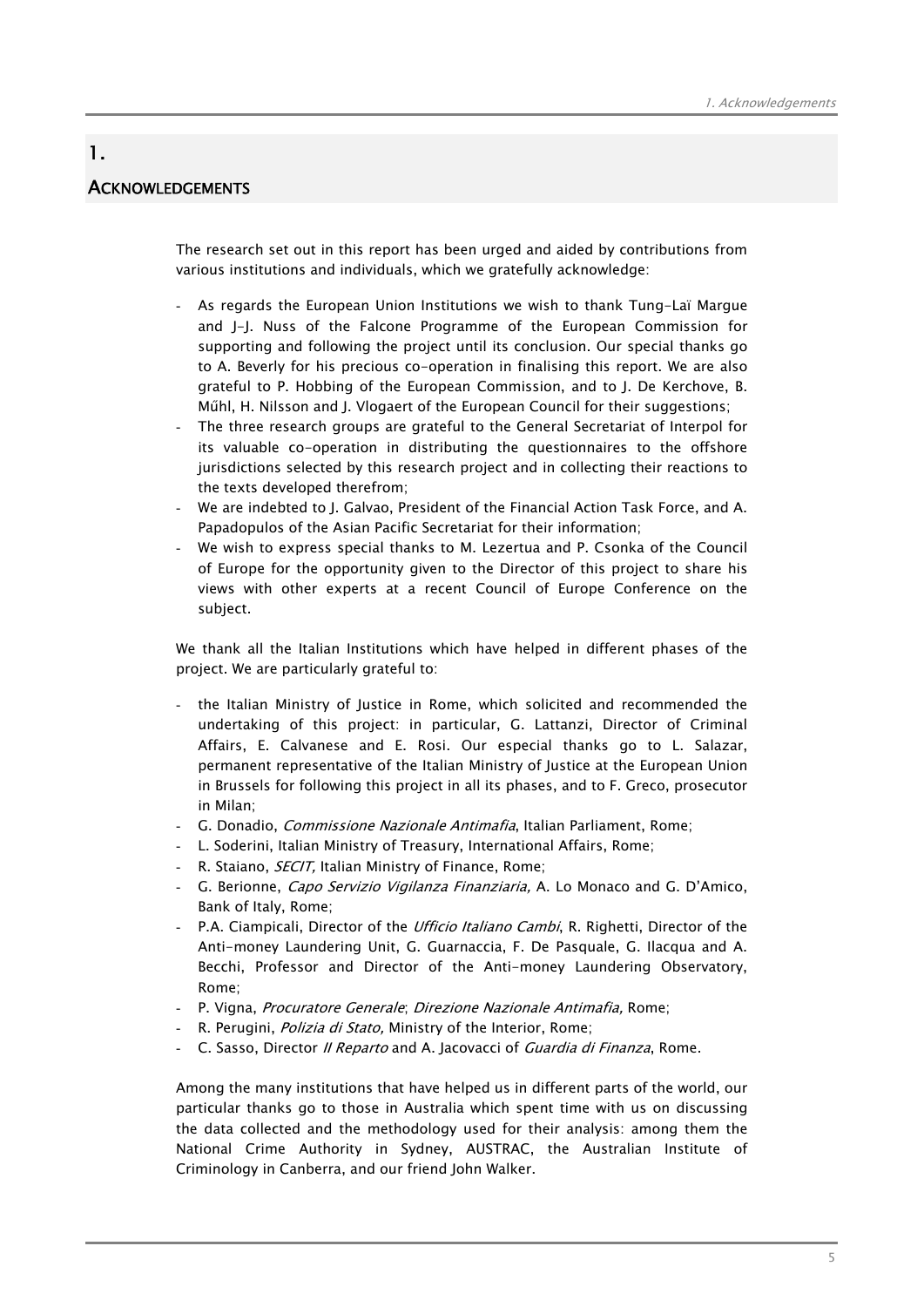# 1. ACKNOWLEDGEMENTS

The research set out in this report has been urged and aided by contributions from various institutions and individuals, which we gratefully acknowledge:

- As regards the European Union Institutions we wish to thank Tung-Laï Margue and J-J. Nuss of the Falcone Programme of the European Commission for supporting and following the project until its conclusion. Our special thanks go to A. Beverly for his precious co-operation in finalising this report. We are also grateful to P. Hobbing of the European Commission, and to J. De Kerchove, B. Műhl, H. Nilsson and J. Vlogaert of the European Council for their suggestions;
- The three research groups are grateful to the General Secretariat of Interpol for its valuable co-operation in distributing the questionnaires to the offshore jurisdictions selected by this research project and in collecting their reactions to the texts developed therefrom;
- We are indebted to J. Galvao, President of the Financial Action Task Force, and A. Papadopulos of the Asian Pacific Secretariat for their information;
- We wish to express special thanks to M. Lezertua and P. Csonka of the Council of Europe for the opportunity given to the Director of this project to share his views with other experts at a recent Council of Europe Conference on the subject.

We thank all the Italian Institutions which have helped in different phases of the project. We are particularly grateful to:

- the Italian Ministry of Justice in Rome, which solicited and recommended the undertaking of this project: in particular, G. Lattanzi, Director of Criminal Affairs, E. Calvanese and E. Rosi. Our especial thanks go to L. Salazar, permanent representative of the Italian Ministry of Justice at the European Union in Brussels for following this project in all its phases, and to F. Greco, prosecutor in Milan;
- G. Donadio, *Commissione Nazionale Antimafia*, Italian Parliament, Rome;
- L. Soderini, Italian Ministry of Treasury, International Affairs, Rome;
- R. Staiano, *SECIT,* Italian Ministry of Finance, Rome;
- G. Berionne, *Capo Servizio Vigilanza Finanziaria,* A. Lo Monaco and G. D'Amico, Bank of Italy, Rome;
- P.A. Ciampicali, Director of the *Ufficio Italiano Cambi*, R. Righetti, Director of the Anti-money Laundering Unit, G. Guarnaccia, F. De Pasquale, G. Ilacqua and A. Becchi, Professor and Director of the Anti-money Laundering Observatory, Rome;
- P. Vigna, *Procuratore Generale*; *Direzione Nazionale Antimafia,* Rome;
- R. Perugini, *Polizia di Stato,* Ministry of the Interior, Rome;
- C. Sasso, Director *II Reparto* and A. Jacovacci of *Guardia di Finanza*, Rome.

Among the many institutions that have helped us in different parts of the world, our particular thanks go to those in Australia which spent time with us on discussing the data collected and the methodology used for their analysis: among them the National Crime Authority in Sydney, AUSTRAC, the Australian Institute of Criminology in Canberra, and our friend John Walker.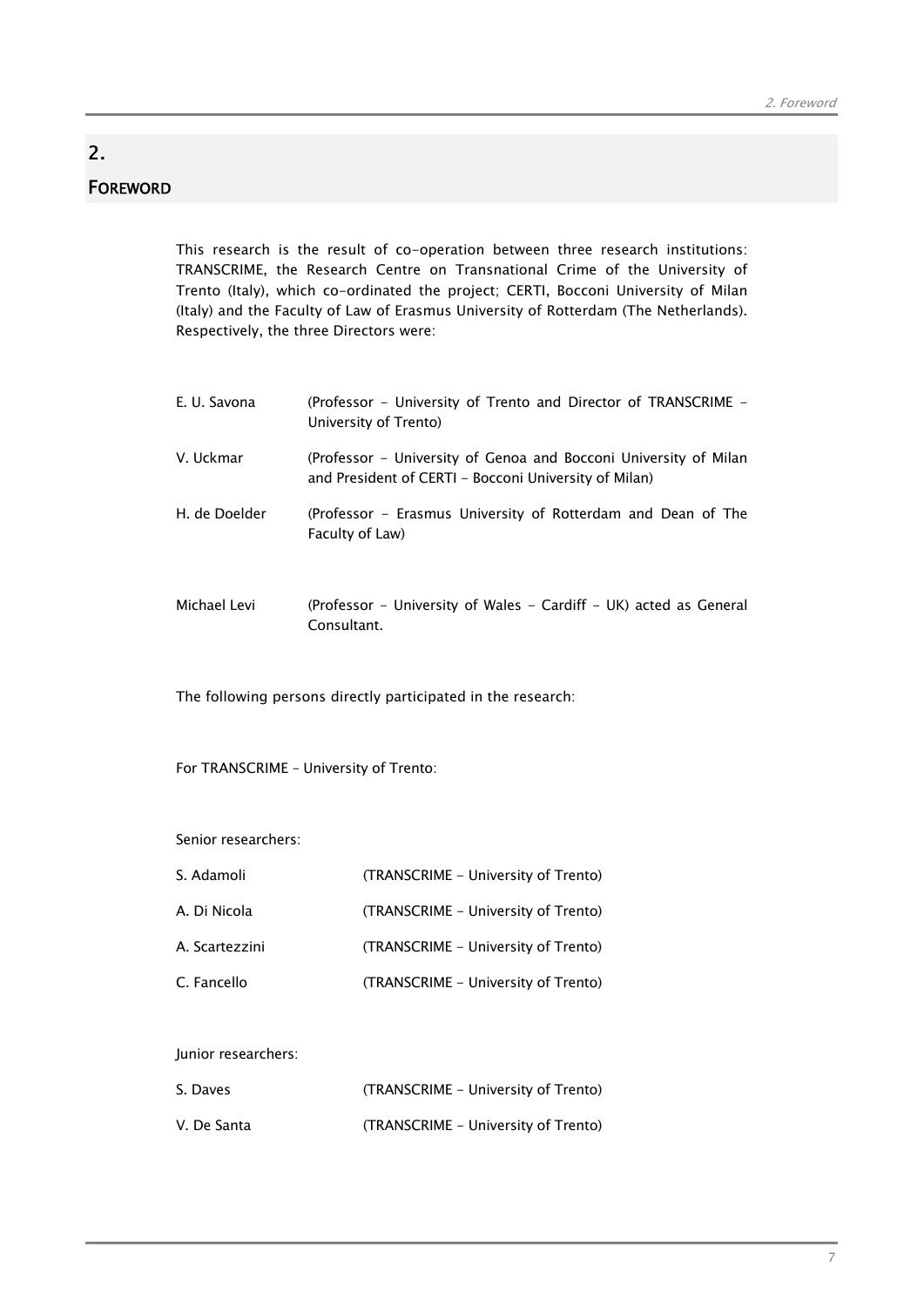# 2. FOREWORD

This research is the result of co-operation between three research institutions: TRANSCRIME, the Research Centre on Transnational Crime of the University of Trento (Italy), which co-ordinated the project; CERTI, Bocconi University of Milan (Italy) and the Faculty of Law of Erasmus University of Rotterdam (The Netherlands). Respectively, the three Directors were:

| | |
|---|---|
| E. U. Savona | (Professor - University of Trento and Director of TRANSCRIME - University of Trento) |
| V. Uckmar | (Professor - University of Genoa and Bocconi University of Milan and President of CERTI - Bocconi University of Milan) |
| H. de Doelder | (Professor - Erasmus University of Rotterdam and Dean of The Faculty of Law) |

| | |
|---|---|
| Michael Levi | (Professor - University of Wales - Cardiff - UK) acted as General Consultant. |

The following persons directly participated in the research:

For TRANSCRIME – University of Trento:

Senior researchers:

| | |
|---|---|
| S. Adamoli | (TRANSCRIME - University of Trento) |
| A. Di Nicola | (TRANSCRIME - University of Trento) |
| A. Scartezzini | (TRANSCRIME - University of Trento) |
| C. Fancello | (TRANSCRIME - University of Trento) |

Junior researchers:

| | |
|---|---|
| S. Daves | (TRANSCRIME - University of Trento) |
| V. De Santa | (TRANSCRIME - University of Trento) |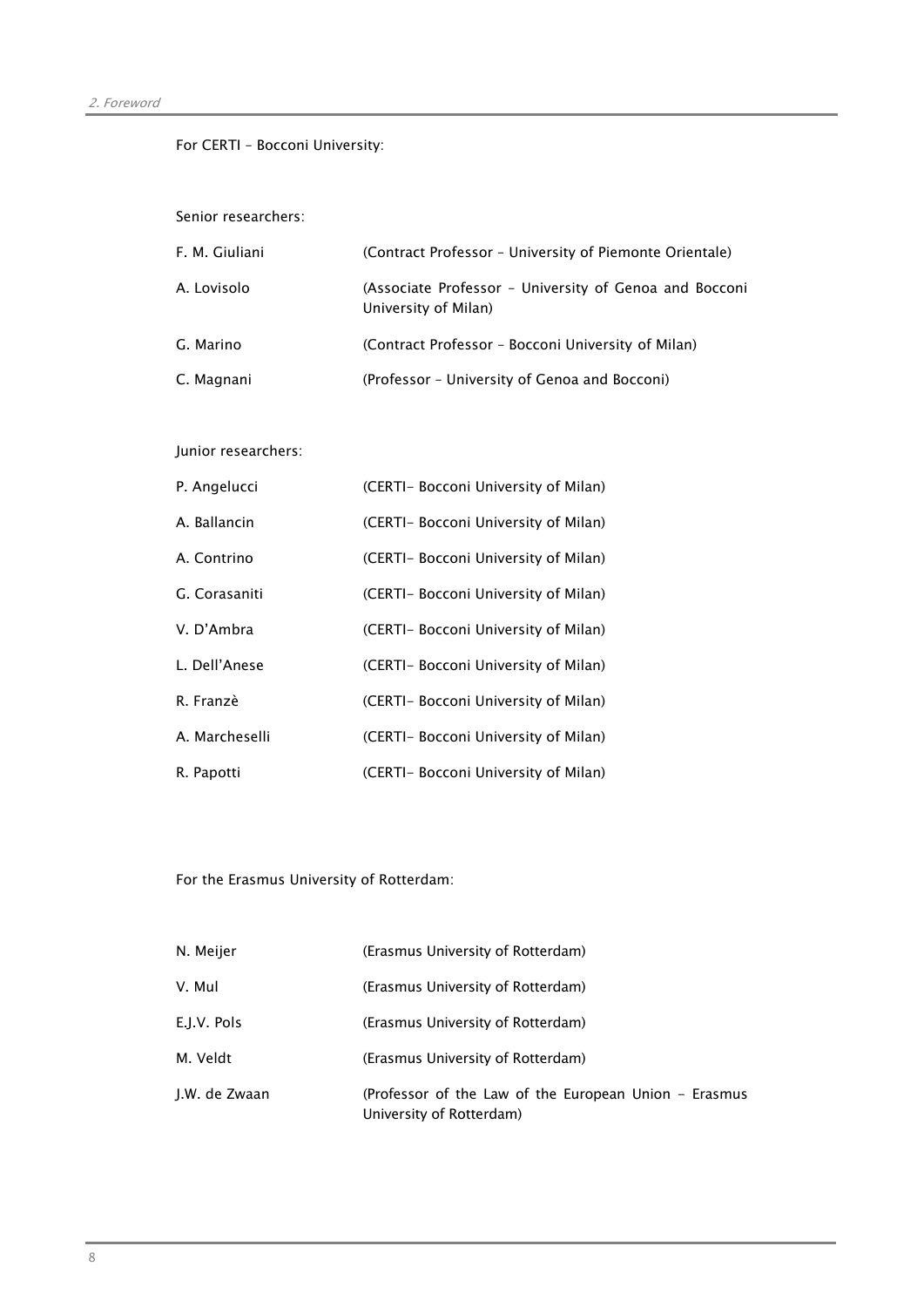For CERTI – Bocconi University:

Senior researchers:

| | |
|---|---|
| F. M. Giuliani | (Contract Professor – University of Piemonte Orientale) |
| A. Lovisolo | (Associate Professor - University of Genoa and Bocconi University of Milan) |
| G. Marino | (Contract Professor – Bocconi University of Milan) |
| C. Magnani | (Professor – University of Genoa and Bocconi) |

Junior researchers:

| | |
|---|---|
| P. Angelucci | (CERTI- Bocconi University of Milan) |
| A. Ballancin | (CERTI- Bocconi University of Milan) |
| A. Contrino | (CERTI- Bocconi University of Milan) |
| G. Corasaniti | (CERTI- Bocconi University of Milan) |
| V. D'Ambra | (CERTI- Bocconi University of Milan) |
| L. Dell'Anese | (CERTI- Bocconi University of Milan) |
| R. Franzè | (CERTI- Bocconi University of Milan) |
| A. Marcheselli | (CERTI- Bocconi University of Milan) |
| R. Papotti | (CERTI- Bocconi University of Milan) |

For the Erasmus University of Rotterdam:

| | |
|---|---|
| N. Meijer | (Erasmus University of Rotterdam) |
| V. Mul | (Erasmus University of Rotterdam) |
| E.J.V. Pols | (Erasmus University of Rotterdam) |
| M. Veldt | (Erasmus University of Rotterdam) |
| J.W. de Zwaan | (Professor of the Law of the European Union - Erasmus University of Rotterdam) |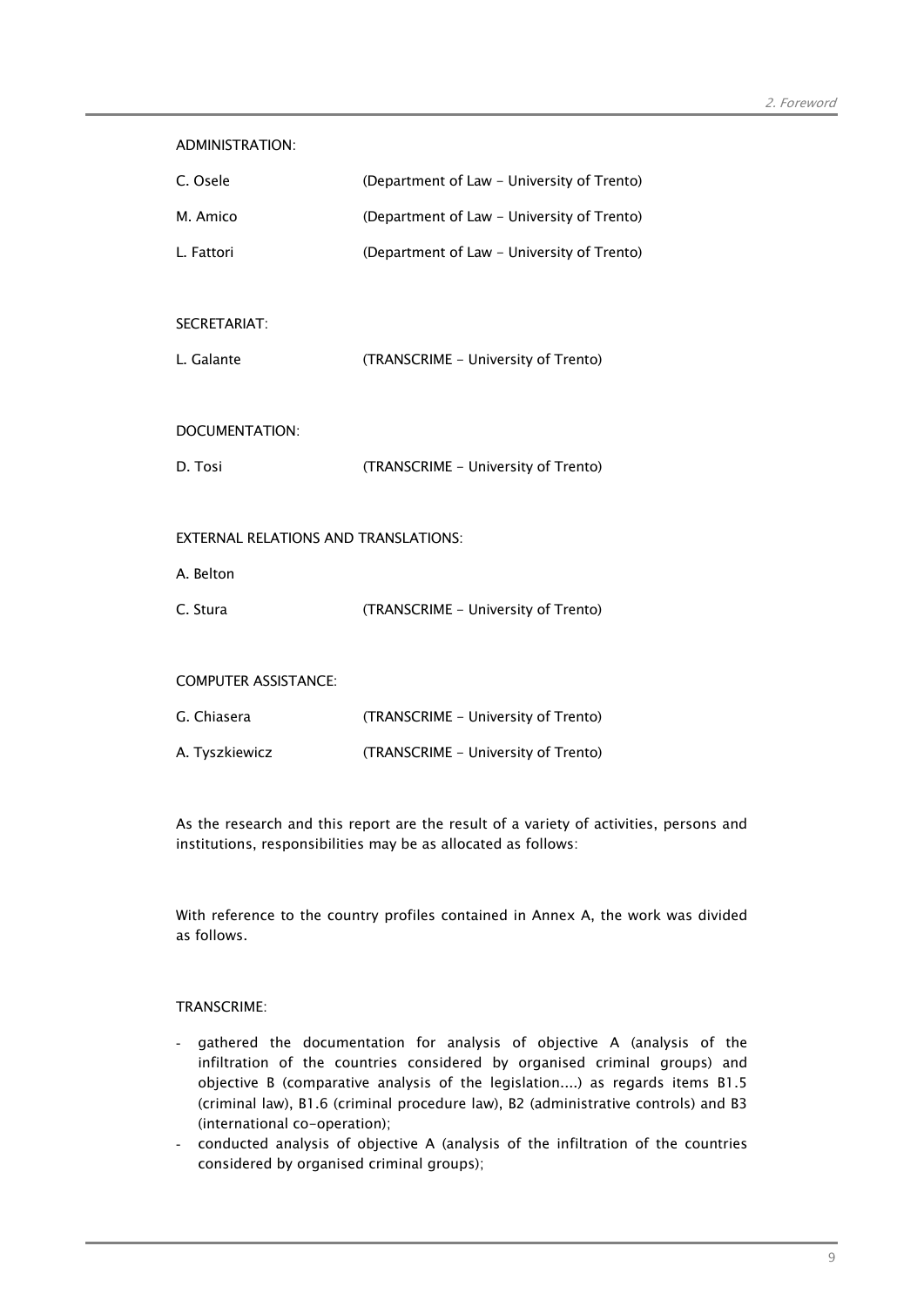ADMINISTRATION:

| | |
|---|---|
| C. Osele | (Department of Law - University of Trento) |
| M. Amico | (Department of Law - University of Trento) |
| L. Fattori | (Department of Law - University of Trento) |

SECRETARIAT:

| | |
|---|---|
| L. Galante | (TRANSCRIME - University of Trento) |

DOCUMENTATION:

| | |
|---|---|
| D. Tosi | (TRANSCRIME - University of Trento) |

EXTERNAL RELATIONS AND TRANSLATIONS:

| | |
|---|---|
| A. Belton | |
| C. Stura | (TRANSCRIME - University of Trento) |

COMPUTER ASSISTANCE:

| | |
|---|---|
| G. Chiasera | (TRANSCRIME - University of Trento) |
| A. Tyszkiewicz | (TRANSCRIME - University of Trento) |

As the research and this report are the result of a variety of activities, persons and institutions, responsibilities may be as allocated as follows:

With reference to the country profiles contained in Annex A, the work was divided as follows.

TRANSCRIME:

- gathered the documentation for analysis of objective A (analysis of the infiltration of the countries considered by organised criminal groups) and objective B (comparative analysis of the legislation....) as regards items B1.5 (criminal law), B1.6 (criminal procedure law), B2 (administrative controls) and B3 (international co-operation);
- conducted analysis of objective A (analysis of the infiltration of the countries considered by organised criminal groups);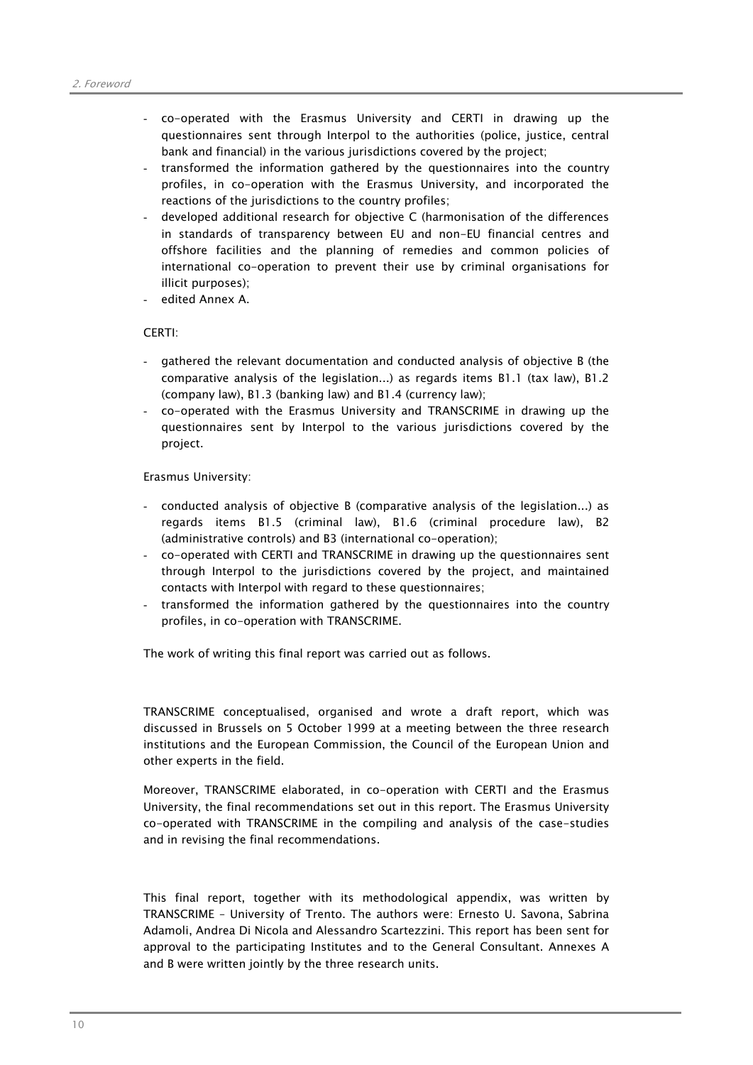- co-operated with the Erasmus University and CERTI in drawing up the questionnaires sent through Interpol to the authorities (police, justice, central bank and financial) in the various jurisdictions covered by the project;
- transformed the information gathered by the questionnaires into the country profiles, in co-operation with the Erasmus University, and incorporated the reactions of the jurisdictions to the country profiles;
- developed additional research for objective C (harmonisation of the differences in standards of transparency between EU and non-EU financial centres and offshore facilities and the planning of remedies and common policies of international co-operation to prevent their use by criminal organisations for illicit purposes);
- edited Annex A.

CERTI:

- gathered the relevant documentation and conducted analysis of objective B (the comparative analysis of the legislation...) as regards items B1.1 (tax law), B1.2 (company law), B1.3 (banking law) and B1.4 (currency law);
- co-operated with the Erasmus University and TRANSCRIME in drawing up the questionnaires sent by Interpol to the various jurisdictions covered by the project.

Erasmus University:

- conducted analysis of objective B (comparative analysis of the legislation...) as regards items B1.5 (criminal law), B1.6 (criminal procedure law), B2 (administrative controls) and B3 (international co-operation);
- co-operated with CERTI and TRANSCRIME in drawing up the questionnaires sent through Interpol to the jurisdictions covered by the project, and maintained contacts with Interpol with regard to these questionnaires;
- transformed the information gathered by the questionnaires into the country profiles, in co-operation with TRANSCRIME.

The work of writing this final report was carried out as follows.

TRANSCRIME conceptualised, organised and wrote a draft report, which was discussed in Brussels on 5 October 1999 at a meeting between the three research institutions and the European Commission, the Council of the European Union and other experts in the field.

Moreover, TRANSCRIME elaborated, in co-operation with CERTI and the Erasmus University, the final recommendations set out in this report. The Erasmus University co-operated with TRANSCRIME in the compiling and analysis of the case-studies and in revising the final recommendations.

This final report, together with its methodological appendix, was written by TRANSCRIME – University of Trento. The authors were: Ernesto U. Savona, Sabrina Adamoli, Andrea Di Nicola and Alessandro Scartezzini. This report has been sent for approval to the participating Institutes and to the General Consultant. Annexes A and B were written jointly by the three research units.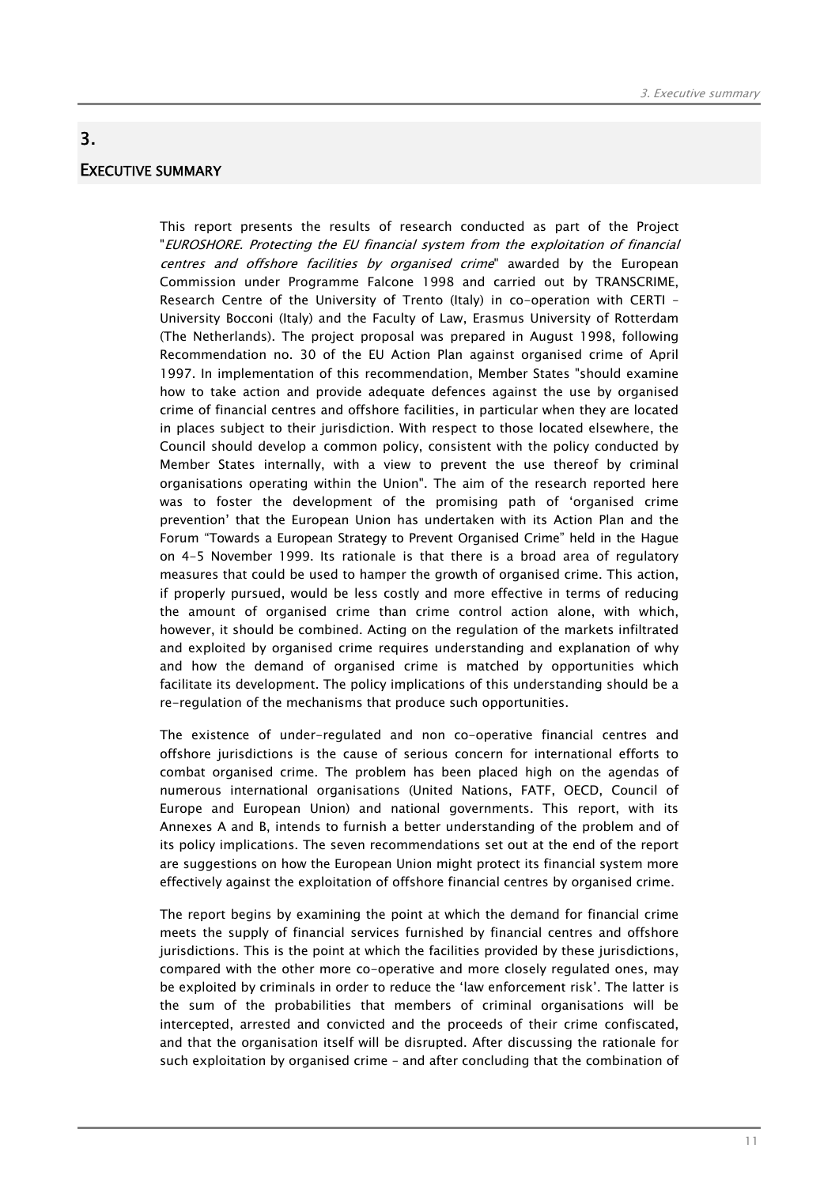# 3.

# EXECUTIVE SUMMARY

This report presents the results of research conducted as part of the Project "*EUROSHORE. Protecting the EU financial system from the exploitation of financial centres and offshore facilities by organised crime*" awarded by the European Commission under Programme Falcone 1998 and carried out by TRANSCRIME, Research Centre of the University of Trento (Italy) in co-operation with CERTI – University Bocconi (Italy) and the Faculty of Law, Erasmus University of Rotterdam (The Netherlands). The project proposal was prepared in August 1998, following Recommendation no. 30 of the EU Action Plan against organised crime of April 1997. In implementation of this recommendation, Member States "should examine how to take action and provide adequate defences against the use by organised crime of financial centres and offshore facilities, in particular when they are located in places subject to their jurisdiction. With respect to those located elsewhere, the Council should develop a common policy, consistent with the policy conducted by Member States internally, with a view to prevent the use thereof by criminal organisations operating within the Union". The aim of the research reported here was to foster the development of the promising path of 'organised crime prevention' that the European Union has undertaken with its Action Plan and the Forum "Towards a European Strategy to Prevent Organised Crime" held in the Hague on 4-5 November 1999. Its rationale is that there is a broad area of regulatory measures that could be used to hamper the growth of organised crime. This action, if properly pursued, would be less costly and more effective in terms of reducing the amount of organised crime than crime control action alone, with which, however, it should be combined. Acting on the regulation of the markets infiltrated and exploited by organised crime requires understanding and explanation of why and how the demand of organised crime is matched by opportunities which facilitate its development. The policy implications of this understanding should be a re-regulation of the mechanisms that produce such opportunities.

The existence of under-regulated and non co-operative financial centres and offshore jurisdictions is the cause of serious concern for international efforts to combat organised crime. The problem has been placed high on the agendas of numerous international organisations (United Nations, FATF, OECD, Council of Europe and European Union) and national governments. This report, with its Annexes A and B, intends to furnish a better understanding of the problem and of its policy implications. The seven recommendations set out at the end of the report are suggestions on how the European Union might protect its financial system more effectively against the exploitation of offshore financial centres by organised crime.

The report begins by examining the point at which the demand for financial crime meets the supply of financial services furnished by financial centres and offshore jurisdictions. This is the point at which the facilities provided by these jurisdictions, compared with the other more co-operative and more closely regulated ones, may be exploited by criminals in order to reduce the 'law enforcement risk'. The latter is the sum of the probabilities that members of criminal organisations will be intercepted, arrested and convicted and the proceeds of their crime confiscated, and that the organisation itself will be disrupted. After discussing the rationale for such exploitation by organised crime – and after concluding that the combination of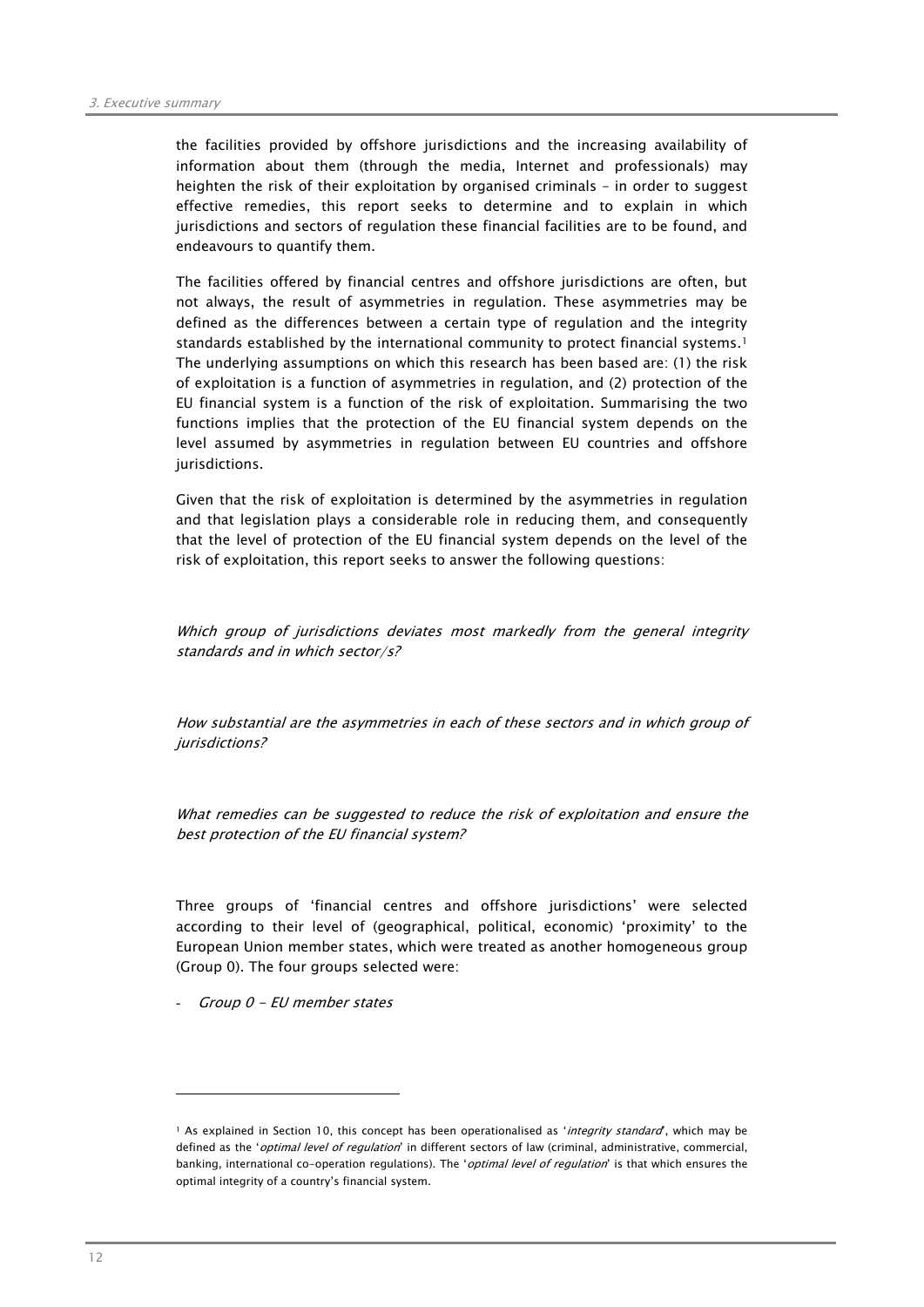the facilities provided by offshore jurisdictions and the increasing availability of information about them (through the media, Internet and professionals) may heighten the risk of their exploitation by organised criminals – in order to suggest effective remedies, this report seeks to determine and to explain in which jurisdictions and sectors of regulation these financial facilities are to be found, and endeavours to quantify them.

The facilities offered by financial centres and offshore jurisdictions are often, but not always, the result of asymmetries in regulation. These asymmetries may be defined as the differences between a certain type of regulation and the integrity standards established by the international community to protect financial systems.[1] The underlying assumptions on which this research has been based are: (1) the risk of exploitation is a function of asymmetries in regulation, and (2) protection of the EU financial system is a function of the risk of exploitation. Summarising the two functions implies that the protection of the EU financial system depends on the level assumed by asymmetries in regulation between EU countries and offshore jurisdictions.

Given that the risk of exploitation is determined by the asymmetries in regulation and that legislation plays a considerable role in reducing them, and consequently that the level of protection of the EU financial system depends on the level of the risk of exploitation, this report seeks to answer the following questions:

*Which group of jurisdictions deviates most markedly from the general integrity standards and in which sector/s?*

*How substantial are the asymmetries in each of these sectors and in which group of jurisdictions?*

*What remedies can be suggested to reduce the risk of exploitation and ensure the best protection of the EU financial system?*

Three groups of 'financial centres and offshore jurisdictions' were selected according to their level of (geographical, political, economic) 'proximity' to the European Union member states, which were treated as another homogeneous group (Group 0). The four groups selected were:

- *Group 0 – EU member states*

---

[1] As explained in Section 10, this concept has been operationalised as '*integrity standard*', which may be defined as the '*optimal level of regulation*' in different sectors of law (criminal, administrative, commercial, banking, international co-operation regulations). The '*optimal level of regulation*' is that which ensures the optimal integrity of a country's financial system.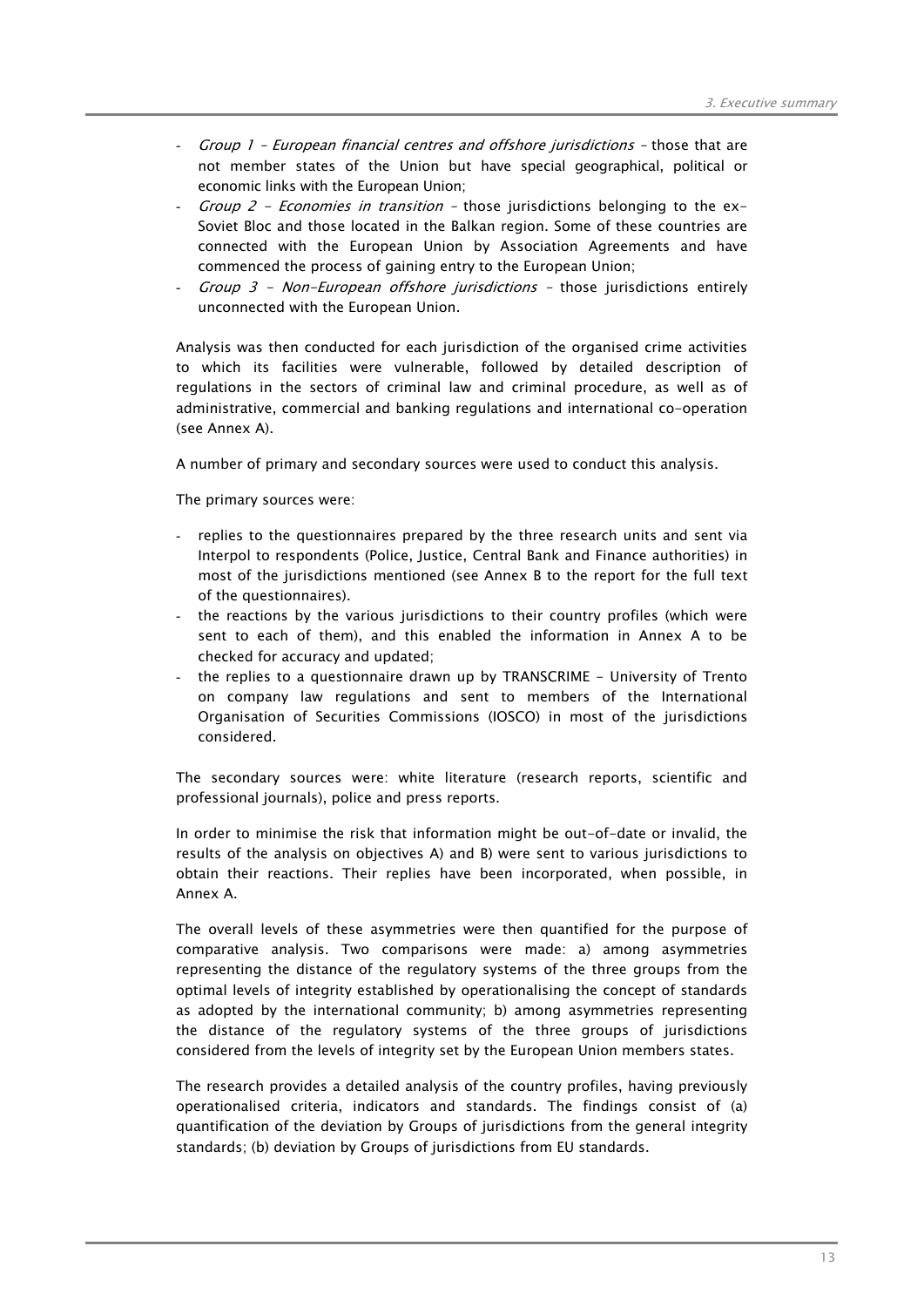- *Group 1 – European financial centres and offshore jurisdictions* – those that are not member states of the Union but have special geographical, political or economic links with the European Union;
- *Group 2 - Economies in transition* – those jurisdictions belonging to the ex-Soviet Bloc and those located in the Balkan region. Some of these countries are connected with the European Union by Association Agreements and have commenced the process of gaining entry to the European Union;
- *Group 3 - Non-European offshore jurisdictions* – those jurisdictions entirely unconnected with the European Union.

Analysis was then conducted for each jurisdiction of the organised crime activities to which its facilities were vulnerable, followed by detailed description of regulations in the sectors of criminal law and criminal procedure, as well as of administrative, commercial and banking regulations and international co-operation (see Annex A).

A number of primary and secondary sources were used to conduct this analysis.

The primary sources were:

- replies to the questionnaires prepared by the three research units and sent via Interpol to respondents (Police, Justice, Central Bank and Finance authorities) in most of the jurisdictions mentioned (see Annex B to the report for the full text of the questionnaires).
- the reactions by the various jurisdictions to their country profiles (which were sent to each of them), and this enabled the information in Annex A to be checked for accuracy and updated;
- the replies to a questionnaire drawn up by TRANSCRIME - University of Trento on company law regulations and sent to members of the International Organisation of Securities Commissions (IOSCO) in most of the jurisdictions considered.

The secondary sources were: white literature (research reports, scientific and professional journals), police and press reports.

In order to minimise the risk that information might be out-of-date or invalid, the results of the analysis on objectives A) and B) were sent to various jurisdictions to obtain their reactions. Their replies have been incorporated, when possible, in Annex A.

The overall levels of these asymmetries were then quantified for the purpose of comparative analysis. Two comparisons were made: a) among asymmetries representing the distance of the regulatory systems of the three groups from the optimal levels of integrity established by operationalising the concept of standards as adopted by the international community; b) among asymmetries representing the distance of the regulatory systems of the three groups of jurisdictions considered from the levels of integrity set by the European Union members states.

The research provides a detailed analysis of the country profiles, having previously operationalised criteria, indicators and standards. The findings consist of (a) quantification of the deviation by Groups of jurisdictions from the general integrity standards; (b) deviation by Groups of jurisdictions from EU standards.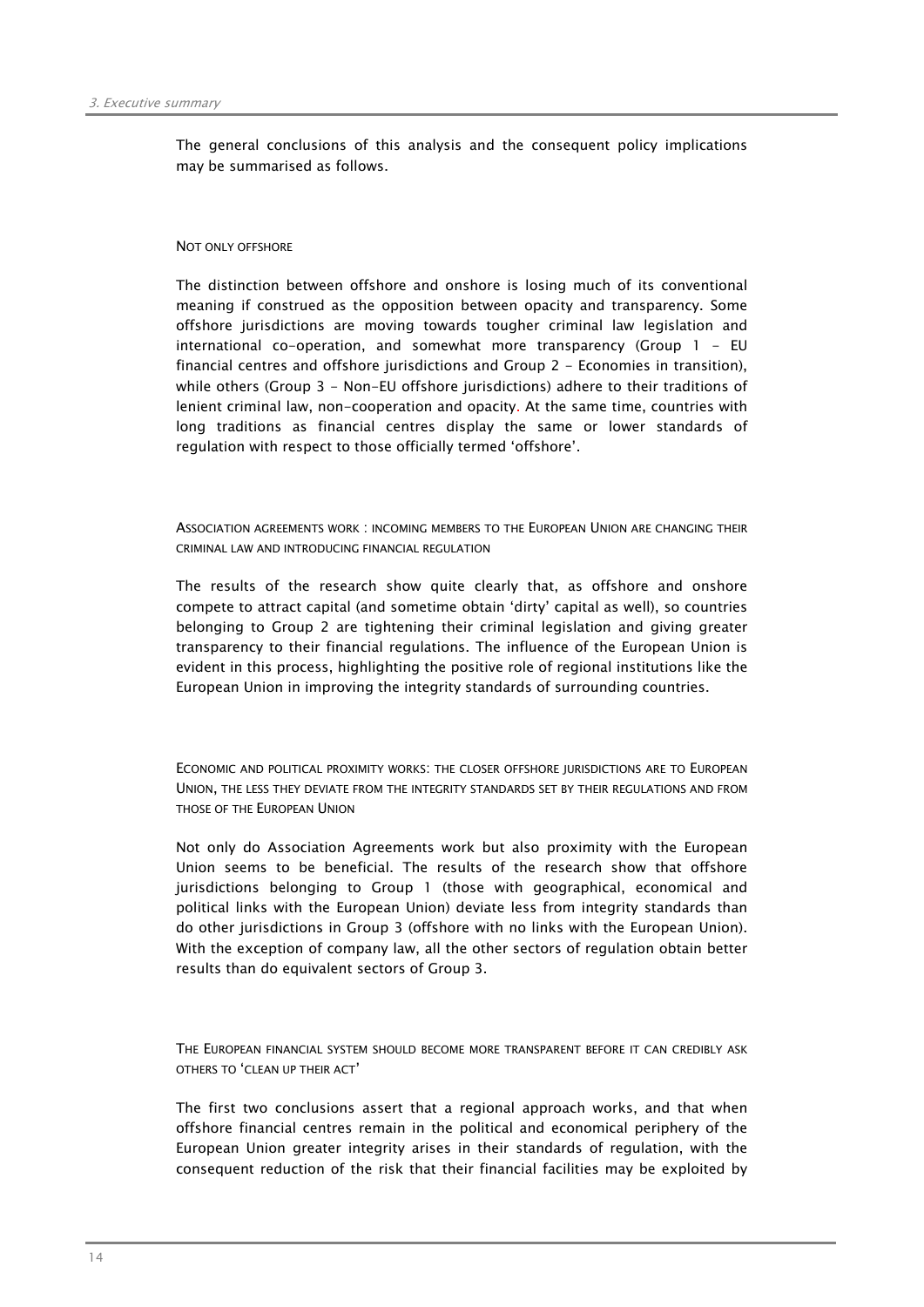The general conclusions of this analysis and the consequent policy implications may be summarised as follows.

#### NOT ONLY OFFSHORE

The distinction between offshore and onshore is losing much of its conventional meaning if construed as the opposition between opacity and transparency. Some offshore jurisdictions are moving towards tougher criminal law legislation and international co-operation, and somewhat more transparency (Group 1 - EU financial centres and offshore jurisdictions and Group 2 - Economies in transition), while others (Group 3 - Non-EU offshore jurisdictions) adhere to their traditions of lenient criminal law, non-cooperation and opacity. At the same time, countries with long traditions as financial centres display the same or lower standards of regulation with respect to those officially termed 'offshore'.

#### ASSOCIATION AGREEMENTS WORK : INCOMING MEMBERS TO THE EUROPEAN UNION ARE CHANGING THEIR CRIMINAL LAW AND INTRODUCING FINANCIAL REGULATION

The results of the research show quite clearly that, as offshore and onshore compete to attract capital (and sometime obtain 'dirty' capital as well), so countries belonging to Group 2 are tightening their criminal legislation and giving greater transparency to their financial regulations. The influence of the European Union is evident in this process, highlighting the positive role of regional institutions like the European Union in improving the integrity standards of surrounding countries.

#### ECONOMIC AND POLITICAL PROXIMITY WORKS: THE CLOSER OFFSHORE JURISDICTIONS ARE TO EUROPEAN UNION, THE LESS THEY DEVIATE FROM THE INTEGRITY STANDARDS SET BY THEIR REGULATIONS AND FROM THOSE OF THE EUROPEAN UNION

Not only do Association Agreements work but also proximity with the European Union seems to be beneficial. The results of the research show that offshore jurisdictions belonging to Group 1 (those with geographical, economical and political links with the European Union) deviate less from integrity standards than do other jurisdictions in Group 3 (offshore with no links with the European Union). With the exception of company law, all the other sectors of regulation obtain better results than do equivalent sectors of Group 3.

#### THE EUROPEAN FINANCIAL SYSTEM SHOULD BECOME MORE TRANSPARENT BEFORE IT CAN CREDIBLY ASK OTHERS TO 'CLEAN UP THEIR ACT'

The first two conclusions assert that a regional approach works, and that when offshore financial centres remain in the political and economical periphery of the European Union greater integrity arises in their standards of regulation, with the consequent reduction of the risk that their financial facilities may be exploited by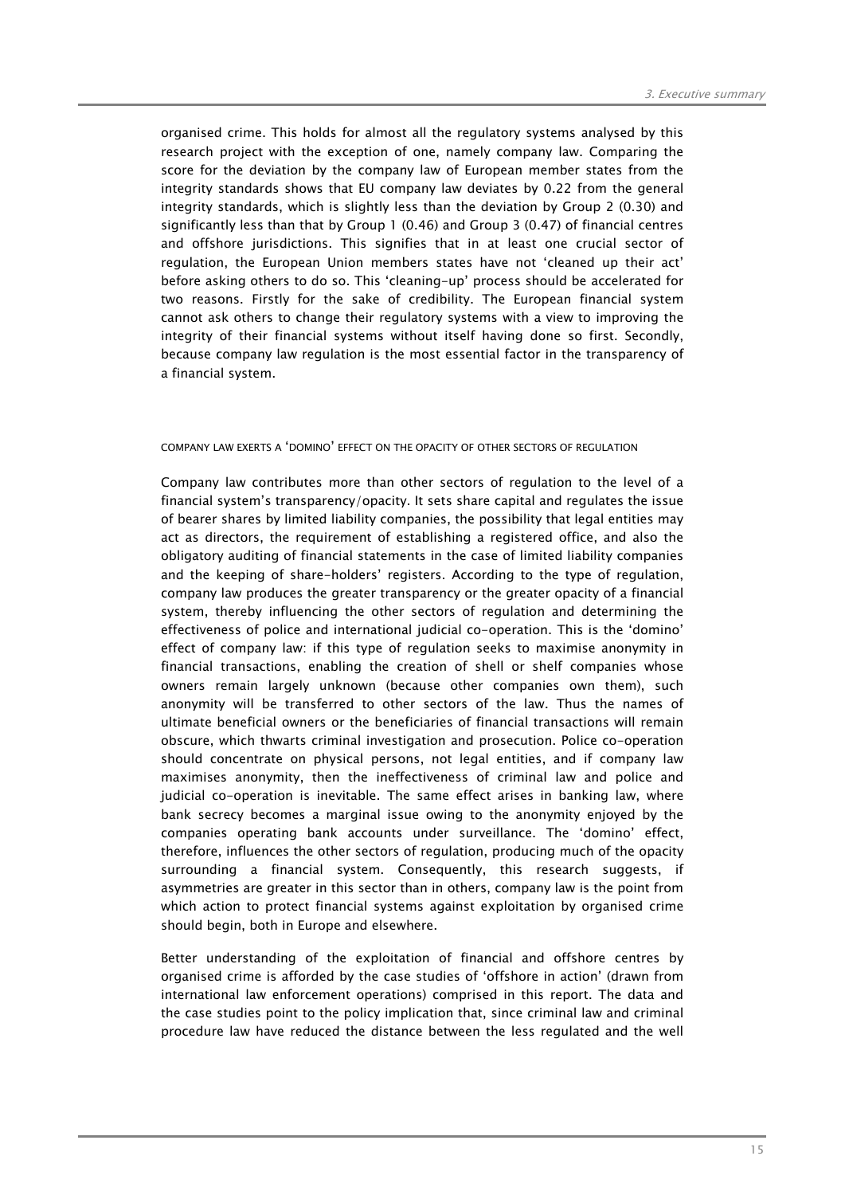organised crime. This holds for almost all the regulatory systems analysed by this research project with the exception of one, namely company law. Comparing the score for the deviation by the company law of European member states from the integrity standards shows that EU company law deviates by 0.22 from the general integrity standards, which is slightly less than the deviation by Group 2 (0.30) and significantly less than that by Group 1 (0.46) and Group 3 (0.47) of financial centres and offshore jurisdictions. This signifies that in at least one crucial sector of regulation, the European Union members states have not 'cleaned up their act' before asking others to do so. This 'cleaning-up' process should be accelerated for two reasons. Firstly for the sake of credibility. The European financial system cannot ask others to change their regulatory systems with a view to improving the integrity of their financial systems without itself having done so first. Secondly, because company law regulation is the most essential factor in the transparency of a financial system.

### COMPANY LAW EXERTS A 'DOMINO' EFFECT ON THE OPACITY OF OTHER SECTORS OF REGULATION

Company law contributes more than other sectors of regulation to the level of a financial system's transparency/opacity. It sets share capital and regulates the issue of bearer shares by limited liability companies, the possibility that legal entities may act as directors, the requirement of establishing a registered office, and also the obligatory auditing of financial statements in the case of limited liability companies and the keeping of share-holders' registers. According to the type of regulation, company law produces the greater transparency or the greater opacity of a financial system, thereby influencing the other sectors of regulation and determining the effectiveness of police and international judicial co-operation. This is the 'domino' effect of company law: if this type of regulation seeks to maximise anonymity in financial transactions, enabling the creation of shell or shelf companies whose owners remain largely unknown (because other companies own them), such anonymity will be transferred to other sectors of the law. Thus the names of ultimate beneficial owners or the beneficiaries of financial transactions will remain obscure, which thwarts criminal investigation and prosecution. Police co-operation should concentrate on physical persons, not legal entities, and if company law maximises anonymity, then the ineffectiveness of criminal law and police and judicial co-operation is inevitable. The same effect arises in banking law, where bank secrecy becomes a marginal issue owing to the anonymity enjoyed by the companies operating bank accounts under surveillance. The 'domino' effect, therefore, influences the other sectors of regulation, producing much of the opacity surrounding a financial system. Consequently, this research suggests, if asymmetries are greater in this sector than in others, company law is the point from which action to protect financial systems against exploitation by organised crime should begin, both in Europe and elsewhere.

Better understanding of the exploitation of financial and offshore centres by organised crime is afforded by the case studies of 'offshore in action' (drawn from international law enforcement operations) comprised in this report. The data and the case studies point to the policy implication that, since criminal law and criminal procedure law have reduced the distance between the less regulated and the well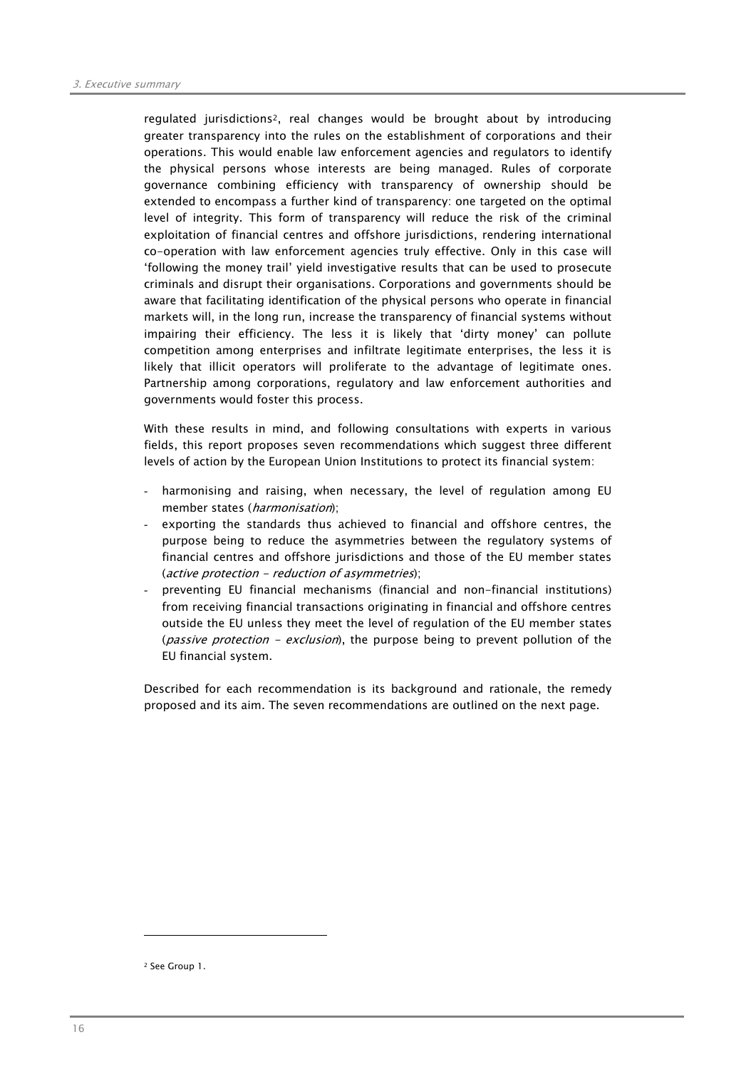regulated jurisdictions[2], real changes would be brought about by introducing greater transparency into the rules on the establishment of corporations and their operations. This would enable law enforcement agencies and regulators to identify the physical persons whose interests are being managed. Rules of corporate governance combining efficiency with transparency of ownership should be extended to encompass a further kind of transparency: one targeted on the optimal level of integrity. This form of transparency will reduce the risk of the criminal exploitation of financial centres and offshore jurisdictions, rendering international co-operation with law enforcement agencies truly effective. Only in this case will 'following the money trail' yield investigative results that can be used to prosecute criminals and disrupt their organisations. Corporations and governments should be aware that facilitating identification of the physical persons who operate in financial markets will, in the long run, increase the transparency of financial systems without impairing their efficiency. The less it is likely that 'dirty money' can pollute competition among enterprises and infiltrate legitimate enterprises, the less it is likely that illicit operators will proliferate to the advantage of legitimate ones. Partnership among corporations, regulatory and law enforcement authorities and governments would foster this process.

With these results in mind, and following consultations with experts in various fields, this report proposes seven recommendations which suggest three different levels of action by the European Union Institutions to protect its financial system:

- harmonising and raising, when necessary, the level of regulation among EU member states (*harmonisation*);
- exporting the standards thus achieved to financial and offshore centres, the purpose being to reduce the asymmetries between the regulatory systems of financial centres and offshore jurisdictions and those of the EU member states (*active protection - reduction of asymmetries*);
- preventing EU financial mechanisms (financial and non-financial institutions) from receiving financial transactions originating in financial and offshore centres outside the EU unless they meet the level of regulation of the EU member states (*passive protection - exclusion*), the purpose being to prevent pollution of the EU financial system.

Described for each recommendation is its background and rationale, the remedy proposed and its aim. The seven recommendations are outlined on the next page.

---

[2] See Group 1.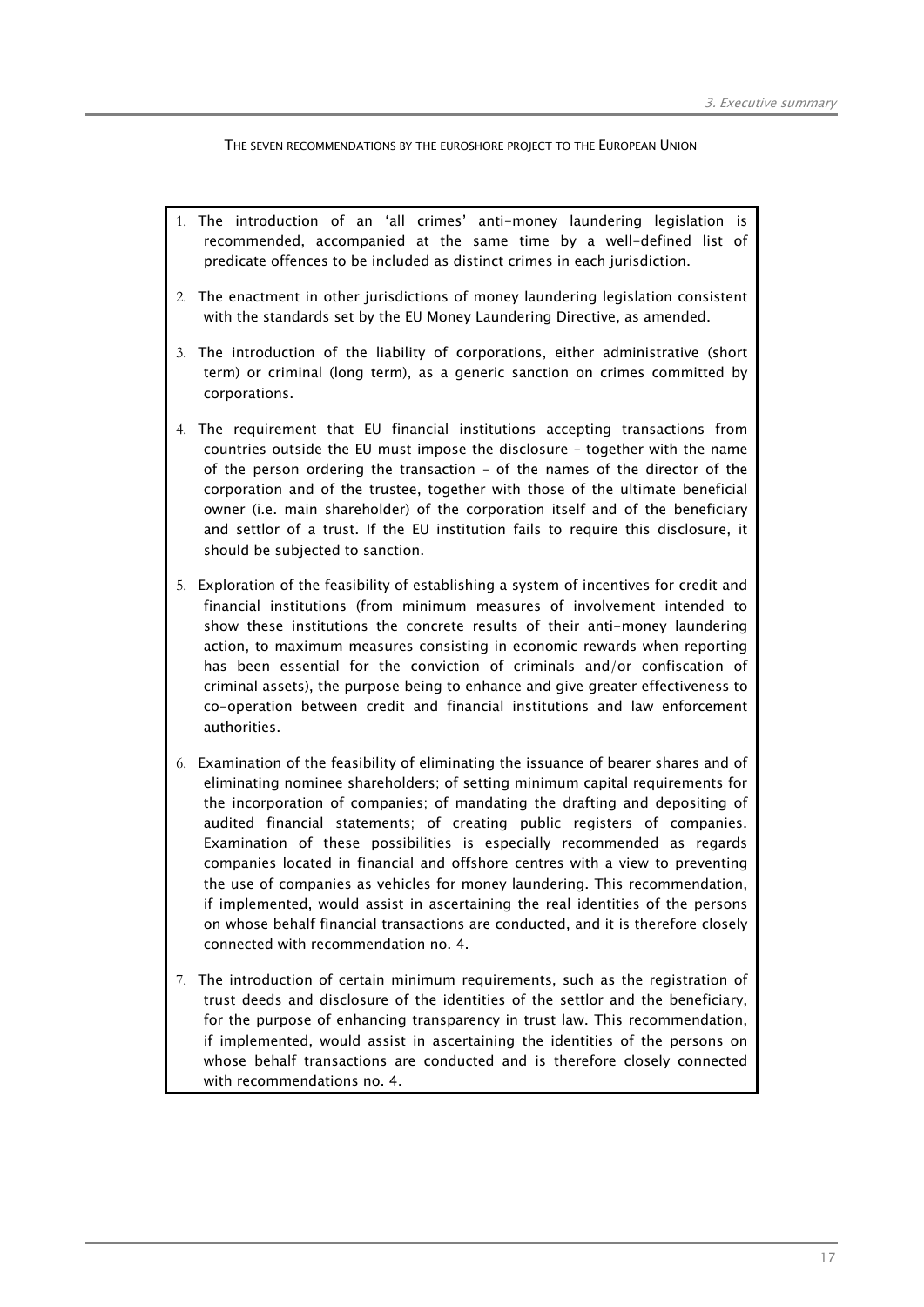## The seven recommendations by the Euroshore project to the European Union

1. The introduction of an 'all crimes' anti-money laundering legislation is recommended, accompanied at the same time by a well-defined list of predicate offences to be included as distinct crimes in each jurisdiction.
2. The enactment in other jurisdictions of money laundering legislation consistent with the standards set by the EU Money Laundering Directive, as amended.
3. The introduction of the liability of corporations, either administrative (short term) or criminal (long term), as a generic sanction on crimes committed by corporations.
4. The requirement that EU financial institutions accepting transactions from countries outside the EU must impose the disclosure – together with the name of the person ordering the transaction – of the names of the director of the corporation and of the trustee, together with those of the ultimate beneficial owner (i.e. main shareholder) of the corporation itself and of the beneficiary and settlor of a trust. If the EU institution fails to require this disclosure, it should be subjected to sanction.
5. Exploration of the feasibility of establishing a system of incentives for credit and financial institutions (from minimum measures of involvement intended to show these institutions the concrete results of their anti-money laundering action, to maximum measures consisting in economic rewards when reporting has been essential for the conviction of criminals and/or confiscation of criminal assets), the purpose being to enhance and give greater effectiveness to co-operation between credit and financial institutions and law enforcement authorities.
6. Examination of the feasibility of eliminating the issuance of bearer shares and of eliminating nominee shareholders; of setting minimum capital requirements for the incorporation of companies; of mandating the drafting and depositing of audited financial statements; of creating public registers of companies. Examination of these possibilities is especially recommended as regards companies located in financial and offshore centres with a view to preventing the use of companies as vehicles for money laundering. This recommendation, if implemented, would assist in ascertaining the real identities of the persons on whose behalf financial transactions are conducted, and it is therefore closely connected with recommendation no. 4.
7. The introduction of certain minimum requirements, such as the registration of trust deeds and disclosure of the identities of the settlor and the beneficiary, for the purpose of enhancing transparency in trust law. This recommendation, if implemented, would assist in ascertaining the identities of the persons on whose behalf transactions are conducted and is therefore closely connected with recommendations no. 4.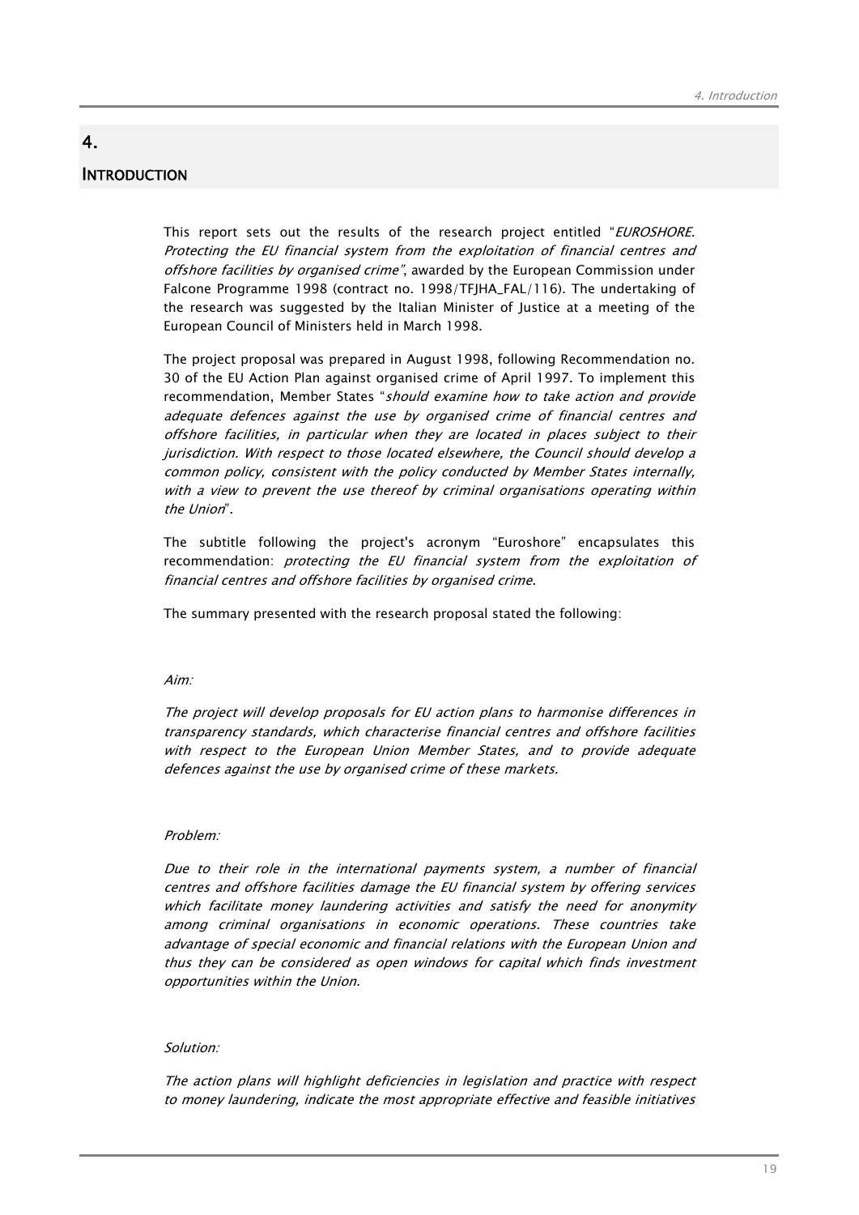# 4. INTRODUCTION

This report sets out the results of the research project entitled "*EUROSHORE. Protecting the EU financial system from the exploitation of financial centres and offshore facilities by organised crime*", awarded by the European Commission under Falcone Programme 1998 (contract no. 1998/TFJHA_FAL/116). The undertaking of the research was suggested by the Italian Minister of Justice at a meeting of the European Council of Ministers held in March 1998.

The project proposal was prepared in August 1998, following Recommendation no. 30 of the EU Action Plan against organised crime of April 1997. To implement this recommendation, Member States "*should examine how to take action and provide adequate defences against the use by organised crime of financial centres and offshore facilities, in particular when they are located in places subject to their jurisdiction. With respect to those located elsewhere, the Council should develop a common policy, consistent with the policy conducted by Member States internally, with a view to prevent the use thereof by criminal organisations operating within the Union*".

The subtitle following the project's acronym "Euroshore" encapsulates this recommendation: *protecting the EU financial system from the exploitation of financial centres and offshore facilities by organised crime*.

The summary presented with the research proposal stated the following:

*Aim:*

*The project will develop proposals for EU action plans to harmonise differences in transparency standards, which characterise financial centres and offshore facilities with respect to the European Union Member States, and to provide adequate defences against the use by organised crime of these markets.*

*Problem:*

*Due to their role in the international payments system, a number of financial centres and offshore facilities damage the EU financial system by offering services which facilitate money laundering activities and satisfy the need for anonymity among criminal organisations in economic operations. These countries take advantage of special economic and financial relations with the European Union and thus they can be considered as open windows for capital which finds investment opportunities within the Union.*

*Solution:*

*The action plans will highlight deficiencies in legislation and practice with respect to money laundering, indicate the most appropriate effective and feasible initiatives*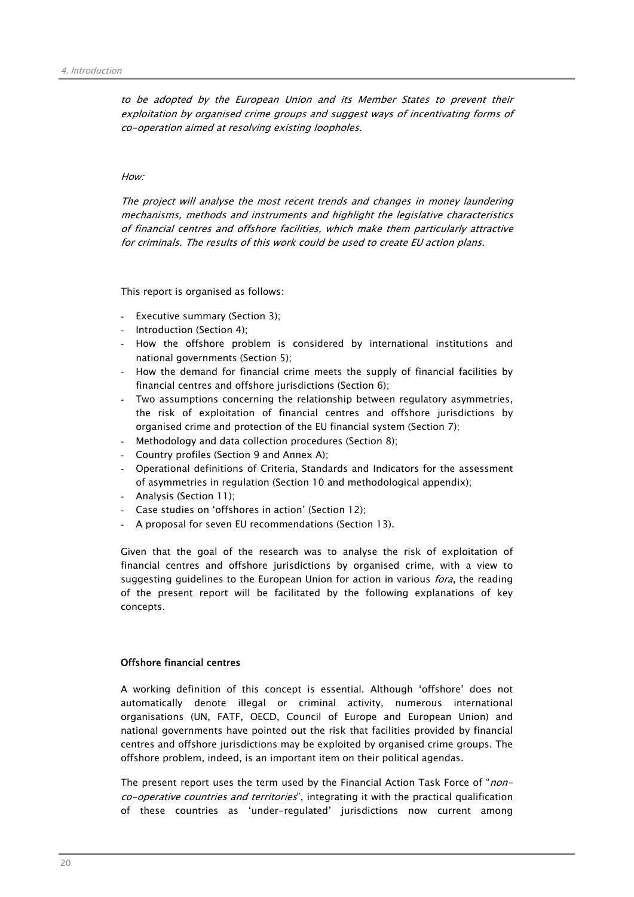*to be adopted by the European Union and its Member States to prevent their exploitation by organised crime groups and suggest ways of incentivating forms of co-operation aimed at resolving existing loopholes.*

*How:*

*The project will analyse the most recent trends and changes in money laundering mechanisms, methods and instruments and highlight the legislative characteristics of financial centres and offshore facilities, which make them particularly attractive for criminals. The results of this work could be used to create EU action plans.*

This report is organised as follows:

- Executive summary (Section 3);
- Introduction (Section 4);
- How the offshore problem is considered by international institutions and national governments (Section 5);
- How the demand for financial crime meets the supply of financial facilities by financial centres and offshore jurisdictions (Section 6);
- Two assumptions concerning the relationship between regulatory asymmetries, the risk of exploitation of financial centres and offshore jurisdictions by organised crime and protection of the EU financial system (Section 7);
- Methodology and data collection procedures (Section 8);
- Country profiles (Section 9 and Annex A);
- Operational definitions of Criteria, Standards and Indicators for the assessment of asymmetries in regulation (Section 10 and methodological appendix);
- Analysis (Section 11);
- Case studies on 'offshores in action' (Section 12);
- A proposal for seven EU recommendations (Section 13).

Given that the goal of the research was to analyse the risk of exploitation of financial centres and offshore jurisdictions by organised crime, with a view to suggesting guidelines to the European Union for action in various *fora*, the reading of the present report will be facilitated by the following explanations of key concepts.

**Offshore financial centres**

A working definition of this concept is essential. Although 'offshore' does not automatically denote illegal or criminal activity, numerous international organisations (UN, FATF, OECD, Council of Europe and European Union) and national governments have pointed out the risk that facilities provided by financial centres and offshore jurisdictions may be exploited by organised crime groups. The offshore problem, indeed, is an important item on their political agendas.

The present report uses the term used by the Financial Action Task Force of "*non-co-operative countries and territories*", integrating it with the practical qualification of these countries as 'under-regulated' jurisdictions now current among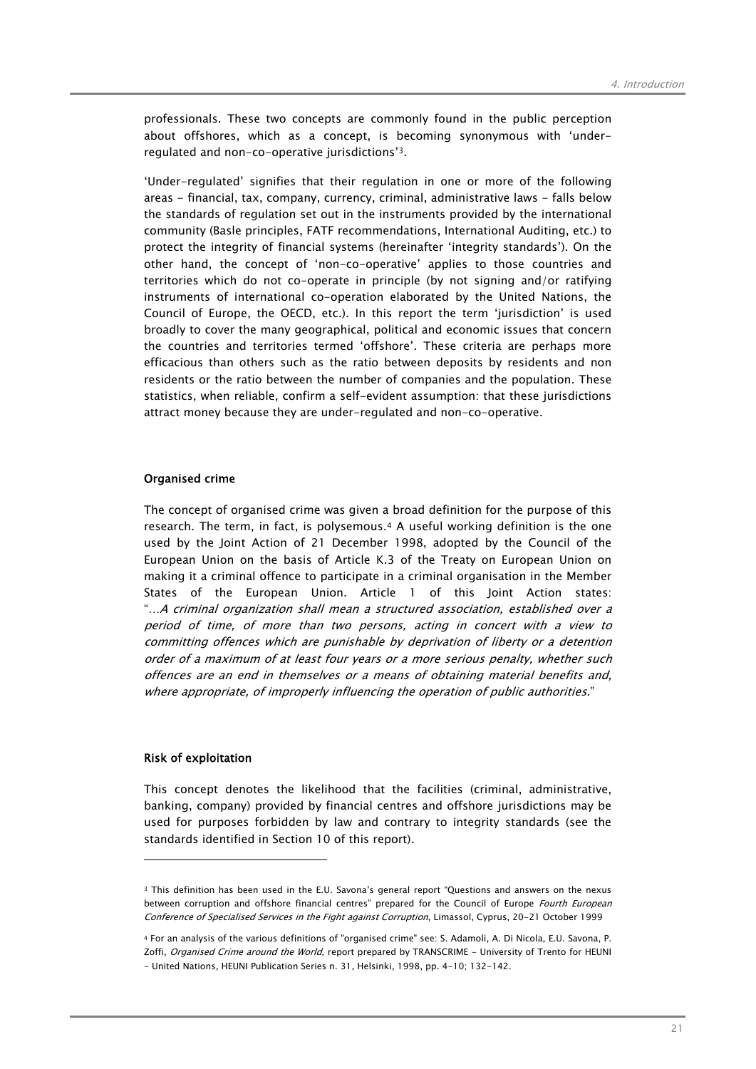professionals. These two concepts are commonly found in the public perception about offshores, which as a concept, is becoming synonymous with 'under-regulated and non-co-operative jurisdictions'[3].

'Under-regulated' signifies that their regulation in one or more of the following areas - financial, tax, company, currency, criminal, administrative laws - falls below the standards of regulation set out in the instruments provided by the international community (Basle principles, FATF recommendations, International Auditing, etc.) to protect the integrity of financial systems (hereinafter 'integrity standards'). On the other hand, the concept of 'non-co-operative' applies to those countries and territories which do not co-operate in principle (by not signing and/or ratifying instruments of international co-operation elaborated by the United Nations, the Council of Europe, the OECD, etc.). In this report the term 'jurisdiction' is used broadly to cover the many geographical, political and economic issues that concern the countries and territories termed 'offshore'. These criteria are perhaps more efficacious than others such as the ratio between deposits by residents and non residents or the ratio between the number of companies and the population. These statistics, when reliable, confirm a self-evident assumption: that these jurisdictions attract money because they are under-regulated and non-co-operative.

### Organised crime

The concept of organised crime was given a broad definition for the purpose of this research. The term, in fact, is polysemous.[4] A useful working definition is the one used by the Joint Action of 21 December 1998, adopted by the Council of the European Union on the basis of Article K.3 of the Treaty on European Union on making it a criminal offence to participate in a criminal organisation in the Member States of the European Union. Article 1 of this Joint Action states: "*…A criminal organization shall mean a structured association, established over a period of time, of more than two persons, acting in concert with a view to committing offences which are punishable by deprivation of liberty or a detention order of a maximum of at least four years or a more serious penalty, whether such offences are an end in themselves or a means of obtaining material benefits and, where appropriate, of improperly influencing the operation of public authorities.*"

### Risk of exploitation

This concept denotes the likelihood that the facilities (criminal, administrative, banking, company) provided by financial centres and offshore jurisdictions may be used for purposes forbidden by law and contrary to integrity standards (see the standards identified in Section 10 of this report).

---

[3] This definition has been used in the E.U. Savona's general report "Questions and answers on the nexus between corruption and offshore financial centres" prepared for the Council of Europe *Fourth European Conference of Specialised Services in the Fight against Corruption*, Limassol, Cyprus, 20-21 October 1999

[4] For an analysis of the various definitions of "organised crime" see: S. Adamoli, A. Di Nicola, E.U. Savona, P. Zoffi, *Organised Crime around the World*, report prepared by TRANSCRIME - University of Trento for HEUNI - United Nations, HEUNI Publication Series n. 31, Helsinki, 1998, pp. 4-10; 132-142.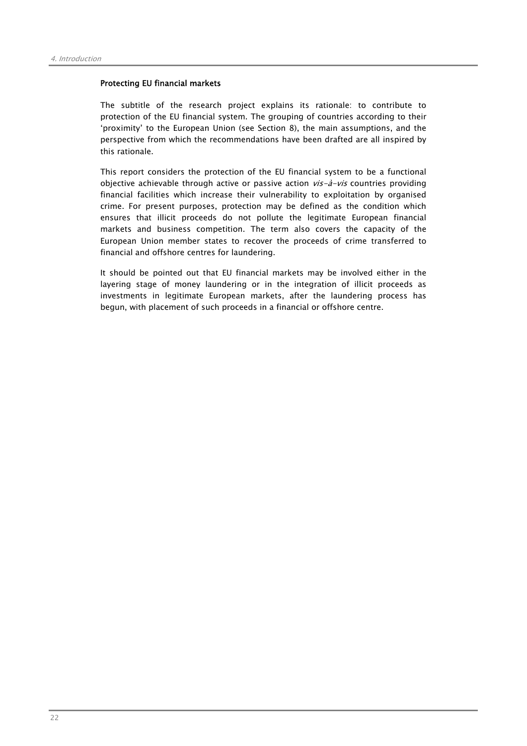### Protecting EU financial markets

The subtitle of the research project explains its rationale: to contribute to protection of the EU financial system. The grouping of countries according to their 'proximity' to the European Union (see Section 8), the main assumptions, and the perspective from which the recommendations have been drafted are all inspired by this rationale.

This report considers the protection of the EU financial system to be a functional objective achievable through active or passive action *vis-à-vis* countries providing financial facilities which increase their vulnerability to exploitation by organised crime. For present purposes, protection may be defined as the condition which ensures that illicit proceeds do not pollute the legitimate European financial markets and business competition. The term also covers the capacity of the European Union member states to recover the proceeds of crime transferred to financial and offshore centres for laundering.

It should be pointed out that EU financial markets may be involved either in the layering stage of money laundering or in the integration of illicit proceeds as investments in legitimate European markets, after the laundering process has begun, with placement of such proceeds in a financial or offshore centre.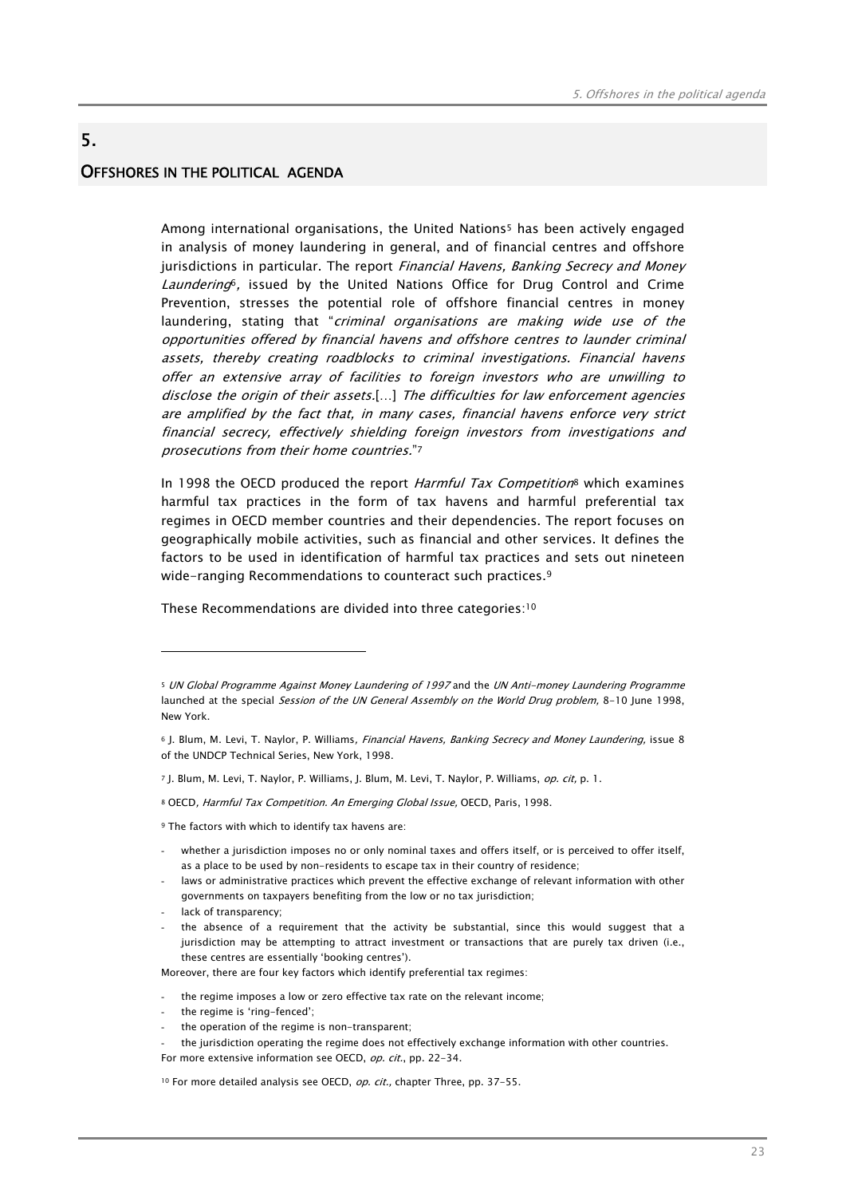# 5.

## OFFSHORES IN THE POLITICAL AGENDA

Among international organisations, the United Nations[5] has been actively engaged in analysis of money laundering in general, and of financial centres and offshore jurisdictions in particular. The report *Financial Havens, Banking Secrecy and Money Laundering*[6], issued by the United Nations Office for Drug Control and Crime Prevention, stresses the potential role of offshore financial centres in money laundering, stating that "*criminal organisations are making wide use of the opportunities offered by financial havens and offshore centres to launder criminal assets, thereby creating roadblocks to criminal investigations. Financial havens offer an extensive array of facilities to foreign investors who are unwilling to disclose the origin of their assets.*[...] *The difficulties for law enforcement agencies are amplified by the fact that, in many cases, financial havens enforce very strict financial secrecy, effectively shielding foreign investors from investigations and prosecutions from their home countries.*"[7]

In 1998 the OECD produced the report *Harmful Tax Competition*[8] which examines harmful tax practices in the form of tax havens and harmful preferential tax regimes in OECD member countries and their dependencies. The report focuses on geographically mobile activities, such as financial and other services. It defines the factors to be used in identification of harmful tax practices and sets out nineteen wide-ranging Recommendations to counteract such practices.[9]

These Recommendations are divided into three categories:[10]

---

[5] *UN Global Programme Against Money Laundering of 1997* and the *UN Anti-money Laundering Programme* launched at the special *Session of the UN General Assembly on the World Drug problem,* 8-10 June 1998, New York.

[6] J. Blum, M. Levi, T. Naylor, P. Williams, *Financial Havens, Banking Secrecy and Money Laundering,* issue 8 of the UNDCP Technical Series, New York, 1998.

[7] J. Blum, M. Levi, T. Naylor, P. Williams, J. Blum, M. Levi, T. Naylor, P. Williams, *op. cit,* p. 1.

[8] OECD, *Harmful Tax Competition. An Emerging Global Issue,* OECD, Paris, 1998.

[9] The factors with which to identify tax havens are:

- whether a jurisdiction imposes no or only nominal taxes and offers itself, or is perceived to offer itself, as a place to be used by non-residents to escape tax in their country of residence;
- laws or administrative practices which prevent the effective exchange of relevant information with other governments on taxpayers benefiting from the low or no tax jurisdiction;
- lack of transparency;
- the absence of a requirement that the activity be substantial, since this would suggest that a jurisdiction may be attempting to attract investment or transactions that are purely tax driven (i.e., these centres are essentially 'booking centres').

Moreover, there are four key factors which identify preferential tax regimes:

- the regime imposes a low or zero effective tax rate on the relevant income;
- the regime is 'ring-fenced';
- the operation of the regime is non-transparent;
- the jurisdiction operating the regime does not effectively exchange information with other countries.

For more extensive information see OECD, *op. cit.*, pp. 22-34.

[10] For more detailed analysis see OECD, *op. cit.,* chapter Three, pp. 37-55.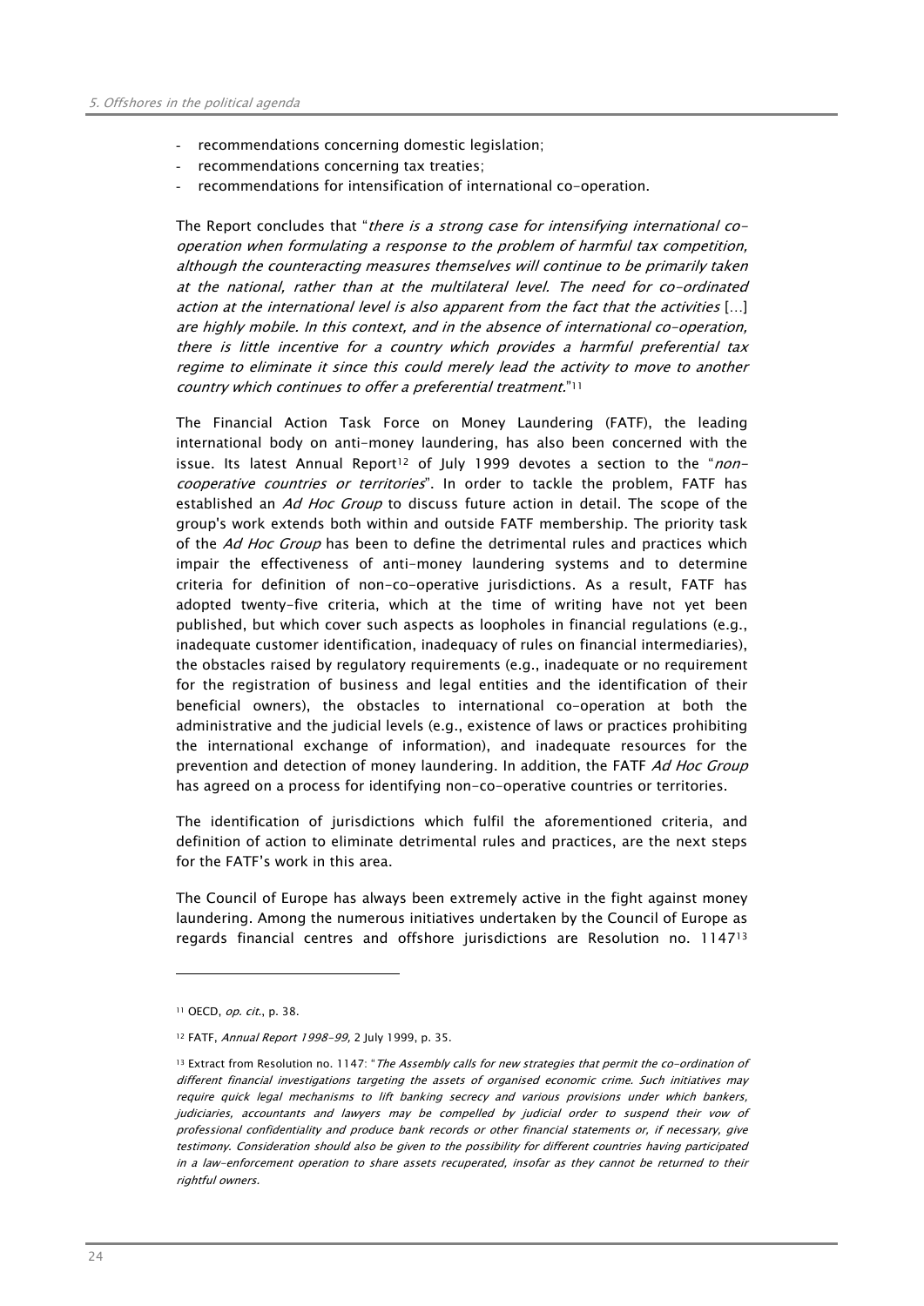- recommendations concerning domestic legislation;
- recommendations concerning tax treaties;
- recommendations for intensification of international co-operation.

The Report concludes that "*there is a strong case for intensifying international co-operation when formulating a response to the problem of harmful tax competition, although the counteracting measures themselves will continue to be primarily taken at the national, rather than at the multilateral level. The need for co-ordinated action at the international level is also apparent from the fact that the activities* [...] *are highly mobile. In this context, and in the absence of international co-operation, there is little incentive for a country which provides a harmful preferential tax regime to eliminate it since this could merely lead the activity to move to another country which continues to offer a preferential treatment.*"[11]

The Financial Action Task Force on Money Laundering (FATF), the leading international body on anti-money laundering, has also been concerned with the issue. Its latest Annual Report[12] of July 1999 devotes a section to the "*non-cooperative countries or territories*". In order to tackle the problem, FATF has established an *Ad Hoc Group* to discuss future action in detail. The scope of the group's work extends both within and outside FATF membership. The priority task of the *Ad Hoc Group* has been to define the detrimental rules and practices which impair the effectiveness of anti-money laundering systems and to determine criteria for definition of non-co-operative jurisdictions. As a result, FATF has adopted twenty-five criteria, which at the time of writing have not yet been published, but which cover such aspects as loopholes in financial regulations (e.g., inadequate customer identification, inadequacy of rules on financial intermediaries), the obstacles raised by regulatory requirements (e.g., inadequate or no requirement for the registration of business and legal entities and the identification of their beneficial owners), the obstacles to international co-operation at both the administrative and the judicial levels (e.g., existence of laws or practices prohibiting the international exchange of information), and inadequate resources for the prevention and detection of money laundering. In addition, the FATF *Ad Hoc Group* has agreed on a process for identifying non-co-operative countries or territories.

The identification of jurisdictions which fulfil the aforementioned criteria, and definition of action to eliminate detrimental rules and practices, are the next steps for the FATF's work in this area.

The Council of Europe has always been extremely active in the fight against money laundering. Among the numerous initiatives undertaken by the Council of Europe as regards financial centres and offshore jurisdictions are Resolution no. 1147[13]

---

[11] OECD, *op. cit.*, p. 38.

[12] FATF, *Annual Report 1998-99*, 2 July 1999, p. 35.

[13] Extract from Resolution no. 1147: "*The Assembly calls for new strategies that permit the co-ordination of different financial investigations targeting the assets of organised economic crime. Such initiatives may require quick legal mechanisms to lift banking secrecy and various provisions under which bankers, judiciaries, accountants and lawyers may be compelled by judicial order to suspend their vow of professional confidentiality and produce bank records or other financial statements or, if necessary, give testimony. Consideration should also be given to the possibility for different countries having participated in a law-enforcement operation to share assets recuperated, insofar as they cannot be returned to their rightful owners.*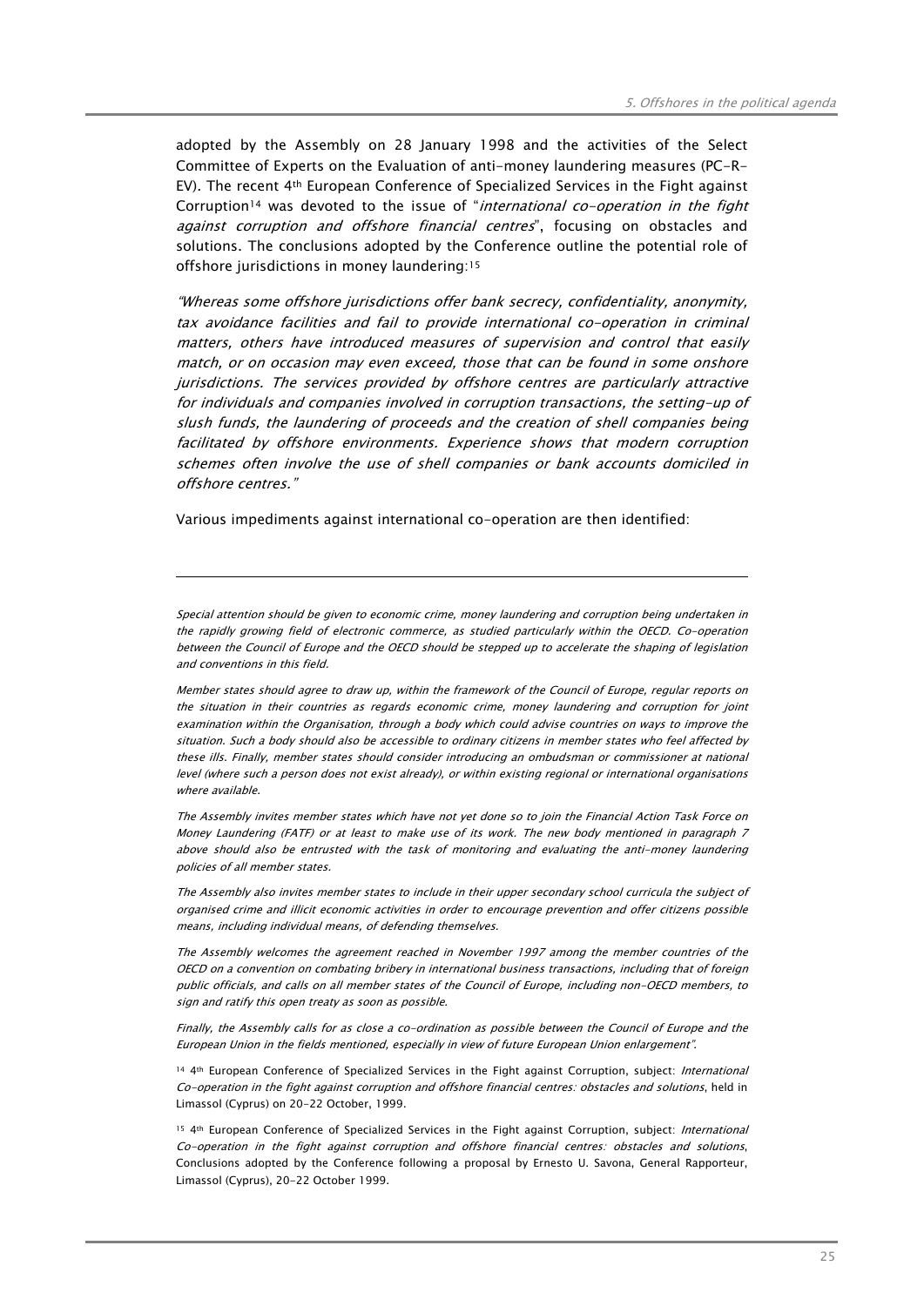adopted by the Assembly on 28 January 1998 and the activities of the Select Committee of Experts on the Evaluation of anti-money laundering measures (PC-R-EV). The recent 4th European Conference of Specialized Services in the Fight against Corruption[14] was devoted to the issue of "*international co-operation in the fight against corruption and offshore financial centres*", focusing on obstacles and solutions. The conclusions adopted by the Conference outline the potential role of offshore jurisdictions in money laundering:[15]

*"Whereas some offshore jurisdictions offer bank secrecy, confidentiality, anonymity, tax avoidance facilities and fail to provide international co-operation in criminal matters, others have introduced measures of supervision and control that easily match, or on occasion may even exceed, those that can be found in some onshore jurisdictions. The services provided by offshore centres are particularly attractive for individuals and companies involved in corruption transactions, the setting-up of slush funds, the laundering of proceeds and the creation of shell companies being facilitated by offshore environments. Experience shows that modern corruption schemes often involve the use of shell companies or bank accounts domiciled in offshore centres."*

Various impediments against international co-operation are then identified:

---

*Special attention should be given to economic crime, money laundering and corruption being undertaken in the rapidly growing field of electronic commerce, as studied particularly within the OECD. Co-operation between the Council of Europe and the OECD should be stepped up to accelerate the shaping of legislation and conventions in this field.*

*Member states should agree to draw up, within the framework of the Council of Europe, regular reports on the situation in their countries as regards economic crime, money laundering and corruption for joint examination within the Organisation, through a body which could advise countries on ways to improve the situation. Such a body should also be accessible to ordinary citizens in member states who feel affected by these ills. Finally, member states should consider introducing an ombudsman or commissioner at national level (where such a person does not exist already), or within existing regional or international organisations where available.*

*The Assembly invites member states which have not yet done so to join the Financial Action Task Force on Money Laundering (FATF) or at least to make use of its work. The new body mentioned in paragraph 7 above should also be entrusted with the task of monitoring and evaluating the anti-money laundering policies of all member states.*

*The Assembly also invites member states to include in their upper secondary school curricula the subject of organised crime and illicit economic activities in order to encourage prevention and offer citizens possible means, including individual means, of defending themselves.*

*The Assembly welcomes the agreement reached in November 1997 among the member countries of the OECD on a convention on combating bribery in international business transactions, including that of foreign public officials, and calls on all member states of the Council of Europe, including non-OECD members, to sign and ratify this open treaty as soon as possible.*

*Finally, the Assembly calls for as close a co-ordination as possible between the Council of Europe and the European Union in the fields mentioned, especially in view of future European Union enlargement".*

[14] 4th European Conference of Specialized Services in the Fight against Corruption, subject: *International Co-operation in the fight against corruption and offshore financial centres: obstacles and solutions*, held in Limassol (Cyprus) on 20-22 October, 1999.

[15] 4th European Conference of Specialized Services in the Fight against Corruption, subject: *International Co-operation in the fight against corruption and offshore financial centres: obstacles and solutions*, Conclusions adopted by the Conference following a proposal by Ernesto U. Savona, General Rapporteur, Limassol (Cyprus), 20-22 October 1999.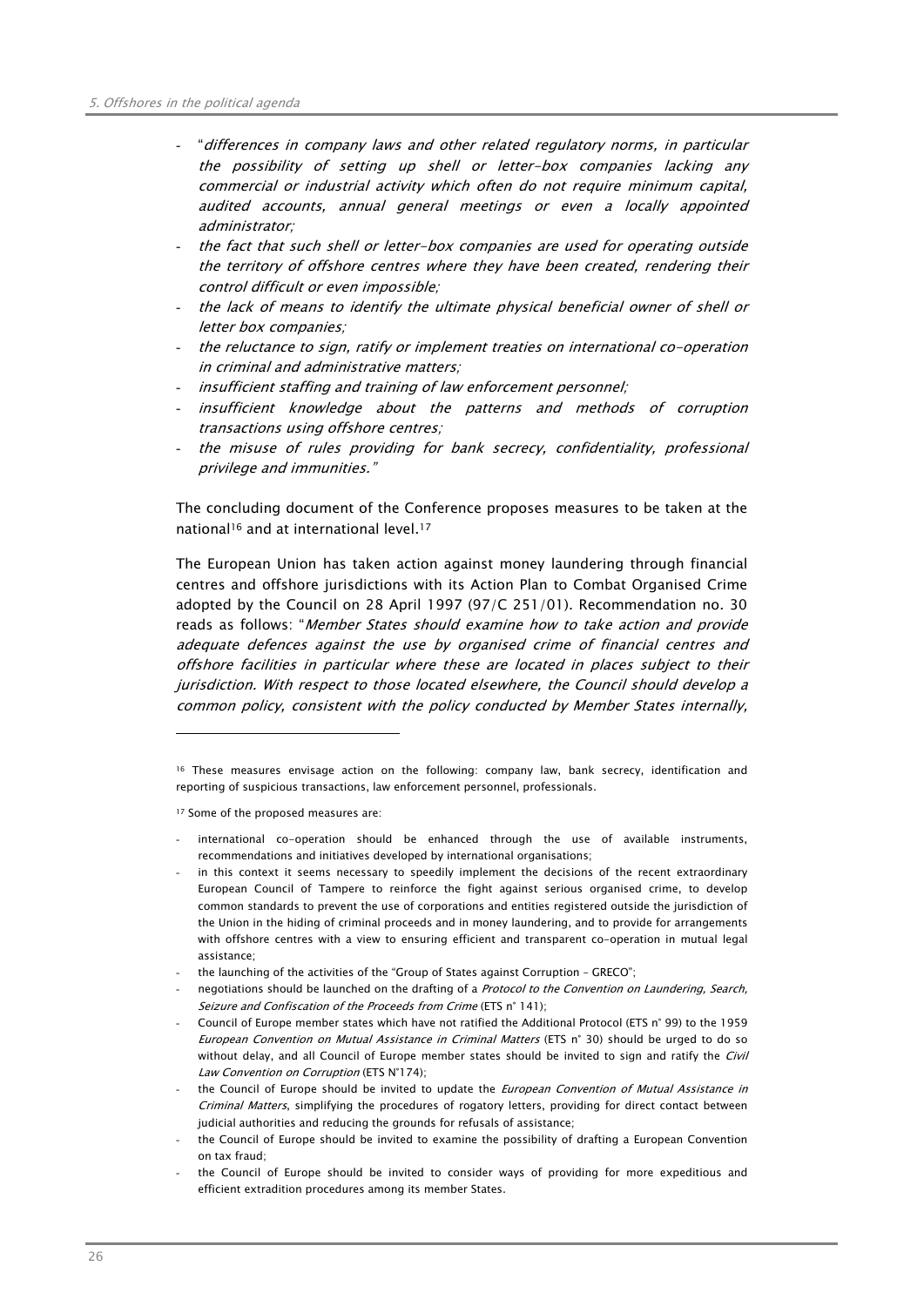- "*differences in company laws and other related regulatory norms, in particular the possibility of setting up shell or letter-box companies lacking any commercial or industrial activity which often do not require minimum capital, audited accounts, annual general meetings or even a locally appointed administrator;*
- *the fact that such shell or letter-box companies are used for operating outside the territory of offshore centres where they have been created, rendering their control difficult or even impossible;*
- *the lack of means to identify the ultimate physical beneficial owner of shell or letter box companies;*
- *the reluctance to sign, ratify or implement treaties on international co-operation in criminal and administrative matters;*
- *insufficient staffing and training of law enforcement personnel;*
- *insufficient knowledge about the patterns and methods of corruption transactions using offshore centres;*
- *the misuse of rules providing for bank secrecy, confidentiality, professional privilege and immunities.*"

The concluding document of the Conference proposes measures to be taken at the national[16] and at international level.[17]

The European Union has taken action against money laundering through financial centres and offshore jurisdictions with its Action Plan to Combat Organised Crime adopted by the Council on 28 April 1997 (97/C 251/01). Recommendation no. 30 reads as follows: "*Member States should examine how to take action and provide adequate defences against the use by organised crime of financial centres and offshore facilities in particular where these are located in places subject to their jurisdiction. With respect to those located elsewhere, the Council should develop a common policy, consistent with the policy conducted by Member States internally,*

---

[16] These measures envisage action on the following: company law, bank secrecy, identification and reporting of suspicious transactions, law enforcement personnel, professionals.

[17] Some of the proposed measures are:

- international co-operation should be enhanced through the use of available instruments, recommendations and initiatives developed by international organisations;
- in this context it seems necessary to speedily implement the decisions of the recent extraordinary European Council of Tampere to reinforce the fight against serious organised crime, to develop common standards to prevent the use of corporations and entities registered outside the jurisdiction of the Union in the hiding of criminal proceeds and in money laundering, and to provide for arrangements with offshore centres with a view to ensuring efficient and transparent co-operation in mutual legal assistance;
- the launching of the activities of the "Group of States against Corruption – GRECO";
- negotiations should be launched on the drafting of a *Protocol to the Convention on Laundering, Search, Seizure and Confiscation of the Proceeds from Crime* (ETS n° 141);
- Council of Europe member states which have not ratified the Additional Protocol (ETS n° 99) to the 1959 *European Convention on Mutual Assistance in Criminal Matters* (ETS n° 30) should be urged to do so without delay, and all Council of Europe member states should be invited to sign and ratify the *Civil Law Convention on Corruption* (ETS N°174);
- the Council of Europe should be invited to update the *European Convention of Mutual Assistance in Criminal Matters*, simplifying the procedures of rogatory letters, providing for direct contact between judicial authorities and reducing the grounds for refusals of assistance;
- the Council of Europe should be invited to examine the possibility of drafting a European Convention on tax fraud;
- the Council of Europe should be invited to consider ways of providing for more expeditious and efficient extradition procedures among its member States.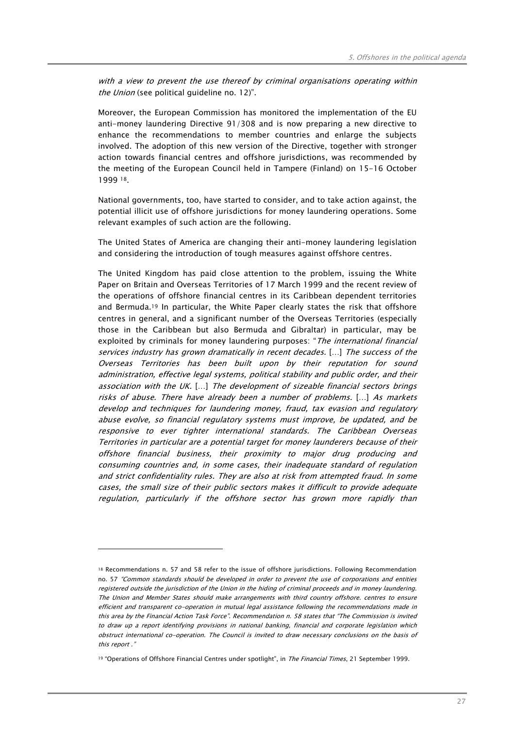*with a view to prevent the use thereof by criminal organisations operating within the Union* (see political guideline no. 12)".

Moreover, the European Commission has monitored the implementation of the EU anti-money laundering Directive 91/308 and is now preparing a new directive to enhance the recommendations to member countries and enlarge the subjects involved. The adoption of this new version of the Directive, together with stronger action towards financial centres and offshore jurisdictions, was recommended by the meeting of the European Council held in Tampere (Finland) on 15-16 October 1999 [18].

National governments, too, have started to consider, and to take action against, the potential illicit use of offshore jurisdictions for money laundering operations. Some relevant examples of such action are the following.

The United States of America are changing their anti-money laundering legislation and considering the introduction of tough measures against offshore centres.

The United Kingdom has paid close attention to the problem, issuing the White Paper on Britain and Overseas Territories of 17 March 1999 and the recent review of the operations of offshore financial centres in its Caribbean dependent territories and Bermuda.[19] In particular, the White Paper clearly states the risk that offshore centres in general, and a significant number of the Overseas Territories (especially those in the Caribbean but also Bermuda and Gibraltar) in particular, may be exploited by criminals for money laundering purposes: "*The international financial services industry has grown dramatically in recent decades.* [...] *The success of the Overseas Territories has been built upon by their reputation for sound administration, effective legal systems, political stability and public order, and their association with the UK.* [...] *The development of sizeable financial sectors brings risks of abuse. There have already been a number of problems.* [...] *As markets develop and techniques for laundering money, fraud, tax evasion and regulatory abuse evolve, so financial regulatory systems must improve, be updated, and be responsive to ever tighter international standards. The Caribbean Overseas Territories in particular are a potential target for money launderers because of their offshore financial business, their proximity to major drug producing and consuming countries and, in some cases, their inadequate standard of regulation and strict confidentiality rules. They are also at risk from attempted fraud. In some cases, the small size of their public sectors makes it difficult to provide adequate regulation, particularly if the offshore sector has grown more rapidly than*

---

[18] Recommendations n. 57 and 58 refer to the issue of offshore jurisdictions. Following Recommendation no. 57 *"Common standards should be developed in order to prevent the use of corporations and entities registered outside the jurisdiction of the Union in the hiding of criminal proceeds and in money laundering. The Union and Member States should make arrangements with third country offshore. centres to ensure efficient and transparent co-operation in mutual legal assistance following the recommendations made in this area by the Financial Action Task Force". Recommendation n. 58 states that "The Commission is invited to draw up a report identifying provisions in national banking, financial and corporate legislation which obstruct international co-operation. The Council is invited to draw necessary conclusions on the basis of this report ."*

[19] "Operations of Offshore Financial Centres under spotlight", in *The Financial Times*, 21 September 1999.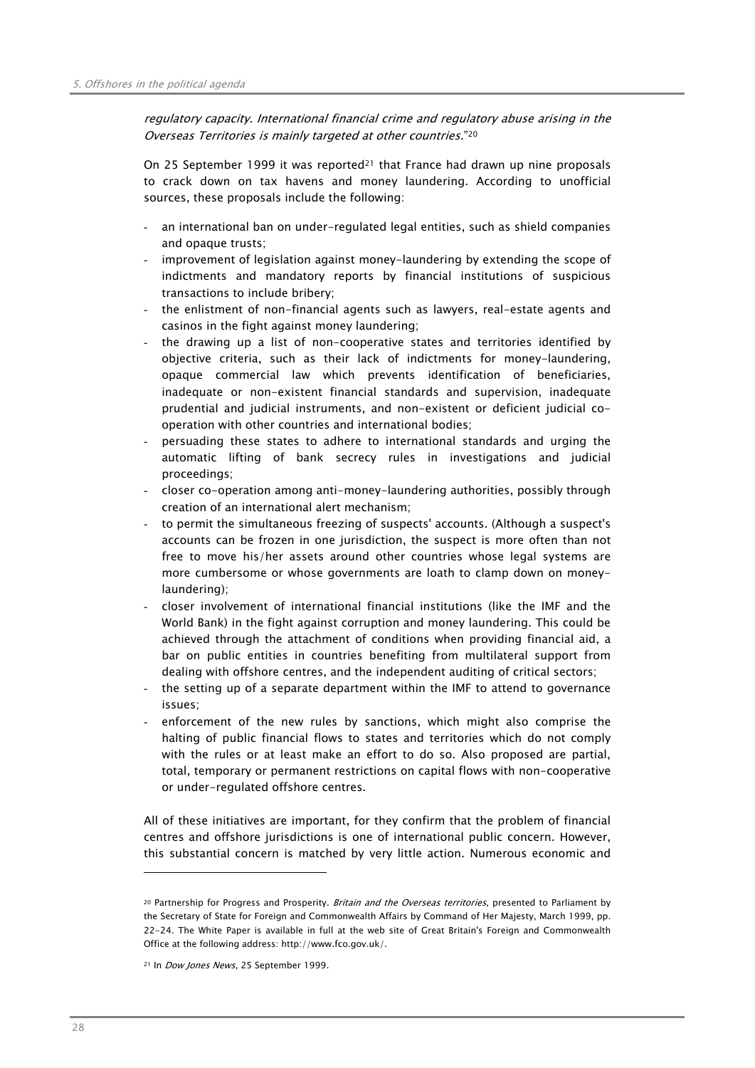*regulatory capacity. International financial crime and regulatory abuse arising in the Overseas Territories is mainly targeted at other countries.*"[20]

On 25 September 1999 it was reported[21] that France had drawn up nine proposals to crack down on tax havens and money laundering. According to unofficial sources, these proposals include the following:

- an international ban on under-regulated legal entities, such as shield companies and opaque trusts;
- improvement of legislation against money-laundering by extending the scope of indictments and mandatory reports by financial institutions of suspicious transactions to include bribery;
- the enlistment of non-financial agents such as lawyers, real-estate agents and casinos in the fight against money laundering;
- the drawing up a list of non-cooperative states and territories identified by objective criteria, such as their lack of indictments for money-laundering, opaque commercial law which prevents identification of beneficiaries, inadequate or non-existent financial standards and supervision, inadequate prudential and judicial instruments, and non-existent or deficient judicial co-operation with other countries and international bodies;
- persuading these states to adhere to international standards and urging the automatic lifting of bank secrecy rules in investigations and judicial proceedings;
- closer co-operation among anti-money-laundering authorities, possibly through creation of an international alert mechanism;
- to permit the simultaneous freezing of suspects' accounts. (Although a suspect's accounts can be frozen in one jurisdiction, the suspect is more often than not free to move his/her assets around other countries whose legal systems are more cumbersome or whose governments are loath to clamp down on money-laundering);
- closer involvement of international financial institutions (like the IMF and the World Bank) in the fight against corruption and money laundering. This could be achieved through the attachment of conditions when providing financial aid, a bar on public entities in countries benefiting from multilateral support from dealing with offshore centres, and the independent auditing of critical sectors;
- the setting up of a separate department within the IMF to attend to governance issues;
- enforcement of the new rules by sanctions, which might also comprise the halting of public financial flows to states and territories which do not comply with the rules or at least make an effort to do so. Also proposed are partial, total, temporary or permanent restrictions on capital flows with non-cooperative or under-regulated offshore centres.

All of these initiatives are important, for they confirm that the problem of financial centres and offshore jurisdictions is one of international public concern. However, this substantial concern is matched by very little action. Numerous economic and

---

[20] Partnership for Progress and Prosperity. *Britain and the Overseas territories*, presented to Parliament by the Secretary of State for Foreign and Commonwealth Affairs by Command of Her Majesty, March 1999, pp. 22-24. The White Paper is available in full at the web site of Great Britain's Foreign and Commonwealth Office at the following address: http://www.fco.gov.uk/.

[21] In *Dow Jones News*, 25 September 1999.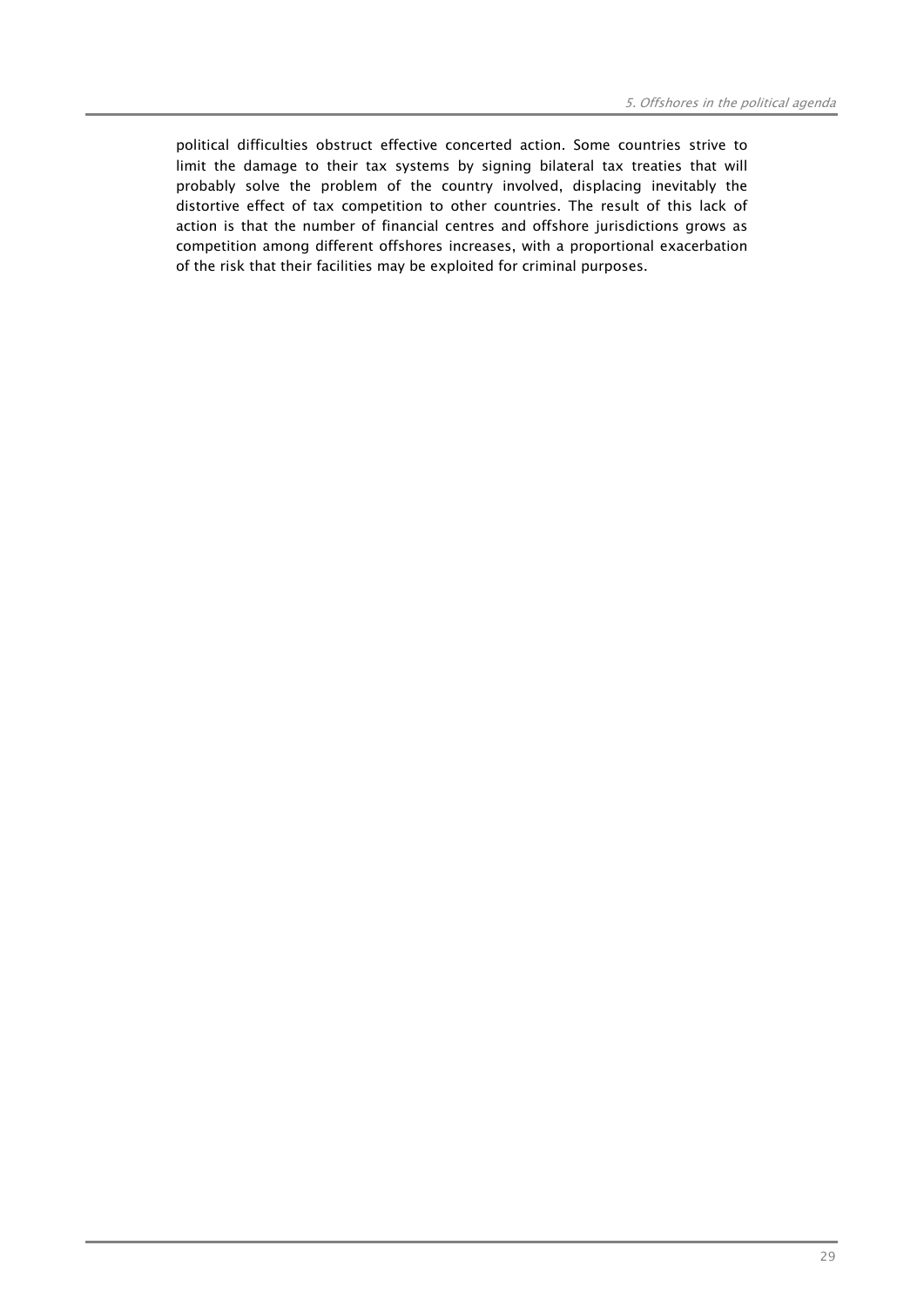political difficulties obstruct effective concerted action. Some countries strive to limit the damage to their tax systems by signing bilateral tax treaties that will probably solve the problem of the country involved, displacing inevitably the distortive effect of tax competition to other countries. The result of this lack of action is that the number of financial centres and offshore jurisdictions grows as competition among different offshores increases, with a proportional exacerbation of the risk that their facilities may be exploited for criminal purposes.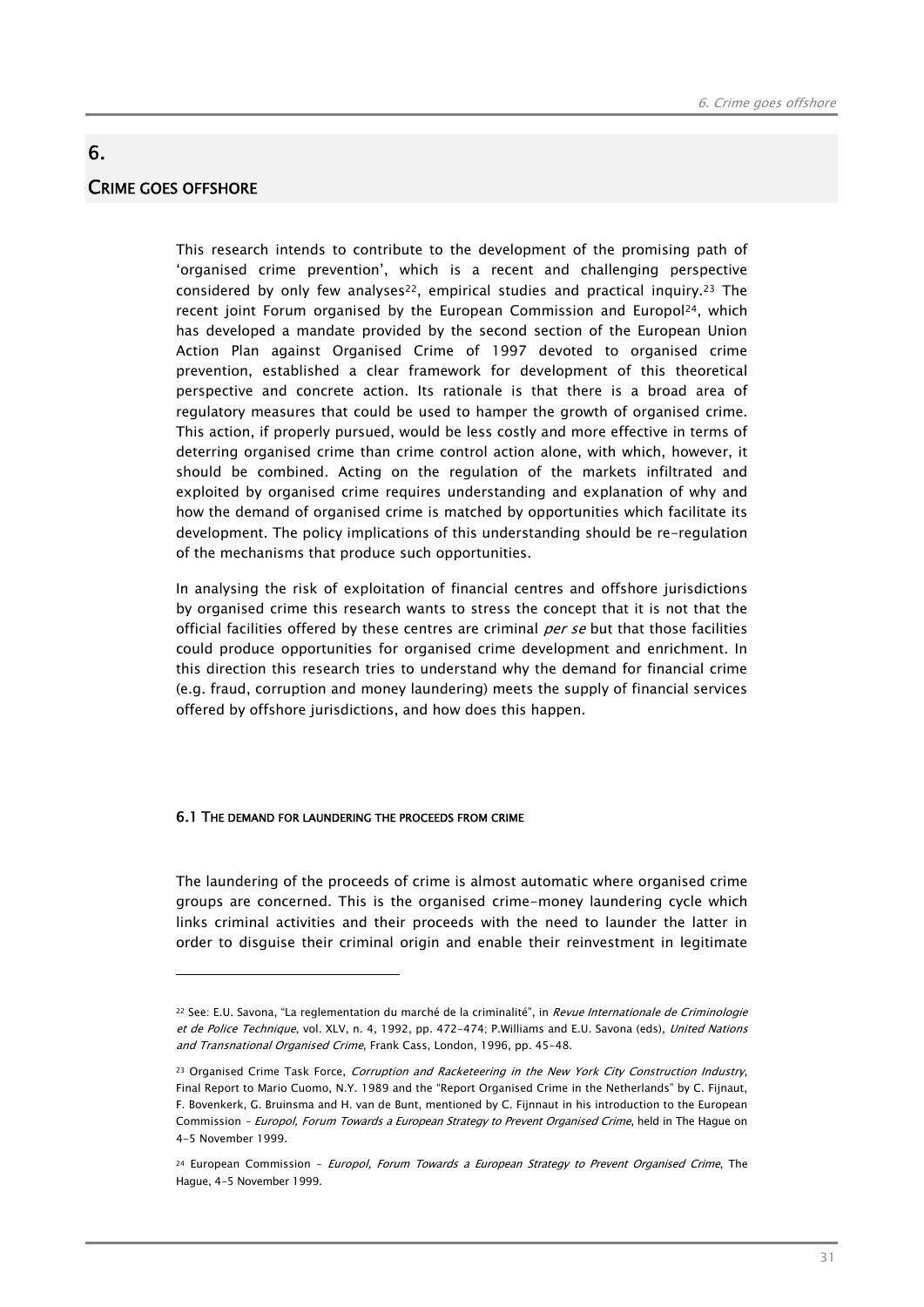# 6.

# CRIME GOES OFFSHORE

This research intends to contribute to the development of the promising path of 'organised crime prevention', which is a recent and challenging perspective considered by only few analyses[22], empirical studies and practical inquiry.[23] The recent joint Forum organised by the European Commission and Europol[24], which has developed a mandate provided by the second section of the European Union Action Plan against Organised Crime of 1997 devoted to organised crime prevention, established a clear framework for development of this theoretical perspective and concrete action. Its rationale is that there is a broad area of regulatory measures that could be used to hamper the growth of organised crime. This action, if properly pursued, would be less costly and more effective in terms of deterring organised crime than crime control action alone, with which, however, it should be combined. Acting on the regulation of the markets infiltrated and exploited by organised crime requires understanding and explanation of why and how the demand of organised crime is matched by opportunities which facilitate its development. The policy implications of this understanding should be re-regulation of the mechanisms that produce such opportunities.

In analysing the risk of exploitation of financial centres and offshore jurisdictions by organised crime this research wants to stress the concept that it is not that the official facilities offered by these centres are criminal *per se* but that those facilities could produce opportunities for organised crime development and enrichment. In this direction this research tries to understand why the demand for financial crime (e.g. fraud, corruption and money laundering) meets the supply of financial services offered by offshore jurisdictions, and how does this happen.

## 6.1 THE DEMAND FOR LAUNDERING THE PROCEEDS FROM CRIME

The laundering of the proceeds of crime is almost automatic where organised crime groups are concerned. This is the organised crime-money laundering cycle which links criminal activities and their proceeds with the need to launder the latter in order to disguise their criminal origin and enable their reinvestment in legitimate

---

[22] See: E.U. Savona, "La reglementation du marché de la criminalité", in *Revue Internationale de Criminologie et de Police Technique*, vol. XLV, n. 4, 1992, pp. 472-474; P.Williams and E.U. Savona (eds), *United Nations and Transnational Organised Crime*, Frank Cass, London, 1996, pp. 45-48.

[23] Organised Crime Task Force, *Corruption and Racketeering in the New York City Construction Industry*, Final Report to Mario Cuomo, N.Y. 1989 and the "Report Organised Crime in the Netherlands" by C. Fijnaut, F. Bovenkerk, G. Bruinsma and H. van de Bunt, mentioned by C. Fijnaut in his introduction to the European Commission - *Europol, Forum Towards a European Strategy to Prevent Organised Crime*, held in The Hague on 4-5 November 1999.

[24] European Commission - *Europol, Forum Towards a European Strategy to Prevent Organised Crime*, The Hague, 4-5 November 1999.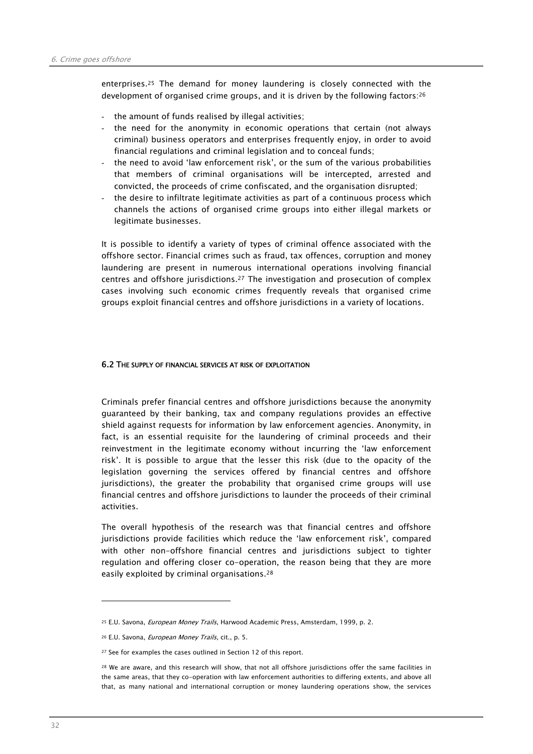enterprises.[25] The demand for money laundering is closely connected with the development of organised crime groups, and it is driven by the following factors:[26]

- the amount of funds realised by illegal activities;
- the need for the anonymity in economic operations that certain (not always criminal) business operators and enterprises frequently enjoy, in order to avoid financial regulations and criminal legislation and to conceal funds;
- the need to avoid 'law enforcement risk', or the sum of the various probabilities that members of criminal organisations will be intercepted, arrested and convicted, the proceeds of crime confiscated, and the organisation disrupted;
- the desire to infiltrate legitimate activities as part of a continuous process which channels the actions of organised crime groups into either illegal markets or legitimate businesses.

It is possible to identify a variety of types of criminal offence associated with the offshore sector. Financial crimes such as fraud, tax offences, corruption and money laundering are present in numerous international operations involving financial centres and offshore jurisdictions.[27] The investigation and prosecution of complex cases involving such economic crimes frequently reveals that organised crime groups exploit financial centres and offshore jurisdictions in a variety of locations.

## 6.2 The supply of financial services at risk of exploitation

Criminals prefer financial centres and offshore jurisdictions because the anonymity guaranteed by their banking, tax and company regulations provides an effective shield against requests for information by law enforcement agencies. Anonymity, in fact, is an essential requisite for the laundering of criminal proceeds and their reinvestment in the legitimate economy without incurring the 'law enforcement risk'. It is possible to argue that the lesser this risk (due to the opacity of the legislation governing the services offered by financial centres and offshore jurisdictions), the greater the probability that organised crime groups will use financial centres and offshore jurisdictions to launder the proceeds of their criminal activities.

The overall hypothesis of the research was that financial centres and offshore jurisdictions provide facilities which reduce the 'law enforcement risk', compared with other non-offshore financial centres and jurisdictions subject to tighter regulation and offering closer co-operation, the reason being that they are more easily exploited by criminal organisations.[28]

---

[25] E.U. Savona, *European Money Trails*, Harwood Academic Press, Amsterdam, 1999, p. 2.

[26] E.U. Savona, *European Money Trails*, cit., p. 5.

[27] See for examples the cases outlined in Section 12 of this report.

[28] We are aware, and this research will show, that not all offshore jurisdictions offer the same facilities in the same areas, that they co-operation with law enforcement authorities to differing extents, and above all that, as many national and international corruption or money laundering operations show, the services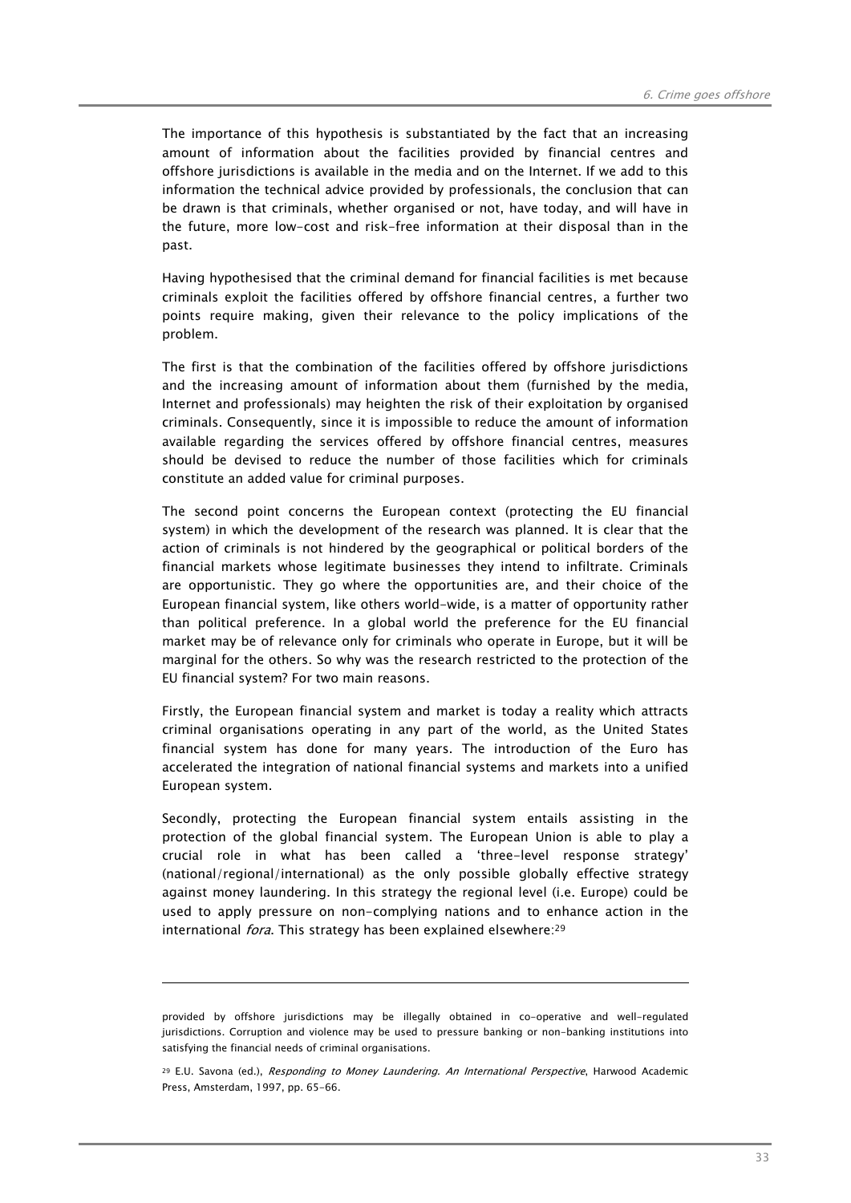The importance of this hypothesis is substantiated by the fact that an increasing amount of information about the facilities provided by financial centres and offshore jurisdictions is available in the media and on the Internet. If we add to this information the technical advice provided by professionals, the conclusion that can be drawn is that criminals, whether organised or not, have today, and will have in the future, more low-cost and risk-free information at their disposal than in the past.

Having hypothesised that the criminal demand for financial facilities is met because criminals exploit the facilities offered by offshore financial centres, a further two points require making, given their relevance to the policy implications of the problem.

The first is that the combination of the facilities offered by offshore jurisdictions and the increasing amount of information about them (furnished by the media, Internet and professionals) may heighten the risk of their exploitation by organised criminals. Consequently, since it is impossible to reduce the amount of information available regarding the services offered by offshore financial centres, measures should be devised to reduce the number of those facilities which for criminals constitute an added value for criminal purposes.

The second point concerns the European context (protecting the EU financial system) in which the development of the research was planned. It is clear that the action of criminals is not hindered by the geographical or political borders of the financial markets whose legitimate businesses they intend to infiltrate. Criminals are opportunistic. They go where the opportunities are, and their choice of the European financial system, like others world-wide, is a matter of opportunity rather than political preference. In a global world the preference for the EU financial market may be of relevance only for criminals who operate in Europe, but it will be marginal for the others. So why was the research restricted to the protection of the EU financial system? For two main reasons.

Firstly, the European financial system and market is today a reality which attracts criminal organisations operating in any part of the world, as the United States financial system has done for many years. The introduction of the Euro has accelerated the integration of national financial systems and markets into a unified European system.

Secondly, protecting the European financial system entails assisting in the protection of the global financial system. The European Union is able to play a crucial role in what has been called a 'three-level response strategy' (national/regional/international) as the only possible globally effective strategy against money laundering. In this strategy the regional level (i.e. Europe) could be used to apply pressure on non-complying nations and to enhance action in the international *fora*. This strategy has been explained elsewhere:[29]

---

provided by offshore jurisdictions may be illegally obtained in co-operative and well-regulated jurisdictions. Corruption and violence may be used to pressure banking or non-banking institutions into satisfying the financial needs of criminal organisations.

[29] E.U. Savona (ed.), *Responding to Money Laundering. An International Perspective*, Harwood Academic Press, Amsterdam, 1997, pp. 65-66.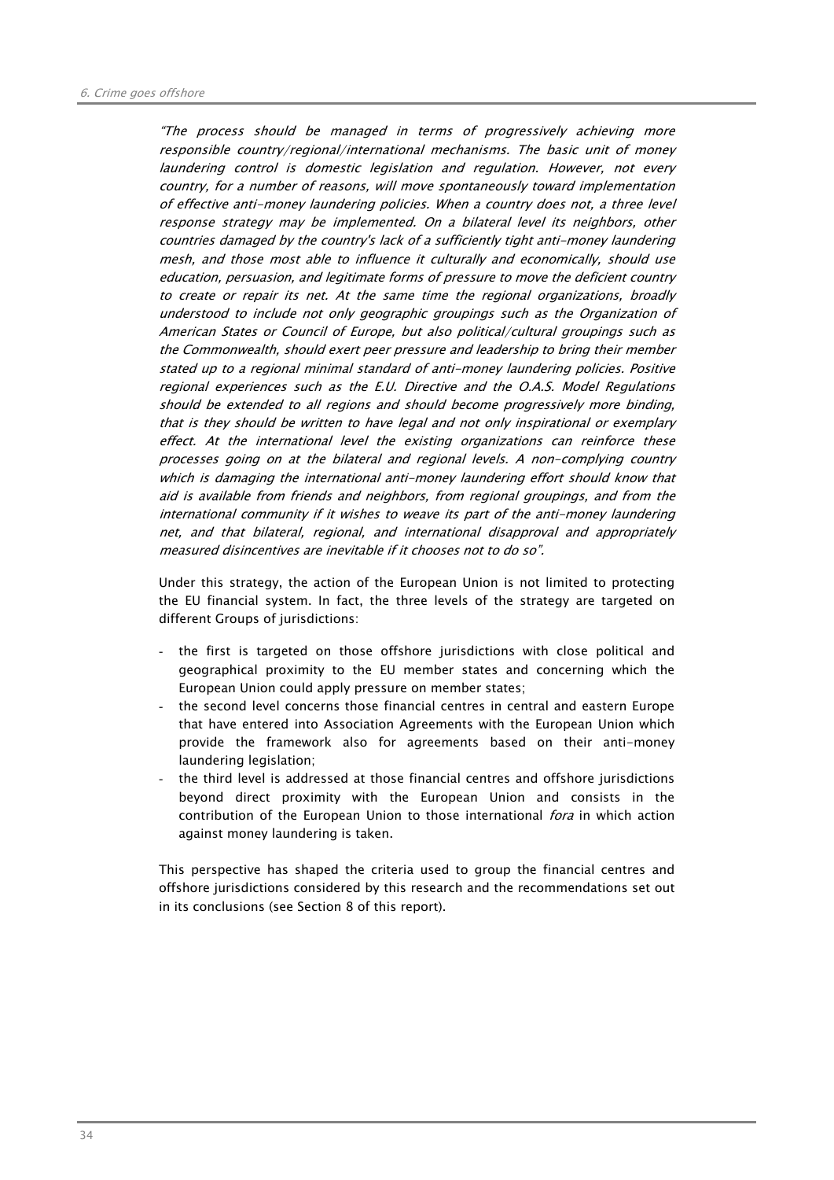*"The process should be managed in terms of progressively achieving more responsible country/regional/international mechanisms. The basic unit of money laundering control is domestic legislation and regulation. However, not every country, for a number of reasons, will move spontaneously toward implementation of effective anti-money laundering policies. When a country does not, a three level response strategy may be implemented. On a bilateral level its neighbors, other countries damaged by the country's lack of a sufficiently tight anti-money laundering mesh, and those most able to influence it culturally and economically, should use education, persuasion, and legitimate forms of pressure to move the deficient country to create or repair its net. At the same time the regional organizations, broadly understood to include not only geographic groupings such as the Organization of American States or Council of Europe, but also political/cultural groupings such as the Commonwealth, should exert peer pressure and leadership to bring their member stated up to a regional minimal standard of anti-money laundering policies. Positive regional experiences such as the E.U. Directive and the O.A.S. Model Regulations should be extended to all regions and should become progressively more binding, that is they should be written to have legal and not only inspirational or exemplary effect. At the international level the existing organizations can reinforce these processes going on at the bilateral and regional levels. A non-complying country which is damaging the international anti-money laundering effort should know that aid is available from friends and neighbors, from regional groupings, and from the international community if it wishes to weave its part of the anti-money laundering net, and that bilateral, regional, and international disapproval and appropriately measured disincentives are inevitable if it chooses not to do so".*

Under this strategy, the action of the European Union is not limited to protecting the EU financial system. In fact, the three levels of the strategy are targeted on different Groups of jurisdictions:

- the first is targeted on those offshore jurisdictions with close political and geographical proximity to the EU member states and concerning which the European Union could apply pressure on member states;
- the second level concerns those financial centres in central and eastern Europe that have entered into Association Agreements with the European Union which provide the framework also for agreements based on their anti-money laundering legislation;
- the third level is addressed at those financial centres and offshore jurisdictions beyond direct proximity with the European Union and consists in the contribution of the European Union to those international *fora* in which action against money laundering is taken.

This perspective has shaped the criteria used to group the financial centres and offshore jurisdictions considered by this research and the recommendations set out in its conclusions (see Section 8 of this report).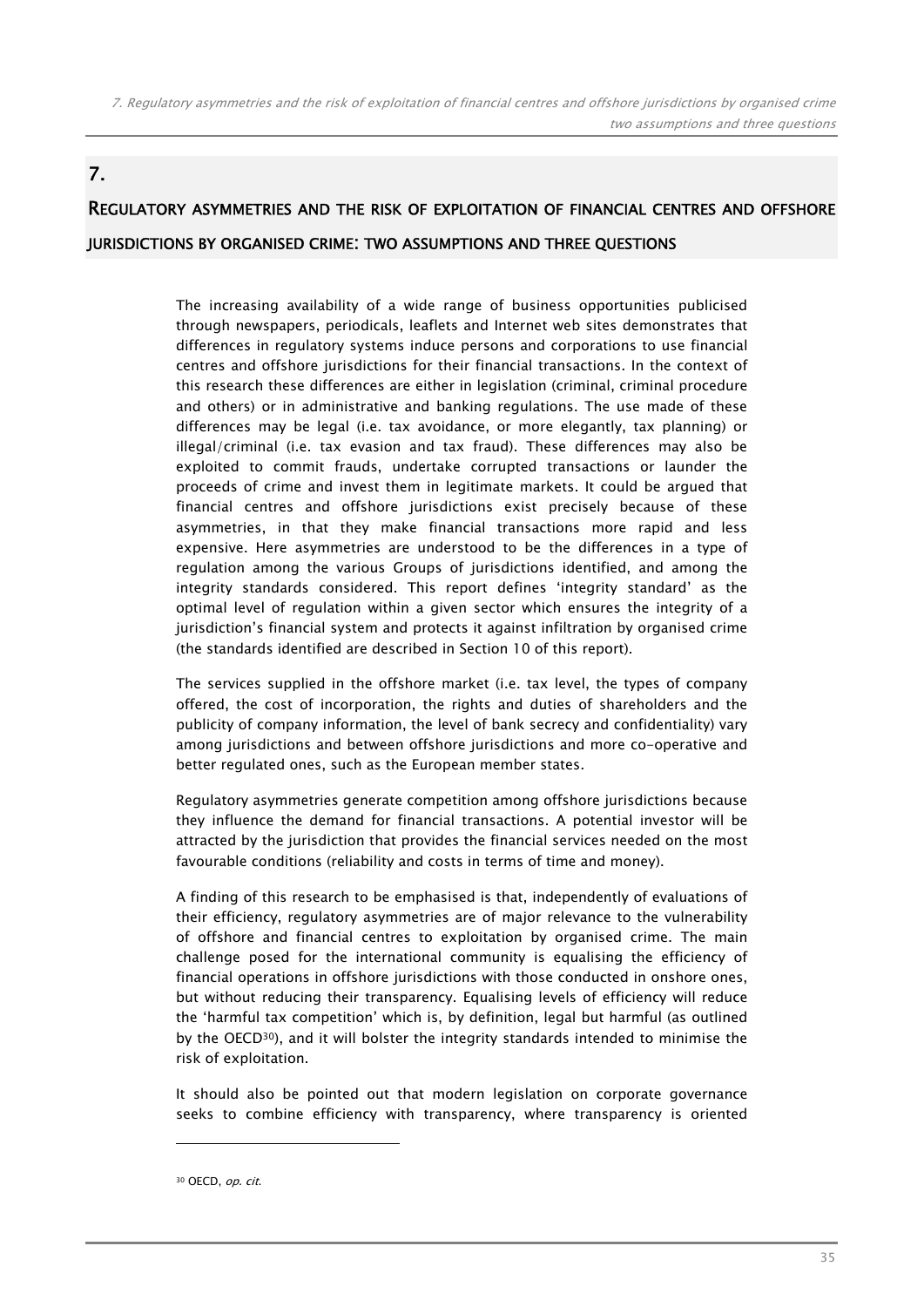# 7.

## Regulatory asymmetries and the risk of exploitation of financial centres and offshore jurisdictions by organised crime: two assumptions and three questions

The increasing availability of a wide range of business opportunities publicised through newspapers, periodicals, leaflets and Internet web sites demonstrates that differences in regulatory systems induce persons and corporations to use financial centres and offshore jurisdictions for their financial transactions. In the context of this research these differences are either in legislation (criminal, criminal procedure and others) or in administrative and banking regulations. The use made of these differences may be legal (i.e. tax avoidance, or more elegantly, tax planning) or illegal/criminal (i.e. tax evasion and tax fraud). These differences may also be exploited to commit frauds, undertake corrupted transactions or launder the proceeds of crime and invest them in legitimate markets. It could be argued that financial centres and offshore jurisdictions exist precisely because of these asymmetries, in that they make financial transactions more rapid and less expensive. Here asymmetries are understood to be the differences in a type of regulation among the various Groups of jurisdictions identified, and among the integrity standards considered. This report defines 'integrity standard' as the optimal level of regulation within a given sector which ensures the integrity of a jurisdiction's financial system and protects it against infiltration by organised crime (the standards identified are described in Section 10 of this report).

The services supplied in the offshore market (i.e. tax level, the types of company offered, the cost of incorporation, the rights and duties of shareholders and the publicity of company information, the level of bank secrecy and confidentiality) vary among jurisdictions and between offshore jurisdictions and more co-operative and better regulated ones, such as the European member states.

Regulatory asymmetries generate competition among offshore jurisdictions because they influence the demand for financial transactions. A potential investor will be attracted by the jurisdiction that provides the financial services needed on the most favourable conditions (reliability and costs in terms of time and money).

A finding of this research to be emphasised is that, independently of evaluations of their efficiency, regulatory asymmetries are of major relevance to the vulnerability of offshore and financial centres to exploitation by organised crime. The main challenge posed for the international community is equalising the efficiency of financial operations in offshore jurisdictions with those conducted in onshore ones, but without reducing their transparency. Equalising levels of efficiency will reduce the 'harmful tax competition' which is, by definition, legal but harmful (as outlined by the OECD[30]), and it will bolster the integrity standards intended to minimise the risk of exploitation.

It should also be pointed out that modern legislation on corporate governance seeks to combine efficiency with transparency, where transparency is oriented

---

[30] OECD, *op. cit.*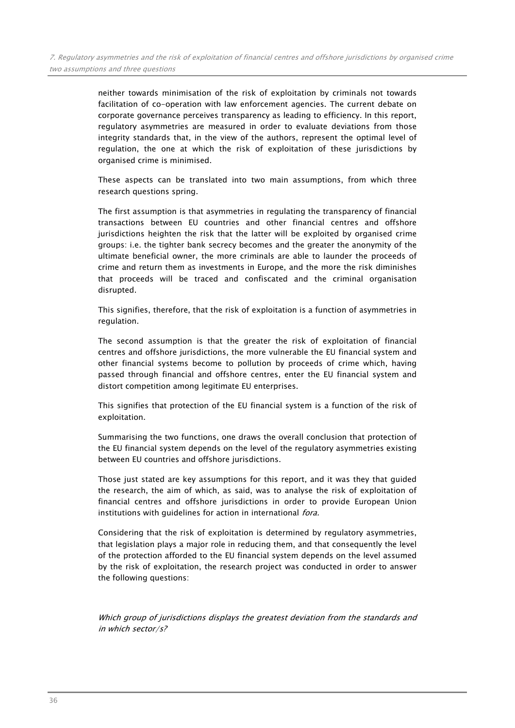neither towards minimisation of the risk of exploitation by criminals not towards facilitation of co-operation with law enforcement agencies. The current debate on corporate governance perceives transparency as leading to efficiency. In this report, regulatory asymmetries are measured in order to evaluate deviations from those integrity standards that, in the view of the authors, represent the optimal level of regulation, the one at which the risk of exploitation of these jurisdictions by organised crime is minimised.

These aspects can be translated into two main assumptions, from which three research questions spring.

The first assumption is that asymmetries in regulating the transparency of financial transactions between EU countries and other financial centres and offshore jurisdictions heighten the risk that the latter will be exploited by organised crime groups: i.e. the tighter bank secrecy becomes and the greater the anonymity of the ultimate beneficial owner, the more criminals are able to launder the proceeds of crime and return them as investments in Europe, and the more the risk diminishes that proceeds will be traced and confiscated and the criminal organisation disrupted.

This signifies, therefore, that the risk of exploitation is a function of asymmetries in regulation.

The second assumption is that the greater the risk of exploitation of financial centres and offshore jurisdictions, the more vulnerable the EU financial system and other financial systems become to pollution by proceeds of crime which, having passed through financial and offshore centres, enter the EU financial system and distort competition among legitimate EU enterprises.

This signifies that protection of the EU financial system is a function of the risk of exploitation.

Summarising the two functions, one draws the overall conclusion that protection of the EU financial system depends on the level of the regulatory asymmetries existing between EU countries and offshore jurisdictions.

Those just stated are key assumptions for this report, and it was they that guided the research, the aim of which, as said, was to analyse the risk of exploitation of financial centres and offshore jurisdictions in order to provide European Union institutions with guidelines for action in international *fora.*

Considering that the risk of exploitation is determined by regulatory asymmetries, that legislation plays a major role in reducing them, and that consequently the level of the protection afforded to the EU financial system depends on the level assumed by the risk of exploitation, the research project was conducted in order to answer the following questions:

*Which group of jurisdictions displays the greatest deviation from the standards and in which sector/s?*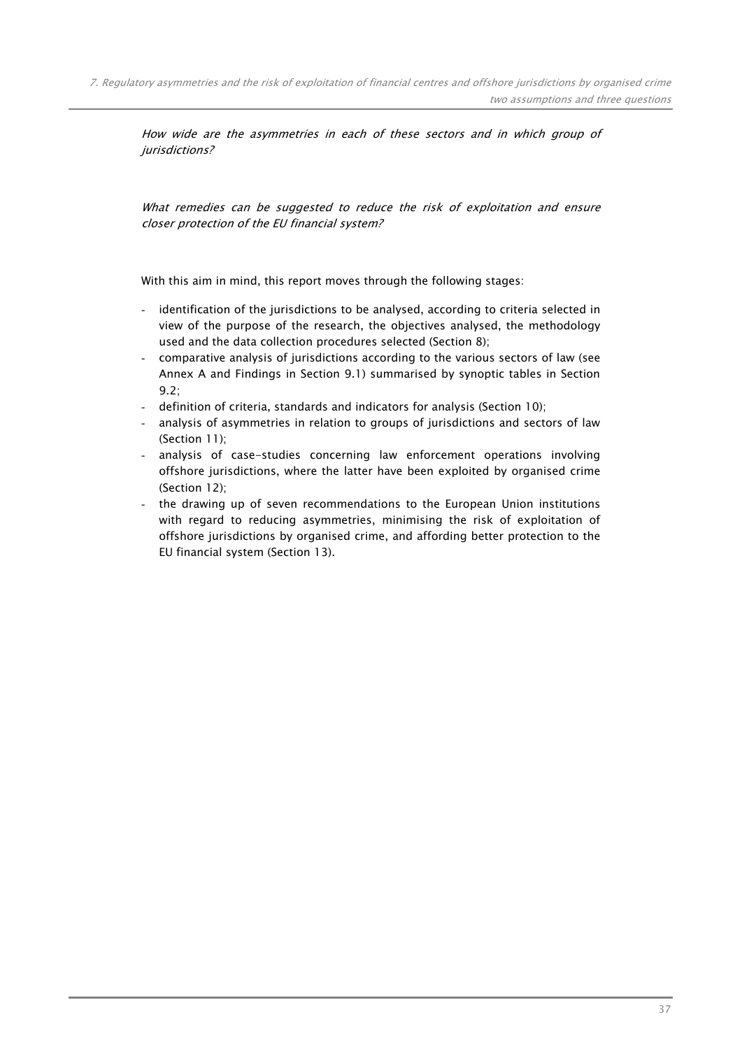*How wide are the asymmetries in each of these sectors and in which group of jurisdictions?*

*What remedies can be suggested to reduce the risk of exploitation and ensure closer protection of the EU financial system?*

With this aim in mind, this report moves through the following stages:

- identification of the jurisdictions to be analysed, according to criteria selected in view of the purpose of the research, the objectives analysed, the methodology used and the data collection procedures selected (Section 8);
- comparative analysis of jurisdictions according to the various sectors of law (see Annex A and Findings in Section 9.1) summarised by synoptic tables in Section 9.2;
- definition of criteria, standards and indicators for analysis (Section 10);
- analysis of asymmetries in relation to groups of jurisdictions and sectors of law (Section 11);
- analysis of case-studies concerning law enforcement operations involving offshore jurisdictions, where the latter have been exploited by organised crime (Section 12);
- the drawing up of seven recommendations to the European Union institutions with regard to reducing asymmetries, minimising the risk of exploitation of offshore jurisdictions by organised crime, and affording better protection to the EU financial system (Section 13).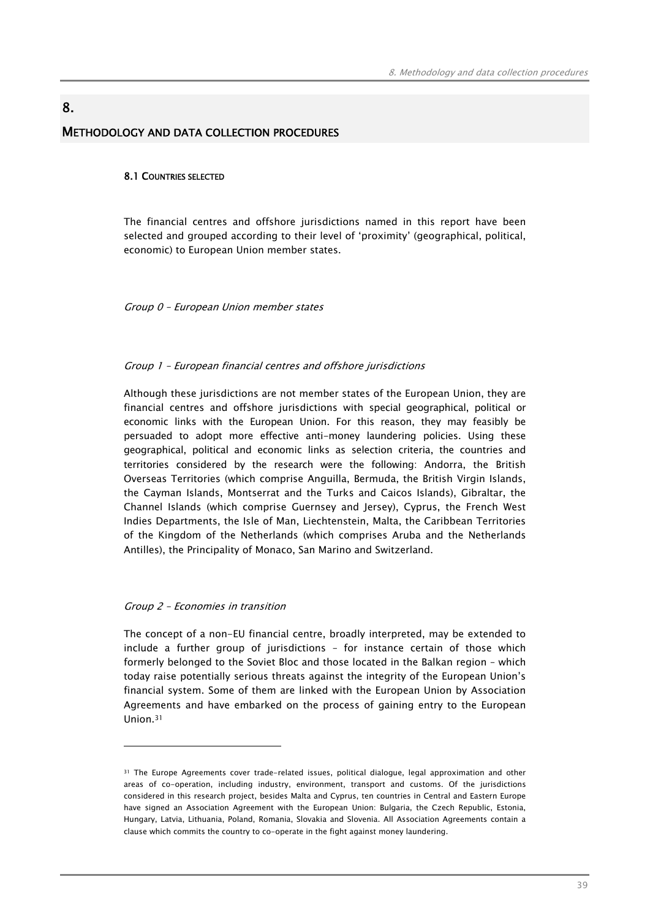# 8.

# METHODOLOGY AND DATA COLLECTION PROCEDURES

## 8.1 COUNTRIES SELECTED

The financial centres and offshore jurisdictions named in this report have been selected and grouped according to their level of 'proximity' (geographical, political, economic) to European Union member states.

*Group 0 – European Union member states*

*Group 1 – European financial centres and offshore jurisdictions*

Although these jurisdictions are not member states of the European Union, they are financial centres and offshore jurisdictions with special geographical, political or economic links with the European Union. For this reason, they may feasibly be persuaded to adopt more effective anti-money laundering policies. Using these geographical, political and economic links as selection criteria, the countries and territories considered by the research were the following: Andorra, the British Overseas Territories (which comprise Anguilla, Bermuda, the British Virgin Islands, the Cayman Islands, Montserrat and the Turks and Caicos Islands), Gibraltar, the Channel Islands (which comprise Guernsey and Jersey), Cyprus, the French West Indies Departments, the Isle of Man, Liechtenstein, Malta, the Caribbean Territories of the Kingdom of the Netherlands (which comprises Aruba and the Netherlands Antilles), the Principality of Monaco, San Marino and Switzerland.

*Group 2 – Economies in transition*

The concept of a non-EU financial centre, broadly interpreted, may be extended to include a further group of jurisdictions – for instance certain of those which formerly belonged to the Soviet Bloc and those located in the Balkan region – which today raise potentially serious threats against the integrity of the European Union's financial system. Some of them are linked with the European Union by Association Agreements and have embarked on the process of gaining entry to the European Union.[31]

---

[31] The Europe Agreements cover trade-related issues, political dialogue, legal approximation and other areas of co-operation, including industry, environment, transport and customs. Of the jurisdictions considered in this research project, besides Malta and Cyprus, ten countries in Central and Eastern Europe have signed an Association Agreement with the European Union: Bulgaria, the Czech Republic, Estonia, Hungary, Latvia, Lithuania, Poland, Romania, Slovakia and Slovenia. All Association Agreements contain a clause which commits the country to co-operate in the fight against money laundering.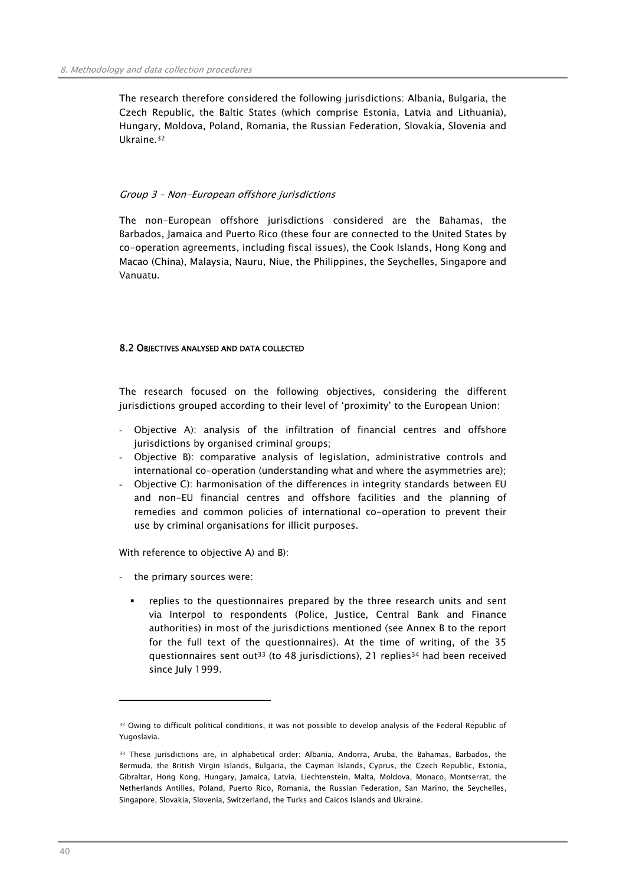The research therefore considered the following jurisdictions: Albania, Bulgaria, the Czech Republic, the Baltic States (which comprise Estonia, Latvia and Lithuania), Hungary, Moldova, Poland, Romania, the Russian Federation, Slovakia, Slovenia and Ukraine.[32]

*Group 3 – Non-European offshore jurisdictions*

The non-European offshore jurisdictions considered are the Bahamas, the Barbados, Jamaica and Puerto Rico (these four are connected to the United States by co-operation agreements, including fiscal issues), the Cook Islands, Hong Kong and Macao (China), Malaysia, Nauru, Niue, the Philippines, the Seychelles, Singapore and Vanuatu.

### 8.2 OBJECTIVES ANALYSED AND DATA COLLECTED

The research focused on the following objectives, considering the different jurisdictions grouped according to their level of 'proximity' to the European Union:

- Objective A): analysis of the infiltration of financial centres and offshore jurisdictions by organised criminal groups;
- Objective B): comparative analysis of legislation, administrative controls and international co-operation (understanding what and where the asymmetries are);
- Objective C): harmonisation of the differences in integrity standards between EU and non-EU financial centres and offshore facilities and the planning of remedies and common policies of international co-operation to prevent their use by criminal organisations for illicit purposes.

With reference to objective A) and B):

- the primary sources were:
  - replies to the questionnaires prepared by the three research units and sent via Interpol to respondents (Police, Justice, Central Bank and Finance authorities) in most of the jurisdictions mentioned (see Annex B to the report for the full text of the questionnaires). At the time of writing, of the 35 questionnaires sent out[33] (to 48 jurisdictions), 21 replies[34] had been received since July 1999.

---

[32] Owing to difficult political conditions, it was not possible to develop analysis of the Federal Republic of Yugoslavia.

[33] These jurisdictions are, in alphabetical order: Albania, Andorra, Aruba, the Bahamas, Barbados, the Bermuda, the British Virgin Islands, Bulgaria, the Cayman Islands, Cyprus, the Czech Republic, Estonia, Gibraltar, Hong Kong, Hungary, Jamaica, Latvia, Liechtenstein, Malta, Moldova, Monaco, Montserrat, the Netherlands Antilles, Poland, Puerto Rico, Romania, the Russian Federation, San Marino, the Seychelles, Singapore, Slovakia, Slovenia, Switzerland, the Turks and Caicos Islands and Ukraine.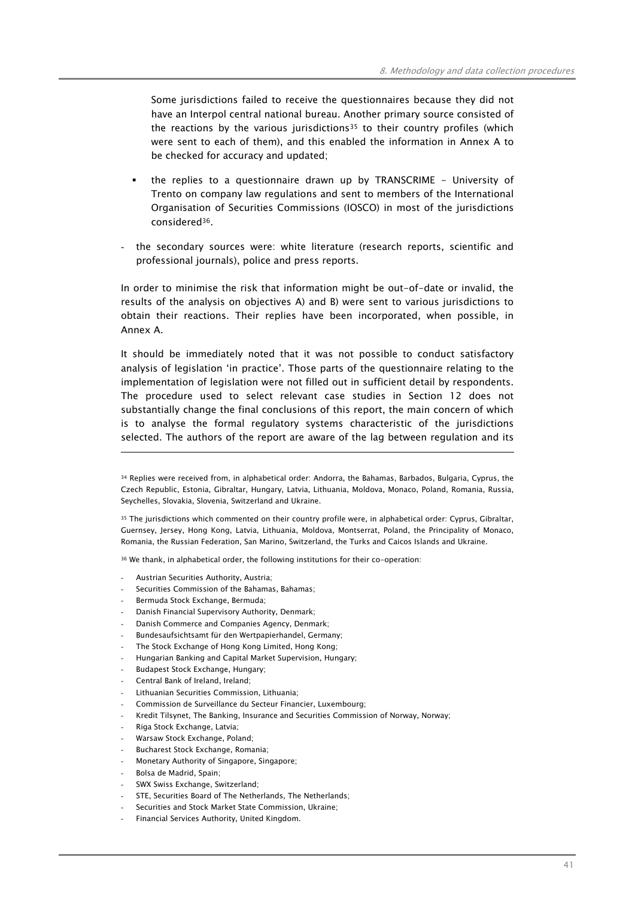Some jurisdictions failed to receive the questionnaires because they did not have an Interpol central national bureau. Another primary source consisted of the reactions by the various jurisdictions[35] to their country profiles (which were sent to each of them), and this enabled the information in Annex A to be checked for accuracy and updated;

- the replies to a questionnaire drawn up by TRANSCRIME - University of Trento on company law regulations and sent to members of the International Organisation of Securities Commissions (IOSCO) in most of the jurisdictions considered[36].

- the secondary sources were: white literature (research reports, scientific and professional journals), police and press reports.

In order to minimise the risk that information might be out-of-date or invalid, the results of the analysis on objectives A) and B) were sent to various jurisdictions to obtain their reactions. Their replies have been incorporated, when possible, in Annex A.

It should be immediately noted that it was not possible to conduct satisfactory analysis of legislation 'in practice'. Those parts of the questionnaire relating to the implementation of legislation were not filled out in sufficient detail by respondents. The procedure used to select relevant case studies in Section 12 does not substantially change the final conclusions of this report, the main concern of which is to analyse the formal regulatory systems characteristic of the jurisdictions selected. The authors of the report are aware of the lag between regulation and its

---

[34] Replies were received from, in alphabetical order: Andorra, the Bahamas, Barbados, Bulgaria, Cyprus, the Czech Republic, Estonia, Gibraltar, Hungary, Latvia, Lithuania, Moldova, Monaco, Poland, Romania, Russia, Seychelles, Slovakia, Slovenia, Switzerland and Ukraine.

[35] The jurisdictions which commented on their country profile were, in alphabetical order: Cyprus, Gibraltar, Guernsey, Jersey, Hong Kong, Latvia, Lithuania, Moldova, Montserrat, Poland, the Principality of Monaco, Romania, the Russian Federation, San Marino, Switzerland, the Turks and Caicos Islands and Ukraine.

[36] We thank, in alphabetical order, the following institutions for their co-operation:

- Austrian Securities Authority, Austria;
- Securities Commission of the Bahamas, Bahamas;
- Bermuda Stock Exchange, Bermuda;
- Danish Financial Supervisory Authority, Denmark;
- Danish Commerce and Companies Agency, Denmark;
- Bundesaufsichtsamt für den Wertpapierhandel, Germany;
- The Stock Exchange of Hong Kong Limited, Hong Kong;
- Hungarian Banking and Capital Market Supervision, Hungary;
- Budapest Stock Exchange, Hungary;
- Central Bank of Ireland, Ireland;
- Lithuanian Securities Commission, Lithuania;
- Commission de Surveillance du Secteur Financier, Luxembourg;
- Kredit Tilsynet, The Banking, Insurance and Securities Commission of Norway, Norway;
- Riga Stock Exchange, Latvia;
- Warsaw Stock Exchange, Poland;
- Bucharest Stock Exchange, Romania;
- Monetary Authority of Singapore, Singapore;
- Bolsa de Madrid, Spain;
- SWX Swiss Exchange, Switzerland;
- STE, Securities Board of The Netherlands, The Netherlands;
- Securities and Stock Market State Commission, Ukraine;
- Financial Services Authority, United Kingdom.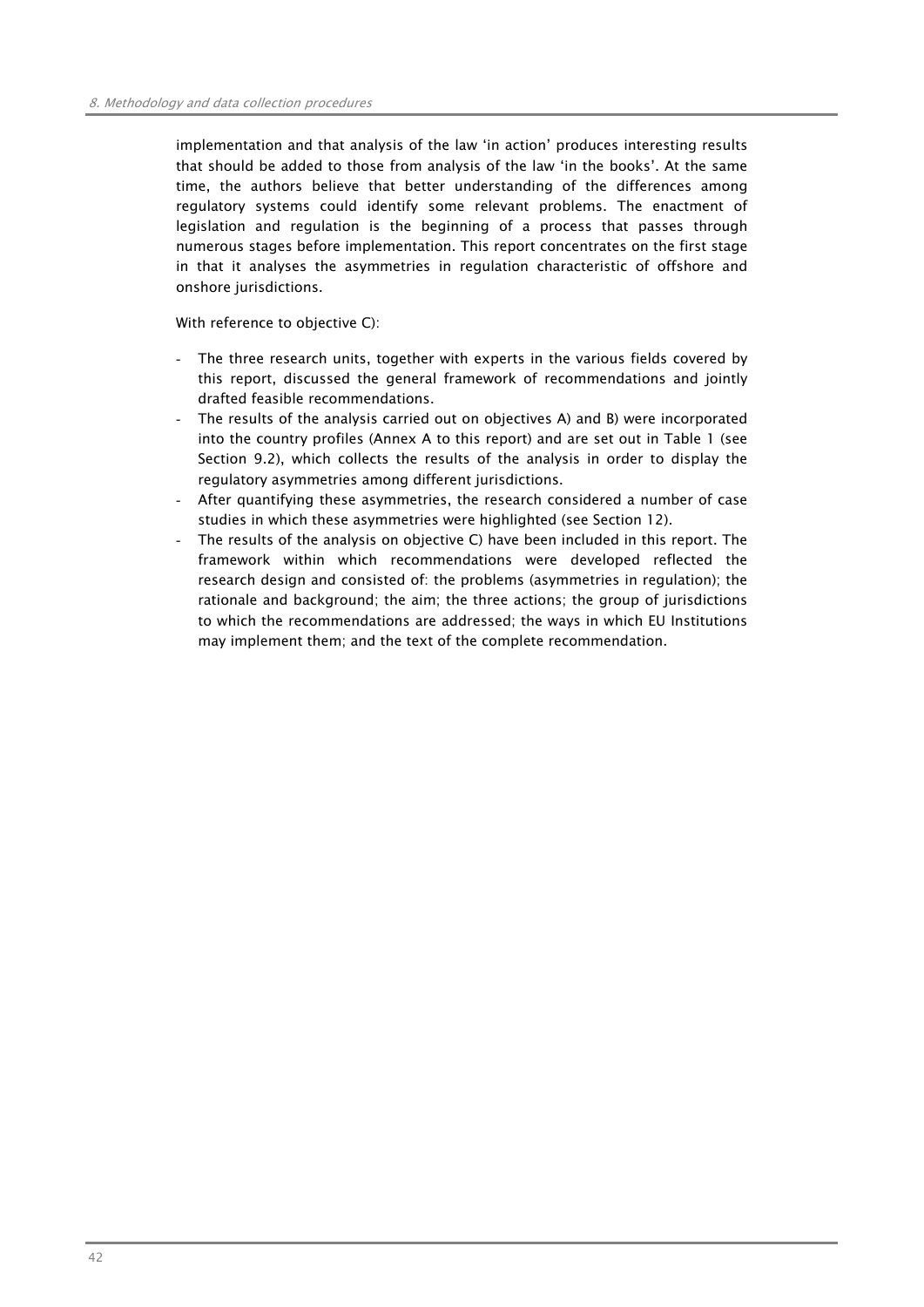implementation and that analysis of the law 'in action' produces interesting results that should be added to those from analysis of the law 'in the books'. At the same time, the authors believe that better understanding of the differences among regulatory systems could identify some relevant problems. The enactment of legislation and regulation is the beginning of a process that passes through numerous stages before implementation. This report concentrates on the first stage in that it analyses the asymmetries in regulation characteristic of offshore and onshore jurisdictions.

With reference to objective C):

- The three research units, together with experts in the various fields covered by this report, discussed the general framework of recommendations and jointly drafted feasible recommendations.
- The results of the analysis carried out on objectives A) and B) were incorporated into the country profiles (Annex A to this report) and are set out in Table 1 (see Section 9.2), which collects the results of the analysis in order to display the regulatory asymmetries among different jurisdictions.
- After quantifying these asymmetries, the research considered a number of case studies in which these asymmetries were highlighted (see Section 12).
- The results of the analysis on objective C) have been included in this report. The framework within which recommendations were developed reflected the research design and consisted of: the problems (asymmetries in regulation); the rationale and background; the aim; the three actions; the group of jurisdictions to which the recommendations are addressed; the ways in which EU Institutions may implement them; and the text of the complete recommendation.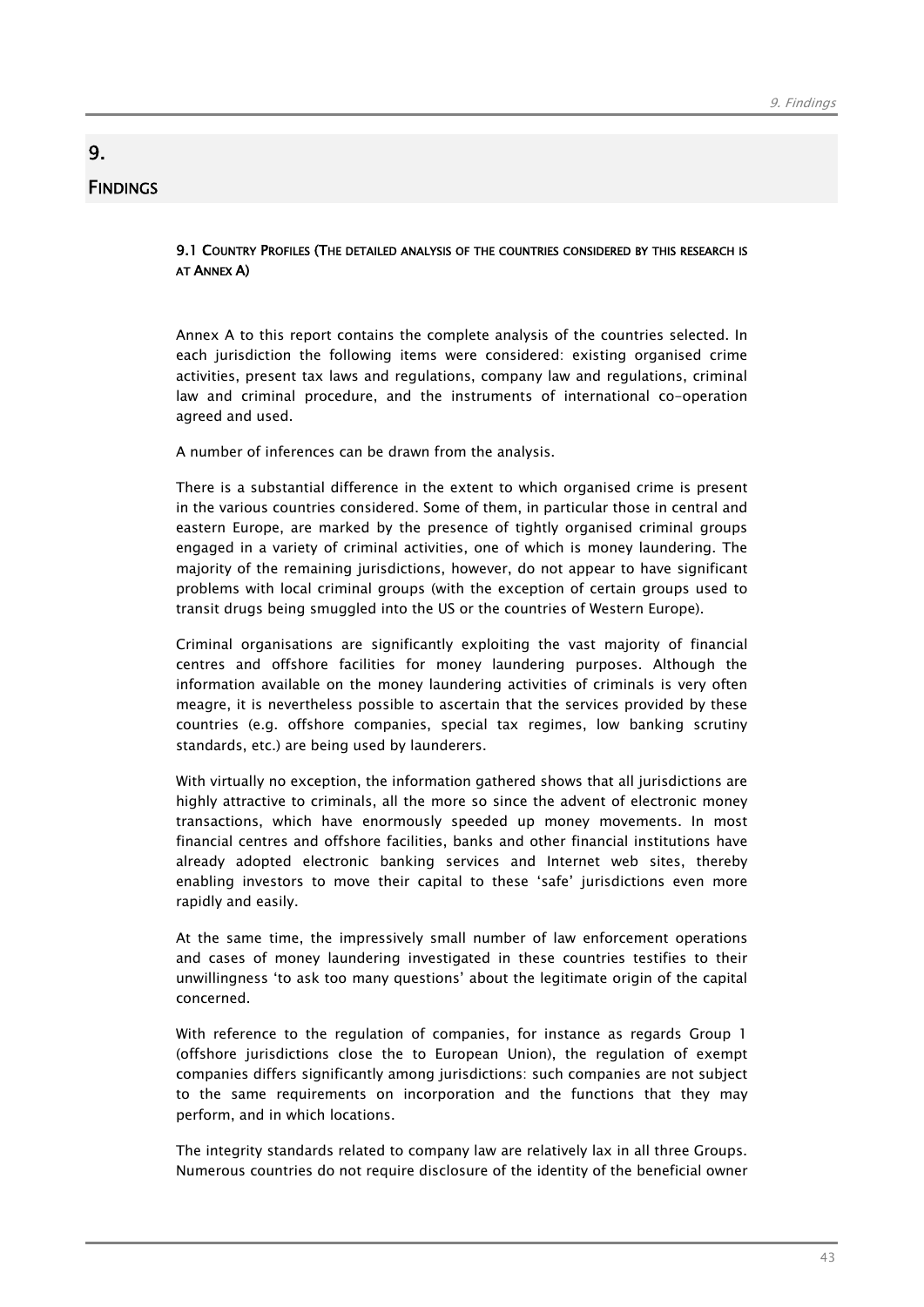# 9.

# Findings

### 9.1 Country Profiles (The detailed analysis of the countries considered by this research is at Annex A)

Annex A to this report contains the complete analysis of the countries selected. In each jurisdiction the following items were considered: existing organised crime activities, present tax laws and regulations, company law and regulations, criminal law and criminal procedure, and the instruments of international co-operation agreed and used.

A number of inferences can be drawn from the analysis.

There is a substantial difference in the extent to which organised crime is present in the various countries considered. Some of them, in particular those in central and eastern Europe, are marked by the presence of tightly organised criminal groups engaged in a variety of criminal activities, one of which is money laundering. The majority of the remaining jurisdictions, however, do not appear to have significant problems with local criminal groups (with the exception of certain groups used to transit drugs being smuggled into the US or the countries of Western Europe).

Criminal organisations are significantly exploiting the vast majority of financial centres and offshore facilities for money laundering purposes. Although the information available on the money laundering activities of criminals is very often meagre, it is nevertheless possible to ascertain that the services provided by these countries (e.g. offshore companies, special tax regimes, low banking scrutiny standards, etc.) are being used by launderers.

With virtually no exception, the information gathered shows that all jurisdictions are highly attractive to criminals, all the more so since the advent of electronic money transactions, which have enormously speeded up money movements. In most financial centres and offshore facilities, banks and other financial institutions have already adopted electronic banking services and Internet web sites, thereby enabling investors to move their capital to these 'safe' jurisdictions even more rapidly and easily.

At the same time, the impressively small number of law enforcement operations and cases of money laundering investigated in these countries testifies to their unwillingness 'to ask too many questions' about the legitimate origin of the capital concerned.

With reference to the regulation of companies, for instance as regards Group 1 (offshore jurisdictions close the to European Union), the regulation of exempt companies differs significantly among jurisdictions: such companies are not subject to the same requirements on incorporation and the functions that they may perform, and in which locations.

The integrity standards related to company law are relatively lax in all three Groups. Numerous countries do not require disclosure of the identity of the beneficial owner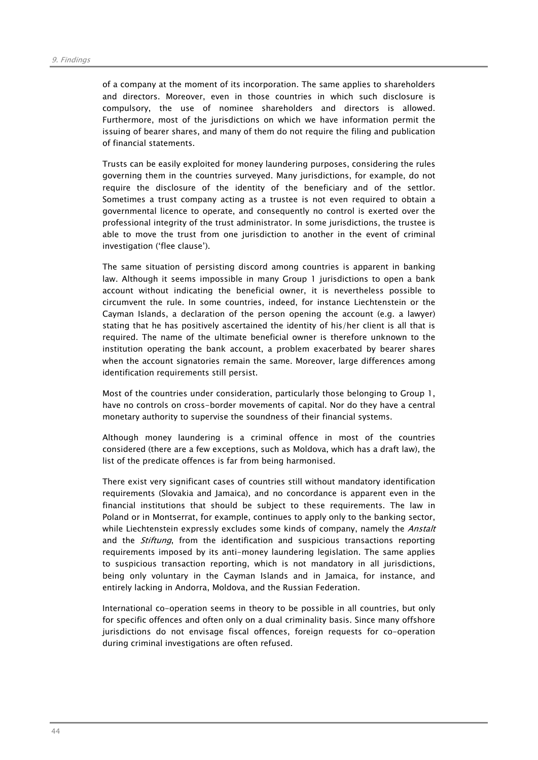of a company at the moment of its incorporation. The same applies to shareholders and directors. Moreover, even in those countries in which such disclosure is compulsory, the use of nominee shareholders and directors is allowed. Furthermore, most of the jurisdictions on which we have information permit the issuing of bearer shares, and many of them do not require the filing and publication of financial statements.

Trusts can be easily exploited for money laundering purposes, considering the rules governing them in the countries surveyed. Many jurisdictions, for example, do not require the disclosure of the identity of the beneficiary and of the settlor. Sometimes a trust company acting as a trustee is not even required to obtain a governmental licence to operate, and consequently no control is exerted over the professional integrity of the trust administrator. In some jurisdictions, the trustee is able to move the trust from one jurisdiction to another in the event of criminal investigation ('flee clause').

The same situation of persisting discord among countries is apparent in banking law. Although it seems impossible in many Group 1 jurisdictions to open a bank account without indicating the beneficial owner, it is nevertheless possible to circumvent the rule. In some countries, indeed, for instance Liechtenstein or the Cayman Islands, a declaration of the person opening the account (e.g. a lawyer) stating that he has positively ascertained the identity of his/her client is all that is required. The name of the ultimate beneficial owner is therefore unknown to the institution operating the bank account, a problem exacerbated by bearer shares when the account signatories remain the same. Moreover, large differences among identification requirements still persist.

Most of the countries under consideration, particularly those belonging to Group 1, have no controls on cross-border movements of capital. Nor do they have a central monetary authority to supervise the soundness of their financial systems.

Although money laundering is a criminal offence in most of the countries considered (there are a few exceptions, such as Moldova, which has a draft law), the list of the predicate offences is far from being harmonised.

There exist very significant cases of countries still without mandatory identification requirements (Slovakia and Jamaica), and no concordance is apparent even in the financial institutions that should be subject to these requirements. The law in Poland or in Montserrat, for example, continues to apply only to the banking sector, while Liechtenstein expressly excludes some kinds of company, namely the *Anstalt* and the *Stiftung*, from the identification and suspicious transactions reporting requirements imposed by its anti-money laundering legislation. The same applies to suspicious transaction reporting, which is not mandatory in all jurisdictions, being only voluntary in the Cayman Islands and in Jamaica, for instance, and entirely lacking in Andorra, Moldova, and the Russian Federation.

International co-operation seems in theory to be possible in all countries, but only for specific offences and often only on a dual criminality basis. Since many offshore jurisdictions do not envisage fiscal offences, foreign requests for co-operation during criminal investigations are often refused.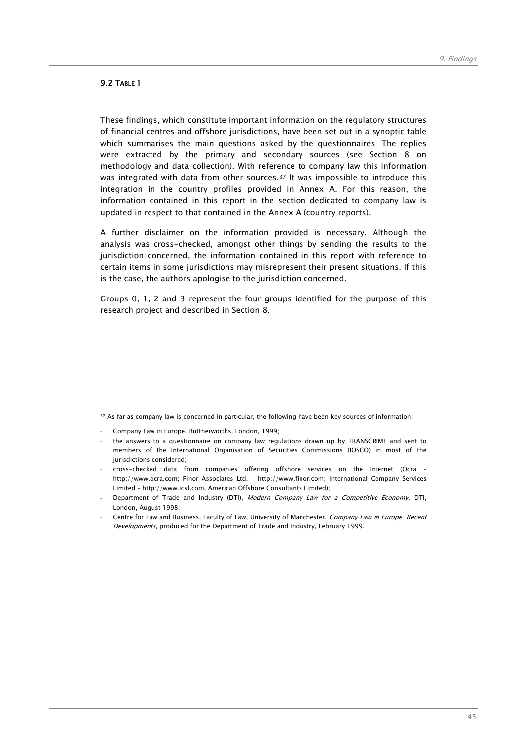### 9.2 Table 1

These findings, which constitute important information on the regulatory structures of financial centres and offshore jurisdictions, have been set out in a synoptic table which summarises the main questions asked by the questionnaires. The replies were extracted by the primary and secondary sources (see Section 8 on methodology and data collection). With reference to company law this information was integrated with data from other sources.[37] It was impossible to introduce this integration in the country profiles provided in Annex A. For this reason, the information contained in this report in the section dedicated to company law is updated in respect to that contained in the Annex A (country reports).

A further disclaimer on the information provided is necessary. Although the analysis was cross-checked, amongst other things by sending the results to the jurisdiction concerned, the information contained in this report with reference to certain items in some jurisdictions may misrepresent their present situations. If this is the case, the authors apologise to the jurisdiction concerned.

Groups 0, 1, 2 and 3 represent the four groups identified for the purpose of this research project and described in Section 8.

---

[37] As far as company law is concerned in particular, the following have been key sources of information:

- Company Law in Europe, Buttherworths, London, 1999;
- the answers to a questionnaire on company law regulations drawn up by TRANSCRIME and sent to members of the International Organisation of Securities Commissions (IOSCO) in most of the jurisdictions considered;
- cross-checked data from companies offering offshore services on the Internet (Ocra – http://www.ocra.com; Finor Associates Ltd. – http://www.finor.com; International Company Services Limited – http://www.icsl.com, American Offshore Consultants Limited);
- Department of Trade and Industry (DTI), *Modern Company Law for a Competitive Economy*, DTI, London, August 1998;
- Centre for Law and Business, Faculty of Law, University of Manchester, *Company Law in Europe: Recent Developments*, produced for the Department of Trade and Industry, February 1999.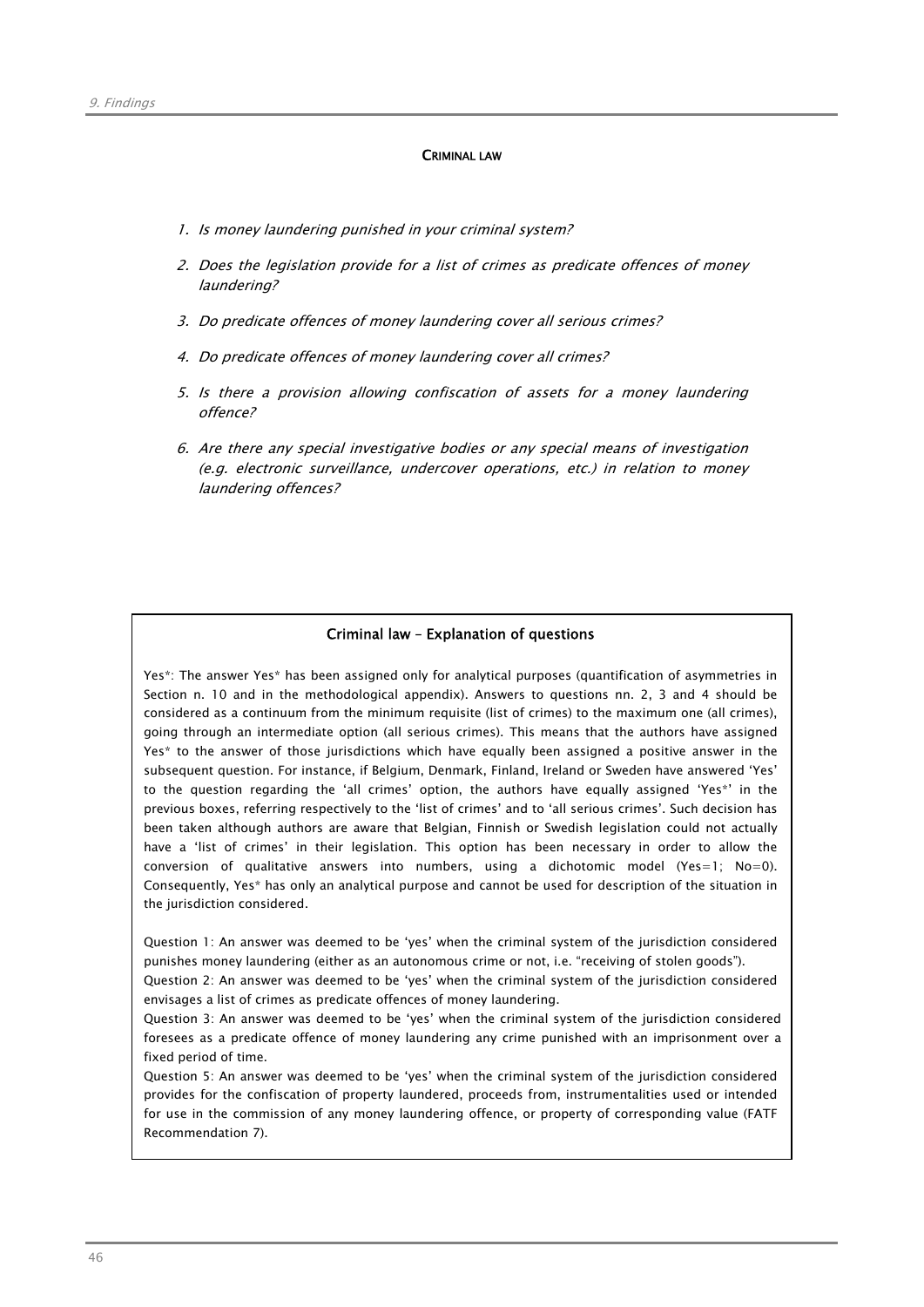## CRIMINAL LAW

1. *Is money laundering punished in your criminal system?*
2. *Does the legislation provide for a list of crimes as predicate offences of money laundering?*
3. *Do predicate offences of money laundering cover all serious crimes?*
4. *Do predicate offences of money laundering cover all crimes?*
5. *Is there a provision allowing confiscation of assets for a money laundering offence?*
6. *Are there any special investigative bodies or any special means of investigation (e.g. electronic surveillance, undercover operations, etc.) in relation to money laundering offences?*

---

### Criminal law – Explanation of questions

Yes*: The answer Yes* has been assigned only for analytical purposes (quantification of asymmetries in Section n. 10 and in the methodological appendix). Answers to questions nn. 2, 3 and 4 should be considered as a continuum from the minimum requisite (list of crimes) to the maximum one (all crimes), going through an intermediate option (all serious crimes). This means that the authors have assigned Yes* to the answer of those jurisdictions which have equally been assigned a positive answer in the subsequent question. For instance, if Belgium, Denmark, Finland, Ireland or Sweden have answered 'Yes' to the question regarding the 'all crimes' option, the authors have equally assigned 'Yes*' in the previous boxes, referring respectively to the 'list of crimes' and to 'all serious crimes'. Such decision has been taken although authors are aware that Belgian, Finnish or Swedish legislation could not actually have a 'list of crimes' in their legislation. This option has been necessary in order to allow the conversion of qualitative answers into numbers, using a dichotomic model (Yes=1; No=0). Consequently, Yes* has only an analytical purpose and cannot be used for description of the situation in the jurisdiction considered.

Question 1: An answer was deemed to be 'yes' when the criminal system of the jurisdiction considered punishes money laundering (either as an autonomous crime or not, i.e. "receiving of stolen goods").
Question 2: An answer was deemed to be 'yes' when the criminal system of the jurisdiction considered envisages a list of crimes as predicate offences of money laundering.
Question 3: An answer was deemed to be 'yes' when the criminal system of the jurisdiction considered foresees as a predicate offence of money laundering any crime punished with an imprisonment over a fixed period of time.
Question 5: An answer was deemed to be 'yes' when the criminal system of the jurisdiction considered provides for the confiscation of property laundered, proceeds from, instrumentalities used or intended for use in the commission of any money laundering offence, or property of corresponding value (FATF Recommendation 7).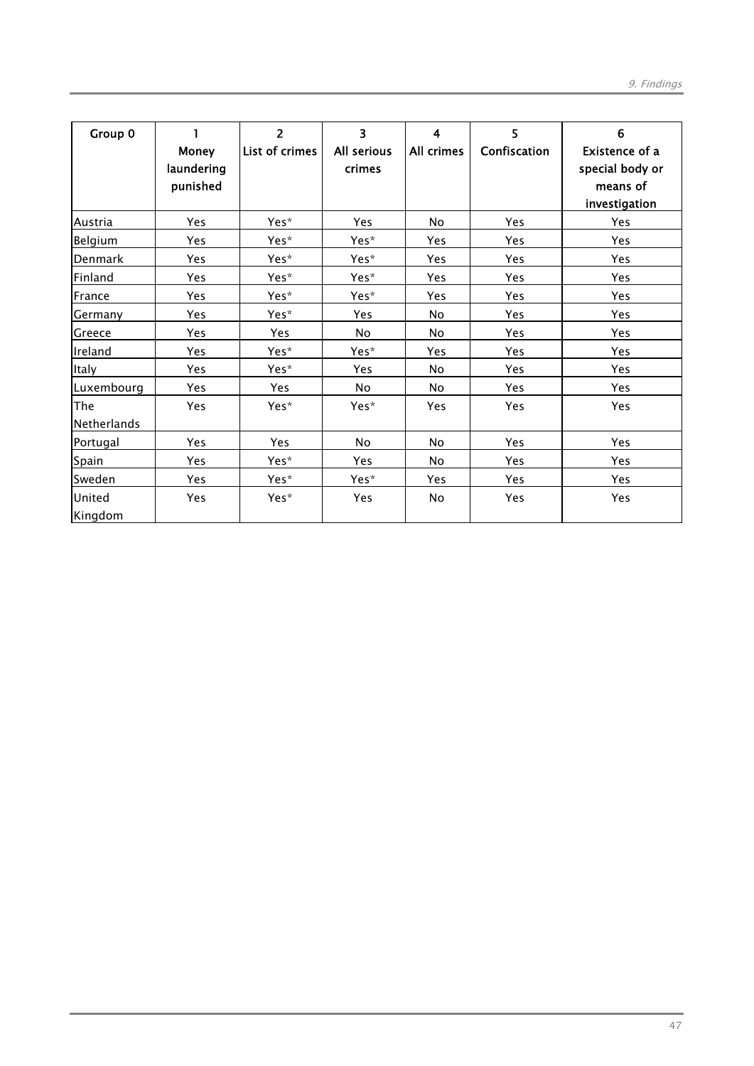| Group 0 | 1<br>Money laundering punished | 2<br>List of crimes | 3<br>All serious crimes | 4<br>All crimes | 5<br>Confiscation | 6<br>Existence of a special body or means of investigation |
|---|---|---|---|---|---|---|
| Austria | Yes | Yes* | Yes | No | Yes | Yes |
| Belgium | Yes | Yes* | Yes* | Yes | Yes | Yes |
| Denmark | Yes | Yes* | Yes* | Yes | Yes | Yes |
| Finland | Yes | Yes* | Yes* | Yes | Yes | Yes |
| France | Yes | Yes* | Yes* | Yes | Yes | Yes |
| Germany | Yes | Yes* | Yes | No | Yes | Yes |
| Greece | Yes | Yes | No | No | Yes | Yes |
| Ireland | Yes | Yes* | Yes* | Yes | Yes | Yes |
| Italy | Yes | Yes* | Yes | No | Yes | Yes |
| Luxembourg | Yes | Yes | No | No | Yes | Yes |
| The Netherlands | Yes | Yes* | Yes* | Yes | Yes | Yes |
| Portugal | Yes | Yes | No | No | Yes | Yes |
| Spain | Yes | Yes* | Yes | No | Yes | Yes |
| Sweden | Yes | Yes* | Yes* | Yes | Yes | Yes |
| United Kingdom | Yes | Yes* | Yes | No | Yes | Yes |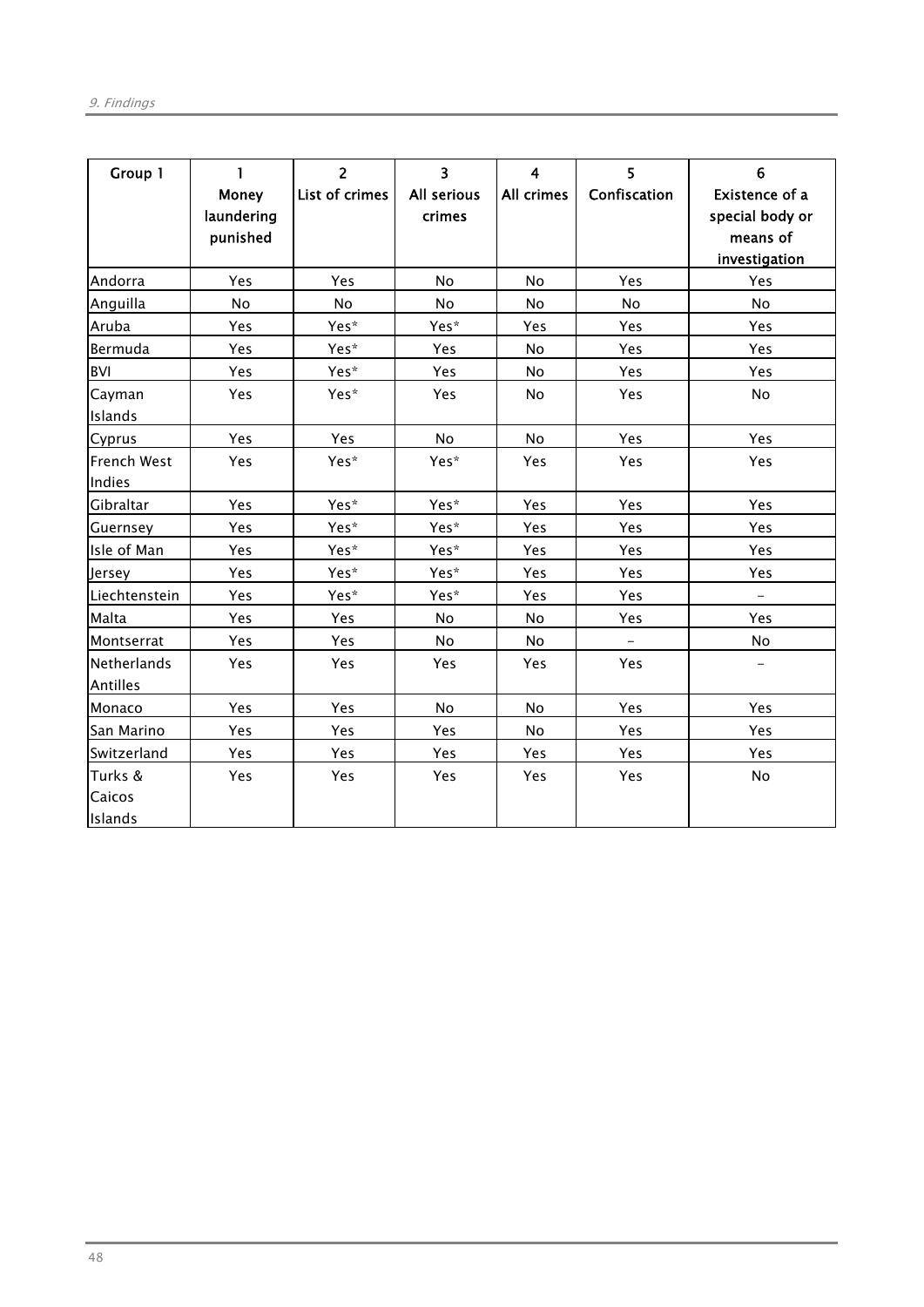| Group 1 | 1<br>Money laundering punished | 2<br>List of crimes | 3<br>All serious crimes | 4<br>All crimes | 5<br>Confiscation | 6<br>Existence of a special body or means of investigation |
|---|---|---|---|---|---|---|
| Andorra | Yes | Yes | No | No | Yes | Yes |
| Anguilla | No | No | No | No | No | No |
| Aruba | Yes | Yes* | Yes* | Yes | Yes | Yes |
| Bermuda | Yes | Yes* | Yes | No | Yes | Yes |
| BVI | Yes | Yes* | Yes | No | Yes | Yes |
| Cayman Islands | Yes | Yes* | Yes | No | Yes | No |
| Cyprus | Yes | Yes | No | No | Yes | Yes |
| French West Indies | Yes | Yes* | Yes* | Yes | Yes | Yes |
| Gibraltar | Yes | Yes* | Yes* | Yes | Yes | Yes |
| Guernsey | Yes | Yes* | Yes* | Yes | Yes | Yes |
| Isle of Man | Yes | Yes* | Yes* | Yes | Yes | Yes |
| Jersey | Yes | Yes* | Yes* | Yes | Yes | Yes |
| Liechtenstein | Yes | Yes* | Yes* | Yes | Yes | – |
| Malta | Yes | Yes | No | No | Yes | Yes |
| Montserrat | Yes | Yes | No | No | – | No |
| Netherlands Antilles | Yes | Yes | Yes | Yes | Yes | – |
| Monaco | Yes | Yes | No | No | Yes | Yes |
| San Marino | Yes | Yes | Yes | No | Yes | Yes |
| Switzerland | Yes | Yes | Yes | Yes | Yes | Yes |
| Turks & Caicos Islands | Yes | Yes | Yes | Yes | Yes | No |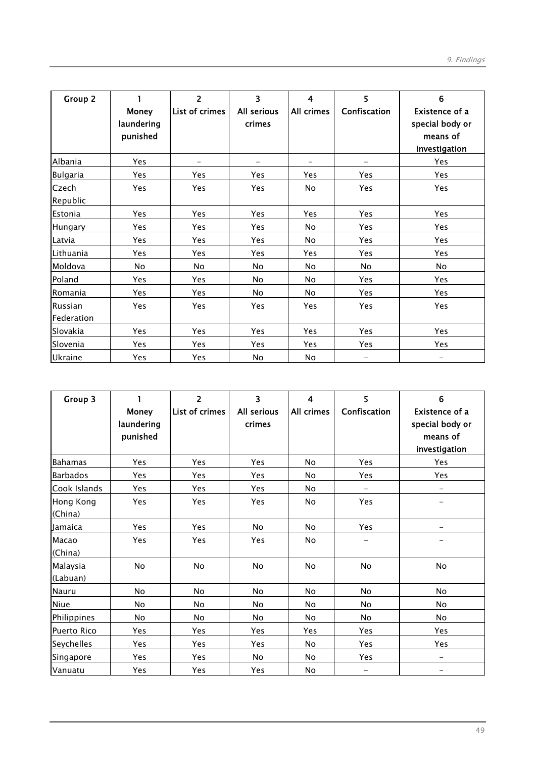| Group 2 | 1<br>Money laundering punished | 2<br>List of crimes | 3<br>All serious crimes | 4<br>All crimes | 5<br>Confiscation | 6<br>Existence of a special body or means of investigation |
|---|---|---|---|---|---|---|
| Albania | Yes | – | – | – | – | Yes |
| Bulgaria | Yes | Yes | Yes | Yes | Yes | Yes |
| Czech Republic | Yes | Yes | Yes | No | Yes | Yes |
| Estonia | Yes | Yes | Yes | Yes | Yes | Yes |
| Hungary | Yes | Yes | Yes | No | Yes | Yes |
| Latvia | Yes | Yes | Yes | No | Yes | Yes |
| Lithuania | Yes | Yes | Yes | Yes | Yes | Yes |
| Moldova | No | No | No | No | No | No |
| Poland | Yes | Yes | No | No | Yes | Yes |
| Romania | Yes | Yes | No | No | Yes | Yes |
| Russian Federation | Yes | Yes | Yes | Yes | Yes | Yes |
| Slovakia | Yes | Yes | Yes | Yes | Yes | Yes |
| Slovenia | Yes | Yes | Yes | Yes | Yes | Yes |
| Ukraine | Yes | Yes | No | No | – | – |

| Group 3 | 1<br>Money laundering punished | 2<br>List of crimes | 3<br>All serious crimes | 4<br>All crimes | 5<br>Confiscation | 6<br>Existence of a special body or means of investigation |
|---|---|---|---|---|---|---|
| Bahamas | Yes | Yes | Yes | No | Yes | Yes |
| Barbados | Yes | Yes | Yes | No | Yes | Yes |
| Cook Islands | Yes | Yes | Yes | No | – | – |
| Hong Kong (China) | Yes | Yes | Yes | No | Yes | – |
| Jamaica | Yes | Yes | No | No | Yes | – |
| Macao (China) | Yes | Yes | Yes | No | – | – |
| Malaysia (Labuan) | No | No | No | No | No | No |
| Nauru | No | No | No | No | No | No |
| Niue | No | No | No | No | No | No |
| Philippines | No | No | No | No | No | No |
| Puerto Rico | Yes | Yes | Yes | Yes | Yes | Yes |
| Seychelles | Yes | Yes | Yes | No | Yes | Yes |
| Singapore | Yes | Yes | No | No | Yes | – |
| Vanuatu | Yes | Yes | Yes | No | – | – |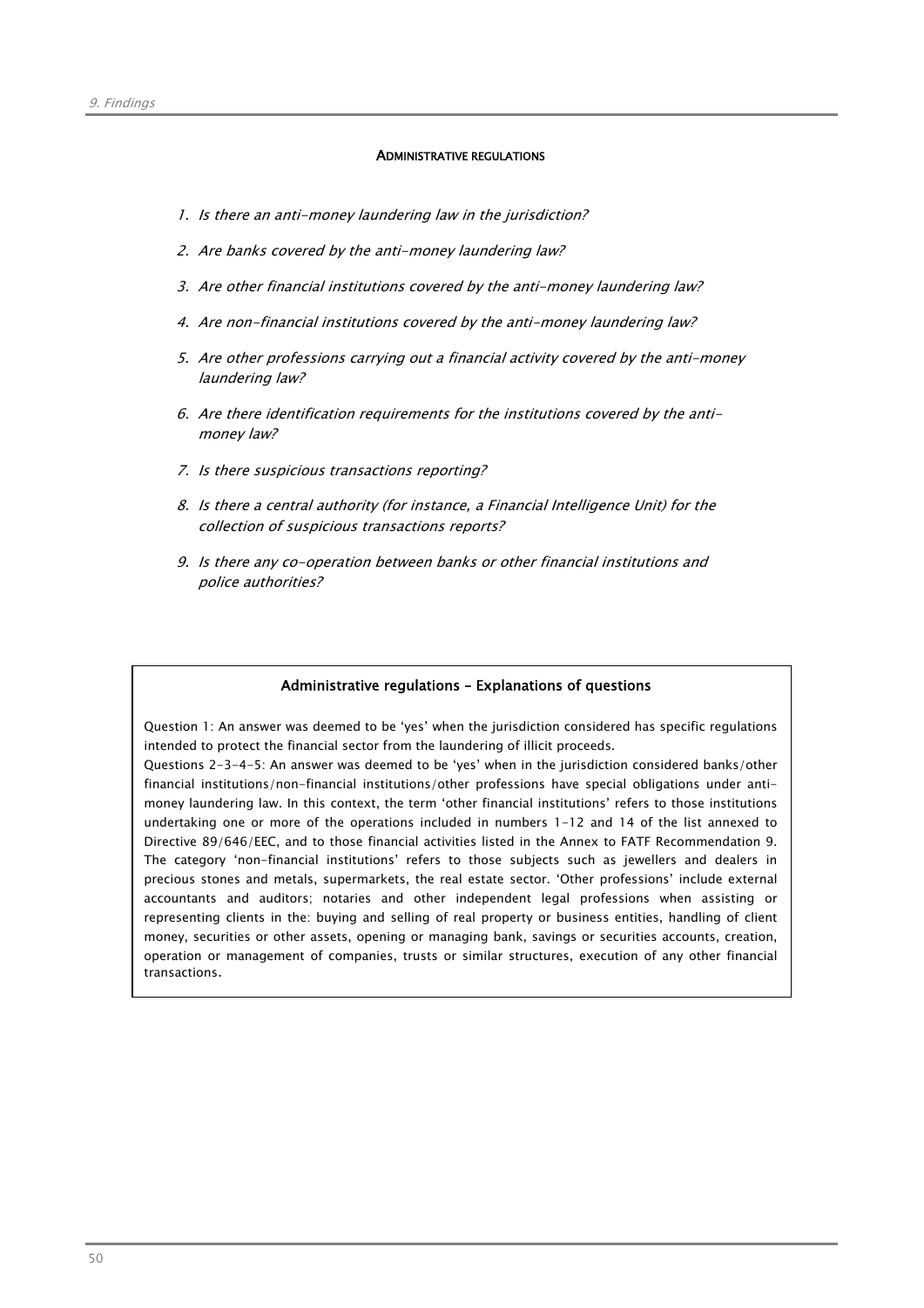## ADMINISTRATIVE REGULATIONS

1. *Is there an anti-money laundering law in the jurisdiction?*
2. *Are banks covered by the anti-money laundering law?*
3. *Are other financial institutions covered by the anti-money laundering law?*
4. *Are non-financial institutions covered by the anti-money laundering law?*
5. *Are other professions carrying out a financial activity covered by the anti-money laundering law?*
6. *Are there identification requirements for the institutions covered by the anti-money law?*
7. *Is there suspicious transactions reporting?*
8. *Is there a central authority (for instance, a Financial Intelligence Unit) for the collection of suspicious transactions reports?*
9. *Is there any co-operation between banks or other financial institutions and police authorities?*

### Administrative regulations – Explanations of questions

Question 1: An answer was deemed to be 'yes' when the jurisdiction considered has specific regulations intended to protect the financial sector from the laundering of illicit proceeds.

Questions 2-3-4-5: An answer was deemed to be 'yes' when in the jurisdiction considered banks/other financial institutions/non-financial institutions/other professions have special obligations under anti-money laundering law. In this context, the term 'other financial institutions' refers to those institutions undertaking one or more of the operations included in numbers 1-12 and 14 of the list annexed to Directive 89/646/EEC, and to those financial activities listed in the Annex to FATF Recommendation 9. The category 'non-financial institutions' refers to those subjects such as jewellers and dealers in precious stones and metals, supermarkets, the real estate sector. 'Other professions' include external accountants and auditors; notaries and other independent legal professions when assisting or representing clients in the: buying and selling of real property or business entities, handling of client money, securities or other assets, opening or managing bank, savings or securities accounts, creation, operation or management of companies, trusts or similar structures, execution of any other financial transactions.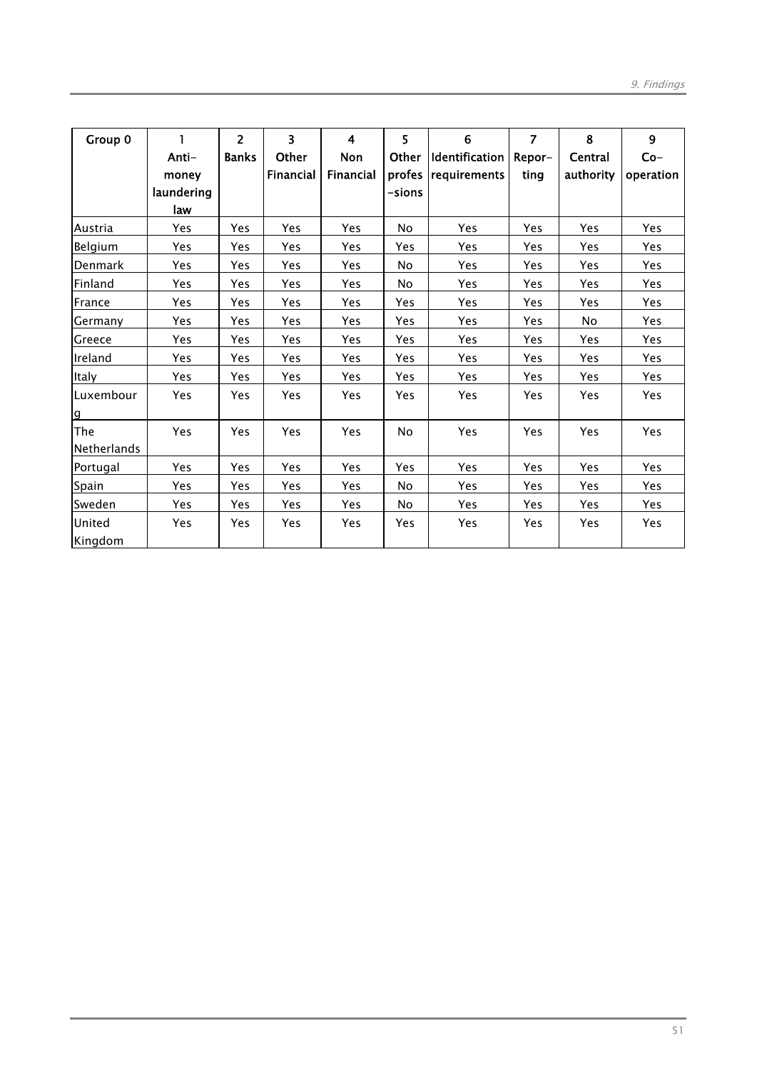| Group 0 | 1 Anti-money laundering law | 2 Banks | 3 Other Financial | 4 Non Financial | 5 Other profes-sions | 6 Identification requirements | 7 Repor-ting | 8 Central authority | 9 Co-operation |
|---|---|---|---|---|---|---|---|---|---|
| Austria | Yes | Yes | Yes | Yes | No | Yes | Yes | Yes | Yes |
| Belgium | Yes | Yes | Yes | Yes | Yes | Yes | Yes | Yes | Yes |
| Denmark | Yes | Yes | Yes | Yes | No | Yes | Yes | Yes | Yes |
| Finland | Yes | Yes | Yes | Yes | No | Yes | Yes | Yes | Yes |
| France | Yes | Yes | Yes | Yes | Yes | Yes | Yes | Yes | Yes |
| Germany | Yes | Yes | Yes | Yes | Yes | Yes | Yes | No | Yes |
| Greece | Yes | Yes | Yes | Yes | Yes | Yes | Yes | Yes | Yes |
| Ireland | Yes | Yes | Yes | Yes | Yes | Yes | Yes | Yes | Yes |
| Italy | Yes | Yes | Yes | Yes | Yes | Yes | Yes | Yes | Yes |
| Luxembourg | Yes | Yes | Yes | Yes | Yes | Yes | Yes | Yes | Yes |
| The Netherlands | Yes | Yes | Yes | Yes | No | Yes | Yes | Yes | Yes |
| Portugal | Yes | Yes | Yes | Yes | Yes | Yes | Yes | Yes | Yes |
| Spain | Yes | Yes | Yes | Yes | No | Yes | Yes | Yes | Yes |
| Sweden | Yes | Yes | Yes | Yes | No | Yes | Yes | Yes | Yes |
| United Kingdom | Yes | Yes | Yes | Yes | Yes | Yes | Yes | Yes | Yes |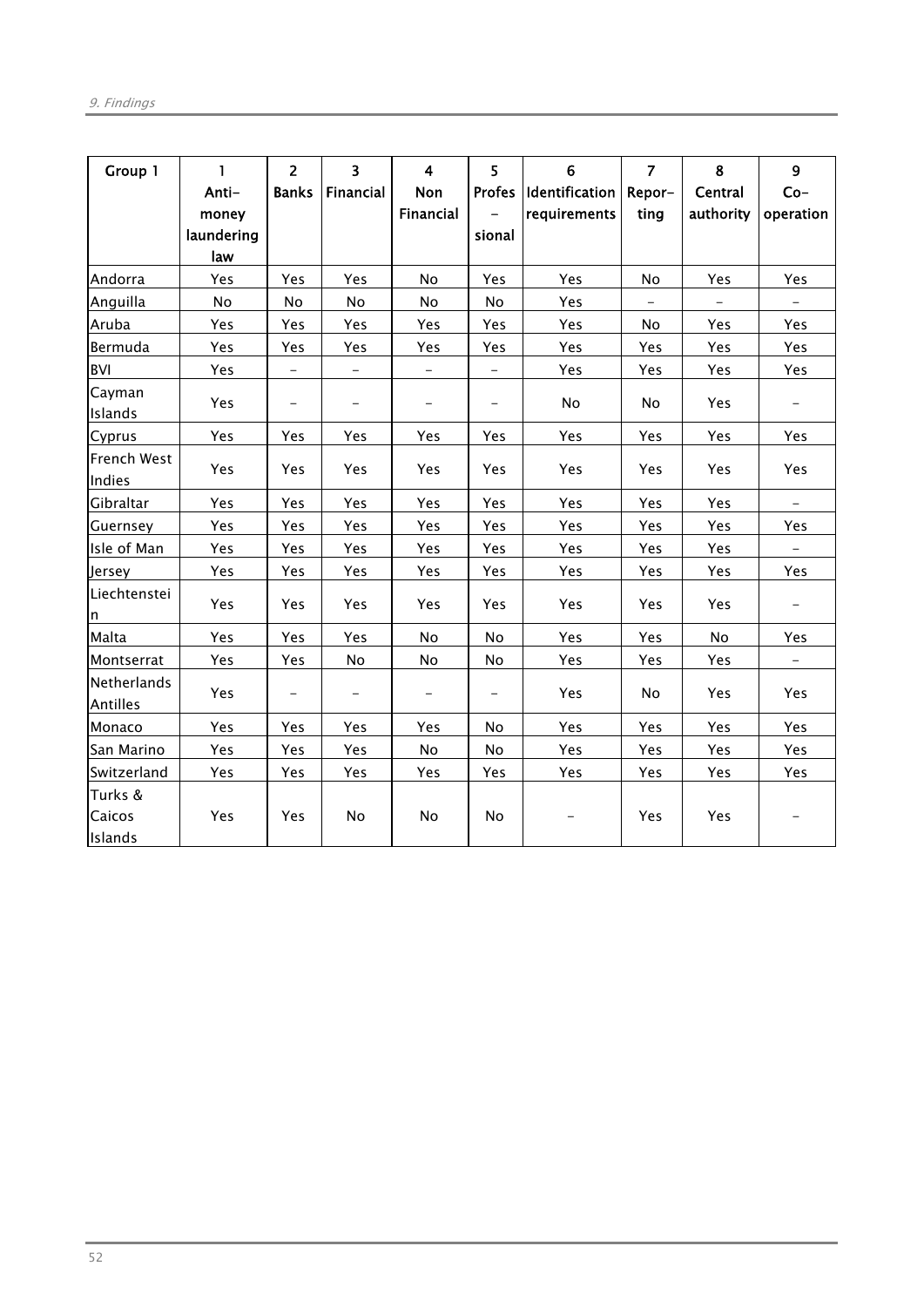| Group 1 | 1 Anti-money laundering law | 2 Banks | 3 Financial | 4 Non Financial | 5 Profes-sional | 6 Identification requirements | 7 Repor-ting | 8 Central authority | 9 Co-operation |
|---|---|---|---|---|---|---|---|---|---|
| Andorra | Yes | Yes | Yes | No | Yes | Yes | No | Yes | Yes |
| Anguilla | No | No | No | No | No | Yes | - | - | - |
| Aruba | Yes | Yes | Yes | Yes | Yes | Yes | No | Yes | Yes |
| Bermuda | Yes | Yes | Yes | Yes | Yes | Yes | Yes | Yes | Yes |
| BVI | Yes | - | - | - | - | Yes | Yes | Yes | Yes |
| Cayman Islands | Yes | - | - | - | - | No | No | Yes | - |
| Cyprus | Yes | Yes | Yes | Yes | Yes | Yes | Yes | Yes | Yes |
| French West Indies | Yes | Yes | Yes | Yes | Yes | Yes | Yes | Yes | Yes |
| Gibraltar | Yes | Yes | Yes | Yes | Yes | Yes | Yes | Yes | - |
| Guernsey | Yes | Yes | Yes | Yes | Yes | Yes | Yes | Yes | Yes |
| Isle of Man | Yes | Yes | Yes | Yes | Yes | Yes | Yes | Yes | - |
| Jersey | Yes | Yes | Yes | Yes | Yes | Yes | Yes | Yes | Yes |
| Liechtenstein | Yes | Yes | Yes | Yes | Yes | Yes | Yes | Yes | - |
| Malta | Yes | Yes | Yes | No | No | Yes | Yes | No | Yes |
| Montserrat | Yes | Yes | No | No | No | Yes | Yes | Yes | - |
| Netherlands Antilles | Yes | - | - | - | - | Yes | No | Yes | Yes |
| Monaco | Yes | Yes | Yes | Yes | No | Yes | Yes | Yes | Yes |
| San Marino | Yes | Yes | Yes | No | No | Yes | Yes | Yes | Yes |
| Switzerland | Yes | Yes | Yes | Yes | Yes | Yes | Yes | Yes | Yes |
| Turks & Caicos Islands | Yes | Yes | No | No | No | - | Yes | Yes | - |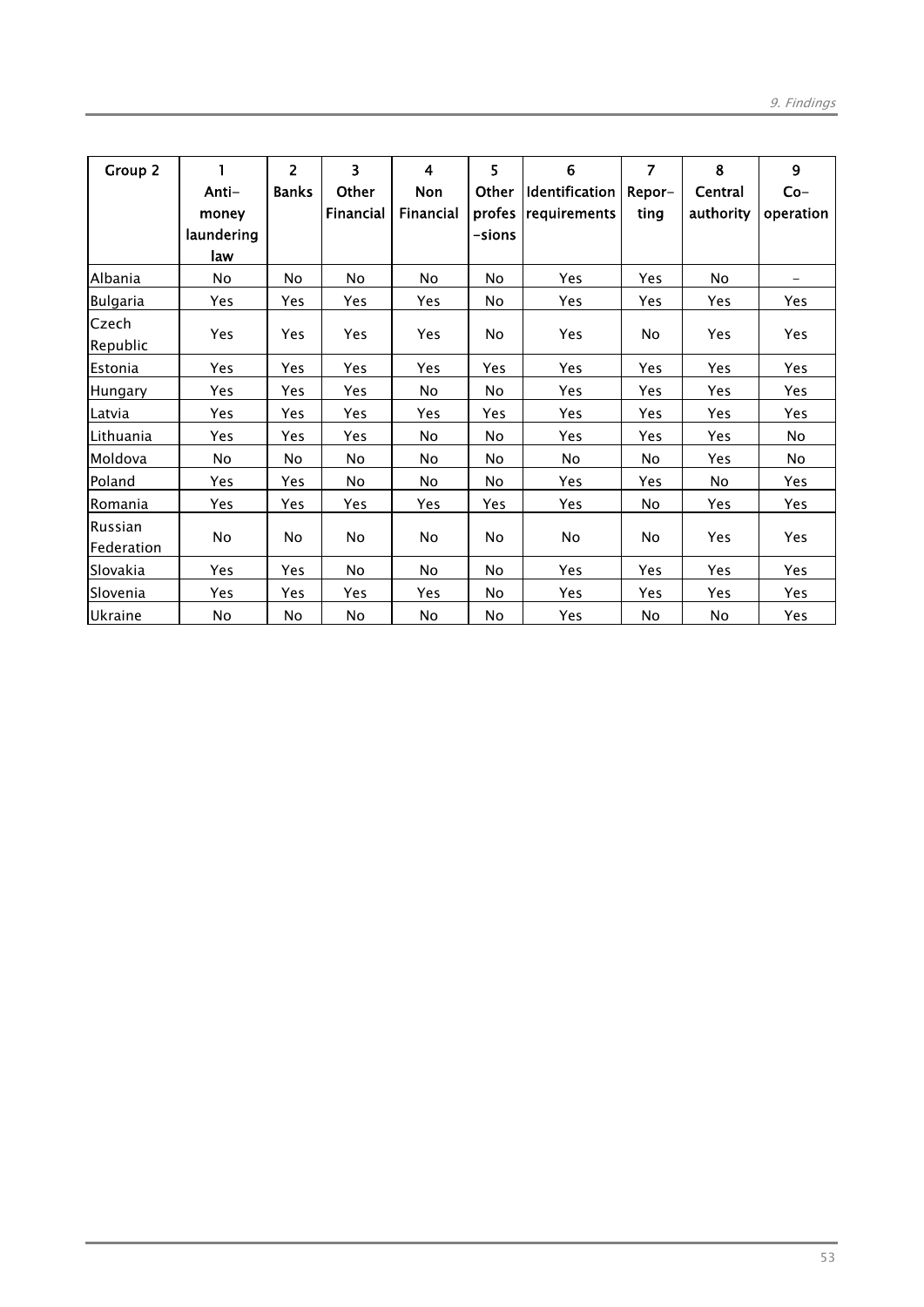| Group 2 | 1 Anti-money laundering law | 2 Banks | 3 Other Financial | 4 Non Financial | 5 Other profes-sions | 6 Identification requirements | 7 Repor-ting | 8 Central authority | 9 Co-operation |
|---|---|---|---|---|---|---|---|---|---|
| Albania | No | No | No | No | No | Yes | Yes | No | - |
| Bulgaria | Yes | Yes | Yes | Yes | No | Yes | Yes | Yes | Yes |
| Czech Republic | Yes | Yes | Yes | Yes | No | Yes | No | Yes | Yes |
| Estonia | Yes | Yes | Yes | Yes | Yes | Yes | Yes | Yes | Yes |
| Hungary | Yes | Yes | Yes | No | No | Yes | Yes | Yes | Yes |
| Latvia | Yes | Yes | Yes | Yes | Yes | Yes | Yes | Yes | Yes |
| Lithuania | Yes | Yes | Yes | No | No | Yes | Yes | Yes | No |
| Moldova | No | No | No | No | No | No | No | Yes | No |
| Poland | Yes | Yes | No | No | No | Yes | Yes | No | Yes |
| Romania | Yes | Yes | Yes | Yes | Yes | Yes | No | Yes | Yes |
| Russian Federation | No | No | No | No | No | No | No | Yes | Yes |
| Slovakia | Yes | Yes | No | No | No | Yes | Yes | Yes | Yes |
| Slovenia | Yes | Yes | Yes | Yes | No | Yes | Yes | Yes | Yes |
| Ukraine | No | No | No | No | No | Yes | No | No | Yes |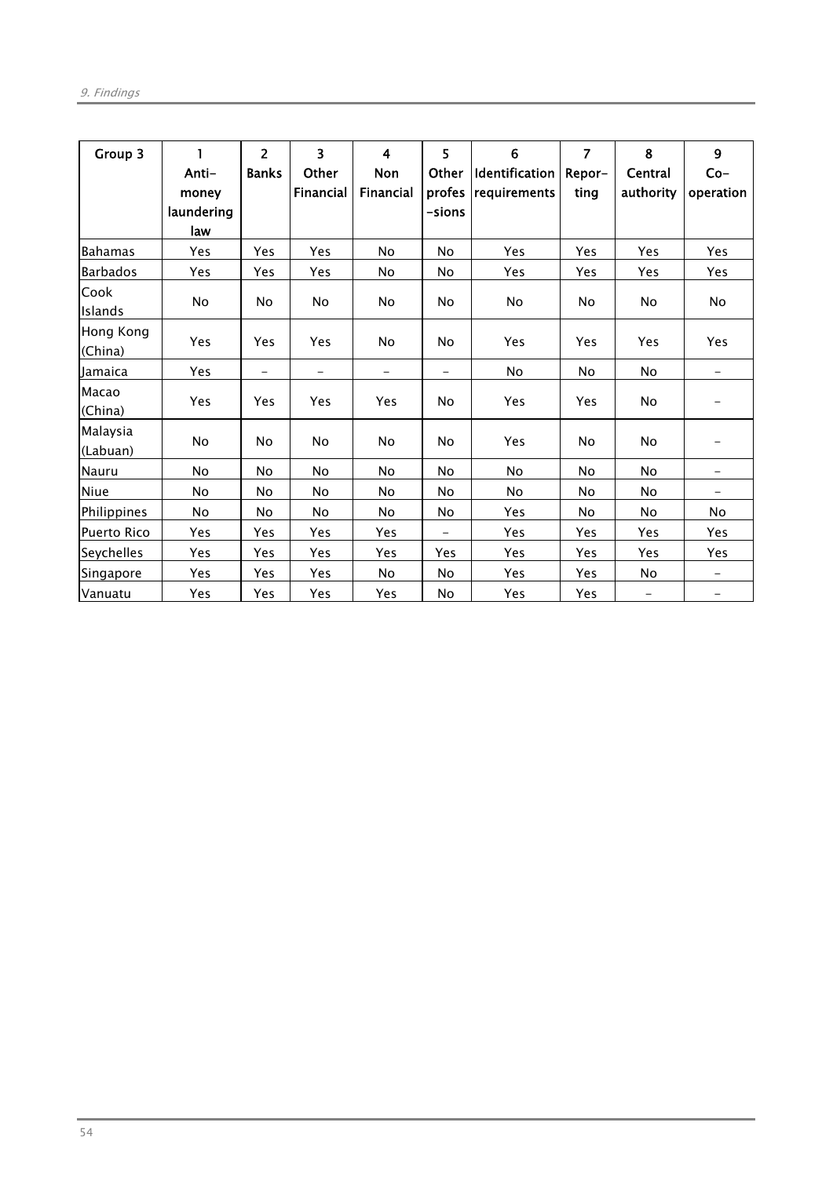| Group 3 | 1 Anti-money laundering law | 2 Banks | 3 Other Financial | 4 Non Financial | 5 Other profes-sions | 6 Identification requirements | 7 Repor-ting | 8 Central authority | 9 Co-operation |
|---|---|---|---|---|---|---|---|---|---|
| Bahamas | Yes | Yes | Yes | No | No | Yes | Yes | Yes | Yes |
| Barbados | Yes | Yes | Yes | No | No | Yes | Yes | Yes | Yes |
| Cook Islands | No | No | No | No | No | No | No | No | No |
| Hong Kong (China) | Yes | Yes | Yes | No | No | Yes | Yes | Yes | Yes |
| Jamaica | Yes | - | - | - | - | No | No | No | - |
| Macao (China) | Yes | Yes | Yes | Yes | No | Yes | Yes | No | - |
| Malaysia (Labuan) | No | No | No | No | No | Yes | No | No | - |
| Nauru | No | No | No | No | No | No | No | No | - |
| Niue | No | No | No | No | No | No | No | No | - |
| Philippines | No | No | No | No | No | Yes | No | No | No |
| Puerto Rico | Yes | Yes | Yes | Yes | - | Yes | Yes | Yes | Yes |
| Seychelles | Yes | Yes | Yes | Yes | Yes | Yes | Yes | Yes | Yes |
| Singapore | Yes | Yes | Yes | No | No | Yes | Yes | No | - |
| Vanuatu | Yes | Yes | Yes | Yes | No | Yes | Yes | - | - |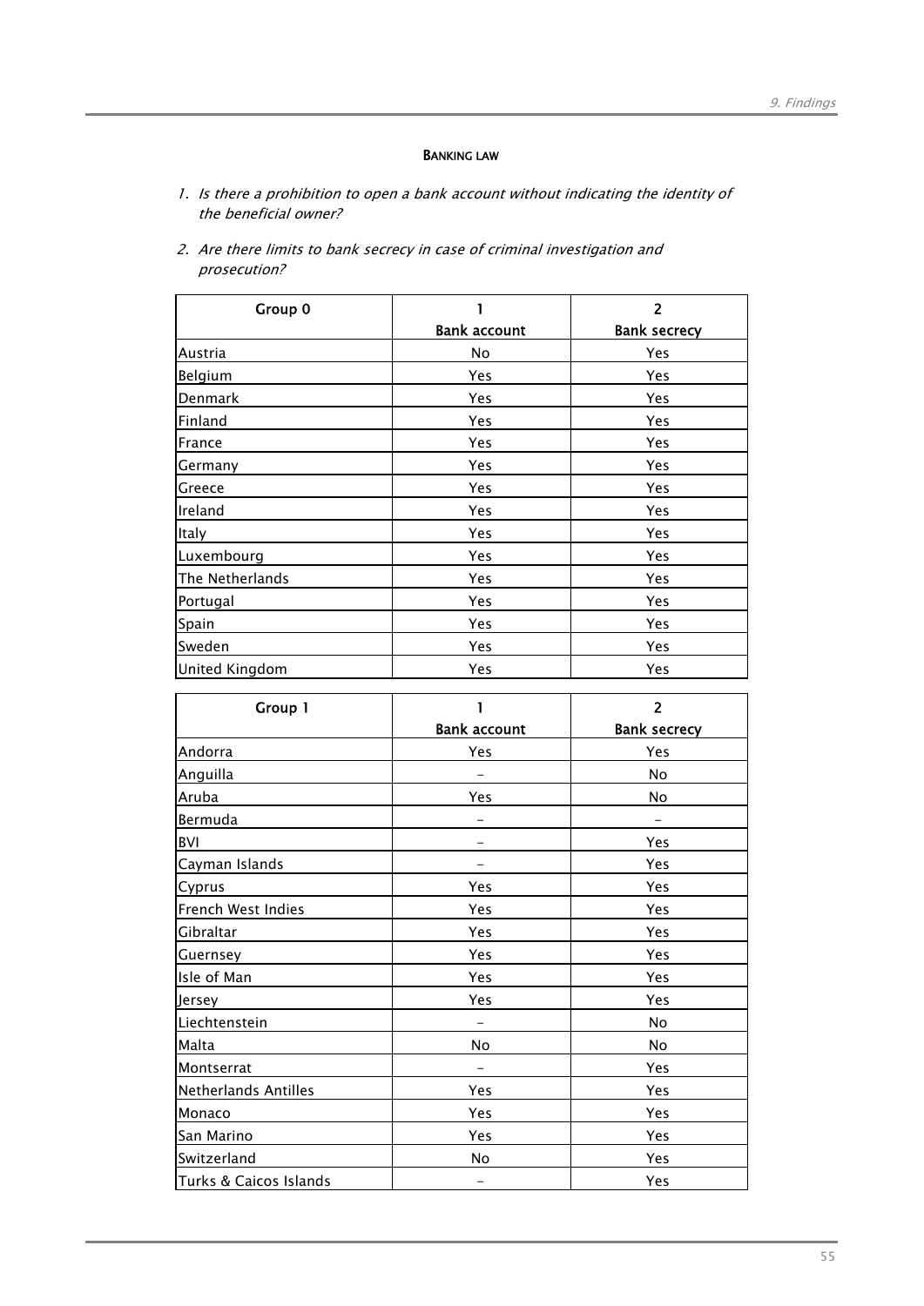#### BANKING LAW

1. *Is there a prohibition to open a bank account without indicating the identity of the beneficial owner?*

2. *Are there limits to bank secrecy in case of criminal investigation and prosecution?*

| Group 0 | 1<br>Bank account | 2<br>Bank secrecy |
|---|---|---|
| Austria | No | Yes |
| Belgium | Yes | Yes |
| Denmark | Yes | Yes |
| Finland | Yes | Yes |
| France | Yes | Yes |
| Germany | Yes | Yes |
| Greece | Yes | Yes |
| Ireland | Yes | Yes |
| Italy | Yes | Yes |
| Luxembourg | Yes | Yes |
| The Netherlands | Yes | Yes |
| Portugal | Yes | Yes |
| Spain | Yes | Yes |
| Sweden | Yes | Yes |
| United Kingdom | Yes | Yes |

| Group 1 | 1<br>Bank account | 2<br>Bank secrecy |
|---|---|---|
| Andorra | Yes | Yes |
| Anguilla | - | No |
| Aruba | Yes | No |
| Bermuda | - | - |
| BVI | - | Yes |
| Cayman Islands | - | Yes |
| Cyprus | Yes | Yes |
| French West Indies | Yes | Yes |
| Gibraltar | Yes | Yes |
| Guernsey | Yes | Yes |
| Isle of Man | Yes | Yes |
| Jersey | Yes | Yes |
| Liechtenstein | - | No |
| Malta | No | No |
| Montserrat | - | Yes |
| Netherlands Antilles | Yes | Yes |
| Monaco | Yes | Yes |
| San Marino | Yes | Yes |
| Switzerland | No | Yes |
| Turks & Caicos Islands | - | Yes |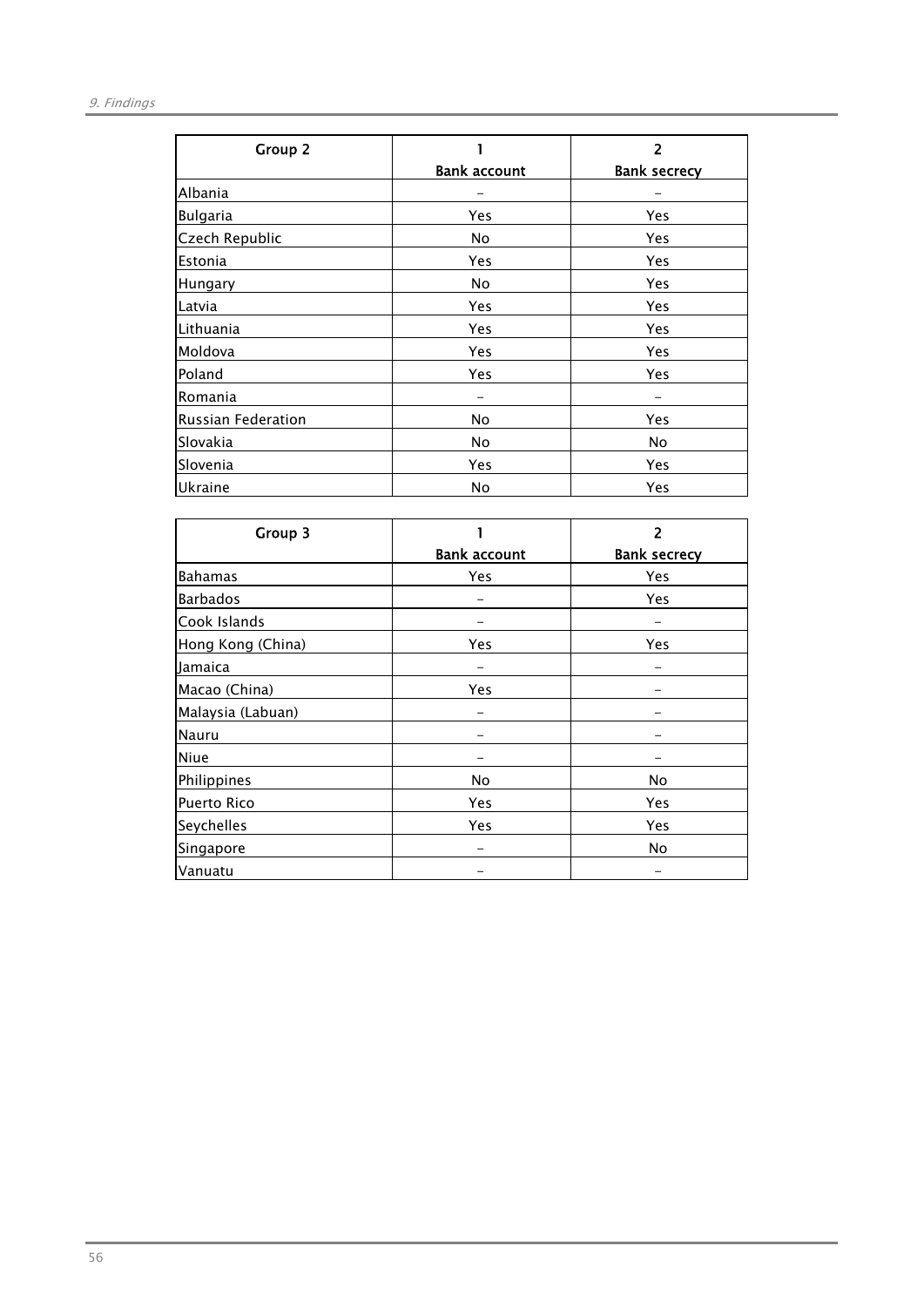| Group 2 | 1<br>Bank account | 2<br>Bank secrecy |
|---|---|---|
| Albania | – | – |
| Bulgaria | Yes | Yes |
| Czech Republic | No | Yes |
| Estonia | Yes | Yes |
| Hungary | No | Yes |
| Latvia | Yes | Yes |
| Lithuania | Yes | Yes |
| Moldova | Yes | Yes |
| Poland | Yes | Yes |
| Romania | – | – |
| Russian Federation | No | Yes |
| Slovakia | No | No |
| Slovenia | Yes | Yes |
| Ukraine | No | Yes |

| Group 3 | 1<br>Bank account | 2<br>Bank secrecy |
|---|---|---|
| Bahamas | Yes | Yes |
| Barbados | – | Yes |
| Cook Islands | – | – |
| Hong Kong (China) | Yes | Yes |
| Jamaica | – | – |
| Macao (China) | Yes | – |
| Malaysia (Labuan) | – | – |
| Nauru | – | – |
| Niue | – | – |
| Philippines | No | No |
| Puerto Rico | Yes | Yes |
| Seychelles | Yes | Yes |
| Singapore | – | No |
| Vanuatu | – | – |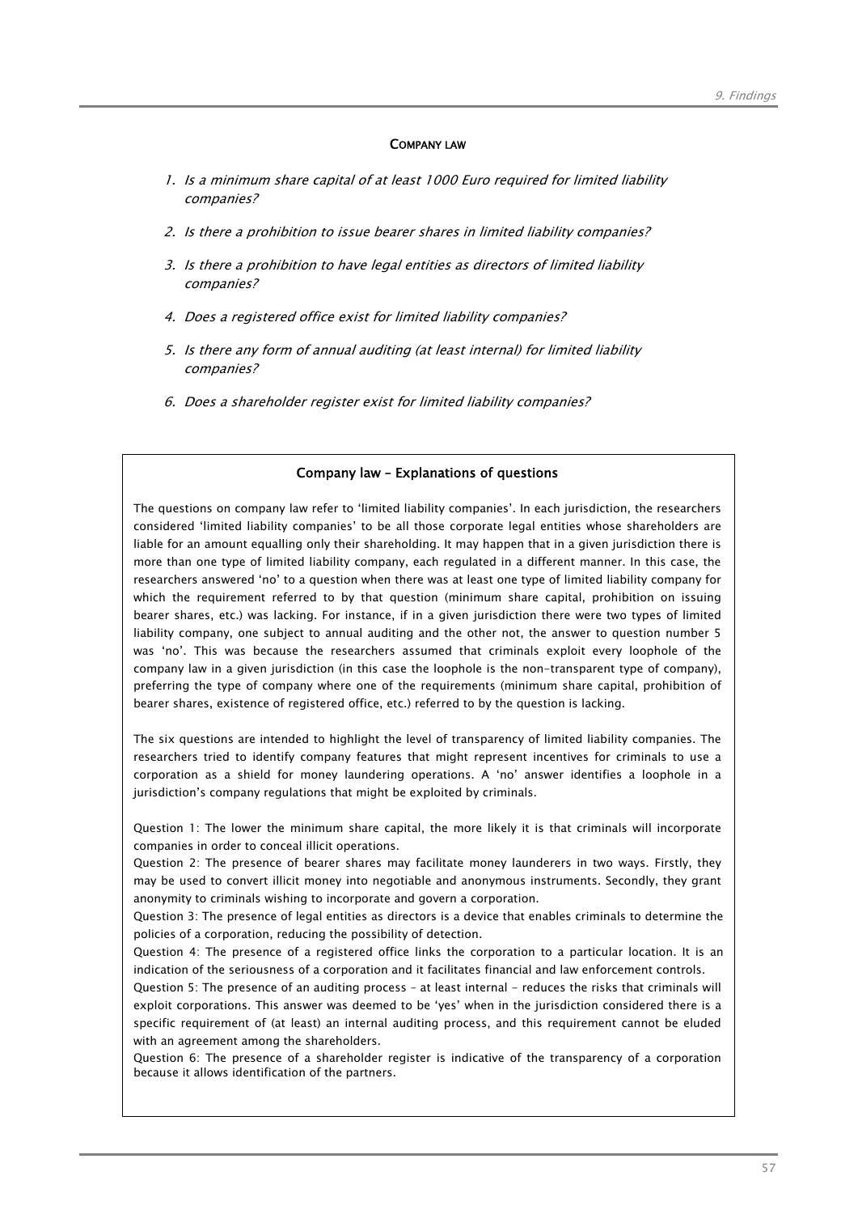## COMPANY LAW

1. *Is a minimum share capital of at least 1000 Euro required for limited liability companies?*
2. *Is there a prohibition to issue bearer shares in limited liability companies?*
3. *Is there a prohibition to have legal entities as directors of limited liability companies?*
4. *Does a registered office exist for limited liability companies?*
5. *Is there any form of annual auditing (at least internal) for limited liability companies?*
6. *Does a shareholder register exist for limited liability companies?*

### Company law – Explanations of questions

The questions on company law refer to 'limited liability companies'. In each jurisdiction, the researchers considered 'limited liability companies' to be all those corporate legal entities whose shareholders are liable for an amount equalling only their shareholding. It may happen that in a given jurisdiction there is more than one type of limited liability company, each regulated in a different manner. In this case, the researchers answered 'no' to a question when there was at least one type of limited liability company for which the requirement referred to by that question (minimum share capital, prohibition on issuing bearer shares, etc.) was lacking. For instance, if in a given jurisdiction there were two types of limited liability company, one subject to annual auditing and the other not, the answer to question number 5 was 'no'. This was because the researchers assumed that criminals exploit every loophole of the company law in a given jurisdiction (in this case the loophole is the non-transparent type of company), preferring the type of company where one of the requirements (minimum share capital, prohibition of bearer shares, existence of registered office, etc.) referred to by the question is lacking.

The six questions are intended to highlight the level of transparency of limited liability companies. The researchers tried to identify company features that might represent incentives for criminals to use a corporation as a shield for money laundering operations. A 'no' answer identifies a loophole in a jurisdiction's company regulations that might be exploited by criminals.

Question 1: The lower the minimum share capital, the more likely it is that criminals will incorporate companies in order to conceal illicit operations.
Question 2: The presence of bearer shares may facilitate money launderers in two ways. Firstly, they may be used to convert illicit money into negotiable and anonymous instruments. Secondly, they grant anonymity to criminals wishing to incorporate and govern a corporation.
Question 3: The presence of legal entities as directors is a device that enables criminals to determine the policies of a corporation, reducing the possibility of detection.
Question 4: The presence of a registered office links the corporation to a particular location. It is an indication of the seriousness of a corporation and it facilitates financial and law enforcement controls.
Question 5: The presence of an auditing process – at least internal - reduces the risks that criminals will exploit corporations. This answer was deemed to be 'yes' when in the jurisdiction considered there is a specific requirement of (at least) an internal auditing process, and this requirement cannot be eluded with an agreement among the shareholders.
Question 6: The presence of a shareholder register is indicative of the transparency of a corporation because it allows identification of the partners.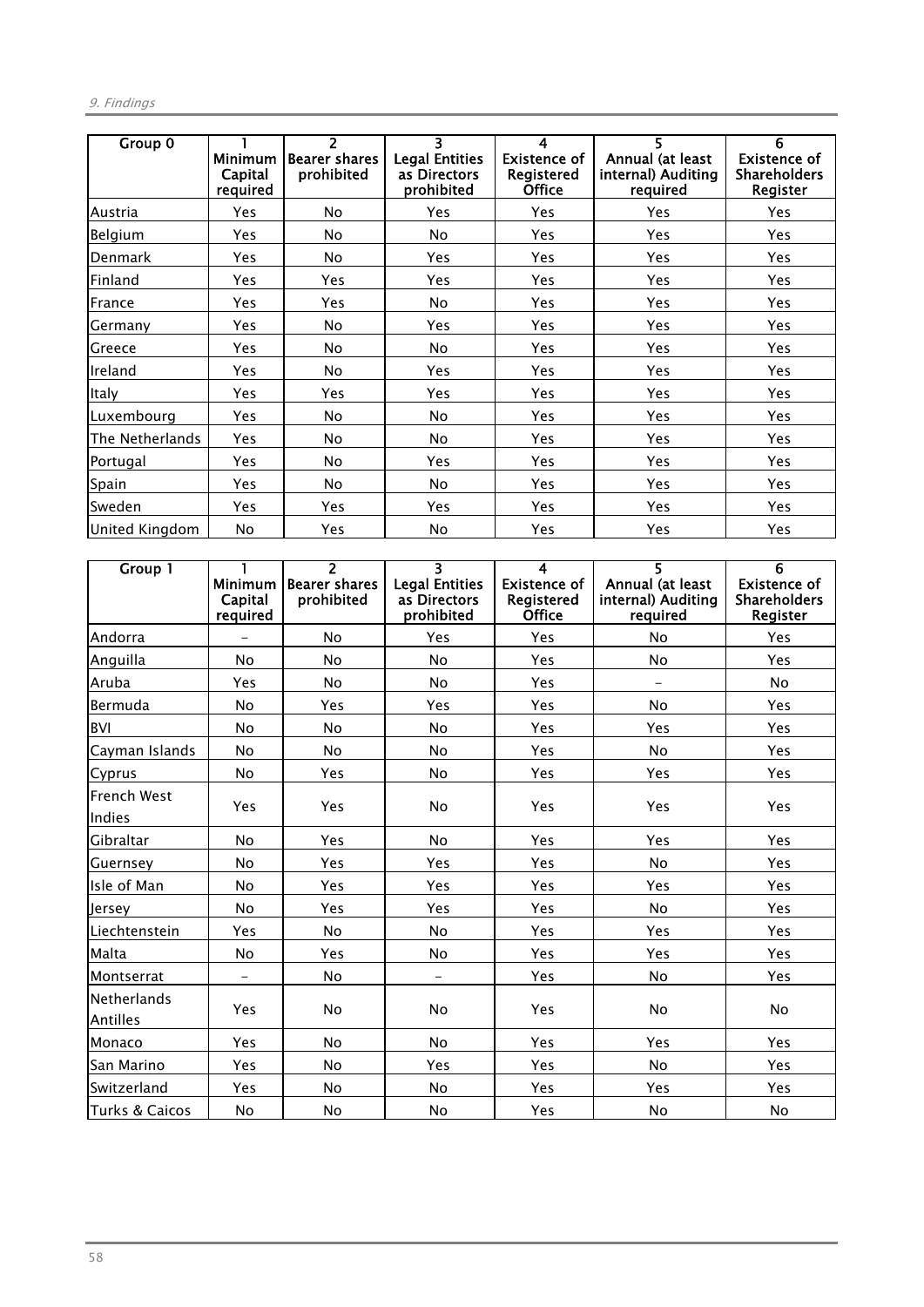| Group 0 | 1<br>Minimum Capital required | 2<br>Bearer shares prohibited | 3<br>Legal Entities as Directors prohibited | 4<br>Existence of Registered Office | 5<br>Annual (at least internal) Auditing required | 6<br>Existence of Shareholders Register |
|---|---|---|---|---|---|---|
| Austria | Yes | No | Yes | Yes | Yes | Yes |
| Belgium | Yes | No | No | Yes | Yes | Yes |
| Denmark | Yes | No | Yes | Yes | Yes | Yes |
| Finland | Yes | Yes | Yes | Yes | Yes | Yes |
| France | Yes | Yes | No | Yes | Yes | Yes |
| Germany | Yes | No | Yes | Yes | Yes | Yes |
| Greece | Yes | No | No | Yes | Yes | Yes |
| Ireland | Yes | No | Yes | Yes | Yes | Yes |
| Italy | Yes | Yes | Yes | Yes | Yes | Yes |
| Luxembourg | Yes | No | No | Yes | Yes | Yes |
| The Netherlands | Yes | No | No | Yes | Yes | Yes |
| Portugal | Yes | No | Yes | Yes | Yes | Yes |
| Spain | Yes | No | No | Yes | Yes | Yes |
| Sweden | Yes | Yes | Yes | Yes | Yes | Yes |
| United Kingdom | No | Yes | No | Yes | Yes | Yes |

| Group 1 | 1<br>Minimum Capital required | 2<br>Bearer shares prohibited | 3<br>Legal Entities as Directors prohibited | 4<br>Existence of Registered Office | 5<br>Annual (at least internal) Auditing required | 6<br>Existence of Shareholders Register |
|---|---|---|---|---|---|---|
| Andorra | - | No | Yes | Yes | No | Yes |
| Anguilla | No | No | No | Yes | No | Yes |
| Aruba | Yes | No | No | Yes | - | No |
| Bermuda | No | Yes | Yes | Yes | No | Yes |
| BVI | No | No | No | Yes | Yes | Yes |
| Cayman Islands | No | No | No | Yes | No | Yes |
| Cyprus | No | Yes | No | Yes | Yes | Yes |
| French West Indies | Yes | Yes | No | Yes | Yes | Yes |
| Gibraltar | No | Yes | No | Yes | Yes | Yes |
| Guernsey | No | Yes | Yes | Yes | No | Yes |
| Isle of Man | No | Yes | Yes | Yes | Yes | Yes |
| Jersey | No | Yes | Yes | Yes | No | Yes |
| Liechtenstein | Yes | No | No | Yes | Yes | Yes |
| Malta | No | Yes | No | Yes | Yes | Yes |
| Montserrat | - | No | - | Yes | No | Yes |
| Netherlands Antilles | Yes | No | No | Yes | No | No |
| Monaco | Yes | No | No | Yes | Yes | Yes |
| San Marino | Yes | No | Yes | Yes | No | Yes |
| Switzerland | Yes | No | No | Yes | Yes | Yes |
| Turks & Caicos | No | No | No | Yes | No | No |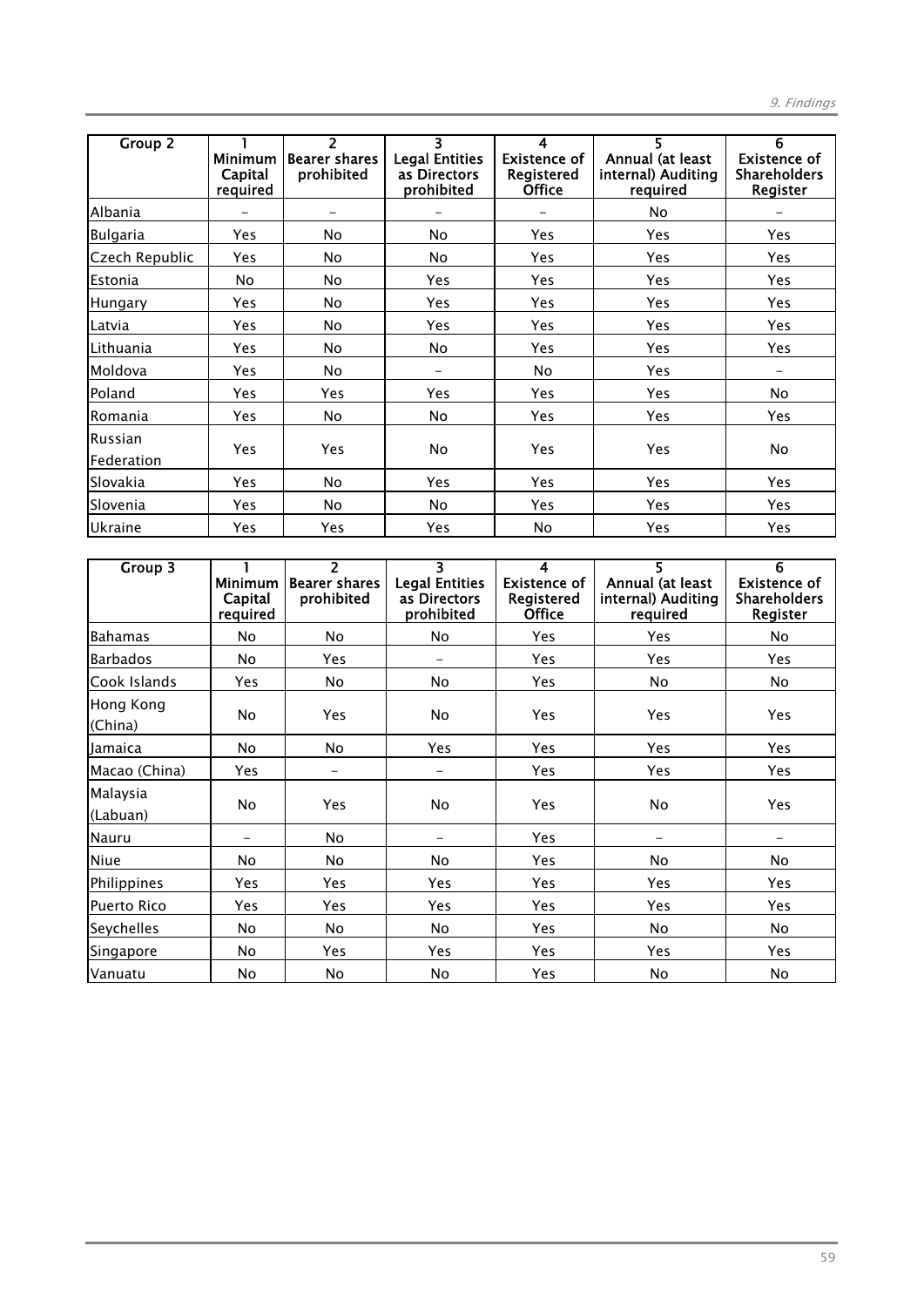| Group 2 | 1 Minimum Capital required | 2 Bearer shares prohibited | 3 Legal Entities as Directors prohibited | 4 Existence of Registered Office | 5 Annual (at least internal) Auditing required | 6 Existence of Shareholders Register |
|---|---|---|---|---|---|---|
| Albania | – | – | – | – | No | – |
| Bulgaria | Yes | No | No | Yes | Yes | Yes |
| Czech Republic | Yes | No | No | Yes | Yes | Yes |
| Estonia | No | No | Yes | Yes | Yes | Yes |
| Hungary | Yes | No | Yes | Yes | Yes | Yes |
| Latvia | Yes | No | Yes | Yes | Yes | Yes |
| Lithuania | Yes | No | No | Yes | Yes | Yes |
| Moldova | Yes | No | – | No | Yes | – |
| Poland | Yes | Yes | Yes | Yes | Yes | No |
| Romania | Yes | No | No | Yes | Yes | Yes |
| Russian Federation | Yes | Yes | No | Yes | Yes | No |
| Slovakia | Yes | No | Yes | Yes | Yes | Yes |
| Slovenia | Yes | No | No | Yes | Yes | Yes |
| Ukraine | Yes | Yes | Yes | No | Yes | Yes |

| Group 3 | 1 Minimum Capital required | 2 Bearer shares prohibited | 3 Legal Entities as Directors prohibited | 4 Existence of Registered Office | 5 Annual (at least internal) Auditing required | 6 Existence of Shareholders Register |
|---|---|---|---|---|---|---|
| Bahamas | No | No | No | Yes | Yes | No |
| Barbados | No | Yes | – | Yes | Yes | Yes |
| Cook Islands | Yes | No | No | Yes | No | No |
| Hong Kong (China) | No | Yes | No | Yes | Yes | Yes |
| Jamaica | No | No | Yes | Yes | Yes | Yes |
| Macao (China) | Yes | – | – | Yes | Yes | Yes |
| Malaysia (Labuan) | No | Yes | No | Yes | No | Yes |
| Nauru | – | No | – | Yes | – | – |
| Niue | No | No | No | Yes | No | No |
| Philippines | Yes | Yes | Yes | Yes | Yes | Yes |
| Puerto Rico | Yes | Yes | Yes | Yes | Yes | Yes |
| Seychelles | No | No | No | Yes | No | No |
| Singapore | No | Yes | Yes | Yes | Yes | Yes |
| Vanuatu | No | No | No | Yes | No | No |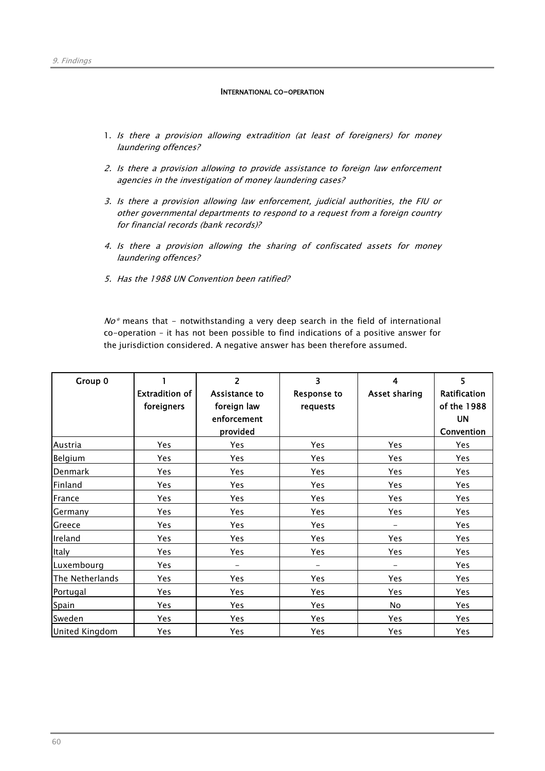#### International co-operation

1. *Is there a provision allowing extradition (at least of foreigners) for money laundering offences?*
2. *Is there a provision allowing to provide assistance to foreign law enforcement agencies in the investigation of money laundering cases?*
3. *Is there a provision allowing law enforcement, judicial authorities, the FIU or other governmental departments to respond to a request from a foreign country for financial records (bank records)?*
4. *Is there a provision allowing the sharing of confiscated assets for money laundering offences?*
5. *Has the 1988 UN Convention been ratified?*

*No\** means that - notwithstanding a very deep search in the field of international co-operation – it has not been possible to find indications of a positive answer for the jurisdiction considered. A negative answer has been therefore assumed.

| Group 0 | 1<br>Extradition of foreigners | 2<br>Assistance to foreign law enforcement provided | 3<br>Response to requests | 4<br>Asset sharing | 5<br>Ratification of the 1988 UN Convention |
|---|---|---|---|---|---|
| Austria | Yes | Yes | Yes | Yes | Yes |
| Belgium | Yes | Yes | Yes | Yes | Yes |
| Denmark | Yes | Yes | Yes | Yes | Yes |
| Finland | Yes | Yes | Yes | Yes | Yes |
| France | Yes | Yes | Yes | Yes | Yes |
| Germany | Yes | Yes | Yes | Yes | Yes |
| Greece | Yes | Yes | Yes | - | Yes |
| Ireland | Yes | Yes | Yes | Yes | Yes |
| Italy | Yes | Yes | Yes | Yes | Yes |
| Luxembourg | Yes | - | - | - | Yes |
| The Netherlands | Yes | Yes | Yes | Yes | Yes |
| Portugal | Yes | Yes | Yes | Yes | Yes |
| Spain | Yes | Yes | Yes | No | Yes |
| Sweden | Yes | Yes | Yes | Yes | Yes |
| United Kingdom | Yes | Yes | Yes | Yes | Yes |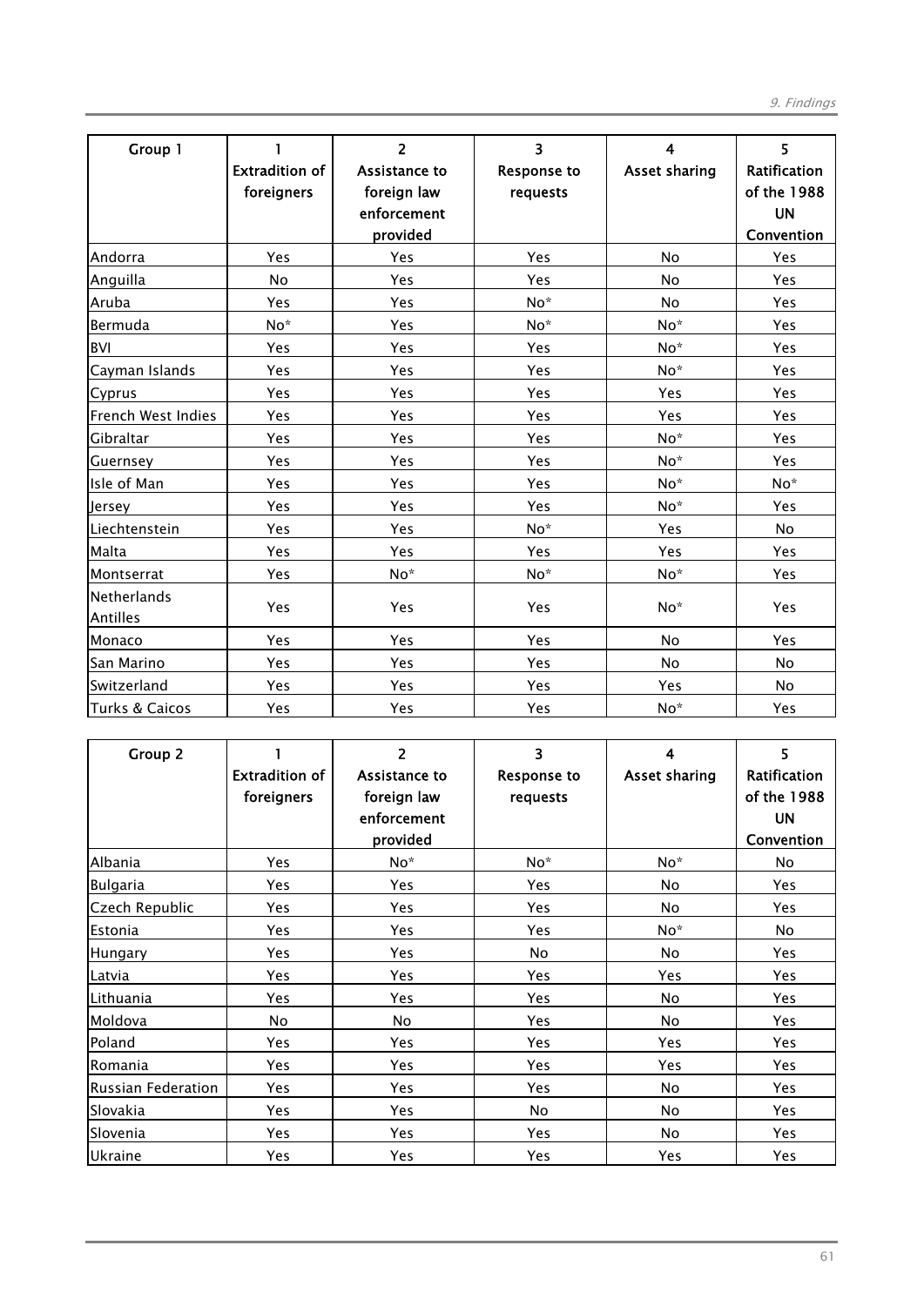| Group 1 | 1 Extradition of foreigners | 2 Assistance to foreign law enforcement provided | 3 Response to requests | 4 Asset sharing | 5 Ratification of the 1988 UN Convention |
|---|---|---|---|---|---|
| Andorra | Yes | Yes | Yes | No | Yes |
| Anguilla | No | Yes | Yes | No | Yes |
| Aruba | Yes | Yes | No* | No | Yes |
| Bermuda | No* | Yes | No* | No* | Yes |
| BVI | Yes | Yes | Yes | No* | Yes |
| Cayman Islands | Yes | Yes | Yes | No* | Yes |
| Cyprus | Yes | Yes | Yes | Yes | Yes |
| French West Indies | Yes | Yes | Yes | Yes | Yes |
| Gibraltar | Yes | Yes | Yes | No* | Yes |
| Guernsey | Yes | Yes | Yes | No* | Yes |
| Isle of Man | Yes | Yes | Yes | No* | No* |
| Jersey | Yes | Yes | Yes | No* | Yes |
| Liechtenstein | Yes | Yes | No* | Yes | No |
| Malta | Yes | Yes | Yes | Yes | Yes |
| Montserrat | Yes | No* | No* | No* | Yes |
| Netherlands Antilles | Yes | Yes | Yes | No* | Yes |
| Monaco | Yes | Yes | Yes | No | Yes |
| San Marino | Yes | Yes | Yes | No | No |
| Switzerland | Yes | Yes | Yes | Yes | No |
| Turks & Caicos | Yes | Yes | Yes | No* | Yes |

| Group 2 | 1 Extradition of foreigners | 2 Assistance to foreign law enforcement provided | 3 Response to requests | 4 Asset sharing | 5 Ratification of the 1988 UN Convention |
|---|---|---|---|---|---|
| Albania | Yes | No* | No* | No* | No |
| Bulgaria | Yes | Yes | Yes | No | Yes |
| Czech Republic | Yes | Yes | Yes | No | Yes |
| Estonia | Yes | Yes | Yes | No* | No |
| Hungary | Yes | Yes | No | No | Yes |
| Latvia | Yes | Yes | Yes | Yes | Yes |
| Lithuania | Yes | Yes | Yes | No | Yes |
| Moldova | No | No | Yes | No | Yes |
| Poland | Yes | Yes | Yes | Yes | Yes |
| Romania | Yes | Yes | Yes | Yes | Yes |
| Russian Federation | Yes | Yes | Yes | No | Yes |
| Slovakia | Yes | Yes | No | No | Yes |
| Slovenia | Yes | Yes | Yes | No | Yes |
| Ukraine | Yes | Yes | Yes | Yes | Yes |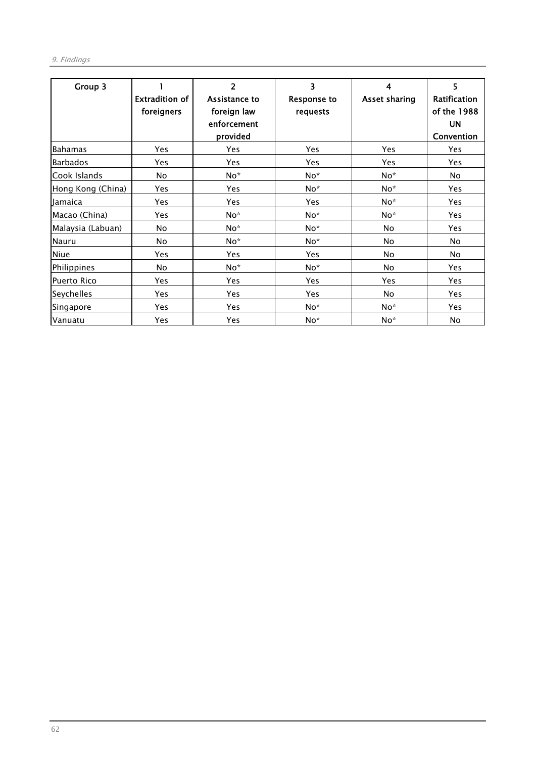| Group 3 | 1 Extradition of foreigners | 2 Assistance to foreign law enforcement provided | 3 Response to requests | 4 Asset sharing | 5 Ratification of the 1988 UN Convention |
|---|---|---|---|---|---|
| Bahamas | Yes | Yes | Yes | Yes | Yes |
| Barbados | Yes | Yes | Yes | Yes | Yes |
| Cook Islands | No | No* | No* | No* | No |
| Hong Kong (China) | Yes | Yes | No* | No* | Yes |
| Jamaica | Yes | Yes | Yes | No* | Yes |
| Macao (China) | Yes | No* | No* | No* | Yes |
| Malaysia (Labuan) | No | No* | No* | No | Yes |
| Nauru | No | No* | No* | No | No |
| Niue | Yes | Yes | Yes | No | No |
| Philippines | No | No* | No* | No | Yes |
| Puerto Rico | Yes | Yes | Yes | Yes | Yes |
| Seychelles | Yes | Yes | Yes | No | Yes |
| Singapore | Yes | Yes | No* | No* | Yes |
| Vanuatu | Yes | Yes | No* | No* | No |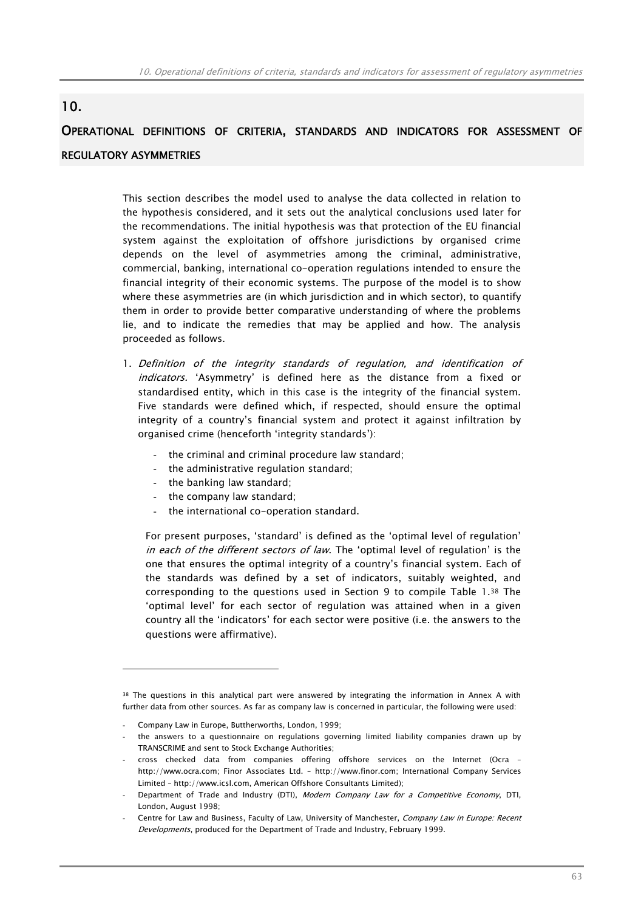# 10.

# OPERATIONAL DEFINITIONS OF CRITERIA, STANDARDS AND INDICATORS FOR ASSESSMENT OF REGULATORY ASYMMETRIES

This section describes the model used to analyse the data collected in relation to the hypothesis considered, and it sets out the analytical conclusions used later for the recommendations. The initial hypothesis was that protection of the EU financial system against the exploitation of offshore jurisdictions by organised crime depends on the level of asymmetries among the criminal, administrative, commercial, banking, international co-operation regulations intended to ensure the financial integrity of their economic systems. The purpose of the model is to show where these asymmetries are (in which jurisdiction and in which sector), to quantify them in order to provide better comparative understanding of where the problems lie, and to indicate the remedies that may be applied and how. The analysis proceeded as follows.

1. *Definition of the integrity standards of regulation, and identification of indicators.* 'Asymmetry' is defined here as the distance from a fixed or standardised entity, which in this case is the integrity of the financial system. Five standards were defined which, if respected, should ensure the optimal integrity of a country's financial system and protect it against infiltration by organised crime (henceforth 'integrity standards'):

   - the criminal and criminal procedure law standard;
   - the administrative regulation standard;
   - the banking law standard;
   - the company law standard;
   - the international co-operation standard.

   For present purposes, 'standard' is defined as the 'optimal level of regulation' *in each of the different sectors of law*. The 'optimal level of regulation' is the one that ensures the optimal integrity of a country's financial system. Each of the standards was defined by a set of indicators, suitably weighted, and corresponding to the questions used in Section 9 to compile Table 1.[38] The 'optimal level' for each sector of regulation was attained when in a given country all the 'indicators' for each sector were positive (i.e. the answers to the questions were affirmative).

---

[38] The questions in this analytical part were answered by integrating the information in Annex A with further data from other sources. As far as company law is concerned in particular, the following were used:

- Company Law in Europe, Buttherworths, London, 1999;
- the answers to a questionnaire on regulations governing limited liability companies drawn up by TRANSCRIME and sent to Stock Exchange Authorities;
- cross checked data from companies offering offshore services on the Internet (Ocra – http://www.ocra.com; Finor Associates Ltd. – http://www.finor.com; International Company Services Limited – http://www.icsl.com, American Offshore Consultants Limited);
- Department of Trade and Industry (DTI), *Modern Company Law for a Competitive Economy*, DTI, London, August 1998;
- Centre for Law and Business, Faculty of Law, University of Manchester, *Company Law in Europe: Recent Developments*, produced for the Department of Trade and Industry, February 1999.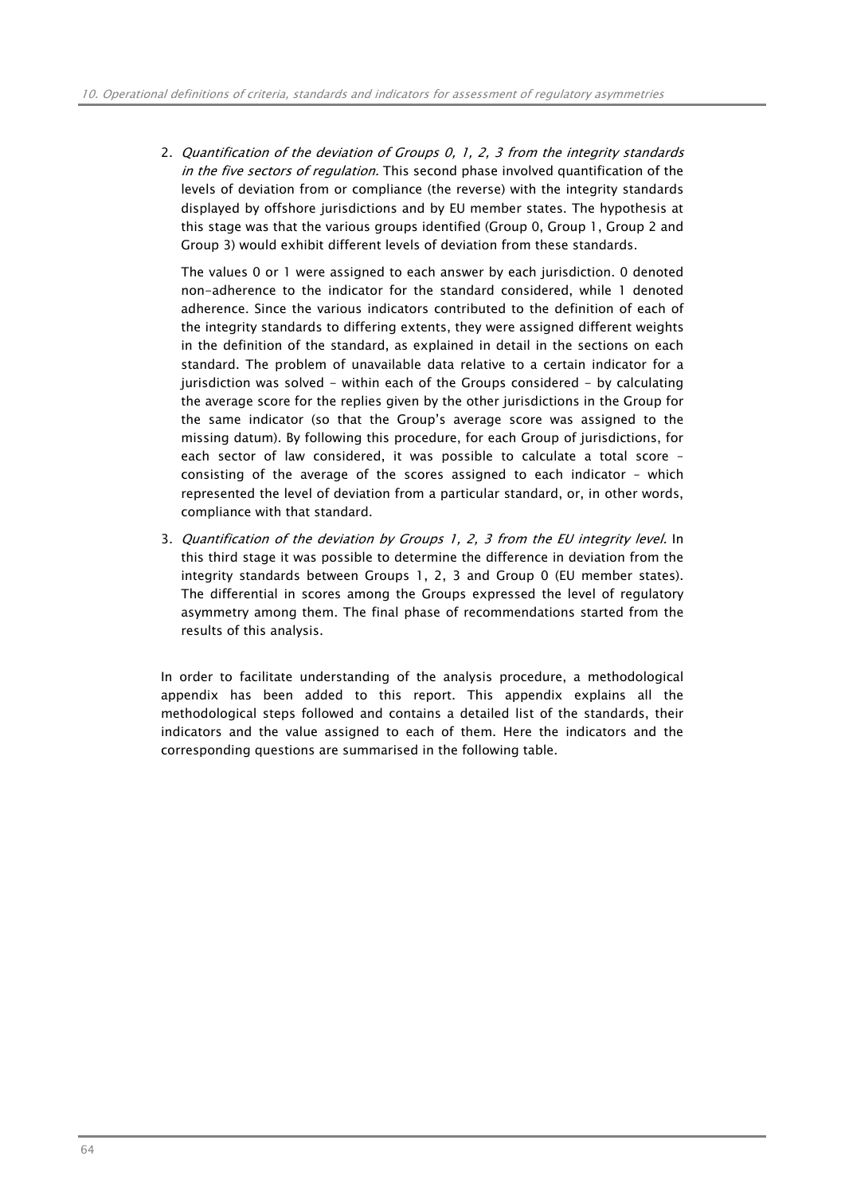2. *Quantification of the deviation of Groups 0, 1, 2, 3 from the integrity standards in the five sectors of regulation.* This second phase involved quantification of the levels of deviation from or compliance (the reverse) with the integrity standards displayed by offshore jurisdictions and by EU member states. The hypothesis at this stage was that the various groups identified (Group 0, Group 1, Group 2 and Group 3) would exhibit different levels of deviation from these standards.

   The values 0 or 1 were assigned to each answer by each jurisdiction. 0 denoted non-adherence to the indicator for the standard considered, while 1 denoted adherence. Since the various indicators contributed to the definition of each of the integrity standards to differing extents, they were assigned different weights in the definition of the standard, as explained in detail in the sections on each standard. The problem of unavailable data relative to a certain indicator for a jurisdiction was solved – within each of the Groups considered – by calculating the average score for the replies given by the other jurisdictions in the Group for the same indicator (so that the Group's average score was assigned to the missing datum). By following this procedure, for each Group of jurisdictions, for each sector of law considered, it was possible to calculate a total score – consisting of the average of the scores assigned to each indicator – which represented the level of deviation from a particular standard, or, in other words, compliance with that standard.

3. *Quantification of the deviation by Groups 1, 2, 3 from the EU integrity level.* In this third stage it was possible to determine the difference in deviation from the integrity standards between Groups 1, 2, 3 and Group 0 (EU member states). The differential in scores among the Groups expressed the level of regulatory asymmetry among them. The final phase of recommendations started from the results of this analysis.

In order to facilitate understanding of the analysis procedure, a methodological appendix has been added to this report. This appendix explains all the methodological steps followed and contains a detailed list of the standards, their indicators and the value assigned to each of them. Here the indicators and the corresponding questions are summarised in the following table.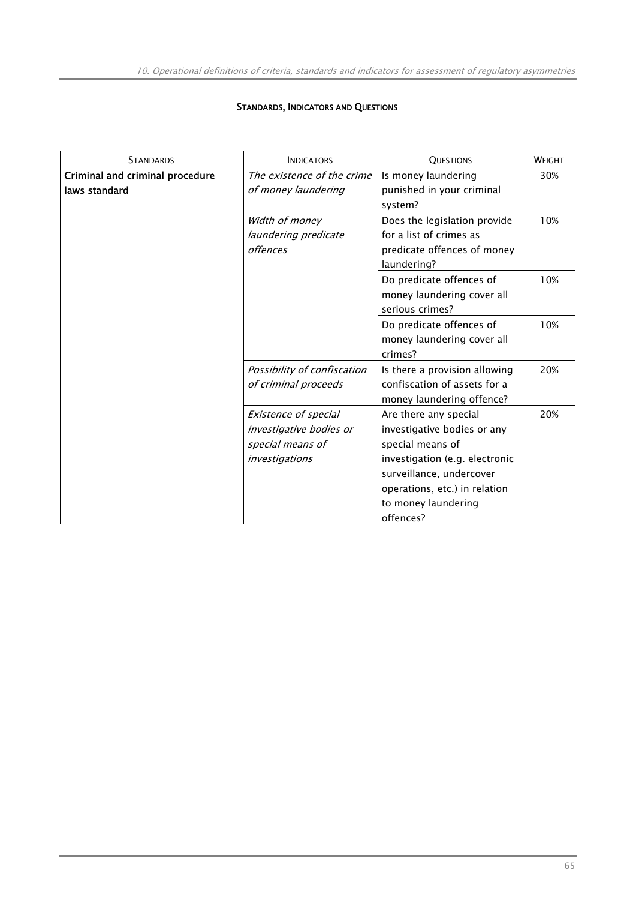### STANDARDS, INDICATORS AND QUESTIONS

| STANDARDS | INDICATORS | QUESTIONS | WEIGHT |
|---|---|---|---|
| **Criminal and criminal procedure laws standard** | *The existence of the crime of money laundering* | Is money laundering punished in your criminal system? | 30% |
| | *Width of money laundering predicate offences* | Does the legislation provide for a list of crimes as predicate offences of money laundering? | 10% |
| | | Do predicate offences of money laundering cover all serious crimes? | 10% |
| | | Do predicate offences of money laundering cover all crimes? | 10% |
| | *Possibility of confiscation of criminal proceeds* | Is there a provision allowing confiscation of assets for a money laundering offence? | 20% |
| | *Existence of special investigative bodies or special means of investigations* | Are there any special investigative bodies or any special means of investigation (e.g. electronic surveillance, undercover operations, etc.) in relation to money laundering offences? | 20% |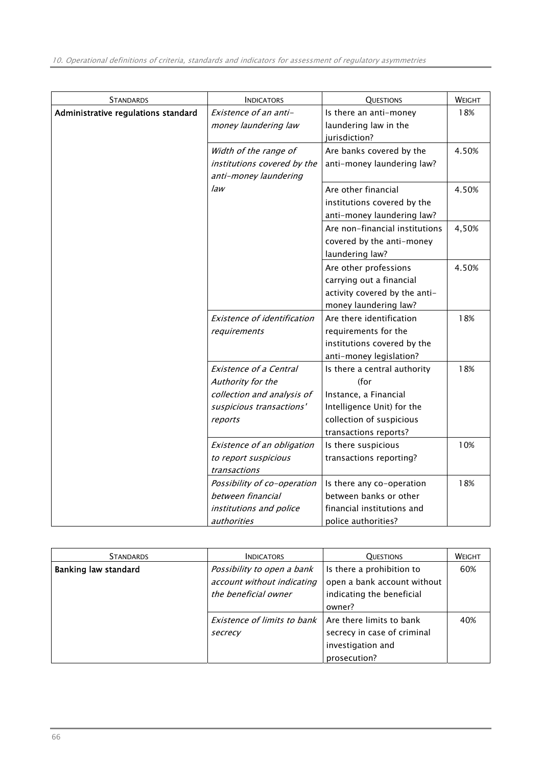| Standards | Indicators | Questions | Weight |
|---|---|---|---|
| **Administrative regulations standard** | *Existence of an anti-money laundering law* | Is there an anti-money laundering law in the jurisdiction? | 18% |
| | *Width of the range of institutions covered by the anti-money laundering law* | Are banks covered by the anti-money laundering law? | 4.50% |
| | | Are other financial institutions covered by the anti-money laundering law? | 4.50% |
| | | Are non-financial institutions covered by the anti-money laundering law? | 4,50% |
| | | Are other professions carrying out a financial activity covered by the anti-money laundering law? | 4.50% |
| | *Existence of identification requirements* | Are there identification requirements for the institutions covered by the anti-money legislation? | 18% |
| | *Existence of a Central Authority for the collection and analysis of suspicious transactions' reports* | Is there a central authority (for Instance, a Financial Intelligence Unit) for the collection of suspicious transactions reports? | 18% |
| | *Existence of an obligation to report suspicious transactions* | Is there suspicious transactions reporting? | 10% |
| | *Possibility of co-operation between financial institutions and police authorities* | Is there any co-operation between banks or other financial institutions and police authorities? | 18% |

| Standards | Indicators | Questions | Weight |
|---|---|---|---|
| **Banking law standard** | *Possibility to open a bank account without indicating the beneficial owner* | Is there a prohibition to open a bank account without indicating the beneficial owner? | 60% |
| | *Existence of limits to bank secrecy* | Are there limits to bank secrecy in case of criminal investigation and prosecution? | 40% |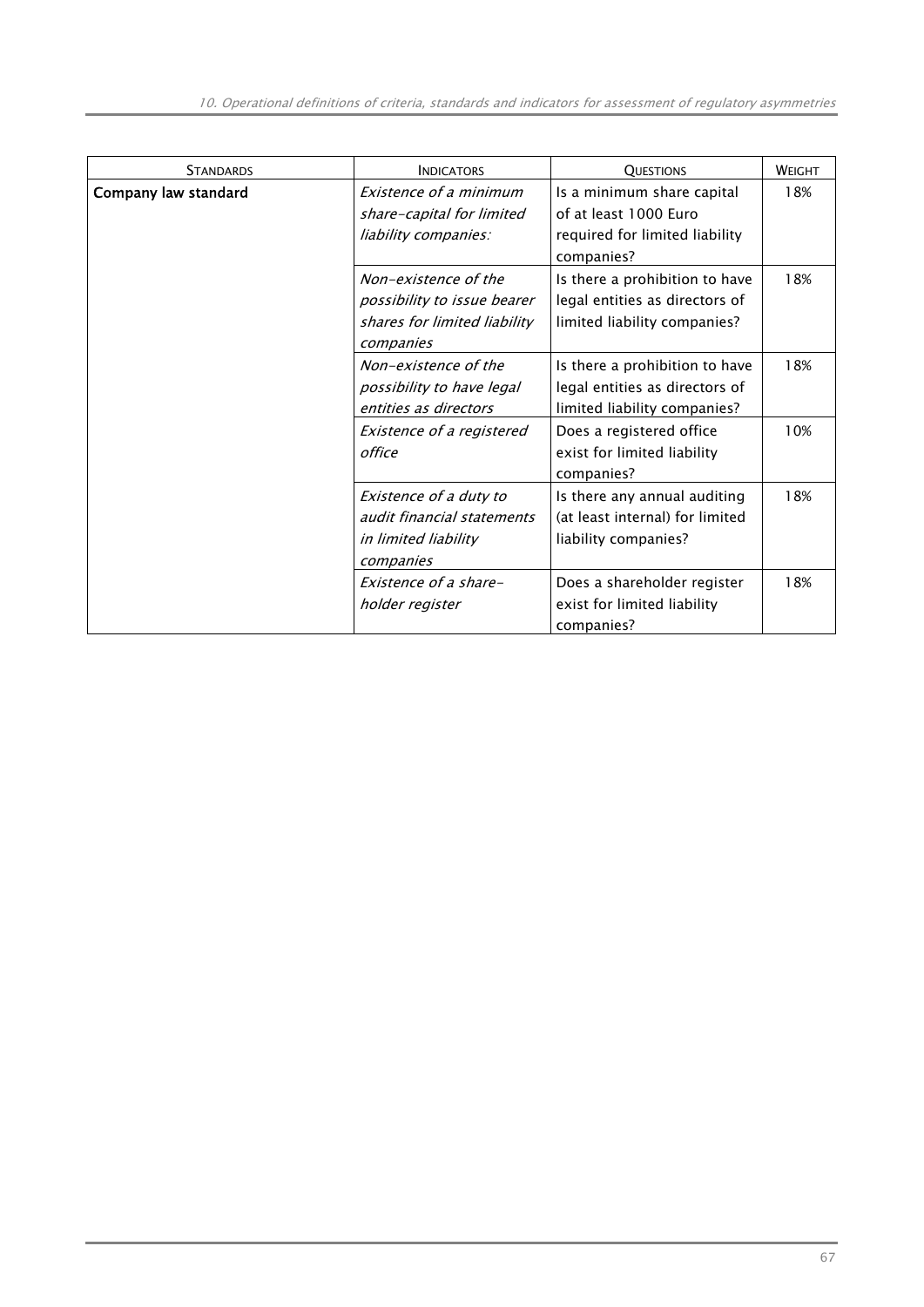| STANDARDS | INDICATORS | QUESTIONS | WEIGHT |
|---|---|---|---|
| **Company law standard** | *Existence of a minimum share-capital for limited liability companies:* | Is a minimum share capital of at least 1000 Euro required for limited liability companies? | 18% |
| | *Non-existence of the possibility to issue bearer shares for limited liability companies* | Is there a prohibition to have legal entities as directors of limited liability companies? | 18% |
| | *Non-existence of the possibility to have legal entities as directors* | Is there a prohibition to have legal entities as directors of limited liability companies? | 18% |
| | *Existence of a registered office* | Does a registered office exist for limited liability companies? | 10% |
| | *Existence of a duty to audit financial statements in limited liability companies* | Is there any annual auditing (at least internal) for limited liability companies? | 18% |
| | *Existence of a share-holder register* | Does a shareholder register exist for limited liability companies? | 18% |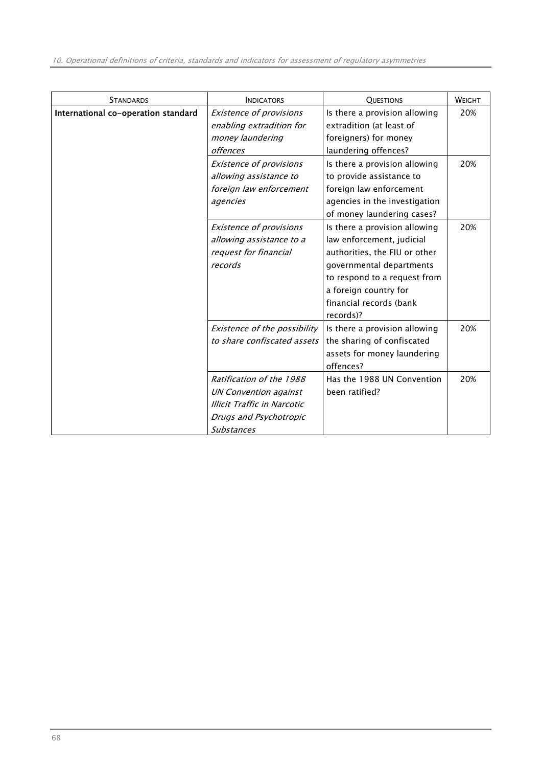| STANDARDS | INDICATORS | QUESTIONS | WEIGHT |
|---|---|---|---|
| **International co-operation standard** | *Existence of provisions enabling extradition for money laundering offences* | Is there a provision allowing extradition (at least of foreigners) for money laundering offences? | 20% |
| | *Existence of provisions allowing assistance to foreign law enforcement agencies* | Is there a provision allowing to provide assistance to foreign law enforcement agencies in the investigation of money laundering cases? | 20% |
| | *Existence of provisions allowing assistance to a request for financial records* | Is there a provision allowing law enforcement, judicial authorities, the FIU or other governmental departments to respond to a request from a foreign country for financial records (bank records)? | 20% |
| | *Existence of the possibility to share confiscated assets* | Is there a provision allowing the sharing of confiscated assets for money laundering offences? | 20% |
| | *Ratification of the 1988 UN Convention against Illicit Traffic in Narcotic Drugs and Psychotropic Substances* | Has the 1988 UN Convention been ratified? | 20% |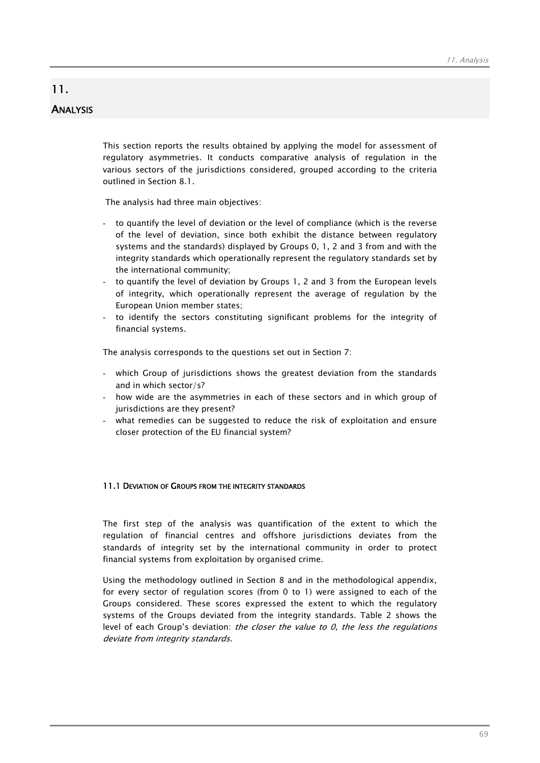# 11.

# ANALYSIS

This section reports the results obtained by applying the model for assessment of regulatory asymmetries. It conducts comparative analysis of regulation in the various sectors of the jurisdictions considered, grouped according to the criteria outlined in Section 8.1.

The analysis had three main objectives:

- to quantify the level of deviation or the level of compliance (which is the reverse of the level of deviation, since both exhibit the distance between regulatory systems and the standards) displayed by Groups 0, 1, 2 and 3 from and with the integrity standards which operationally represent the regulatory standards set by the international community;
- to quantify the level of deviation by Groups 1, 2 and 3 from the European levels of integrity, which operationally represent the average of regulation by the European Union member states;
- to identify the sectors constituting significant problems for the integrity of financial systems.

The analysis corresponds to the questions set out in Section 7:

- which Group of jurisdictions shows the greatest deviation from the standards and in which sector/s?
- how wide are the asymmetries in each of these sectors and in which group of jurisdictions are they present?
- what remedies can be suggested to reduce the risk of exploitation and ensure closer protection of the EU financial system?

#### 11.1 DEVIATION OF GROUPS FROM THE INTEGRITY STANDARDS

The first step of the analysis was quantification of the extent to which the regulation of financial centres and offshore jurisdictions deviates from the standards of integrity set by the international community in order to protect financial systems from exploitation by organised crime.

Using the methodology outlined in Section 8 and in the methodological appendix, for every sector of regulation scores (from 0 to 1) were assigned to each of the Groups considered. These scores expressed the extent to which the regulatory systems of the Groups deviated from the integrity standards. Table 2 shows the level of each Group's deviation: *the closer the value to 0, the less the regulations deviate from integrity standards.*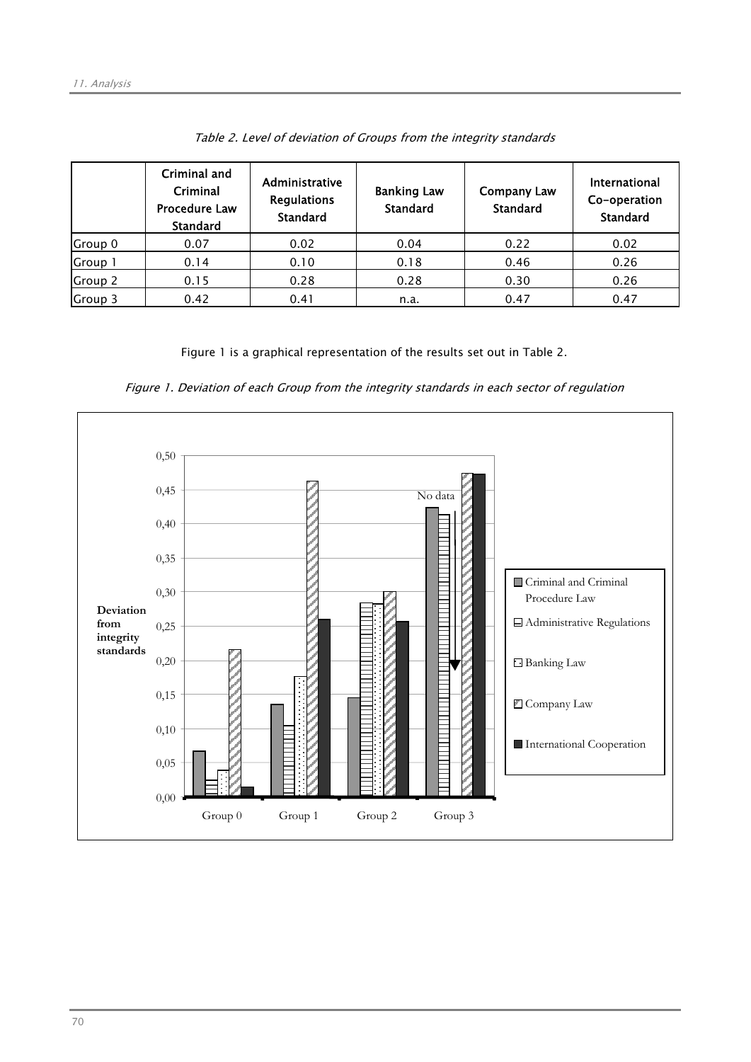*Table 2. Level of deviation of Groups from the integrity standards*

| | Criminal and Criminal Procedure Law Standard | Administrative Regulations Standard | Banking Law Standard | Company Law Standard | International Co-operation Standard |
|---|---|---|---|---|---|
| Group 0 | 0.07 | 0.02 | 0.04 | 0.22 | 0.02 |
| Group 1 | 0.14 | 0.10 | 0.18 | 0.46 | 0.26 |
| Group 2 | 0.15 | 0.28 | 0.28 | 0.30 | 0.26 |
| Group 3 | 0.42 | 0.41 | n.a. | 0.47 | 0.47 |

Figure 1 is a graphical representation of the results set out in Table 2.

*Figure 1. Deviation of each Group from the integrity standards in each sector of regulation*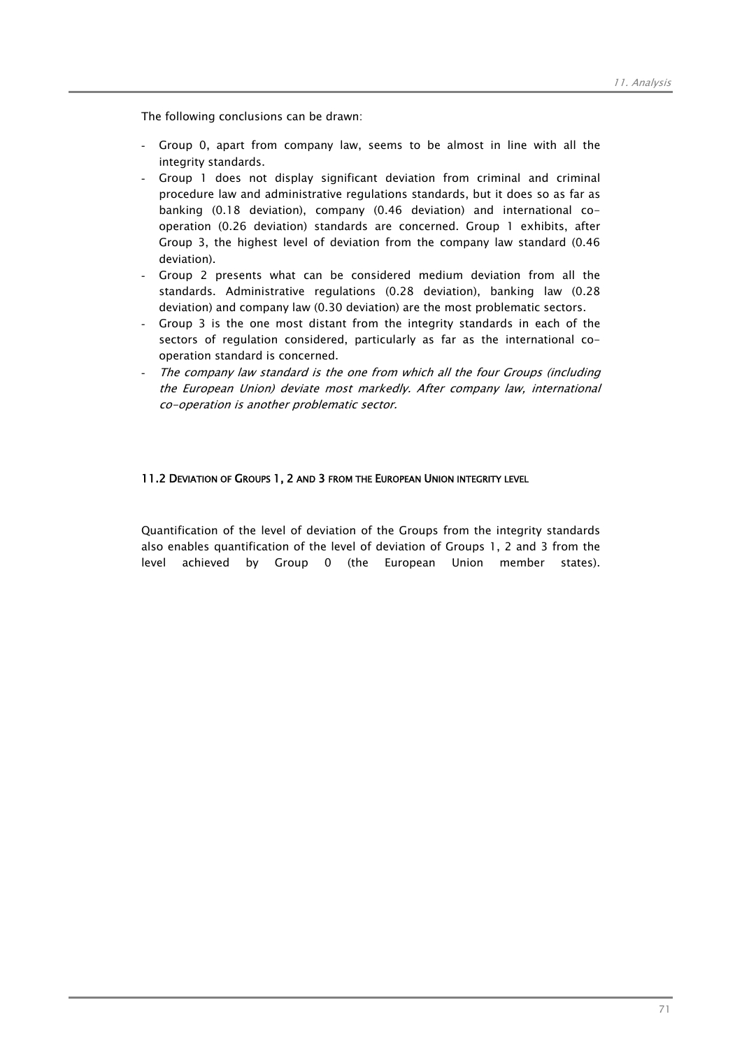The following conclusions can be drawn:

- Group 0, apart from company law, seems to be almost in line with all the integrity standards.
- Group 1 does not display significant deviation from criminal and criminal procedure law and administrative regulations standards, but it does so as far as banking (0.18 deviation), company (0.46 deviation) and international co-operation (0.26 deviation) standards are concerned. Group 1 exhibits, after Group 3, the highest level of deviation from the company law standard (0.46 deviation).
- Group 2 presents what can be considered medium deviation from all the standards. Administrative regulations (0.28 deviation), banking law (0.28 deviation) and company law (0.30 deviation) are the most problematic sectors.
- Group 3 is the one most distant from the integrity standards in each of the sectors of regulation considered, particularly as far as the international co-operation standard is concerned.
- *The company law standard is the one from which all the four Groups (including the European Union) deviate most markedly. After company law, international co-operation is another problematic sector.*

### 11.2 Deviation of Groups 1, 2 and 3 from the European Union integrity level

Quantification of the level of deviation of the Groups from the integrity standards also enables quantification of the level of deviation of Groups 1, 2 and 3 from the level achieved by Group 0 (the European Union member states).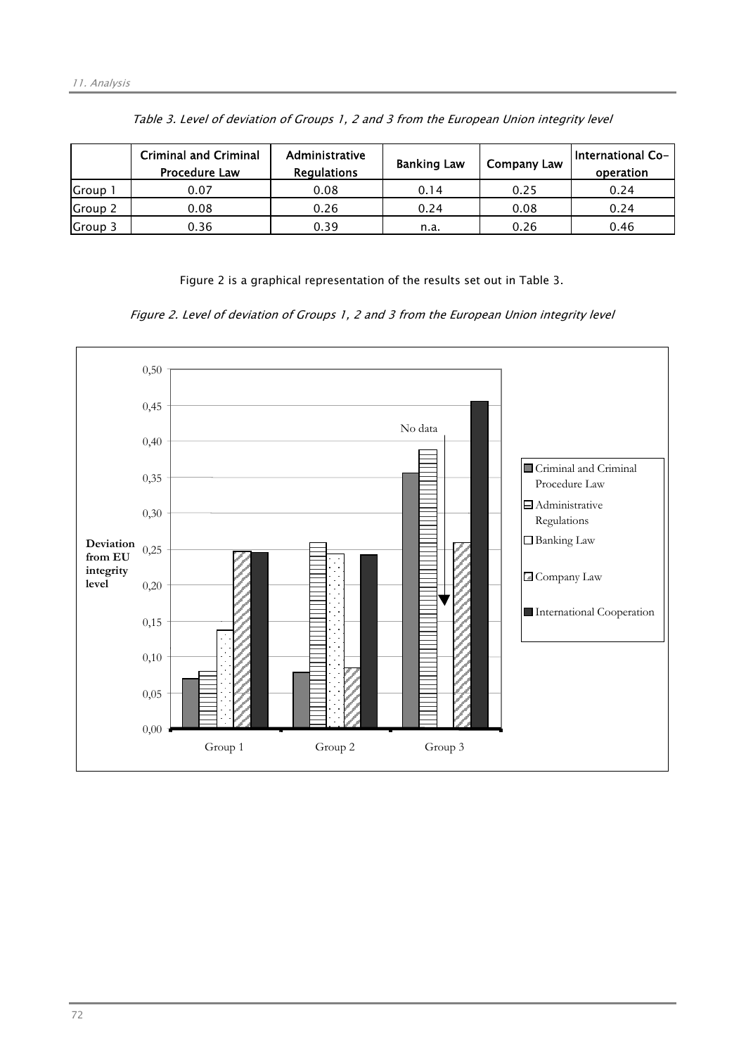*Table 3. Level of deviation of Groups 1, 2 and 3 from the European Union integrity level*

| | Criminal and Criminal Procedure Law | Administrative Regulations | Banking Law | Company Law | International Co-operation |
|---|---|---|---|---|---|
| Group 1 | 0.07 | 0.08 | 0.14 | 0.25 | 0.24 |
| Group 2 | 0.08 | 0.26 | 0.24 | 0.08 | 0.24 |
| Group 3 | 0.36 | 0.39 | n.a. | 0.26 | 0.46 |

Figure 2 is a graphical representation of the results set out in Table 3.

*Figure 2. Level of deviation of Groups 1, 2 and 3 from the European Union integrity level*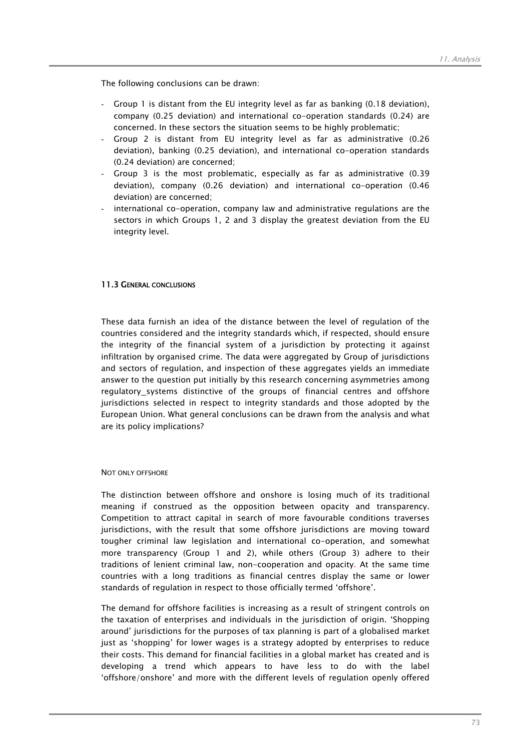The following conclusions can be drawn:

- Group 1 is distant from the EU integrity level as far as banking (0.18 deviation), company (0.25 deviation) and international co-operation standards (0.24) are concerned. In these sectors the situation seems to be highly problematic;
- Group 2 is distant from EU integrity level as far as administrative (0.26 deviation), banking (0.25 deviation), and international co-operation standards (0.24 deviation) are concerned;
- Group 3 is the most problematic, especially as far as administrative (0.39 deviation), company (0.26 deviation) and international co-operation (0.46 deviation) are concerned;
- international co-operation, company law and administrative regulations are the sectors in which Groups 1, 2 and 3 display the greatest deviation from the EU integrity level.

### 11.3 General conclusions

These data furnish an idea of the distance between the level of regulation of the countries considered and the integrity standards which, if respected, should ensure the integrity of the financial system of a jurisdiction by protecting it against infiltration by organised crime. The data were aggregated by Group of jurisdictions and sectors of regulation, and inspection of these aggregates yields an immediate answer to the question put initially by this research concerning asymmetries among regulatory_systems distinctive of the groups of financial centres and offshore jurisdictions selected in respect to integrity standards and those adopted by the European Union. What general conclusions can be drawn from the analysis and what are its policy implications?

#### Not only offshore

The distinction between offshore and onshore is losing much of its traditional meaning if construed as the opposition between opacity and transparency. Competition to attract capital in search of more favourable conditions traverses jurisdictions, with the result that some offshore jurisdictions are moving toward tougher criminal law legislation and international co-operation, and somewhat more transparency (Group 1 and 2), while others (Group 3) adhere to their traditions of lenient criminal law, non-cooperation and opacity. At the same time countries with a long traditions as financial centres display the same or lower standards of regulation in respect to those officially termed 'offshore'.

The demand for offshore facilities is increasing as a result of stringent controls on the taxation of enterprises and individuals in the jurisdiction of origin. 'Shopping around' jurisdictions for the purposes of tax planning is part of a globalised market just as 'shopping' for lower wages is a strategy adopted by enterprises to reduce their costs. This demand for financial facilities in a global market has created and is developing a trend which appears to have less to do with the label 'offshore/onshore' and more with the different levels of regulation openly offered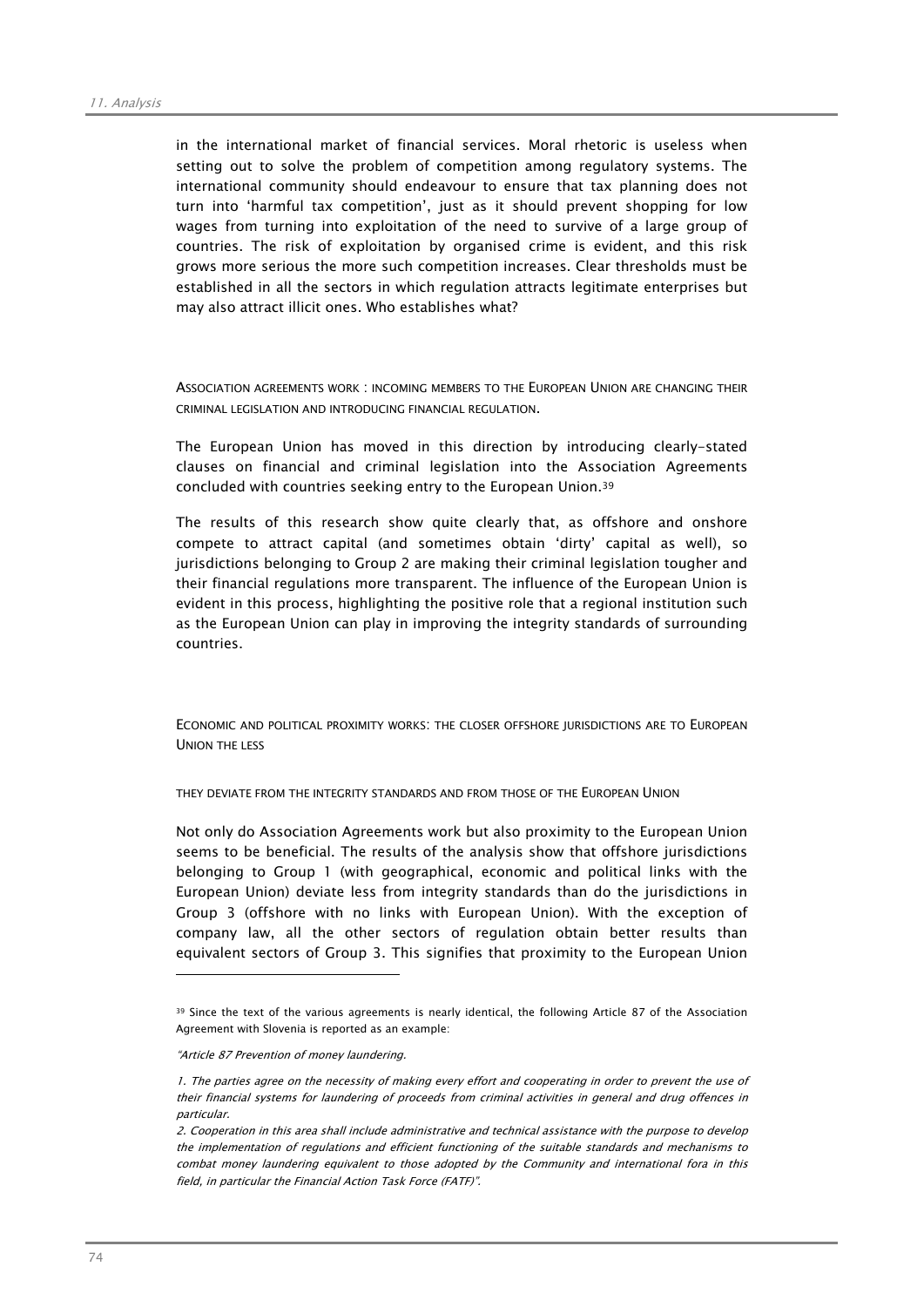in the international market of financial services. Moral rhetoric is useless when setting out to solve the problem of competition among regulatory systems. The international community should endeavour to ensure that tax planning does not turn into 'harmful tax competition', just as it should prevent shopping for low wages from turning into exploitation of the need to survive of a large group of countries. The risk of exploitation by organised crime is evident, and this risk grows more serious the more such competition increases. Clear thresholds must be established in all the sectors in which regulation attracts legitimate enterprises but may also attract illicit ones. Who establishes what?

### ASSOCIATION AGREEMENTS WORK : INCOMING MEMBERS TO THE EUROPEAN UNION ARE CHANGING THEIR CRIMINAL LEGISLATION AND INTRODUCING FINANCIAL REGULATION.

The European Union has moved in this direction by introducing clearly-stated clauses on financial and criminal legislation into the Association Agreements concluded with countries seeking entry to the European Union.[39]

The results of this research show quite clearly that, as offshore and onshore compete to attract capital (and sometimes obtain 'dirty' capital as well), so jurisdictions belonging to Group 2 are making their criminal legislation tougher and their financial regulations more transparent. The influence of the European Union is evident in this process, highlighting the positive role that a regional institution such as the European Union can play in improving the integrity standards of surrounding countries.

### ECONOMIC AND POLITICAL PROXIMITY WORKS: THE CLOSER OFFSHORE JURISDICTIONS ARE TO EUROPEAN UNION THE LESS THEY DEVIATE FROM THE INTEGRITY STANDARDS AND FROM THOSE OF THE EUROPEAN UNION

Not only do Association Agreements work but also proximity to the European Union seems to be beneficial. The results of the analysis show that offshore jurisdictions belonging to Group 1 (with geographical, economic and political links with the European Union) deviate less from integrity standards than do the jurisdictions in Group 3 (offshore with no links with European Union). With the exception of company law, all the other sectors of regulation obtain better results than equivalent sectors of Group 3. This signifies that proximity to the European Union

---

[39] Since the text of the various agreements is nearly identical, the following Article 87 of the Association Agreement with Slovenia is reported as an example:

*"Article 87 Prevention of money laundering.*

*1. The parties agree on the necessity of making every effort and cooperating in order to prevent the use of their financial systems for laundering of proceeds from criminal activities in general and drug offences in particular.*

*2. Cooperation in this area shall include administrative and technical assistance with the purpose to develop the implementation of regulations and efficient functioning of the suitable standards and mechanisms to combat money laundering equivalent to those adopted by the Community and international fora in this field, in particular the Financial Action Task Force (FATF)".*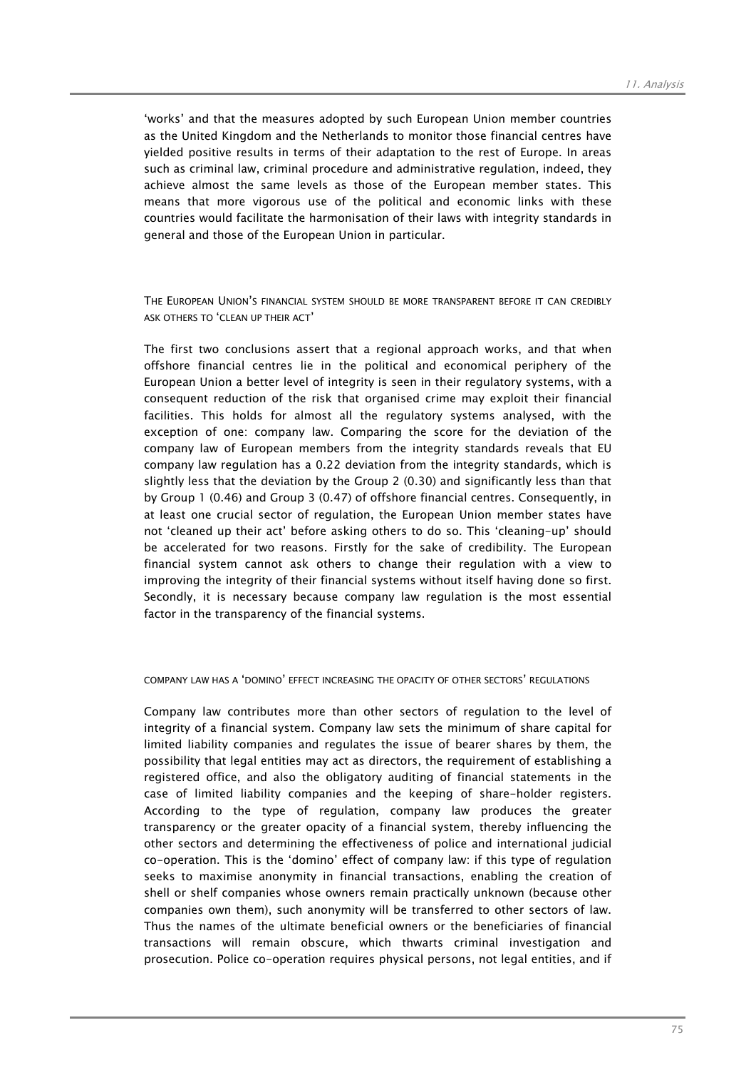'works' and that the measures adopted by such European Union member countries as the United Kingdom and the Netherlands to monitor those financial centres have yielded positive results in terms of their adaptation to the rest of Europe. In areas such as criminal law, criminal procedure and administrative regulation, indeed, they achieve almost the same levels as those of the European member states. This means that more vigorous use of the political and economic links with these countries would facilitate the harmonisation of their laws with integrity standards in general and those of the European Union in particular.

### THE EUROPEAN UNION'S FINANCIAL SYSTEM SHOULD BE MORE TRANSPARENT BEFORE IT CAN CREDIBLY ASK OTHERS TO 'CLEAN UP THEIR ACT'

The first two conclusions assert that a regional approach works, and that when offshore financial centres lie in the political and economical periphery of the European Union a better level of integrity is seen in their regulatory systems, with a consequent reduction of the risk that organised crime may exploit their financial facilities. This holds for almost all the regulatory systems analysed, with the exception of one: company law. Comparing the score for the deviation of the company law of European members from the integrity standards reveals that EU company law regulation has a 0.22 deviation from the integrity standards, which is slightly less that the deviation by the Group 2 (0.30) and significantly less than that by Group 1 (0.46) and Group 3 (0.47) of offshore financial centres. Consequently, in at least one crucial sector of regulation, the European Union member states have not 'cleaned up their act' before asking others to do so. This 'cleaning-up' should be accelerated for two reasons. Firstly for the sake of credibility. The European financial system cannot ask others to change their regulation with a view to improving the integrity of their financial systems without itself having done so first. Secondly, it is necessary because company law regulation is the most essential factor in the transparency of the financial systems.

### COMPANY LAW HAS A 'DOMINO' EFFECT INCREASING THE OPACITY OF OTHER SECTORS' REGULATIONS

Company law contributes more than other sectors of regulation to the level of integrity of a financial system. Company law sets the minimum of share capital for limited liability companies and regulates the issue of bearer shares by them, the possibility that legal entities may act as directors, the requirement of establishing a registered office, and also the obligatory auditing of financial statements in the case of limited liability companies and the keeping of share-holder registers. According to the type of regulation, company law produces the greater transparency or the greater opacity of a financial system, thereby influencing the other sectors and determining the effectiveness of police and international judicial co-operation. This is the 'domino' effect of company law: if this type of regulation seeks to maximise anonymity in financial transactions, enabling the creation of shell or shelf companies whose owners remain practically unknown (because other companies own them), such anonymity will be transferred to other sectors of law. Thus the names of the ultimate beneficial owners or the beneficiaries of financial transactions will remain obscure, which thwarts criminal investigation and prosecution. Police co-operation requires physical persons, not legal entities, and if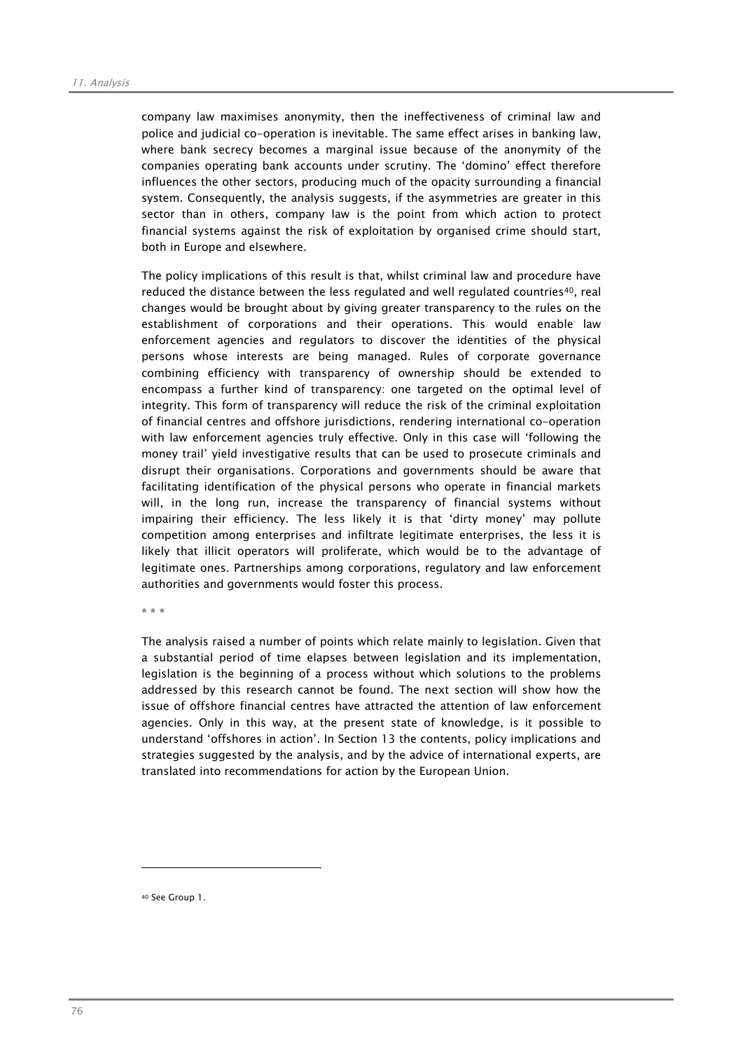company law maximises anonymity, then the ineffectiveness of criminal law and police and judicial co-operation is inevitable. The same effect arises in banking law, where bank secrecy becomes a marginal issue because of the anonymity of the companies operating bank accounts under scrutiny. The 'domino' effect therefore influences the other sectors, producing much of the opacity surrounding a financial system. Consequently, the analysis suggests, if the asymmetries are greater in this sector than in others, company law is the point from which action to protect financial systems against the risk of exploitation by organised crime should start, both in Europe and elsewhere.

The policy implications of this result is that, whilst criminal law and procedure have reduced the distance between the less regulated and well regulated countries[40], real changes would be brought about by giving greater transparency to the rules on the establishment of corporations and their operations. This would enable law enforcement agencies and regulators to discover the identities of the physical persons whose interests are being managed. Rules of corporate governance combining efficiency with transparency of ownership should be extended to encompass a further kind of transparency: one targeted on the optimal level of integrity. This form of transparency will reduce the risk of the criminal exploitation of financial centres and offshore jurisdictions, rendering international co-operation with law enforcement agencies truly effective. Only in this case will 'following the money trail' yield investigative results that can be used to prosecute criminals and disrupt their organisations. Corporations and governments should be aware that facilitating identification of the physical persons who operate in financial markets will, in the long run, increase the transparency of financial systems without impairing their efficiency. The less likely it is that 'dirty money' may pollute competition among enterprises and infiltrate legitimate enterprises, the less it is likely that illicit operators will proliferate, which would be to the advantage of legitimate ones. Partnerships among corporations, regulatory and law enforcement authorities and governments would foster this process.

\* \* \*

The analysis raised a number of points which relate mainly to legislation. Given that a substantial period of time elapses between legislation and its implementation, legislation is the beginning of a process without which solutions to the problems addressed by this research cannot be found. The next section will show how the issue of offshore financial centres have attracted the attention of law enforcement agencies. Only in this way, at the present state of knowledge, is it possible to understand 'offshores in action'. In Section 13 the contents, policy implications and strategies suggested by the analysis, and by the advice of international experts, are translated into recommendations for action by the European Union.

---

[40] See Group 1.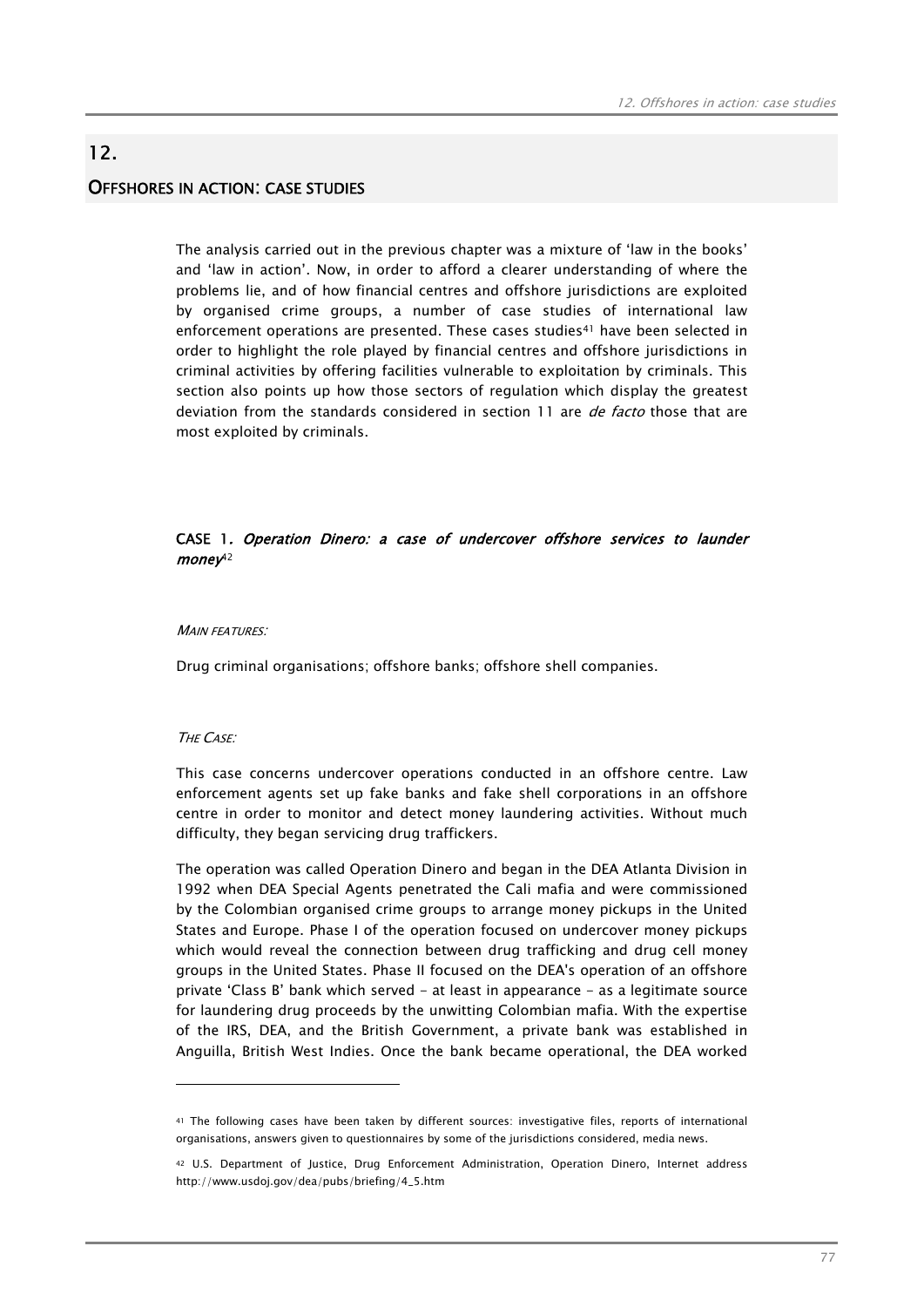## 12.

## OFFSHORES IN ACTION: CASE STUDIES

The analysis carried out in the previous chapter was a mixture of 'law in the books' and 'law in action'. Now, in order to afford a clearer understanding of where the problems lie, and of how financial centres and offshore jurisdictions are exploited by organised crime groups, a number of case studies of international law enforcement operations are presented. These cases studies[41] have been selected in order to highlight the role played by financial centres and offshore jurisdictions in criminal activities by offering facilities vulnerable to exploitation by criminals. This section also points up how those sectors of regulation which display the greatest deviation from the standards considered in section 11 are *de facto* those that are most exploited by criminals.

### CASE 1. *Operation Dinero: a case of undercover offshore services to launder money*[42]

*MAIN FEATURES:*

Drug criminal organisations; offshore banks; offshore shell companies.

*THE CASE:*

This case concerns undercover operations conducted in an offshore centre. Law enforcement agents set up fake banks and fake shell corporations in an offshore centre in order to monitor and detect money laundering activities. Without much difficulty, they began servicing drug traffickers.

The operation was called Operation Dinero and began in the DEA Atlanta Division in 1992 when DEA Special Agents penetrated the Cali mafia and were commissioned by the Colombian organised crime groups to arrange money pickups in the United States and Europe. Phase I of the operation focused on undercover money pickups which would reveal the connection between drug trafficking and drug cell money groups in the United States. Phase II focused on the DEA's operation of an offshore private 'Class B' bank which served - at least in appearance - as a legitimate source for laundering drug proceeds by the unwitting Colombian mafia. With the expertise of the IRS, DEA, and the British Government, a private bank was established in Anguilla, British West Indies. Once the bank became operational, the DEA worked

---

[41] The following cases have been taken by different sources: investigative files, reports of international organisations, answers given to questionnaires by some of the jurisdictions considered, media news.

[42] U.S. Department of Justice, Drug Enforcement Administration, Operation Dinero, Internet address http://www.usdoj.gov/dea/pubs/briefing/4_5.htm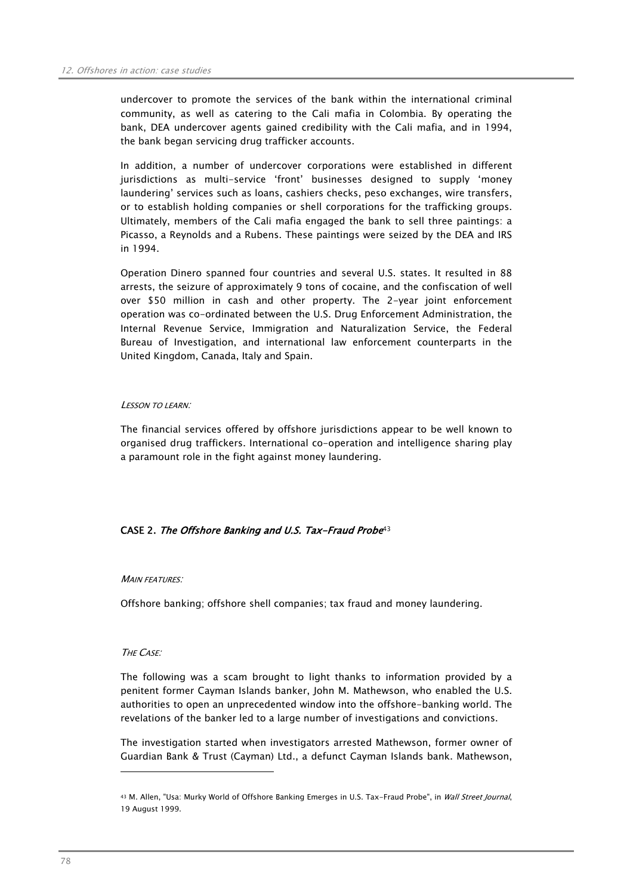undercover to promote the services of the bank within the international criminal community, as well as catering to the Cali mafia in Colombia. By operating the bank, DEA undercover agents gained credibility with the Cali mafia, and in 1994, the bank began servicing drug trafficker accounts.

In addition, a number of undercover corporations were established in different jurisdictions as multi-service 'front' businesses designed to supply 'money laundering' services such as loans, cashiers checks, peso exchanges, wire transfers, or to establish holding companies or shell corporations for the trafficking groups. Ultimately, members of the Cali mafia engaged the bank to sell three paintings: a Picasso, a Reynolds and a Rubens. These paintings were seized by the DEA and IRS in 1994.

Operation Dinero spanned four countries and several U.S. states. It resulted in 88 arrests, the seizure of approximately 9 tons of cocaine, and the confiscation of well over $50 million in cash and other property. The 2-year joint enforcement operation was co-ordinated between the U.S. Drug Enforcement Administration, the Internal Revenue Service, Immigration and Naturalization Service, the Federal Bureau of Investigation, and international law enforcement counterparts in the United Kingdom, Canada, Italy and Spain.

*LESSON TO LEARN:*

The financial services offered by offshore jurisdictions appear to be well known to organised drug traffickers. International co-operation and intelligence sharing play a paramount role in the fight against money laundering.

### CASE 2. *The Offshore Banking and U.S. Tax-Fraud Probe*[43]

*MAIN FEATURES:*

Offshore banking; offshore shell companies; tax fraud and money laundering.

*THE CASE:*

The following was a scam brought to light thanks to information provided by a penitent former Cayman Islands banker, John M. Mathewson, who enabled the U.S. authorities to open an unprecedented window into the offshore-banking world. The revelations of the banker led to a large number of investigations and convictions.

The investigation started when investigators arrested Mathewson, former owner of Guardian Bank & Trust (Cayman) Ltd., a defunct Cayman Islands bank. Mathewson,

[43] M. Allen, "Usa: Murky World of Offshore Banking Emerges in U.S. Tax-Fraud Probe", in *Wall Street Journal*, 19 August 1999.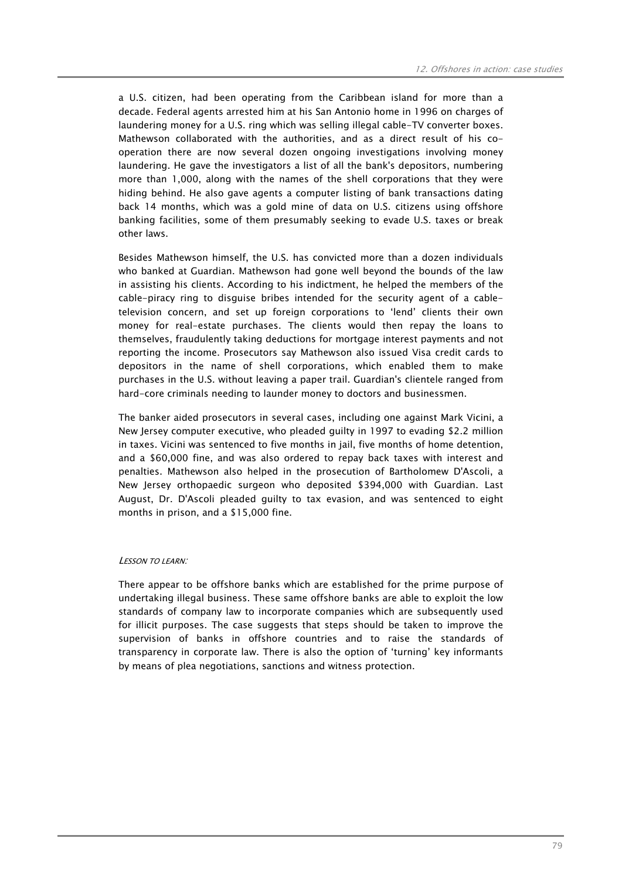a U.S. citizen, had been operating from the Caribbean island for more than a decade. Federal agents arrested him at his San Antonio home in 1996 on charges of laundering money for a U.S. ring which was selling illegal cable-TV converter boxes. Mathewson collaborated with the authorities, and as a direct result of his co-operation there are now several dozen ongoing investigations involving money laundering. He gave the investigators a list of all the bank's depositors, numbering more than 1,000, along with the names of the shell corporations that they were hiding behind. He also gave agents a computer listing of bank transactions dating back 14 months, which was a gold mine of data on U.S. citizens using offshore banking facilities, some of them presumably seeking to evade U.S. taxes or break other laws.

Besides Mathewson himself, the U.S. has convicted more than a dozen individuals who banked at Guardian. Mathewson had gone well beyond the bounds of the law in assisting his clients. According to his indictment, he helped the members of the cable-piracy ring to disguise bribes intended for the security agent of a cable-television concern, and set up foreign corporations to 'lend' clients their own money for real-estate purchases. The clients would then repay the loans to themselves, fraudulently taking deductions for mortgage interest payments and not reporting the income. Prosecutors say Mathewson also issued Visa credit cards to depositors in the name of shell corporations, which enabled them to make purchases in the U.S. without leaving a paper trail. Guardian's clientele ranged from hard-core criminals needing to launder money to doctors and businessmen.

The banker aided prosecutors in several cases, including one against Mark Vicini, a New Jersey computer executive, who pleaded guilty in 1997 to evading $2.2 million in taxes. Vicini was sentenced to five months in jail, five months of home detention, and a $60,000 fine, and was also ordered to repay back taxes with interest and penalties. Mathewson also helped in the prosecution of Bartholomew D'Ascoli, a New Jersey orthopaedic surgeon who deposited $394,000 with Guardian. Last August, Dr. D'Ascoli pleaded guilty to tax evasion, and was sentenced to eight months in prison, and a $15,000 fine.

*Lesson to learn:*

There appear to be offshore banks which are established for the prime purpose of undertaking illegal business. These same offshore banks are able to exploit the low standards of company law to incorporate companies which are subsequently used for illicit purposes. The case suggests that steps should be taken to improve the supervision of banks in offshore countries and to raise the standards of transparency in corporate law. There is also the option of 'turning' key informants by means of plea negotiations, sanctions and witness protection.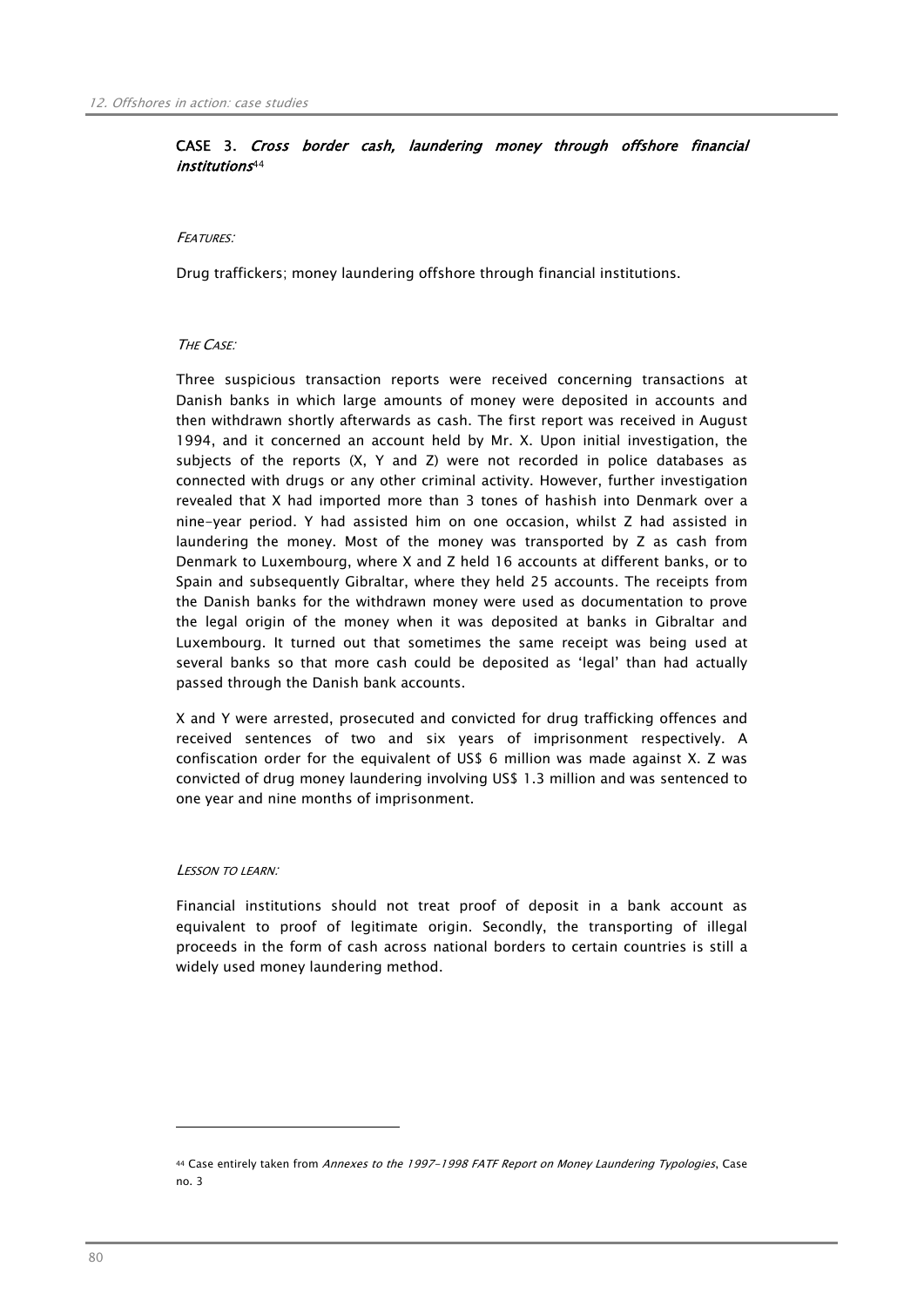## CASE 3. *Cross border cash, laundering money through offshore financial institutions*[44]

*FEATURES:*

Drug traffickers; money laundering offshore through financial institutions.

*THE CASE:*

Three suspicious transaction reports were received concerning transactions at Danish banks in which large amounts of money were deposited in accounts and then withdrawn shortly afterwards as cash. The first report was received in August 1994, and it concerned an account held by Mr. X. Upon initial investigation, the subjects of the reports (X, Y and Z) were not recorded in police databases as connected with drugs or any other criminal activity. However, further investigation revealed that X had imported more than 3 tones of hashish into Denmark over a nine-year period. Y had assisted him on one occasion, whilst Z had assisted in laundering the money. Most of the money was transported by Z as cash from Denmark to Luxembourg, where X and Z held 16 accounts at different banks, or to Spain and subsequently Gibraltar, where they held 25 accounts. The receipts from the Danish banks for the withdrawn money were used as documentation to prove the legal origin of the money when it was deposited at banks in Gibraltar and Luxembourg. It turned out that sometimes the same receipt was being used at several banks so that more cash could be deposited as 'legal' than had actually passed through the Danish bank accounts.

X and Y were arrested, prosecuted and convicted for drug trafficking offences and received sentences of two and six years of imprisonment respectively. A confiscation order for the equivalent of US$ 6 million was made against X. Z was convicted of drug money laundering involving US$ 1.3 million and was sentenced to one year and nine months of imprisonment.

*LESSON TO LEARN:*

Financial institutions should not treat proof of deposit in a bank account as equivalent to proof of legitimate origin. Secondly, the transporting of illegal proceeds in the form of cash across national borders to certain countries is still a widely used money laundering method.

---

[44] Case entirely taken from *Annexes to the 1997-1998 FATF Report on Money Laundering Typologies*, Case no. 3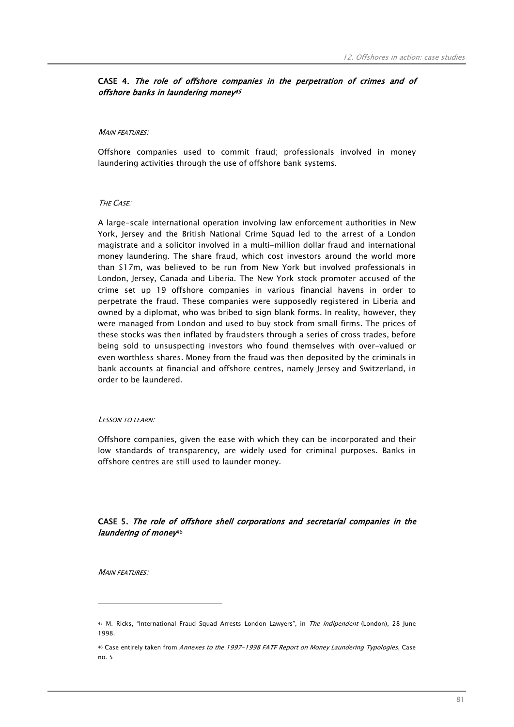### CASE 4. *The role of offshore companies in the perpetration of crimes and of offshore banks in laundering money*[45]

*MAIN FEATURES:*

Offshore companies used to commit fraud; professionals involved in money laundering activities through the use of offshore bank systems.

*THE CASE:*

A large-scale international operation involving law enforcement authorities in New York, Jersey and the British National Crime Squad led to the arrest of a London magistrate and a solicitor involved in a multi-million dollar fraud and international money laundering. The share fraud, which cost investors around the world more than $17m, was believed to be run from New York but involved professionals in London, Jersey, Canada and Liberia. The New York stock promoter accused of the crime set up 19 offshore companies in various financial havens in order to perpetrate the fraud. These companies were supposedly registered in Liberia and owned by a diplomat, who was bribed to sign blank forms. In reality, however, they were managed from London and used to buy stock from small firms. The prices of these stocks was then inflated by fraudsters through a series of cross trades, before being sold to unsuspecting investors who found themselves with over-valued or even worthless shares. Money from the fraud was then deposited by the criminals in bank accounts at financial and offshore centres, namely Jersey and Switzerland, in order to be laundered.

*LESSON TO LEARN:*

Offshore companies, given the ease with which they can be incorporated and their low standards of transparency, are widely used for criminal purposes. Banks in offshore centres are still used to launder money.

### CASE 5. *The role of offshore shell corporations and secretarial companies in the laundering of money*[46]

*MAIN FEATURES:*

---

[45] M. Ricks, "International Fraud Squad Arrests London Lawyers", in *The Indipendent* (London), 28 June 1998.

[46] Case entirely taken from *Annexes to the 1997-1998 FATF Report on Money Laundering Typologies*, Case no. 5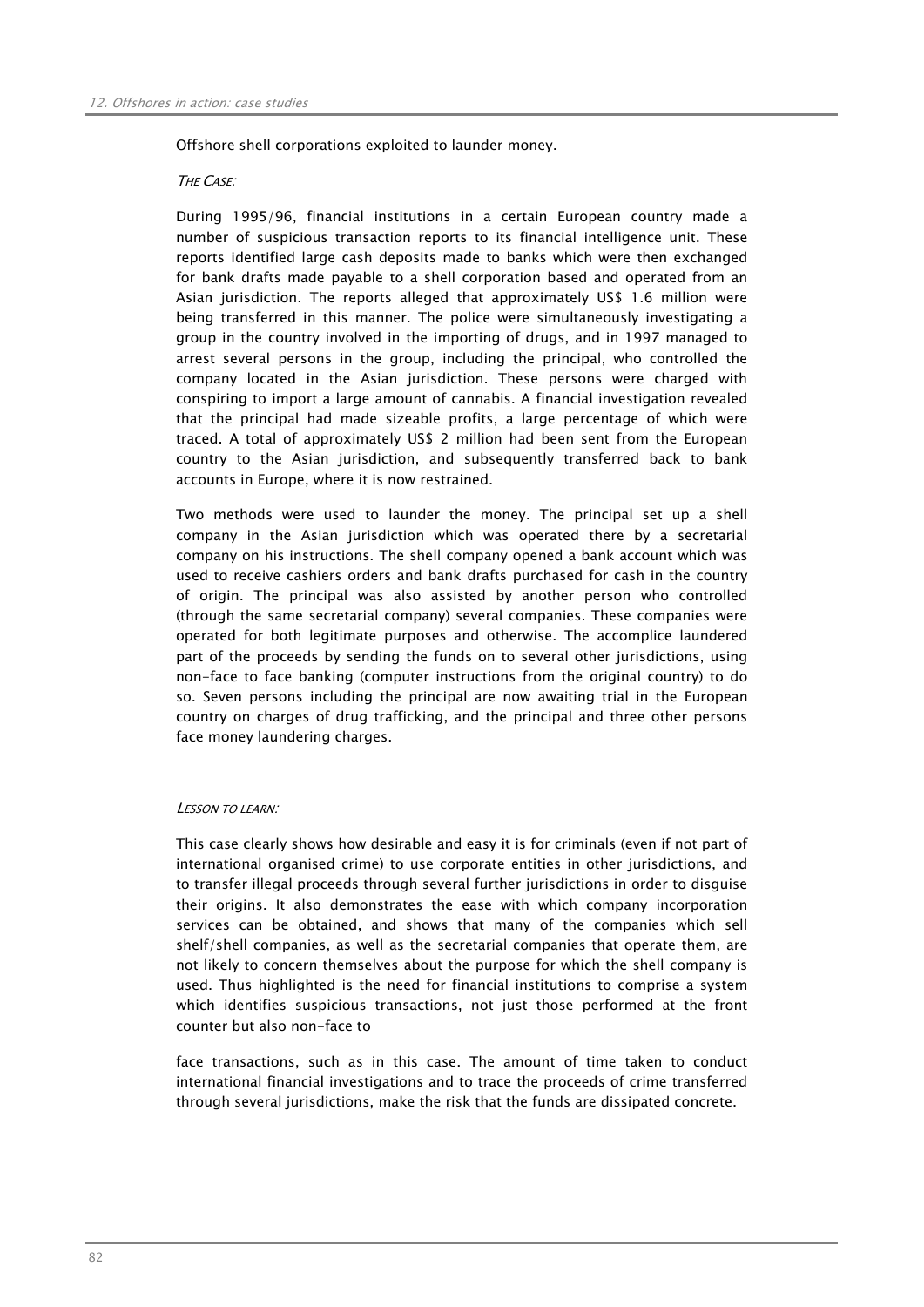Offshore shell corporations exploited to launder money.

*THE CASE:*

During 1995/96, financial institutions in a certain European country made a number of suspicious transaction reports to its financial intelligence unit. These reports identified large cash deposits made to banks which were then exchanged for bank drafts made payable to a shell corporation based and operated from an Asian jurisdiction. The reports alleged that approximately US$ 1.6 million were being transferred in this manner. The police were simultaneously investigating a group in the country involved in the importing of drugs, and in 1997 managed to arrest several persons in the group, including the principal, who controlled the company located in the Asian jurisdiction. These persons were charged with conspiring to import a large amount of cannabis. A financial investigation revealed that the principal had made sizeable profits, a large percentage of which were traced. A total of approximately US$ 2 million had been sent from the European country to the Asian jurisdiction, and subsequently transferred back to bank accounts in Europe, where it is now restrained.

Two methods were used to launder the money. The principal set up a shell company in the Asian jurisdiction which was operated there by a secretarial company on his instructions. The shell company opened a bank account which was used to receive cashiers orders and bank drafts purchased for cash in the country of origin. The principal was also assisted by another person who controlled (through the same secretarial company) several companies. These companies were operated for both legitimate purposes and otherwise. The accomplice laundered part of the proceeds by sending the funds on to several other jurisdictions, using non-face to face banking (computer instructions from the original country) to do so. Seven persons including the principal are now awaiting trial in the European country on charges of drug trafficking, and the principal and three other persons face money laundering charges.

*LESSON TO LEARN:*

This case clearly shows how desirable and easy it is for criminals (even if not part of international organised crime) to use corporate entities in other jurisdictions, and to transfer illegal proceeds through several further jurisdictions in order to disguise their origins. It also demonstrates the ease with which company incorporation services can be obtained, and shows that many of the companies which sell shelf/shell companies, as well as the secretarial companies that operate them, are not likely to concern themselves about the purpose for which the shell company is used. Thus highlighted is the need for financial institutions to comprise a system which identifies suspicious transactions, not just those performed at the front counter but also non-face to face transactions, such as in this case. The amount of time taken to conduct international financial investigations and to trace the proceeds of crime transferred through several jurisdictions, make the risk that the funds are dissipated concrete.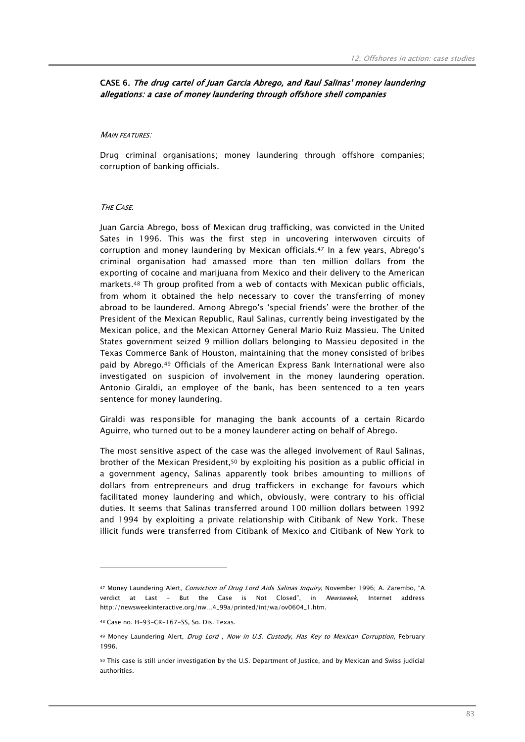**CASE 6**. ***The drug cartel of Juan Garcia Abrego, and Raul Salinas' money laundering allegations: a case of money laundering through offshore shell companies***

*MAIN FEATURES:*

Drug criminal organisations; money laundering through offshore companies; corruption of banking officials.

*THE CASE*:

Juan Garcia Abrego, boss of Mexican drug trafficking, was convicted in the United Sates in 1996. This was the first step in uncovering interwoven circuits of corruption and money laundering by Mexican officials.[47] In a few years, Abrego's criminal organisation had amassed more than ten million dollars from the exporting of cocaine and marijuana from Mexico and their delivery to the American markets.[48] Th group profited from a web of contacts with Mexican public officials, from whom it obtained the help necessary to cover the transferring of money abroad to be laundered. Among Abrego's 'special friends' were the brother of the President of the Mexican Republic, Raul Salinas, currently being investigated by the Mexican police, and the Mexican Attorney General Mario Ruiz Massieu. The United States government seized 9 million dollars belonging to Massieu deposited in the Texas Commerce Bank of Houston, maintaining that the money consisted of bribes paid by Abrego.[49] Officials of the American Express Bank International were also investigated on suspicion of involvement in the money laundering operation. Antonio Giraldi, an employee of the bank, has been sentenced to a ten years sentence for money laundering.

Giraldi was responsible for managing the bank accounts of a certain Ricardo Aguirre, who turned out to be a money launderer acting on behalf of Abrego.

The most sensitive aspect of the case was the alleged involvement of Raul Salinas, brother of the Mexican President,[50] by exploiting his position as a public official in a government agency, Salinas apparently took bribes amounting to millions of dollars from entrepreneurs and drug traffickers in exchange for favours which facilitated money laundering and which, obviously, were contrary to his official duties. It seems that Salinas transferred around 100 million dollars between 1992 and 1994 by exploiting a private relationship with Citibank of New York. These illicit funds were transferred from Citibank of Mexico and Citibank of New York to

---

[47] Money Laundering Alert, *Conviction of Drug Lord Aids Salinas Inquiry*, November 1996; A. Zarembo, "A verdict at Last – But the Case is Not Closed", in *Newsweek*, Internet address http://newsweekinteractive.org/nw...4_99a/printed/int/wa/ov0604_1.htm.

[48] Case no. H-93-CR-167-SS, So. Dis. Texas.

[49] Money Laundering Alert, *Drug Lord , Now in U.S. Custody, Has Key to Mexican Corruption*, February 1996.

[50] This case is still under investigation by the U.S. Department of Justice, and by Mexican and Swiss judicial authorities.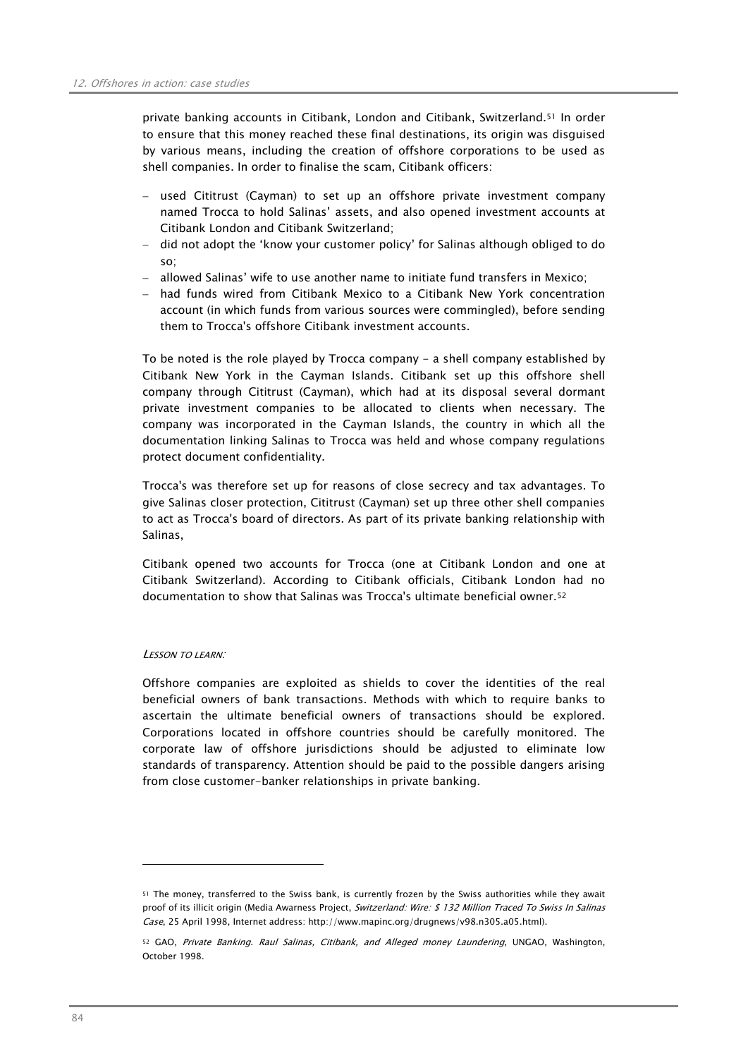private banking accounts in Citibank, London and Citibank, Switzerland.[51] In order to ensure that this money reached these final destinations, its origin was disguised by various means, including the creation of offshore corporations to be used as shell companies. In order to finalise the scam, Citibank officers:

- used Cititrust (Cayman) to set up an offshore private investment company named Trocca to hold Salinas' assets, and also opened investment accounts at Citibank London and Citibank Switzerland;
- did not adopt the 'know your customer policy' for Salinas although obliged to do so;
- allowed Salinas' wife to use another name to initiate fund transfers in Mexico;
- had funds wired from Citibank Mexico to a Citibank New York concentration account (in which funds from various sources were commingled), before sending them to Trocca's offshore Citibank investment accounts.

To be noted is the role played by Trocca company - a shell company established by Citibank New York in the Cayman Islands. Citibank set up this offshore shell company through Cititrust (Cayman), which had at its disposal several dormant private investment companies to be allocated to clients when necessary. The company was incorporated in the Cayman Islands, the country in which all the documentation linking Salinas to Trocca was held and whose company regulations protect document confidentiality.

Trocca's was therefore set up for reasons of close secrecy and tax advantages. To give Salinas closer protection, Cititrust (Cayman) set up three other shell companies to act as Trocca's board of directors. As part of its private banking relationship with Salinas,

Citibank opened two accounts for Trocca (one at Citibank London and one at Citibank Switzerland). According to Citibank officials, Citibank London had no documentation to show that Salinas was Trocca's ultimate beneficial owner.[52]

*LESSON TO LEARN:*

Offshore companies are exploited as shields to cover the identities of the real beneficial owners of bank transactions. Methods with which to require banks to ascertain the ultimate beneficial owners of transactions should be explored. Corporations located in offshore countries should be carefully monitored. The corporate law of offshore jurisdictions should be adjusted to eliminate low standards of transparency. Attention should be paid to the possible dangers arising from close customer-banker relationships in private banking.

---

[51] The money, transferred to the Swiss bank, is currently frozen by the Swiss authorities while they await proof of its illicit origin (Media Awarness Project, *Switzerland: Wire: $ 132 Million Traced To Swiss In Salinas Case*, 25 April 1998, Internet address: http://www.mapinc.org/drugnews/v98.n305.a05.html).

[52] GAO, *Private Banking. Raul Salinas, Citibank, and Alleged money Laundering*, UNGAO, Washington, October 1998.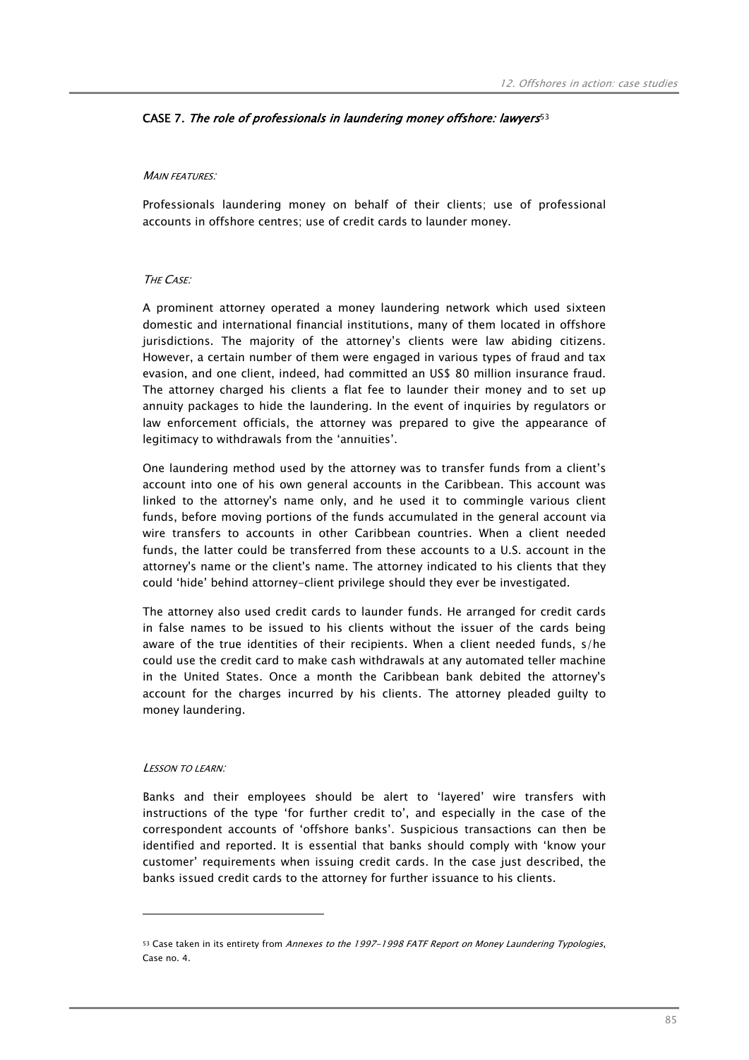### CASE 7. *The role of professionals in laundering money offshore: lawyers*[53]

*MAIN FEATURES:*

Professionals laundering money on behalf of their clients; use of professional accounts in offshore centres; use of credit cards to launder money.

*THE CASE:*

A prominent attorney operated a money laundering network which used sixteen domestic and international financial institutions, many of them located in offshore jurisdictions. The majority of the attorney's clients were law abiding citizens. However, a certain number of them were engaged in various types of fraud and tax evasion, and one client, indeed, had committed an US$ 80 million insurance fraud. The attorney charged his clients a flat fee to launder their money and to set up annuity packages to hide the laundering. In the event of inquiries by regulators or law enforcement officials, the attorney was prepared to give the appearance of legitimacy to withdrawals from the 'annuities'.

One laundering method used by the attorney was to transfer funds from a client's account into one of his own general accounts in the Caribbean. This account was linked to the attorney's name only, and he used it to commingle various client funds, before moving portions of the funds accumulated in the general account via wire transfers to accounts in other Caribbean countries. When a client needed funds, the latter could be transferred from these accounts to a U.S. account in the attorney's name or the client's name. The attorney indicated to his clients that they could 'hide' behind attorney-client privilege should they ever be investigated.

The attorney also used credit cards to launder funds. He arranged for credit cards in false names to be issued to his clients without the issuer of the cards being aware of the true identities of their recipients. When a client needed funds, s/he could use the credit card to make cash withdrawals at any automated teller machine in the United States. Once a month the Caribbean bank debited the attorney's account for the charges incurred by his clients. The attorney pleaded guilty to money laundering.

*LESSON TO LEARN:*

Banks and their employees should be alert to 'layered' wire transfers with instructions of the type 'for further credit to', and especially in the case of the correspondent accounts of 'offshore banks'. Suspicious transactions can then be identified and reported. It is essential that banks should comply with 'know your customer' requirements when issuing credit cards. In the case just described, the banks issued credit cards to the attorney for further issuance to his clients.

---

[53] Case taken in its entirety from *Annexes to the 1997-1998 FATF Report on Money Laundering Typologies*, Case no. 4.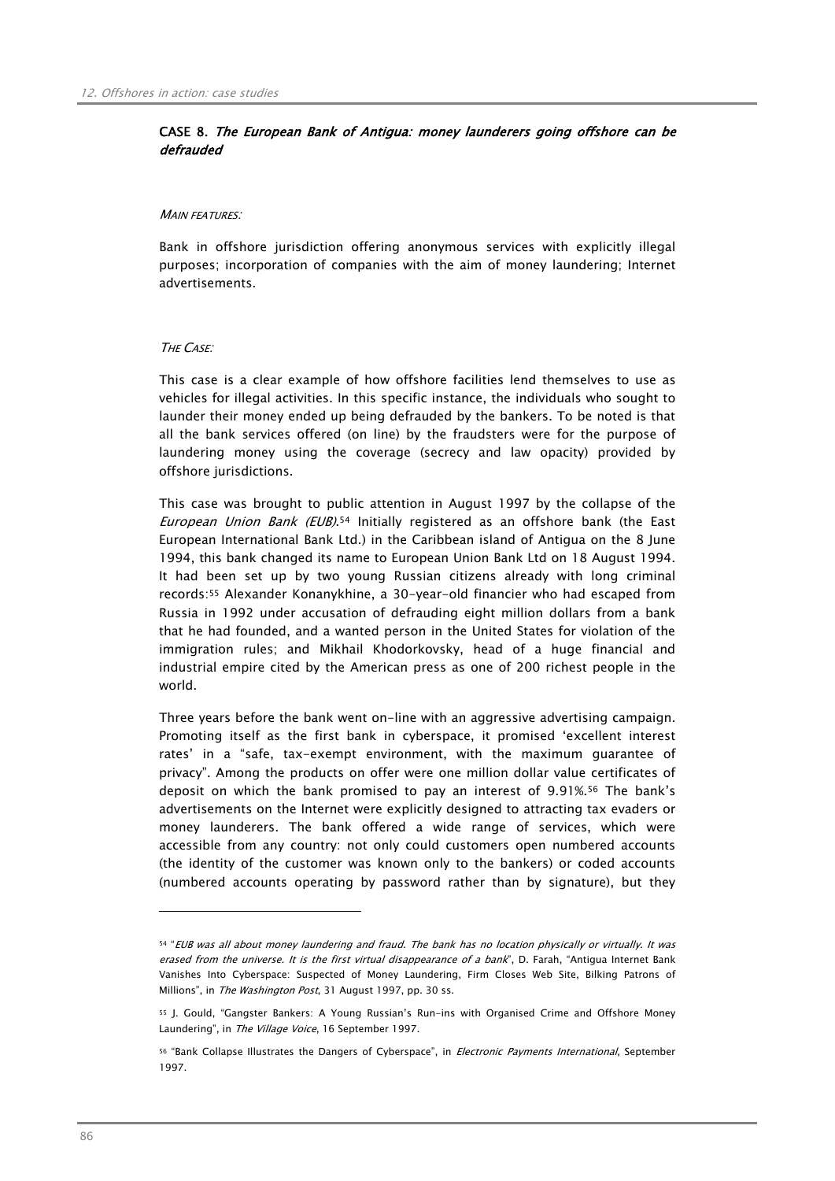### CASE 8. *The European Bank of Antigua: money launderers going offshore can be defrauded*

*MAIN FEATURES:*

Bank in offshore jurisdiction offering anonymous services with explicitly illegal purposes; incorporation of companies with the aim of money laundering; Internet advertisements.

*THE CASE:*

This case is a clear example of how offshore facilities lend themselves to use as vehicles for illegal activities. In this specific instance, the individuals who sought to launder their money ended up being defrauded by the bankers. To be noted is that all the bank services offered (on line) by the fraudsters were for the purpose of laundering money using the coverage (secrecy and law opacity) provided by offshore jurisdictions.

This case was brought to public attention in August 1997 by the collapse of the *European Union Bank (EUB)*.[54] Initially registered as an offshore bank (the East European International Bank Ltd.) in the Caribbean island of Antigua on the 8 June 1994, this bank changed its name to European Union Bank Ltd on 18 August 1994. It had been set up by two young Russian citizens already with long criminal records:[55] Alexander Konanykhine, a 30-year-old financier who had escaped from Russia in 1992 under accusation of defrauding eight million dollars from a bank that he had founded, and a wanted person in the United States for violation of the immigration rules; and Mikhail Khodorkovsky, head of a huge financial and industrial empire cited by the American press as one of 200 richest people in the world.

Three years before the bank went on-line with an aggressive advertising campaign. Promoting itself as the first bank in cyberspace, it promised 'excellent interest rates' in a "safe, tax-exempt environment, with the maximum guarantee of privacy". Among the products on offer were one million dollar value certificates of deposit on which the bank promised to pay an interest of 9.91%.[56] The bank's advertisements on the Internet were explicitly designed to attracting tax evaders or money launderers. The bank offered a wide range of services, which were accessible from any country: not only could customers open numbered accounts (the identity of the customer was known only to the bankers) or coded accounts (numbered accounts operating by password rather than by signature), but they

---

[54] "*EUB was all about money laundering and fraud. The bank has no location physically or virtually. It was erased from the universe. It is the first virtual disappearance of a bank*", D. Farah, "Antigua Internet Bank Vanishes Into Cyberspace: Suspected of Money Laundering, Firm Closes Web Site, Bilking Patrons of Millions", in *The Washington Post*, 31 August 1997, pp. 30 ss.

[55] J. Gould, "Gangster Bankers: A Young Russian's Run-ins with Organised Crime and Offshore Money Laundering", in *The Village Voice*, 16 September 1997.

[56] "Bank Collapse Illustrates the Dangers of Cyberspace", in *Electronic Payments International*, September 1997.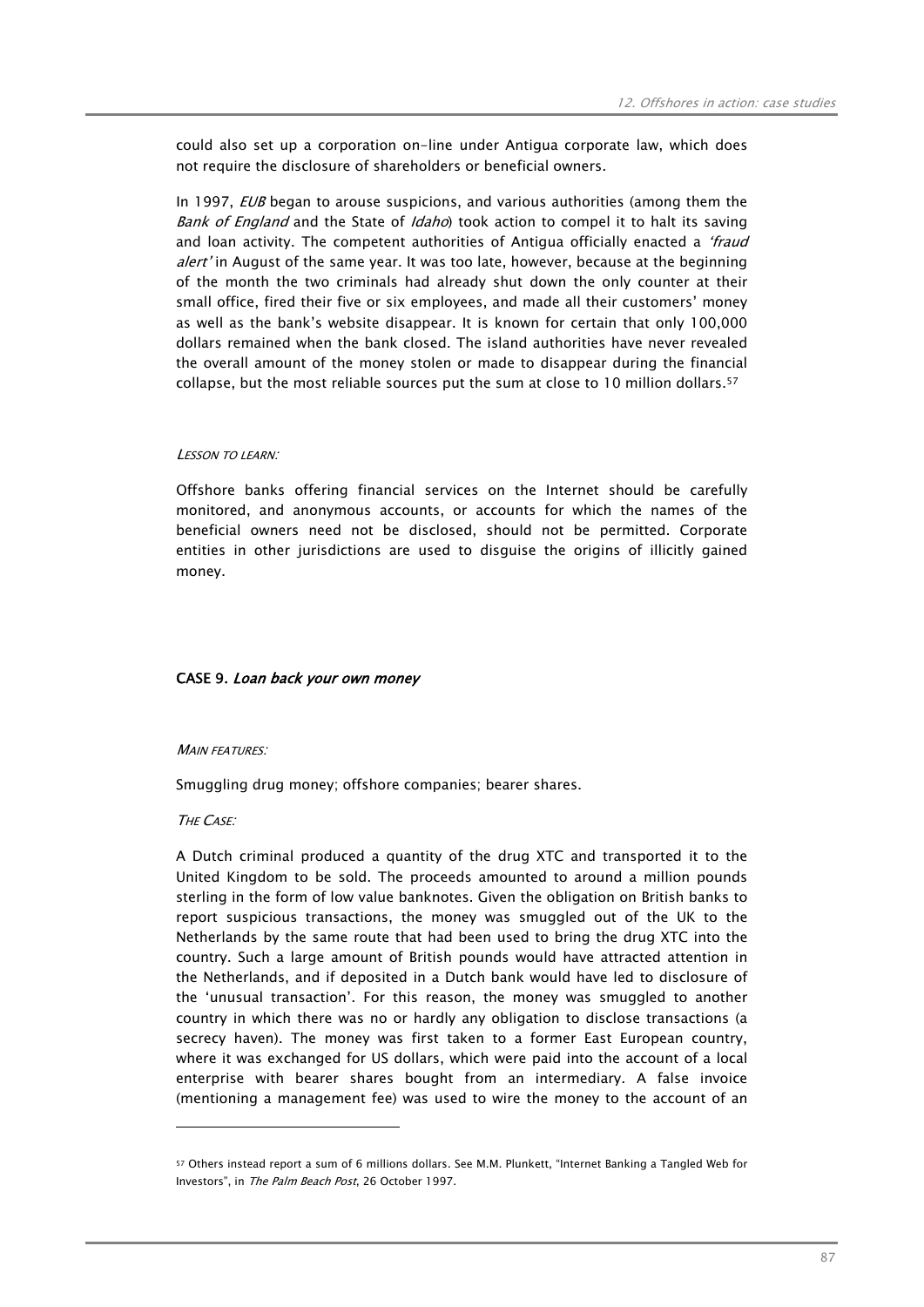could also set up a corporation on-line under Antigua corporate law, which does not require the disclosure of shareholders or beneficial owners.

In 1997, *EUB* began to arouse suspicions, and various authorities (among them the *Bank of England* and the State of *Idaho*) took action to compel it to halt its saving and loan activity. The competent authorities of Antigua officially enacted a *'fraud alert'* in August of the same year. It was too late, however, because at the beginning of the month the two criminals had already shut down the only counter at their small office, fired their five or six employees, and made all their customers' money as well as the bank's website disappear. It is known for certain that only 100,000 dollars remained when the bank closed. The island authorities have never revealed the overall amount of the money stolen or made to disappear during the financial collapse, but the most reliable sources put the sum at close to 10 million dollars.[57]

*LESSON TO LEARN:*

Offshore banks offering financial services on the Internet should be carefully monitored, and anonymous accounts, or accounts for which the names of the beneficial owners need not be disclosed, should not be permitted. Corporate entities in other jurisdictions are used to disguise the origins of illicitly gained money.

### CASE 9. *Loan back your own money*

*MAIN FEATURES:*

Smuggling drug money; offshore companies; bearer shares.

*THE CASE:*

A Dutch criminal produced a quantity of the drug XTC and transported it to the United Kingdom to be sold. The proceeds amounted to around a million pounds sterling in the form of low value banknotes. Given the obligation on British banks to report suspicious transactions, the money was smuggled out of the UK to the Netherlands by the same route that had been used to bring the drug XTC into the country. Such a large amount of British pounds would have attracted attention in the Netherlands, and if deposited in a Dutch bank would have led to disclosure of the 'unusual transaction'. For this reason, the money was smuggled to another country in which there was no or hardly any obligation to disclose transactions (a secrecy haven). The money was first taken to a former East European country, where it was exchanged for US dollars, which were paid into the account of a local enterprise with bearer shares bought from an intermediary. A false invoice (mentioning a management fee) was used to wire the money to the account of an

[57] Others instead report a sum of 6 millions dollars. See M.M. Plunkett, "Internet Banking a Tangled Web for Investors", in *The Palm Beach Post*, 26 October 1997.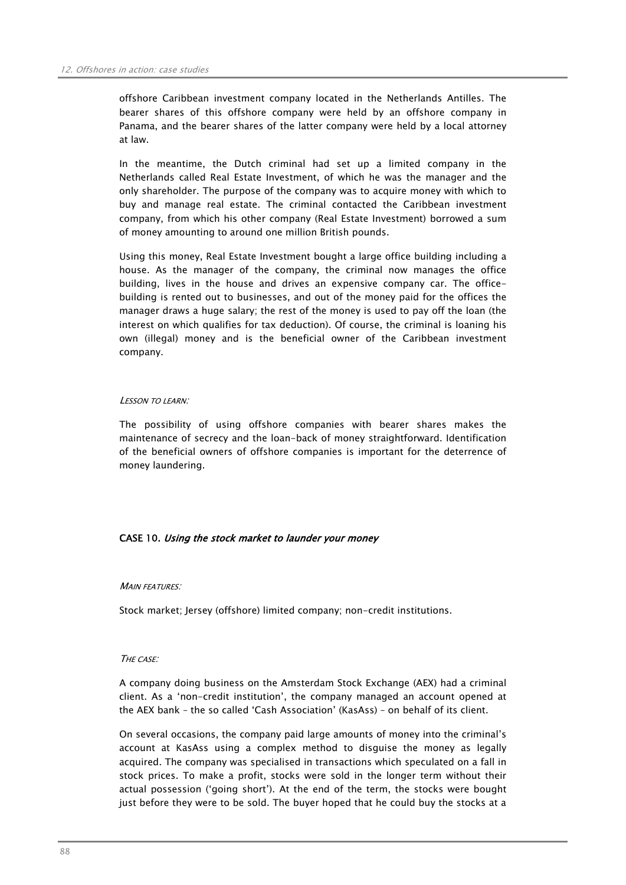offshore Caribbean investment company located in the Netherlands Antilles. The bearer shares of this offshore company were held by an offshore company in Panama, and the bearer shares of the latter company were held by a local attorney at law.

In the meantime, the Dutch criminal had set up a limited company in the Netherlands called Real Estate Investment, of which he was the manager and the only shareholder. The purpose of the company was to acquire money with which to buy and manage real estate. The criminal contacted the Caribbean investment company, from which his other company (Real Estate Investment) borrowed a sum of money amounting to around one million British pounds.

Using this money, Real Estate Investment bought a large office building including a house. As the manager of the company, the criminal now manages the office building, lives in the house and drives an expensive company car. The office-building is rented out to businesses, and out of the money paid for the offices the manager draws a huge salary; the rest of the money is used to pay off the loan (the interest on which qualifies for tax deduction). Of course, the criminal is loaning his own (illegal) money and is the beneficial owner of the Caribbean investment company.

*LESSON TO LEARN:*

The possibility of using offshore companies with bearer shares makes the maintenance of secrecy and the loan-back of money straightforward. Identification of the beneficial owners of offshore companies is important for the deterrence of money laundering.

### CASE 10. *Using the stock market to launder your money*

*MAIN FEATURES:*

Stock market; Jersey (offshore) limited company; non-credit institutions.

*THE CASE:*

A company doing business on the Amsterdam Stock Exchange (AEX) had a criminal client. As a 'non-credit institution', the company managed an account opened at the AEX bank – the so called 'Cash Association' (KasAss) – on behalf of its client.

On several occasions, the company paid large amounts of money into the criminal's account at KasAss using a complex method to disguise the money as legally acquired. The company was specialised in transactions which speculated on a fall in stock prices. To make a profit, stocks were sold in the longer term without their actual possession ('going short'). At the end of the term, the stocks were bought just before they were to be sold. The buyer hoped that he could buy the stocks at a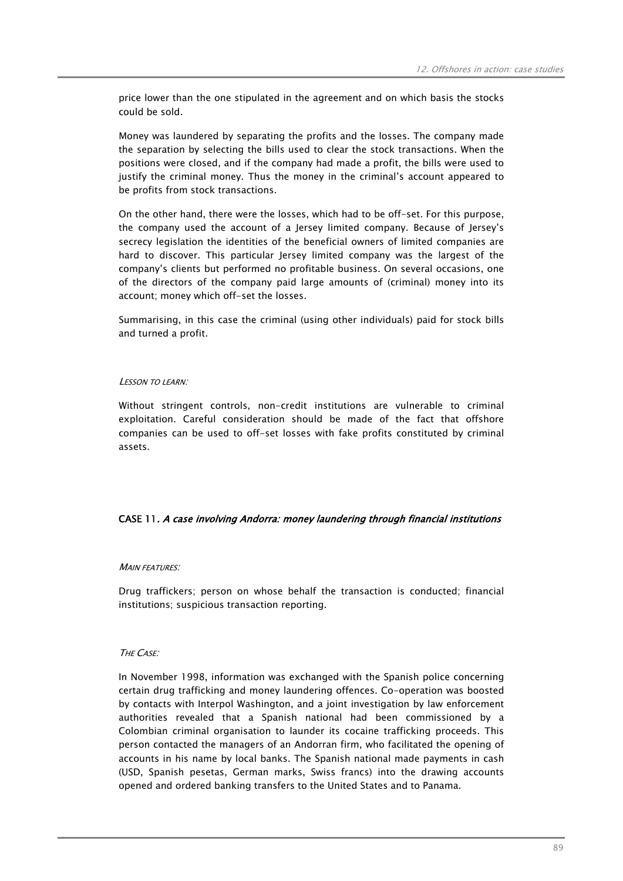price lower than the one stipulated in the agreement and on which basis the stocks could be sold.

Money was laundered by separating the profits and the losses. The company made the separation by selecting the bills used to clear the stock transactions. When the positions were closed, and if the company had made a profit, the bills were used to justify the criminal money. Thus the money in the criminal's account appeared to be profits from stock transactions.

On the other hand, there were the losses, which had to be off-set. For this purpose, the company used the account of a Jersey limited company. Because of Jersey's secrecy legislation the identities of the beneficial owners of limited companies are hard to discover. This particular Jersey limited company was the largest of the company's clients but performed no profitable business. On several occasions, one of the directors of the company paid large amounts of (criminal) money into its account; money which off-set the losses.

Summarising, in this case the criminal (using other individuals) paid for stock bills and turned a profit.

*LESSON TO LEARN:*

Without stringent controls, non-credit institutions are vulnerable to criminal exploitation. Careful consideration should be made of the fact that offshore companies can be used to off-set losses with fake profits constituted by criminal assets.

### CASE 11. *A case involving Andorra: money laundering through financial institutions*

*MAIN FEATURES:*

Drug traffickers; person on whose behalf the transaction is conducted; financial institutions; suspicious transaction reporting.

*THE CASE:*

In November 1998, information was exchanged with the Spanish police concerning certain drug trafficking and money laundering offences. Co-operation was boosted by contacts with Interpol Washington, and a joint investigation by law enforcement authorities revealed that a Spanish national had been commissioned by a Colombian criminal organisation to launder its cocaine trafficking proceeds. This person contacted the managers of an Andorran firm, who facilitated the opening of accounts in his name by local banks. The Spanish national made payments in cash (USD, Spanish pesetas, German marks, Swiss francs) into the drawing accounts opened and ordered banking transfers to the United States and to Panama.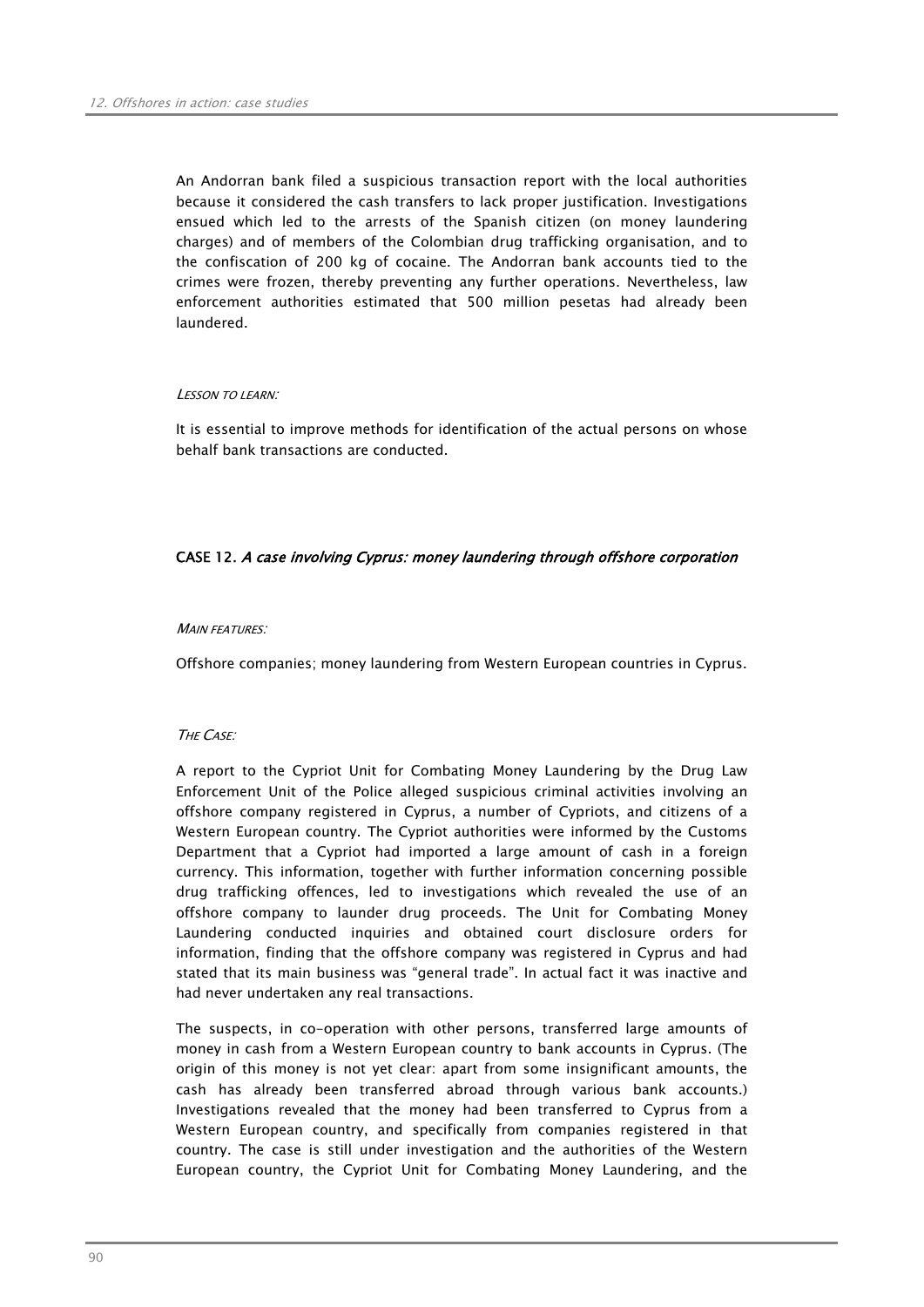An Andorran bank filed a suspicious transaction report with the local authorities because it considered the cash transfers to lack proper justification. Investigations ensued which led to the arrests of the Spanish citizen (on money laundering charges) and of members of the Colombian drug trafficking organisation, and to the confiscation of 200 kg of cocaine. The Andorran bank accounts tied to the crimes were frozen, thereby preventing any further operations. Nevertheless, law enforcement authorities estimated that 500 million pesetas had already been laundered.

*LESSON TO LEARN:*

It is essential to improve methods for identification of the actual persons on whose behalf bank transactions are conducted.

### CASE 12. *A case involving Cyprus: money laundering through offshore corporation*

*MAIN FEATURES:*

Offshore companies; money laundering from Western European countries in Cyprus.

*THE CASE:*

A report to the Cypriot Unit for Combating Money Laundering by the Drug Law Enforcement Unit of the Police alleged suspicious criminal activities involving an offshore company registered in Cyprus, a number of Cypriots, and citizens of a Western European country. The Cypriot authorities were informed by the Customs Department that a Cypriot had imported a large amount of cash in a foreign currency. This information, together with further information concerning possible drug trafficking offences, led to investigations which revealed the use of an offshore company to launder drug proceeds. The Unit for Combating Money Laundering conducted inquiries and obtained court disclosure orders for information, finding that the offshore company was registered in Cyprus and had stated that its main business was "general trade". In actual fact it was inactive and had never undertaken any real transactions.

The suspects, in co-operation with other persons, transferred large amounts of money in cash from a Western European country to bank accounts in Cyprus. (The origin of this money is not yet clear: apart from some insignificant amounts, the cash has already been transferred abroad through various bank accounts.) Investigations revealed that the money had been transferred to Cyprus from a Western European country, and specifically from companies registered in that country. The case is still under investigation and the authorities of the Western European country, the Cypriot Unit for Combating Money Laundering, and the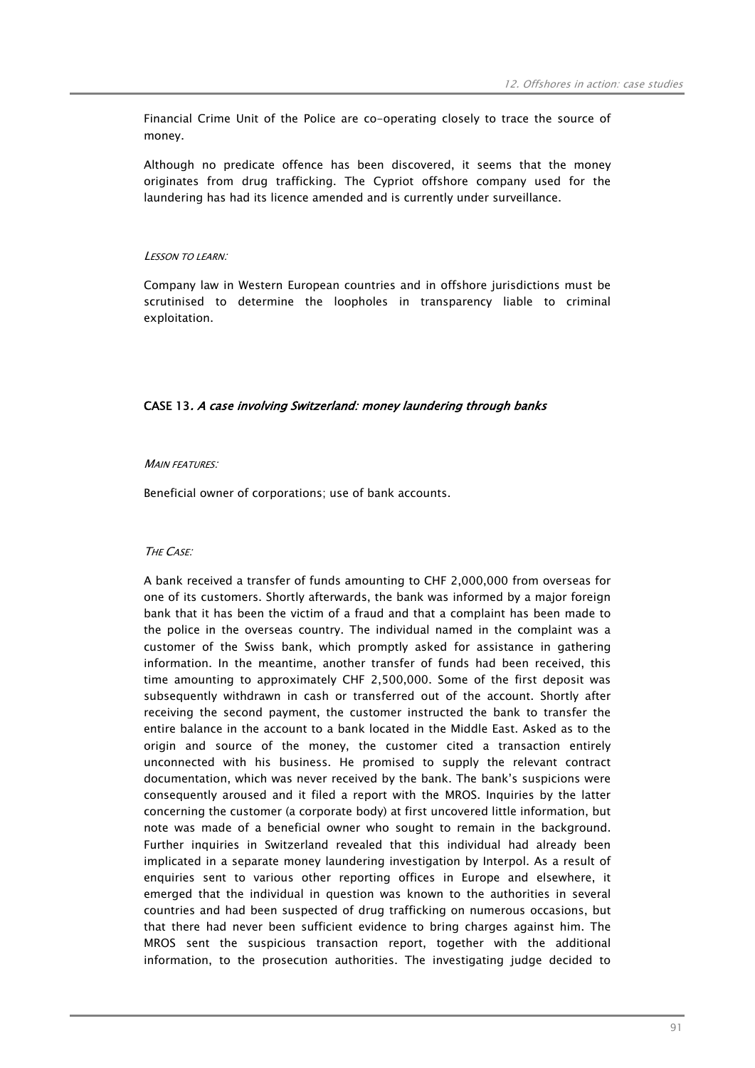Financial Crime Unit of the Police are co-operating closely to trace the source of money.

Although no predicate offence has been discovered, it seems that the money originates from drug trafficking. The Cypriot offshore company used for the laundering has had its licence amended and is currently under surveillance.

*LESSON TO LEARN:*

Company law in Western European countries and in offshore jurisdictions must be scrutinised to determine the loopholes in transparency liable to criminal exploitation.

### CASE 13. *A case involving Switzerland: money laundering through banks*

*MAIN FEATURES:*

Beneficial owner of corporations; use of bank accounts.

*THE CASE:*

A bank received a transfer of funds amounting to CHF 2,000,000 from overseas for one of its customers. Shortly afterwards, the bank was informed by a major foreign bank that it has been the victim of a fraud and that a complaint has been made to the police in the overseas country. The individual named in the complaint was a customer of the Swiss bank, which promptly asked for assistance in gathering information. In the meantime, another transfer of funds had been received, this time amounting to approximately CHF 2,500,000. Some of the first deposit was subsequently withdrawn in cash or transferred out of the account. Shortly after receiving the second payment, the customer instructed the bank to transfer the entire balance in the account to a bank located in the Middle East. Asked as to the origin and source of the money, the customer cited a transaction entirely unconnected with his business. He promised to supply the relevant contract documentation, which was never received by the bank. The bank's suspicions were consequently aroused and it filed a report with the MROS. Inquiries by the latter concerning the customer (a corporate body) at first uncovered little information, but note was made of a beneficial owner who sought to remain in the background. Further inquiries in Switzerland revealed that this individual had already been implicated in a separate money laundering investigation by Interpol. As a result of enquiries sent to various other reporting offices in Europe and elsewhere, it emerged that the individual in question was known to the authorities in several countries and had been suspected of drug trafficking on numerous occasions, but that there had never been sufficient evidence to bring charges against him. The MROS sent the suspicious transaction report, together with the additional information, to the prosecution authorities. The investigating judge decided to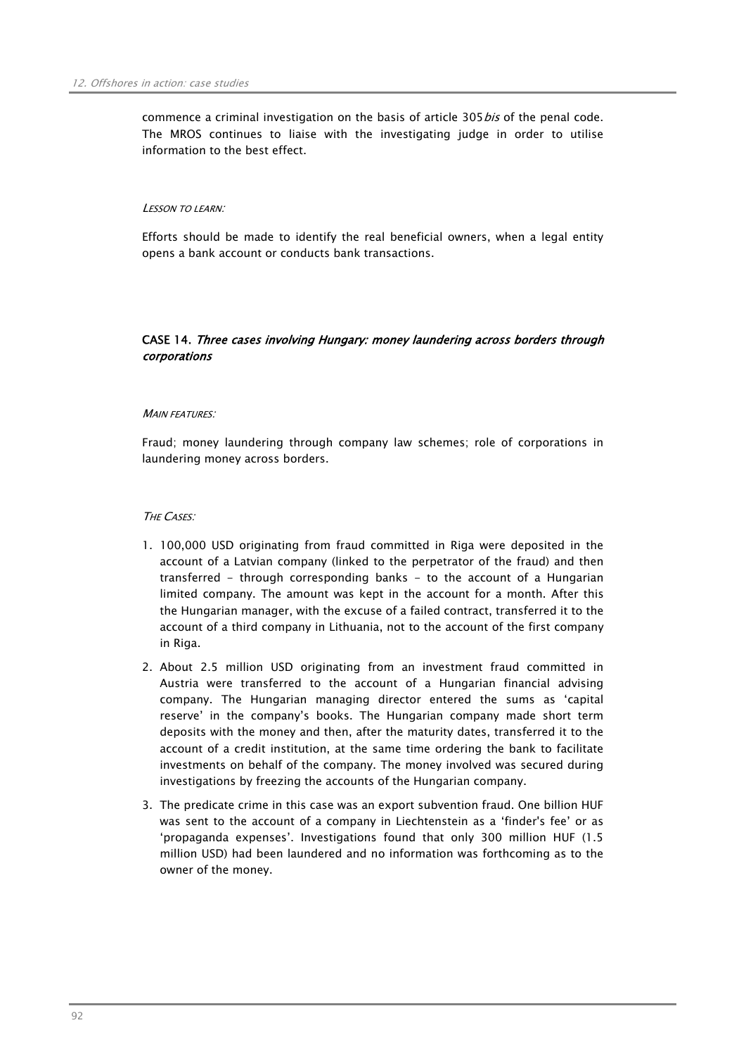commence a criminal investigation on the basis of article 305*bis* of the penal code. The MROS continues to liaise with the investigating judge in order to utilise information to the best effect.

*LESSON TO LEARN:*

Efforts should be made to identify the real beneficial owners, when a legal entity opens a bank account or conducts bank transactions.

### CASE 14. *Three cases involving Hungary: money laundering across borders through corporations*

*MAIN FEATURES:*

Fraud; money laundering through company law schemes; role of corporations in laundering money across borders.

*THE CASES:*

1. 100,000 USD originating from fraud committed in Riga were deposited in the account of a Latvian company (linked to the perpetrator of the fraud) and then transferred - through corresponding banks - to the account of a Hungarian limited company. The amount was kept in the account for a month. After this the Hungarian manager, with the excuse of a failed contract, transferred it to the account of a third company in Lithuania, not to the account of the first company in Riga.
2. About 2.5 million USD originating from an investment fraud committed in Austria were transferred to the account of a Hungarian financial advising company. The Hungarian managing director entered the sums as 'capital reserve' in the company's books. The Hungarian company made short term deposits with the money and then, after the maturity dates, transferred it to the account of a credit institution, at the same time ordering the bank to facilitate investments on behalf of the company. The money involved was secured during investigations by freezing the accounts of the Hungarian company.
3. The predicate crime in this case was an export subvention fraud. One billion HUF was sent to the account of a company in Liechtenstein as a 'finder's fee' or as 'propaganda expenses'. Investigations found that only 300 million HUF (1.5 million USD) had been laundered and no information was forthcoming as to the owner of the money.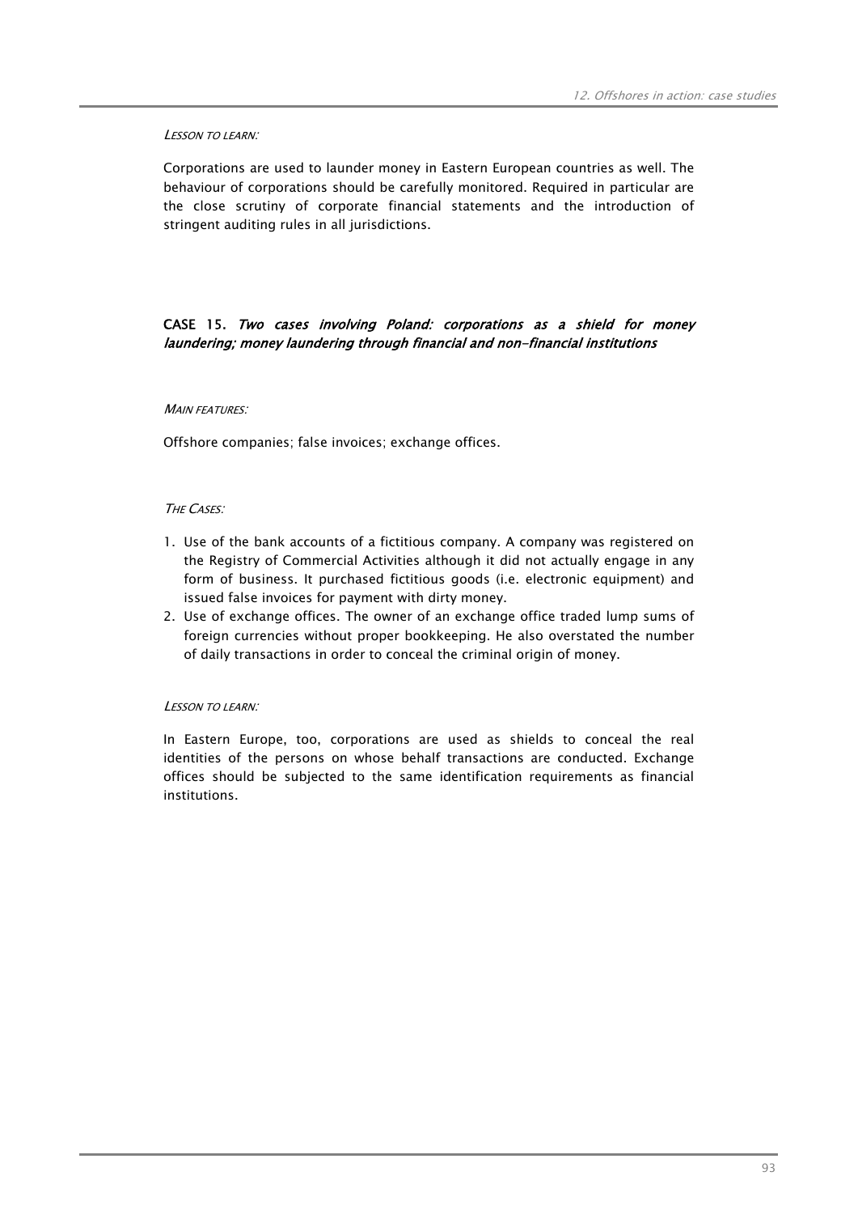*Lesson to learn:*

Corporations are used to launder money in Eastern European countries as well. The behaviour of corporations should be carefully monitored. Required in particular are the close scrutiny of corporate financial statements and the introduction of stringent auditing rules in all jurisdictions.

### CASE 15. *Two cases involving Poland: corporations as a shield for money laundering; money laundering through financial and non-financial institutions*

*Main features:*

Offshore companies; false invoices; exchange offices.

*The Cases:*

1. Use of the bank accounts of a fictitious company. A company was registered on the Registry of Commercial Activities although it did not actually engage in any form of business. It purchased fictitious goods (i.e. electronic equipment) and issued false invoices for payment with dirty money.
2. Use of exchange offices. The owner of an exchange office traded lump sums of foreign currencies without proper bookkeeping. He also overstated the number of daily transactions in order to conceal the criminal origin of money.

*Lesson to learn:*

In Eastern Europe, too, corporations are used as shields to conceal the real identities of the persons on whose behalf transactions are conducted. Exchange offices should be subjected to the same identification requirements as financial institutions.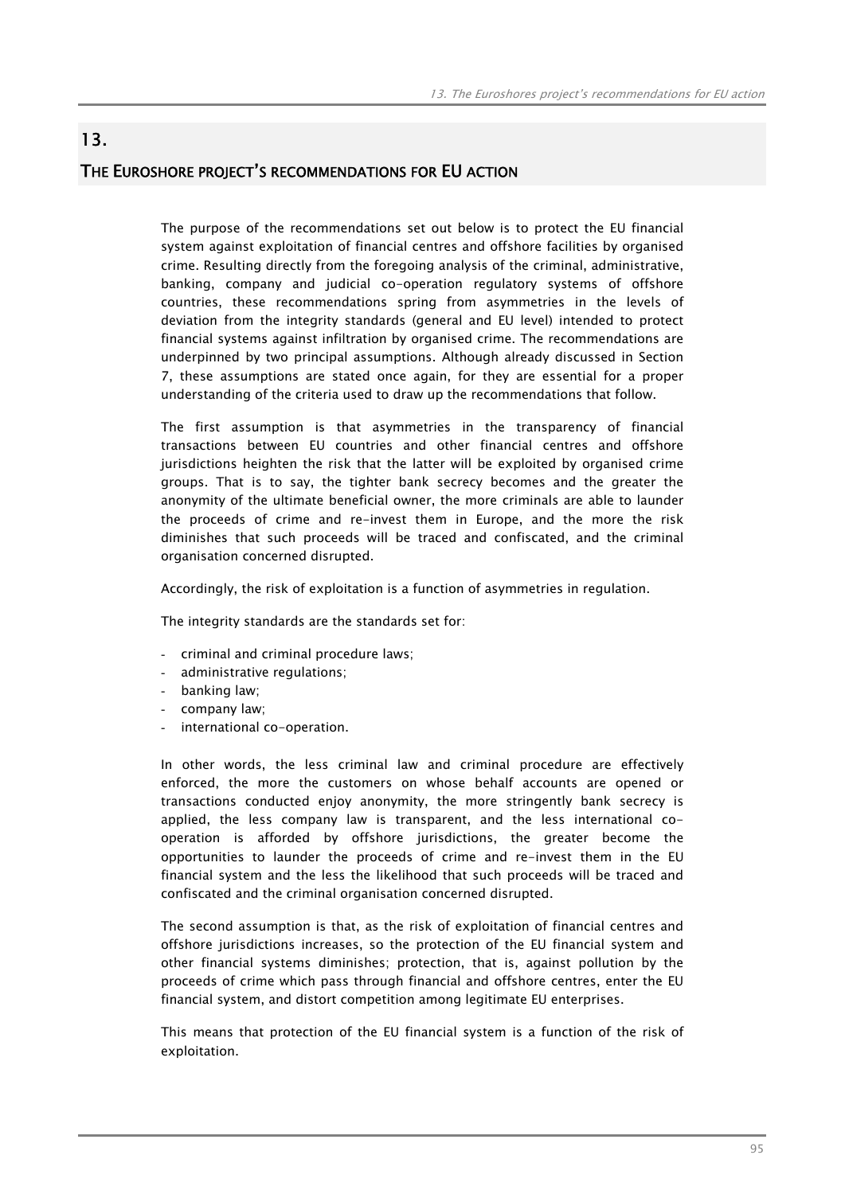# 13.

## THE EUROSHORE PROJECT'S RECOMMENDATIONS FOR EU ACTION

The purpose of the recommendations set out below is to protect the EU financial system against exploitation of financial centres and offshore facilities by organised crime. Resulting directly from the foregoing analysis of the criminal, administrative, banking, company and judicial co-operation regulatory systems of offshore countries, these recommendations spring from asymmetries in the levels of deviation from the integrity standards (general and EU level) intended to protect financial systems against infiltration by organised crime. The recommendations are underpinned by two principal assumptions. Although already discussed in Section 7, these assumptions are stated once again, for they are essential for a proper understanding of the criteria used to draw up the recommendations that follow.

The first assumption is that asymmetries in the transparency of financial transactions between EU countries and other financial centres and offshore jurisdictions heighten the risk that the latter will be exploited by organised crime groups. That is to say, the tighter bank secrecy becomes and the greater the anonymity of the ultimate beneficial owner, the more criminals are able to launder the proceeds of crime and re-invest them in Europe, and the more the risk diminishes that such proceeds will be traced and confiscated, and the criminal organisation concerned disrupted.

Accordingly, the risk of exploitation is a function of asymmetries in regulation.

The integrity standards are the standards set for:

- criminal and criminal procedure laws;
- administrative regulations;
- banking law;
- company law;
- international co-operation.

In other words, the less criminal law and criminal procedure are effectively enforced, the more the customers on whose behalf accounts are opened or transactions conducted enjoy anonymity, the more stringently bank secrecy is applied, the less company law is transparent, and the less international co-operation is afforded by offshore jurisdictions, the greater become the opportunities to launder the proceeds of crime and re-invest them in the EU financial system and the less the likelihood that such proceeds will be traced and confiscated and the criminal organisation concerned disrupted.

The second assumption is that, as the risk of exploitation of financial centres and offshore jurisdictions increases, so the protection of the EU financial system and other financial systems diminishes; protection, that is, against pollution by the proceeds of crime which pass through financial and offshore centres, enter the EU financial system, and distort competition among legitimate EU enterprises.

This means that protection of the EU financial system is a function of the risk of exploitation.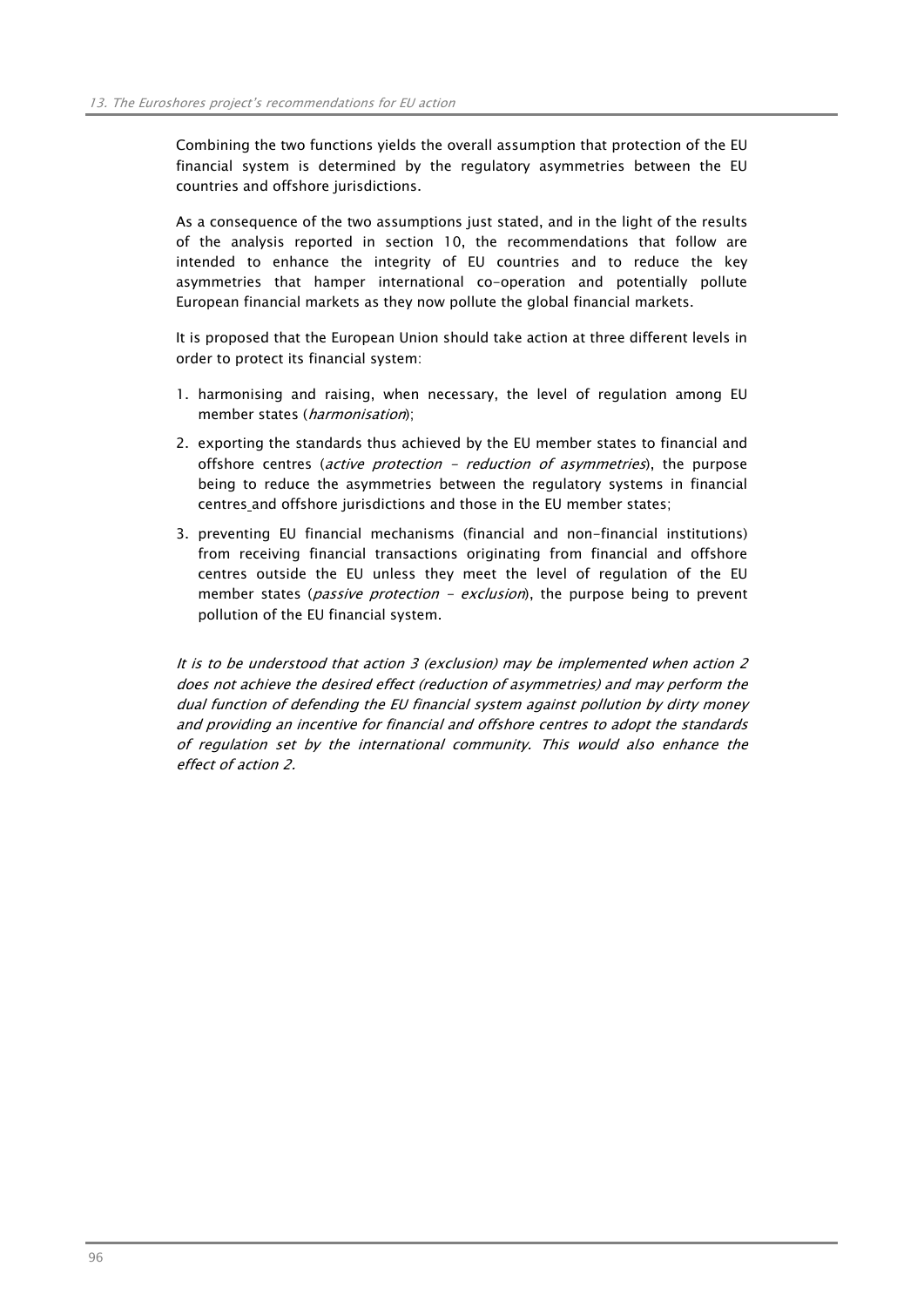Combining the two functions yields the overall assumption that protection of the EU financial system is determined by the regulatory asymmetries between the EU countries and offshore jurisdictions.

As a consequence of the two assumptions just stated, and in the light of the results of the analysis reported in section 10, the recommendations that follow are intended to enhance the integrity of EU countries and to reduce the key asymmetries that hamper international co-operation and potentially pollute European financial markets as they now pollute the global financial markets.

It is proposed that the European Union should take action at three different levels in order to protect its financial system:

1. harmonising and raising, when necessary, the level of regulation among EU member states (*harmonisation*);
2. exporting the standards thus achieved by the EU member states to financial and offshore centres (*active protection – reduction of asymmetries*), the purpose being to reduce the asymmetries between the regulatory systems in financial centres and offshore jurisdictions and those in the EU member states;
3. preventing EU financial mechanisms (financial and non-financial institutions) from receiving financial transactions originating from financial and offshore centres outside the EU unless they meet the level of regulation of the EU member states (*passive protection – exclusion*), the purpose being to prevent pollution of the EU financial system.

*It is to be understood that action 3 (exclusion) may be implemented when action 2 does not achieve the desired effect (reduction of asymmetries) and may perform the dual function of defending the EU financial system against pollution by dirty money and providing an incentive for financial and offshore centres to adopt the standards of regulation set by the international community. This would also enhance the effect of action 2.*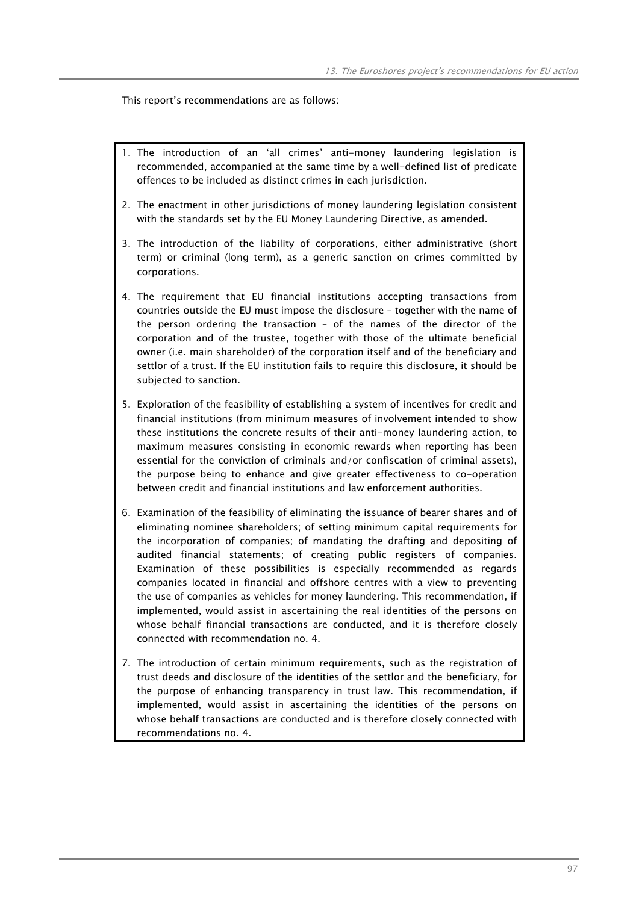This report's recommendations are as follows:

1. The introduction of an 'all crimes' anti-money laundering legislation is recommended, accompanied at the same time by a well-defined list of predicate offences to be included as distinct crimes in each jurisdiction.

2. The enactment in other jurisdictions of money laundering legislation consistent with the standards set by the EU Money Laundering Directive, as amended.

3. The introduction of the liability of corporations, either administrative (short term) or criminal (long term), as a generic sanction on crimes committed by corporations.

4. The requirement that EU financial institutions accepting transactions from countries outside the EU must impose the disclosure – together with the name of the person ordering the transaction – of the names of the director of the corporation and of the trustee, together with those of the ultimate beneficial owner (i.e. main shareholder) of the corporation itself and of the beneficiary and settlor of a trust. If the EU institution fails to require this disclosure, it should be subjected to sanction.

5. Exploration of the feasibility of establishing a system of incentives for credit and financial institutions (from minimum measures of involvement intended to show these institutions the concrete results of their anti-money laundering action, to maximum measures consisting in economic rewards when reporting has been essential for the conviction of criminals and/or confiscation of criminal assets), the purpose being to enhance and give greater effectiveness to co-operation between credit and financial institutions and law enforcement authorities.

6. Examination of the feasibility of eliminating the issuance of bearer shares and of eliminating nominee shareholders; of setting minimum capital requirements for the incorporation of companies; of mandating the drafting and depositing of audited financial statements; of creating public registers of companies. Examination of these possibilities is especially recommended as regards companies located in financial and offshore centres with a view to preventing the use of companies as vehicles for money laundering. This recommendation, if implemented, would assist in ascertaining the real identities of the persons on whose behalf financial transactions are conducted, and it is therefore closely connected with recommendation no. 4.

7. The introduction of certain minimum requirements, such as the registration of trust deeds and disclosure of the identities of the settlor and the beneficiary, for the purpose of enhancing transparency in trust law. This recommendation, if implemented, would assist in ascertaining the identities of the persons on whose behalf transactions are conducted and is therefore closely connected with recommendations no. 4.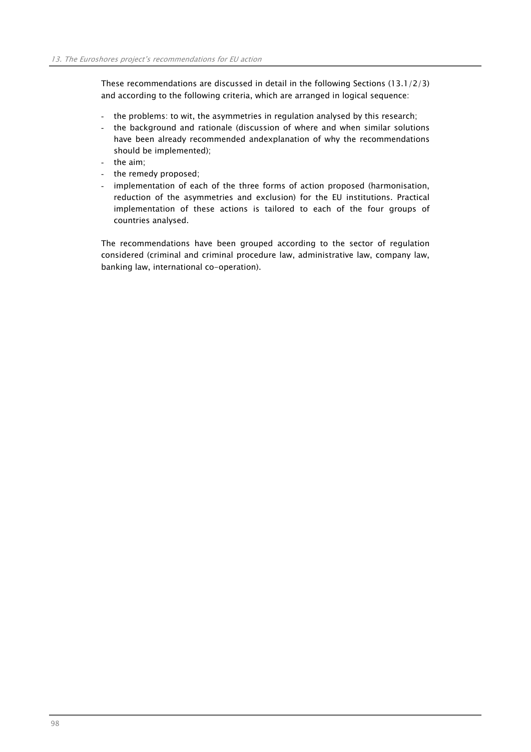These recommendations are discussed in detail in the following Sections (13.1/2/3) and according to the following criteria, which are arranged in logical sequence:

- the problems: to wit, the asymmetries in regulation analysed by this research;
- the background and rationale (discussion of where and when similar solutions have been already recommended andexplanation of why the recommendations should be implemented);
- the aim;
- the remedy proposed;
- implementation of each of the three forms of action proposed (harmonisation, reduction of the asymmetries and exclusion) for the EU institutions. Practical implementation of these actions is tailored to each of the four groups of countries analysed.

The recommendations have been grouped according to the sector of regulation considered (criminal and criminal procedure law, administrative law, company law, banking law, international co-operation).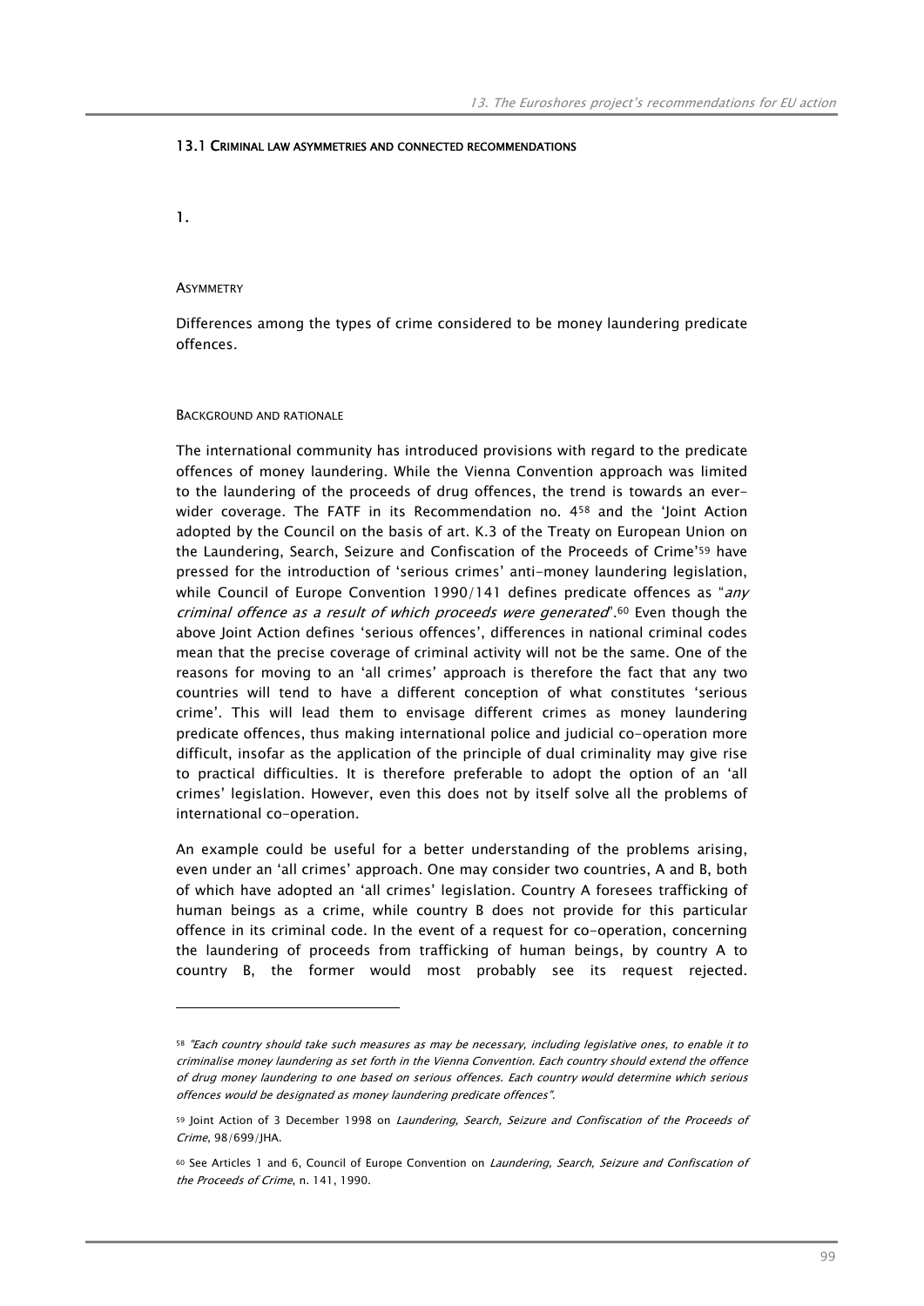### 13.1 CRIMINAL LAW ASYMMETRIES AND CONNECTED RECOMMENDATIONS

1.

ASYMMETRY

Differences among the types of crime considered to be money laundering predicate offences.

BACKGROUND AND RATIONALE

The international community has introduced provisions with regard to the predicate offences of money laundering. While the Vienna Convention approach was limited to the laundering of the proceeds of drug offences, the trend is towards an ever-wider coverage. The FATF in its Recommendation no. 4[58] and the 'Joint Action adopted by the Council on the basis of art. K.3 of the Treaty on European Union on the Laundering, Search, Seizure and Confiscation of the Proceeds of Crime'[59] have pressed for the introduction of 'serious crimes' anti-money laundering legislation, while Council of Europe Convention 1990/141 defines predicate offences as "*any criminal offence as a result of which proceeds were generated*".[60] Even though the above Joint Action defines 'serious offences', differences in national criminal codes mean that the precise coverage of criminal activity will not be the same. One of the reasons for moving to an 'all crimes' approach is therefore the fact that any two countries will tend to have a different conception of what constitutes 'serious crime'. This will lead them to envisage different crimes as money laundering predicate offences, thus making international police and judicial co-operation more difficult, insofar as the application of the principle of dual criminality may give rise to practical difficulties. It is therefore preferable to adopt the option of an 'all crimes' legislation. However, even this does not by itself solve all the problems of international co-operation.

An example could be useful for a better understanding of the problems arising, even under an 'all crimes' approach. One may consider two countries, A and B, both of which have adopted an 'all crimes' legislation. Country A foresees trafficking of human beings as a crime, while country B does not provide for this particular offence in its criminal code. In the event of a request for co-operation, concerning the laundering of proceeds from trafficking of human beings, by country A to country B, the former would most probably see its request rejected.

---

[58] *"Each country should take such measures as may be necessary, including legislative ones, to enable it to criminalise money laundering as set forth in the Vienna Convention. Each country should extend the offence of drug money laundering to one based on serious offences. Each country would determine which serious offences would be designated as money laundering predicate offences".*

[59] Joint Action of 3 December 1998 on *Laundering, Search, Seizure and Confiscation of the Proceeds of Crime*, 98/699/JHA.

[60] See Articles 1 and 6, Council of Europe Convention on *Laundering, Search, Seizure and Confiscation of the Proceeds of Crime*, n. 141, 1990.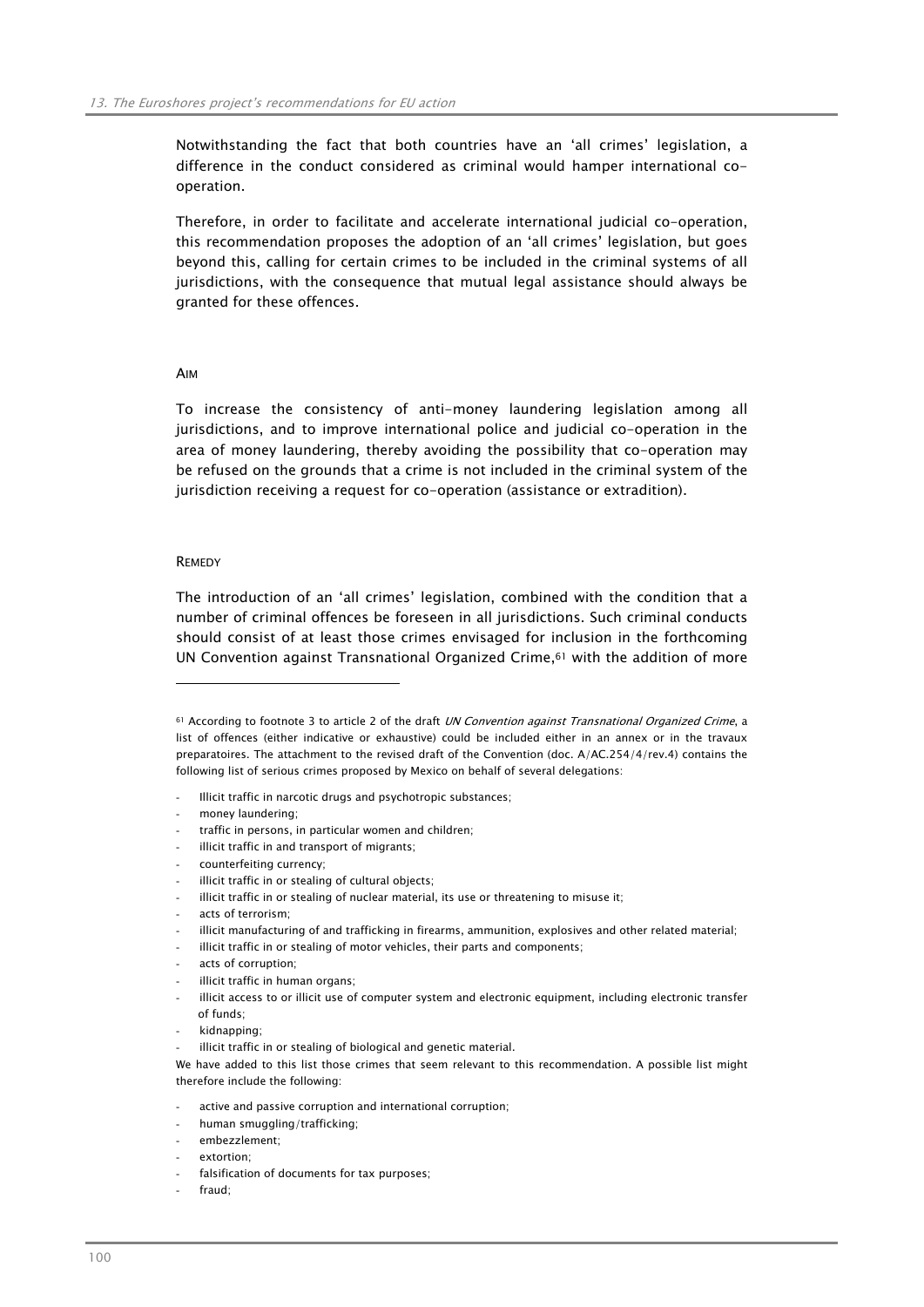Notwithstanding the fact that both countries have an 'all crimes' legislation, a difference in the conduct considered as criminal would hamper international co-operation.

Therefore, in order to facilitate and accelerate international judicial co-operation, this recommendation proposes the adoption of an 'all crimes' legislation, but goes beyond this, calling for certain crimes to be included in the criminal systems of all jurisdictions, with the consequence that mutual legal assistance should always be granted for these offences.

#### AIM

To increase the consistency of anti-money laundering legislation among all jurisdictions, and to improve international police and judicial co-operation in the area of money laundering, thereby avoiding the possibility that co-operation may be refused on the grounds that a crime is not included in the criminal system of the jurisdiction receiving a request for co-operation (assistance or extradition).

#### REMEDY

The introduction of an 'all crimes' legislation, combined with the condition that a number of criminal offences be foreseen in all jurisdictions. Such criminal conducts should consist of at least those crimes envisaged for inclusion in the forthcoming UN Convention against Transnational Organized Crime,[61] with the addition of more

---

[61] According to footnote 3 to article 2 of the draft *UN Convention against Transnational Organized Crime*, a list of offences (either indicative or exhaustive) could be included either in an annex or in the travaux preparatoires. The attachment to the revised draft of the Convention (doc. A/AC.254/4/rev.4) contains the following list of serious crimes proposed by Mexico on behalf of several delegations:

- Illicit traffic in narcotic drugs and psychotropic substances;
- money laundering;
- traffic in persons, in particular women and children;
- illicit traffic in and transport of migrants;
- counterfeiting currency;
- illicit traffic in or stealing of cultural objects;
- illicit traffic in or stealing of nuclear material, its use or threatening to misuse it;
- acts of terrorism;
- illicit manufacturing of and trafficking in firearms, ammunition, explosives and other related material;
- illicit traffic in or stealing of motor vehicles, their parts and components;
- acts of corruption;
- illicit traffic in human organs;
- illicit access to or illicit use of computer system and electronic equipment, including electronic transfer of funds;
- kidnapping;
- illicit traffic in or stealing of biological and genetic material.

We have added to this list those crimes that seem relevant to this recommendation. A possible list might therefore include the following:

- active and passive corruption and international corruption;
- human smuggling/trafficking;
- embezzlement;
- extortion;
- falsification of documents for tax purposes;
- fraud;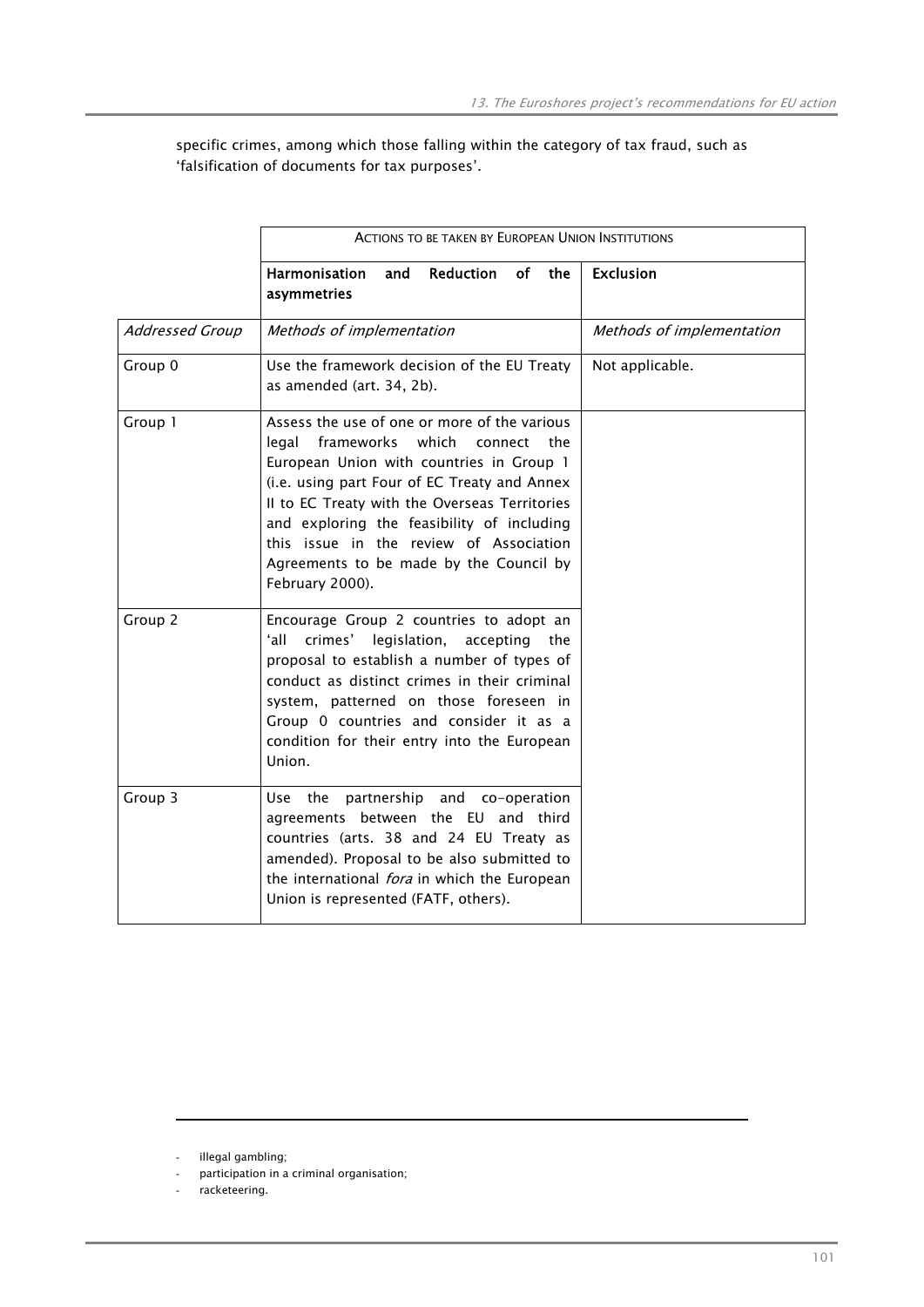specific crimes, among which those falling within the category of tax fraud, such as 'falsification of documents for tax purposes'.

| | Actions to be taken by European Union Institutions | |
|---|---|---|
| | **Harmonisation and Reduction of the asymmetries** | **Exclusion** |
| *Addressed Group* | *Methods of implementation* | *Methods of implementation* |
| Group 0 | Use the framework decision of the EU Treaty as amended (art. 34, 2b). | Not applicable. |
| Group 1 | Assess the use of one or more of the various legal frameworks which connect the European Union with countries in Group 1 (i.e. using part Four of EC Treaty and Annex II to EC Treaty with the Overseas Territories and exploring the feasibility of including this issue in the review of Association Agreements to be made by the Council by February 2000). | |
| Group 2 | Encourage Group 2 countries to adopt an 'all crimes' legislation, accepting the proposal to establish a number of types of conduct as distinct crimes in their criminal system, patterned on those foreseen in Group 0 countries and consider it as a condition for their entry into the European Union. | |
| Group 3 | Use the partnership and co-operation agreements between the EU and third countries (arts. 38 and 24 EU Treaty as amended). Proposal to be also submitted to the international *fora* in which the European Union is represented (FATF, others). | |

- illegal gambling;
- participation in a criminal organisation;
- racketeering.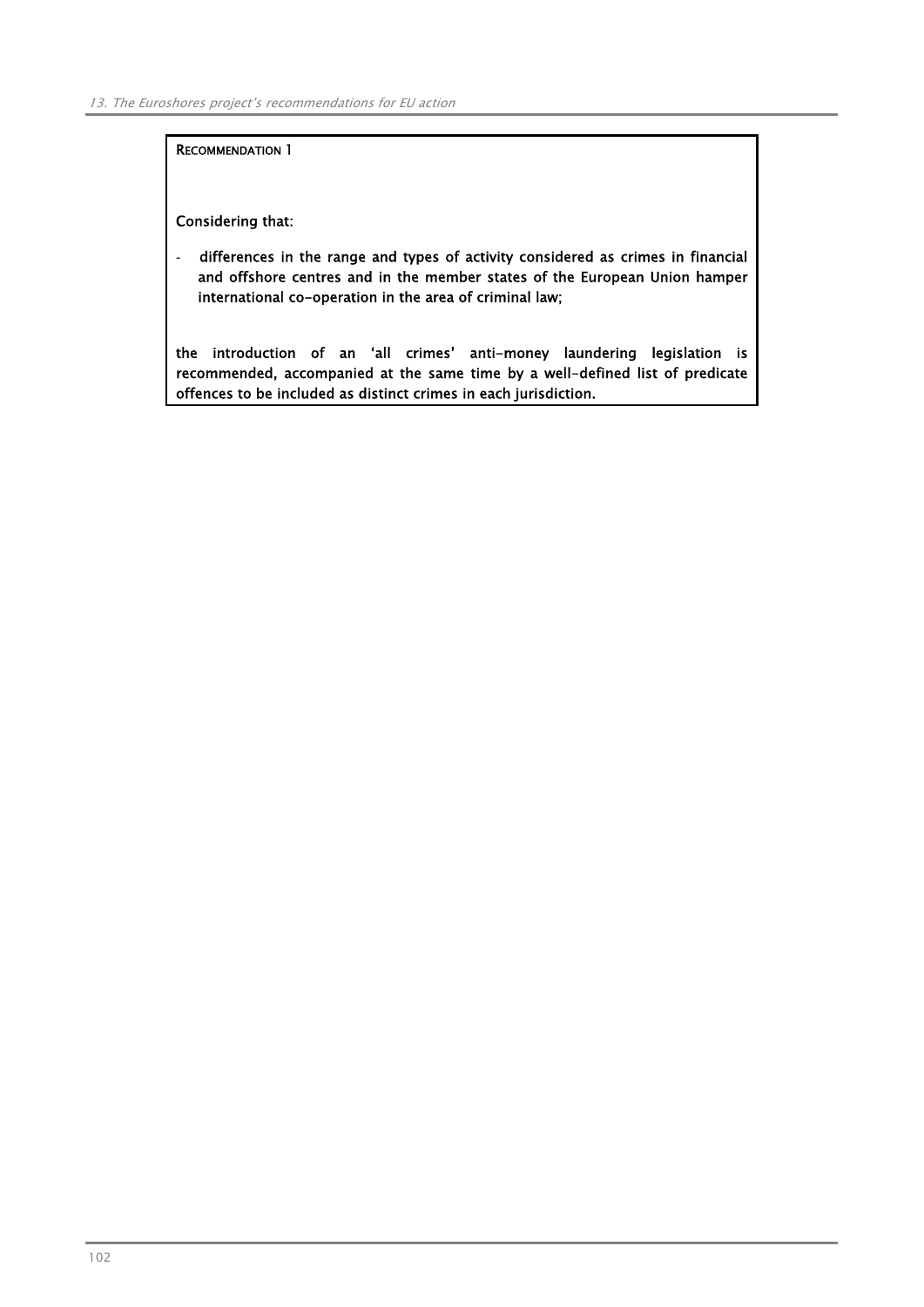**RECOMMENDATION 1**

**Considering that:**

- **differences in the range and types of activity considered as crimes in financial and offshore centres and in the member states of the European Union hamper international co-operation in the area of criminal law;**

**the introduction of an 'all crimes' anti-money laundering legislation is recommended, accompanied at the same time by a well-defined list of predicate offences to be included as distinct crimes in each jurisdiction.**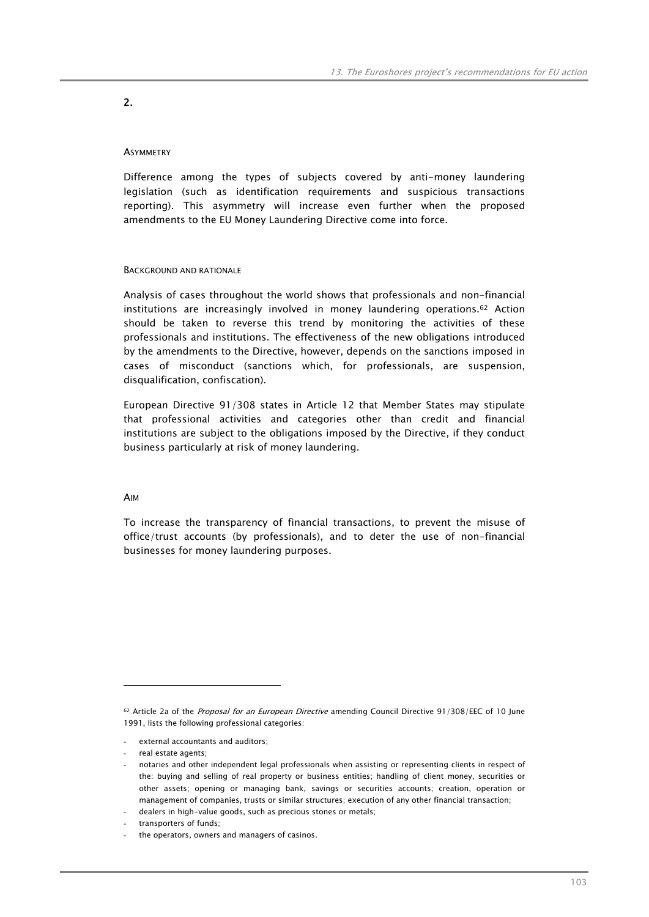2.

#### ASYMMETRY

Difference among the types of subjects covered by anti-money laundering legislation (such as identification requirements and suspicious transactions reporting). This asymmetry will increase even further when the proposed amendments to the EU Money Laundering Directive come into force.

#### BACKGROUND AND RATIONALE

Analysis of cases throughout the world shows that professionals and non-financial institutions are increasingly involved in money laundering operations.[62] Action should be taken to reverse this trend by monitoring the activities of these professionals and institutions. The effectiveness of the new obligations introduced by the amendments to the Directive, however, depends on the sanctions imposed in cases of misconduct (sanctions which, for professionals, are suspension, disqualification, confiscation).

European Directive 91/308 states in Article 12 that Member States may stipulate that professional activities and categories other than credit and financial institutions are subject to the obligations imposed by the Directive, if they conduct business particularly at risk of money laundering.

#### AIM

To increase the transparency of financial transactions, to prevent the misuse of office/trust accounts (by professionals), and to deter the use of non-financial businesses for money laundering purposes.

---

[62] Article 2a of the *Proposal for an European Directive* amending Council Directive 91/308/EEC of 10 June 1991, lists the following professional categories:

- external accountants and auditors;
- real estate agents;
- notaries and other independent legal professionals when assisting or representing clients in respect of the: buying and selling of real property or business entities; handling of client money, securities or other assets; opening or managing bank, savings or securities accounts; creation, operation or management of companies, trusts or similar structures; execution of any other financial transaction;
- dealers in high-value goods, such as precious stones or metals;
- transporters of funds;
- the operators, owners and managers of casinos.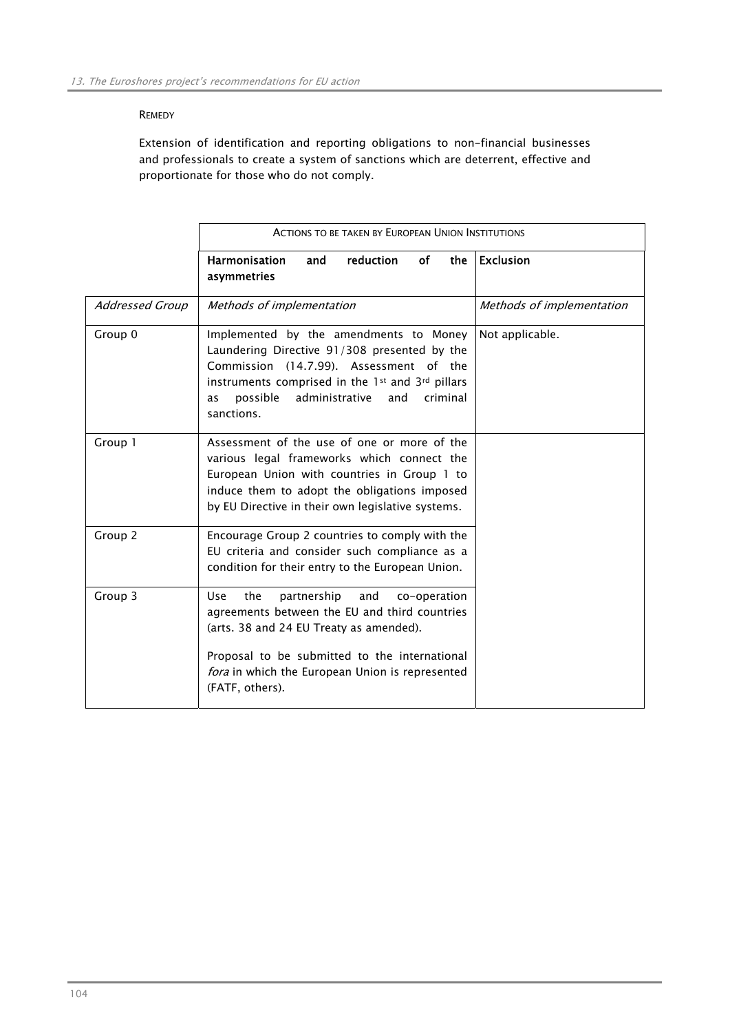REMEDY

Extension of identification and reporting obligations to non-financial businesses and professionals to create a system of sanctions which are deterrent, effective and proportionate for those who do not comply.

| | ACTIONS TO BE TAKEN BY EUROPEAN UNION INSTITUTIONS | |
|---|---|---|
| | **Harmonisation and reduction of the asymmetries** | **Exclusion** |
| *Addressed Group* | *Methods of implementation* | *Methods of implementation* |
| Group 0 | Implemented by the amendments to Money Laundering Directive 91/308 presented by the Commission (14.7.99). Assessment of the instruments comprised in the 1st and 3rd pillars as possible administrative and criminal sanctions. | Not applicable. |
| Group 1 | Assessment of the use of one or more of the various legal frameworks which connect the European Union with countries in Group 1 to induce them to adopt the obligations imposed by EU Directive in their own legislative systems. | |
| Group 2 | Encourage Group 2 countries to comply with the EU criteria and consider such compliance as a condition for their entry to the European Union. | |
| Group 3 | Use the partnership and co-operation agreements between the EU and third countries (arts. 38 and 24 EU Treaty as amended).<br><br>Proposal to be submitted to the international *fora* in which the European Union is represented (FATF, others). | |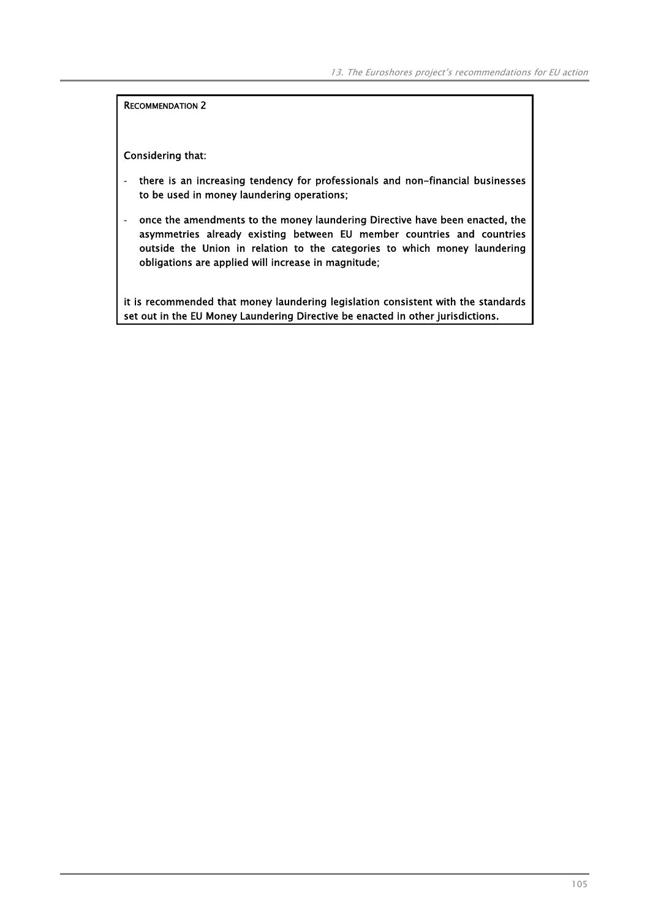**RECOMMENDATION 2**

**Considering that:**

- **there is an increasing tendency for professionals and non-financial businesses to be used in money laundering operations;**
- **once the amendments to the money laundering Directive have been enacted, the asymmetries already existing between EU member countries and countries outside the Union in relation to the categories to which money laundering obligations are applied will increase in magnitude;**

**it is recommended that money laundering legislation consistent with the standards set out in the EU Money Laundering Directive be enacted in other jurisdictions.**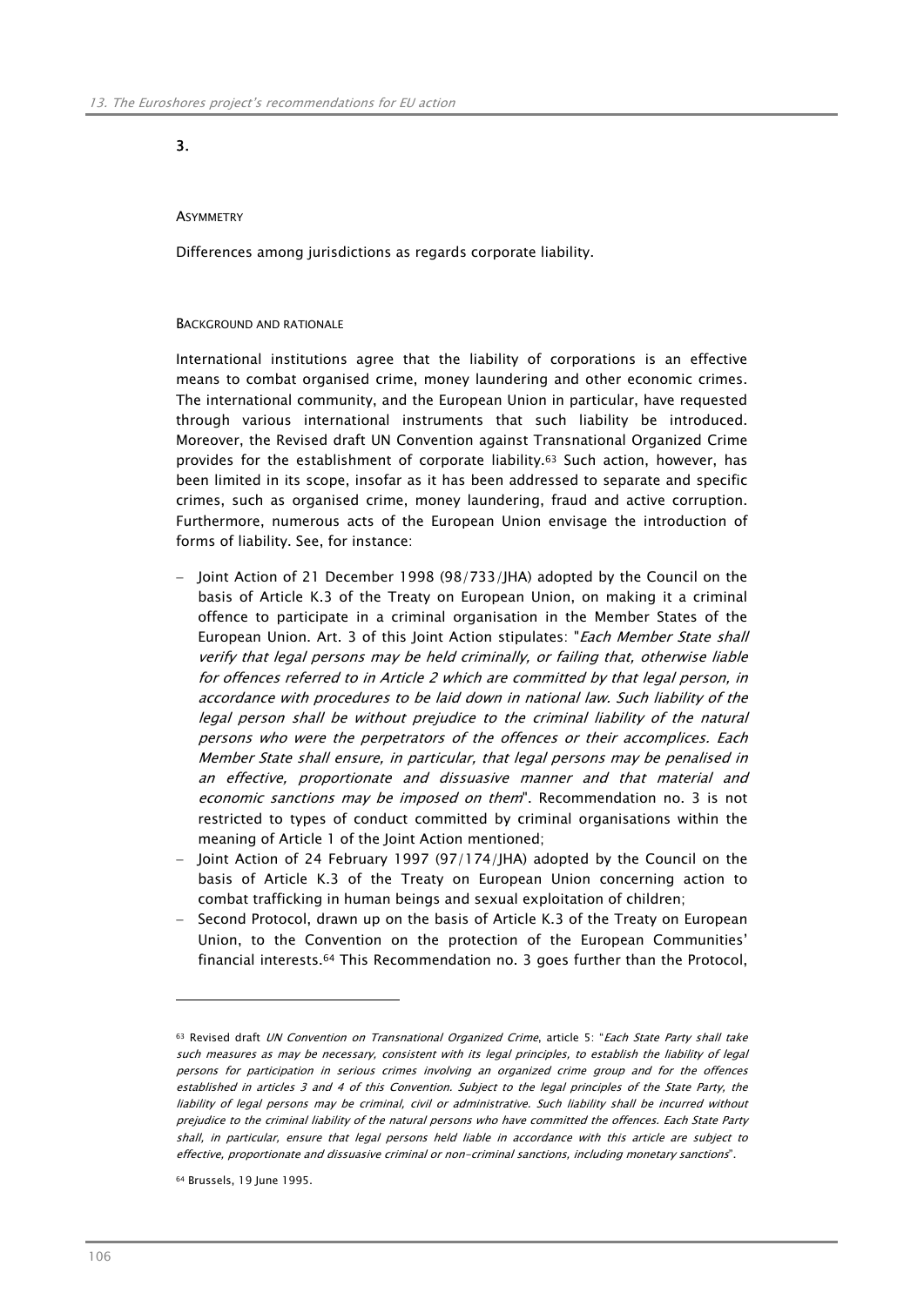3.

ASYMMETRY

Differences among jurisdictions as regards corporate liability.

BACKGROUND AND RATIONALE

International institutions agree that the liability of corporations is an effective means to combat organised crime, money laundering and other economic crimes. The international community, and the European Union in particular, have requested through various international instruments that such liability be introduced. Moreover, the Revised draft UN Convention against Transnational Organized Crime provides for the establishment of corporate liability.[63] Such action, however, has been limited in its scope, insofar as it has been addressed to separate and specific crimes, such as organised crime, money laundering, fraud and active corruption. Furthermore, numerous acts of the European Union envisage the introduction of forms of liability. See, for instance:

- Joint Action of 21 December 1998 (98/733/JHA) adopted by the Council on the basis of Article K.3 of the Treaty on European Union, on making it a criminal offence to participate in a criminal organisation in the Member States of the European Union. Art. 3 of this Joint Action stipulates: "*Each Member State shall verify that legal persons may be held criminally, or failing that, otherwise liable for offences referred to in Article 2 which are committed by that legal person, in accordance with procedures to be laid down in national law. Such liability of the legal person shall be without prejudice to the criminal liability of the natural persons who were the perpetrators of the offences or their accomplices. Each Member State shall ensure, in particular, that legal persons may be penalised in an effective, proportionate and dissuasive manner and that material and economic sanctions may be imposed on them*". Recommendation no. 3 is not restricted to types of conduct committed by criminal organisations within the meaning of Article 1 of the Joint Action mentioned;
- Joint Action of 24 February 1997 (97/174/JHA) adopted by the Council on the basis of Article K.3 of the Treaty on European Union concerning action to combat trafficking in human beings and sexual exploitation of children;
- Second Protocol, drawn up on the basis of Article K.3 of the Treaty on European Union, to the Convention on the protection of the European Communities' financial interests.[64] This Recommendation no. 3 goes further than the Protocol,

---

[63] Revised draft *UN Convention on Transnational Organized Crime*, article 5: "*Each State Party shall take such measures as may be necessary, consistent with its legal principles, to establish the liability of legal persons for participation in serious crimes involving an organized crime group and for the offences established in articles 3 and 4 of this Convention. Subject to the legal principles of the State Party, the liability of legal persons may be criminal, civil or administrative. Such liability shall be incurred without prejudice to the criminal liability of the natural persons who have committed the offences. Each State Party shall, in particular, ensure that legal persons held liable in accordance with this article are subject to effective, proportionate and dissuasive criminal or non-criminal sanctions, including monetary sanctions*".

[64] Brussels, 19 June 1995.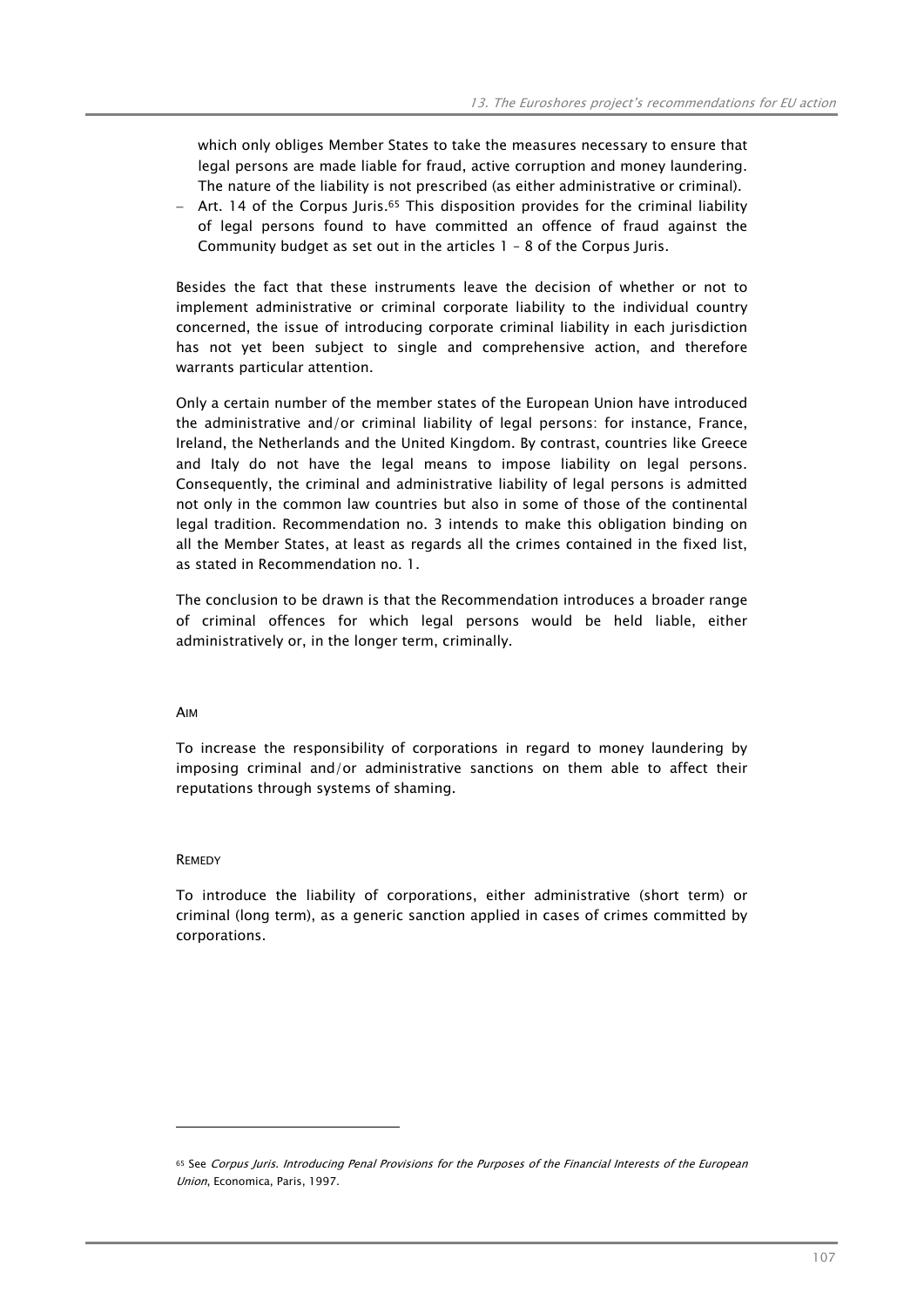which only obliges Member States to take the measures necessary to ensure that legal persons are made liable for fraud, active corruption and money laundering. The nature of the liability is not prescribed (as either administrative or criminal).

– Art. 14 of the Corpus Juris.[65] This disposition provides for the criminal liability of legal persons found to have committed an offence of fraud against the Community budget as set out in the articles 1 – 8 of the Corpus Juris.

Besides the fact that these instruments leave the decision of whether or not to implement administrative or criminal corporate liability to the individual country concerned, the issue of introducing corporate criminal liability in each jurisdiction has not yet been subject to single and comprehensive action, and therefore warrants particular attention.

Only a certain number of the member states of the European Union have introduced the administrative and/or criminal liability of legal persons: for instance, France, Ireland, the Netherlands and the United Kingdom. By contrast, countries like Greece and Italy do not have the legal means to impose liability on legal persons. Consequently, the criminal and administrative liability of legal persons is admitted not only in the common law countries but also in some of those of the continental legal tradition. Recommendation no. 3 intends to make this obligation binding on all the Member States, at least as regards all the crimes contained in the fixed list, as stated in Recommendation no. 1.

The conclusion to be drawn is that the Recommendation introduces a broader range of criminal offences for which legal persons would be held liable, either administratively or, in the longer term, criminally.

#### Aim

To increase the responsibility of corporations in regard to money laundering by imposing criminal and/or administrative sanctions on them able to affect their reputations through systems of shaming.

#### Remedy

To introduce the liability of corporations, either administrative (short term) or criminal (long term), as a generic sanction applied in cases of crimes committed by corporations.

---

[65] See *Corpus Juris. Introducing Penal Provisions for the Purposes of the Financial Interests of the European Union*, Economica, Paris, 1997.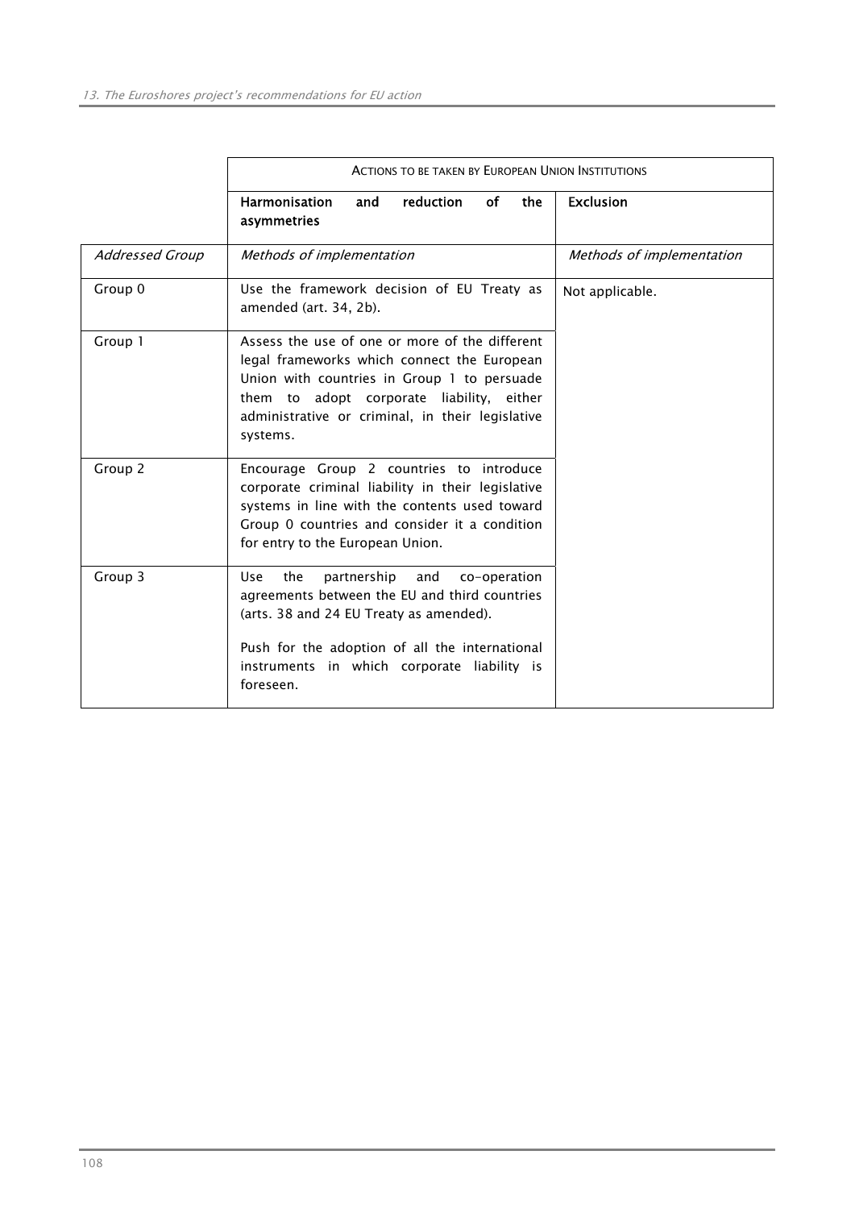| | ACTIONS TO BE TAKEN BY EUROPEAN UNION INSTITUTIONS | |
|---|---|---|
| | **Harmonisation and reduction of the asymmetries** | **Exclusion** |
| *Addressed Group* | *Methods of implementation* | *Methods of implementation* |
| Group 0 | Use the framework decision of EU Treaty as amended (art. 34, 2b). | Not applicable. |
| Group 1 | Assess the use of one or more of the different legal frameworks which connect the European Union with countries in Group 1 to persuade them to adopt corporate liability, either administrative or criminal, in their legislative systems. | |
| Group 2 | Encourage Group 2 countries to introduce corporate criminal liability in their legislative systems in line with the contents used toward Group 0 countries and consider it a condition for entry to the European Union. | |
| Group 3 | Use the partnership and co-operation agreements between the EU and third countries (arts. 38 and 24 EU Treaty as amended).<br><br>Push for the adoption of all the international instruments in which corporate liability is foreseen. | |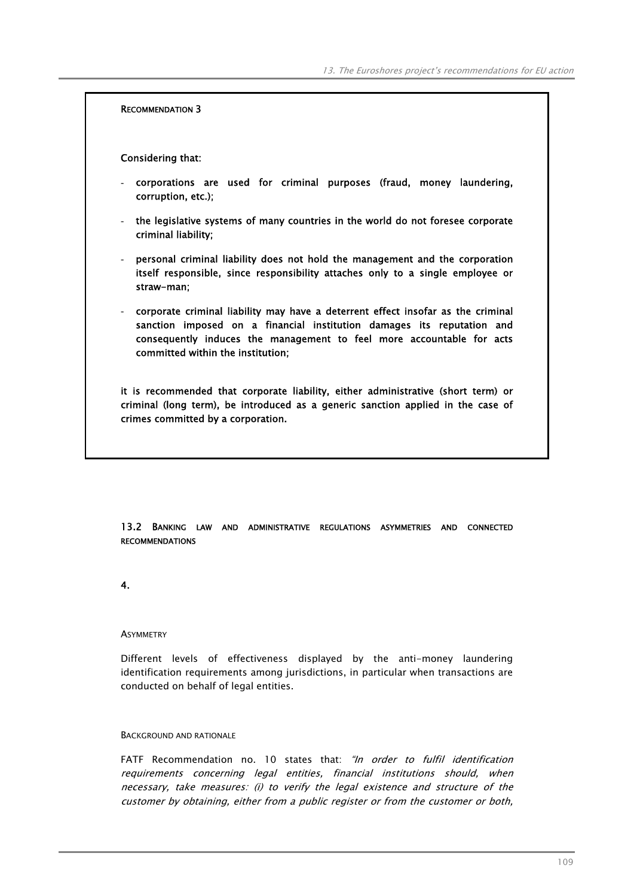**Recommendation 3**

**Considering that:**

- **corporations are used for criminal purposes (fraud, money laundering, corruption, etc.);**
- **the legislative systems of many countries in the world do not foresee corporate criminal liability;**
- **personal criminal liability does not hold the management and the corporation itself responsible, since responsibility attaches only to a single employee or straw-man;**
- **corporate criminal liability may have a deterrent effect insofar as the criminal sanction imposed on a financial institution damages its reputation and consequently induces the management to feel more accountable for acts committed within the institution;**

**it is recommended that corporate liability, either administrative (short term) or criminal (long term), be introduced as a generic sanction applied in the case of crimes committed by a corporation.**

## 13.2 Banking law and administrative regulations asymmetries and connected recommendations

**4.**

Asymmetry

Different levels of effectiveness displayed by the anti-money laundering identification requirements among jurisdictions, in particular when transactions are conducted on behalf of legal entities.

Background and rationale

FATF Recommendation no. 10 states that: *"In order to fulfil identification requirements concerning legal entities, financial institutions should, when necessary, take measures: (i) to verify the legal existence and structure of the customer by obtaining, either from a public register or from the customer or both,*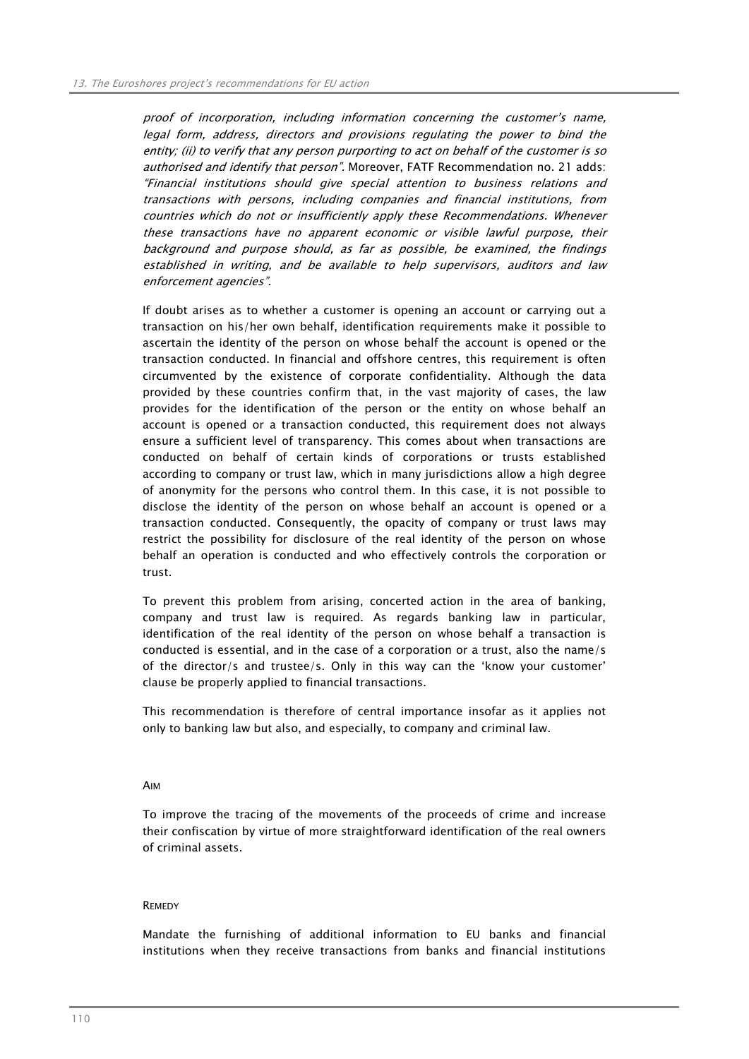*proof of incorporation, including information concerning the customer's name, legal form, address, directors and provisions regulating the power to bind the entity; (ii) to verify that any person purporting to act on behalf of the customer is so authorised and identify that person".* Moreover, FATF Recommendation no. 21 adds: *"Financial institutions should give special attention to business relations and transactions with persons, including companies and financial institutions, from countries which do not or insufficiently apply these Recommendations. Whenever these transactions have no apparent economic or visible lawful purpose, their background and purpose should, as far as possible, be examined, the findings established in writing, and be available to help supervisors, auditors and law enforcement agencies".*

If doubt arises as to whether a customer is opening an account or carrying out a transaction on his/her own behalf, identification requirements make it possible to ascertain the identity of the person on whose behalf the account is opened or the transaction conducted. In financial and offshore centres, this requirement is often circumvented by the existence of corporate confidentiality. Although the data provided by these countries confirm that, in the vast majority of cases, the law provides for the identification of the person or the entity on whose behalf an account is opened or a transaction conducted, this requirement does not always ensure a sufficient level of transparency. This comes about when transactions are conducted on behalf of certain kinds of corporations or trusts established according to company or trust law, which in many jurisdictions allow a high degree of anonymity for the persons who control them. In this case, it is not possible to disclose the identity of the person on whose behalf an account is opened or a transaction conducted. Consequently, the opacity of company or trust laws may restrict the possibility for disclosure of the real identity of the person on whose behalf an operation is conducted and who effectively controls the corporation or trust.

To prevent this problem from arising, concerted action in the area of banking, company and trust law is required. As regards banking law in particular, identification of the real identity of the person on whose behalf a transaction is conducted is essential, and in the case of a corporation or a trust, also the name/s of the director/s and trustee/s. Only in this way can the 'know your customer' clause be properly applied to financial transactions.

This recommendation is therefore of central importance insofar as it applies not only to banking law but also, and especially, to company and criminal law.

#### AIM

To improve the tracing of the movements of the proceeds of crime and increase their confiscation by virtue of more straightforward identification of the real owners of criminal assets.

#### REMEDY

Mandate the furnishing of additional information to EU banks and financial institutions when they receive transactions from banks and financial institutions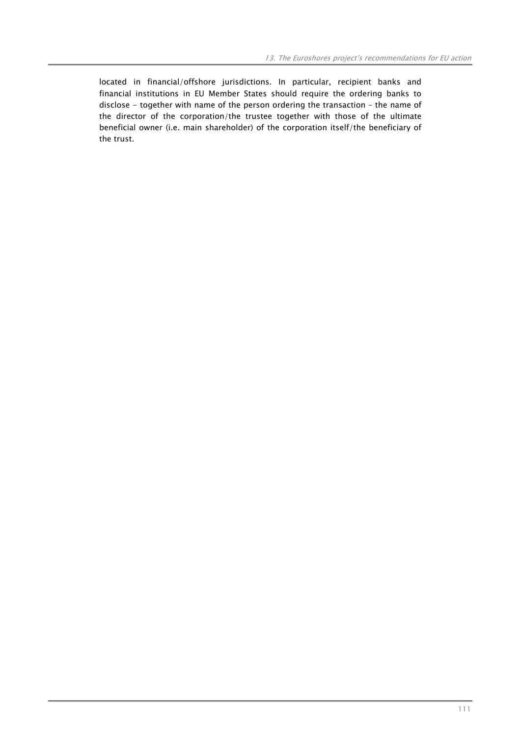located in financial/offshore jurisdictions. In particular, recipient banks and financial institutions in EU Member States should require the ordering banks to disclose - together with name of the person ordering the transaction – the name of the director of the corporation/the trustee together with those of the ultimate beneficial owner (i.e. main shareholder) of the corporation itself/the beneficiary of the trust.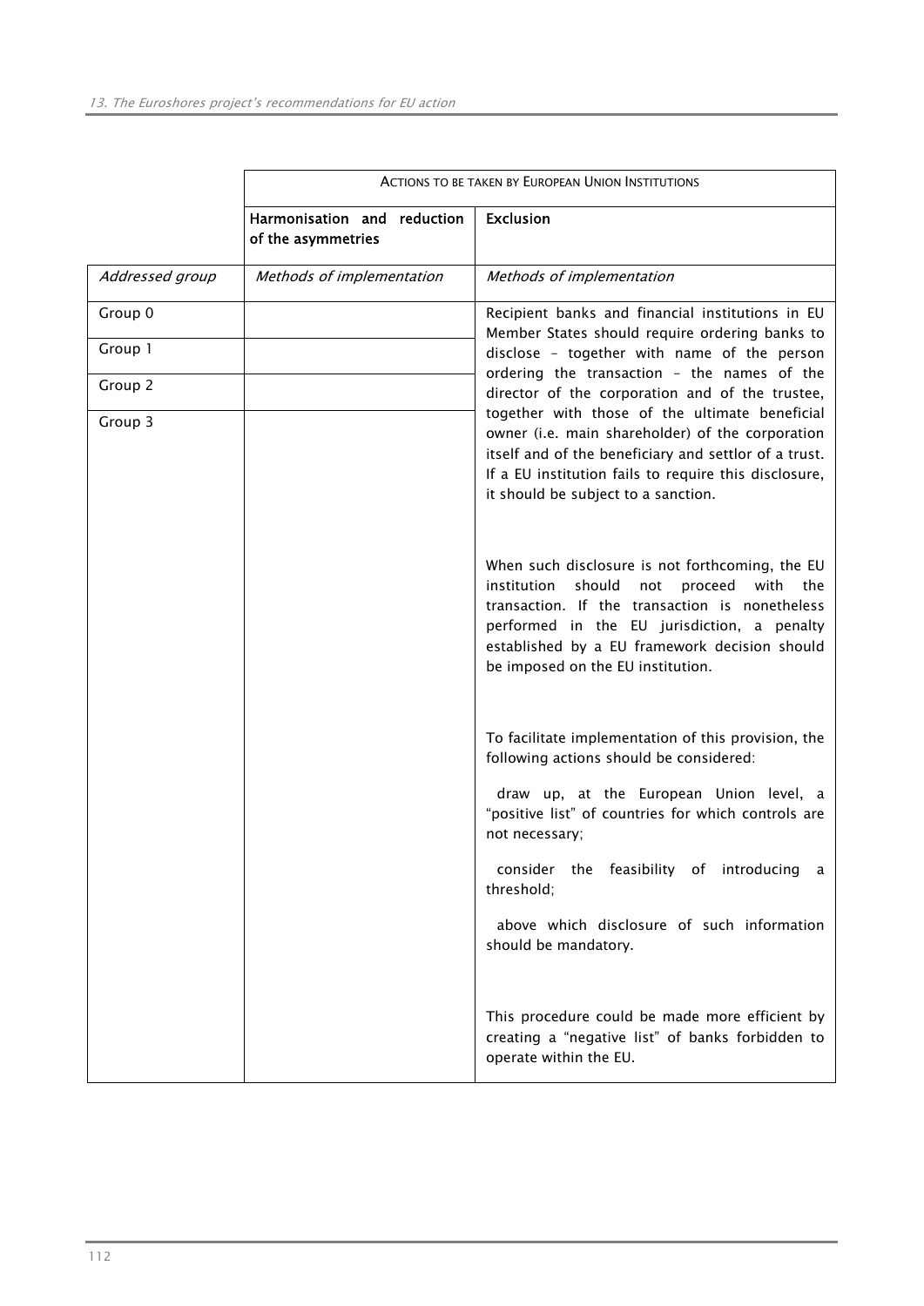| | Actions to be taken by European Union Institutions | |
|---|---|---|
| | **Harmonisation and reduction of the asymmetries** | **Exclusion** |
| *Addressed group* | *Methods of implementation* | *Methods of implementation* |
| Group 0 | | Recipient banks and financial institutions in EU Member States should require ordering banks to disclose – together with name of the person ordering the transaction – the names of the director of the corporation and of the trustee, together with those of the ultimate beneficial owner (i.e. main shareholder) of the corporation itself and of the beneficiary and settlor of a trust. If a EU institution fails to require this disclosure, it should be subject to a sanction.<br><br>When such disclosure is not forthcoming, the EU institution should not proceed with the transaction. If the transaction is nonetheless performed in the EU jurisdiction, a penalty established by a EU framework decision should be imposed on the EU institution.<br><br>To facilitate implementation of this provision, the following actions should be considered:<br><br>draw up, at the European Union level, a "positive list" of countries for which controls are not necessary;<br><br>consider the feasibility of introducing a threshold;<br><br>above which disclosure of such information should be mandatory.<br><br>This procedure could be made more efficient by creating a "negative list" of banks forbidden to operate within the EU. |
| Group 1 | | |
| Group 2 | | |
| Group 3 | | |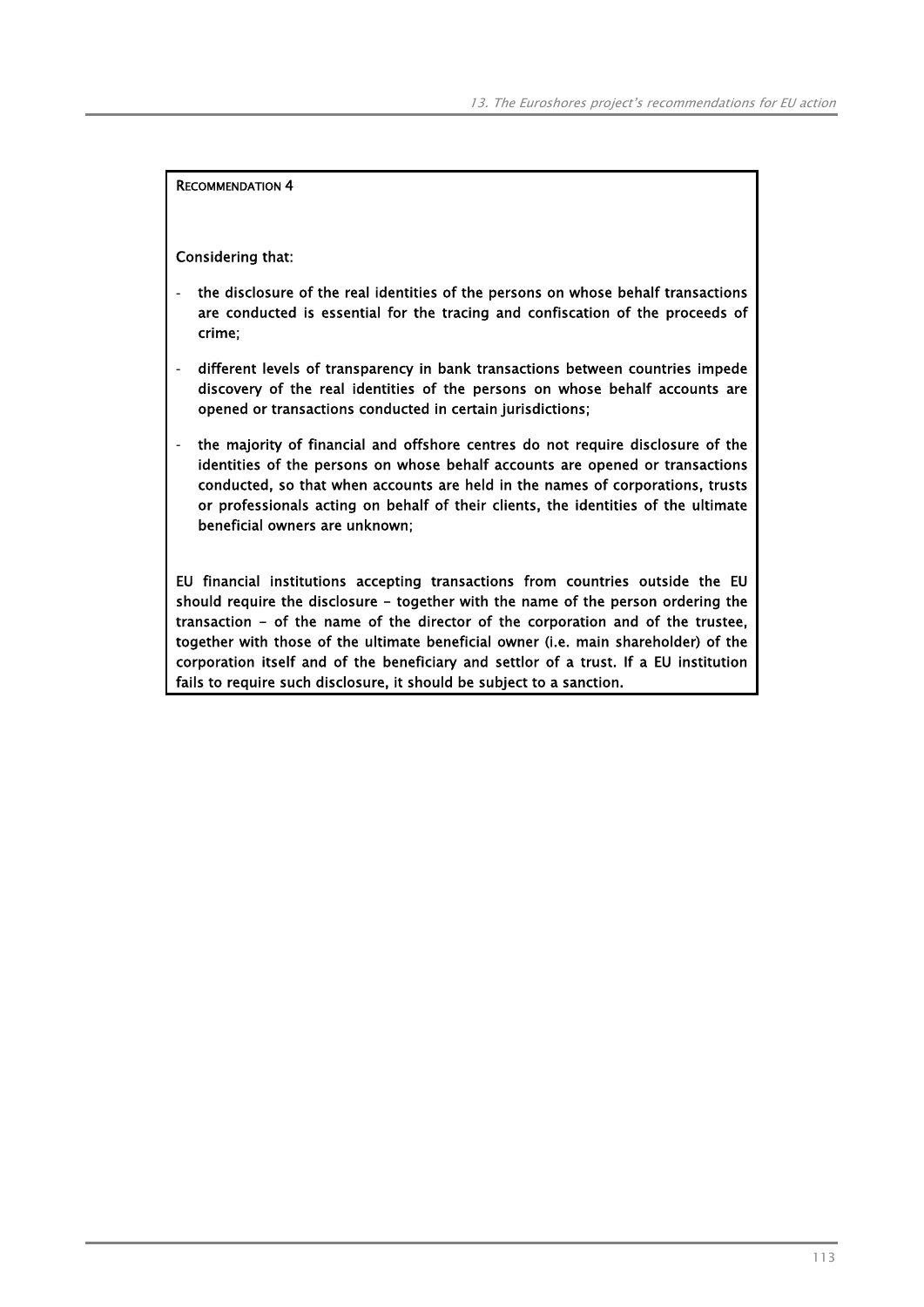**RECOMMENDATION 4**

**Considering that:**

- **the disclosure of the real identities of the persons on whose behalf transactions are conducted is essential for the tracing and confiscation of the proceeds of crime;**
- **different levels of transparency in bank transactions between countries impede discovery of the real identities of the persons on whose behalf accounts are opened or transactions conducted in certain jurisdictions;**
- **the majority of financial and offshore centres do not require disclosure of the identities of the persons on whose behalf accounts are opened or transactions conducted, so that when accounts are held in the names of corporations, trusts or professionals acting on behalf of their clients, the identities of the ultimate beneficial owners are unknown;**

**EU financial institutions accepting transactions from countries outside the EU should require the disclosure – together with the name of the person ordering the transaction – of the name of the director of the corporation and of the trustee, together with those of the ultimate beneficial owner (i.e. main shareholder) of the corporation itself and of the beneficiary and settlor of a trust. If a EU institution fails to require such disclosure, it should be subject to a sanction.**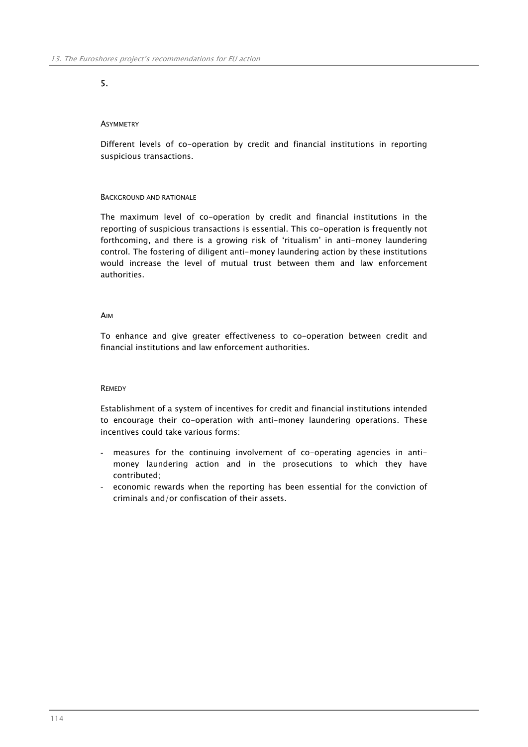## 5.

#### ASYMMETRY

Different levels of co-operation by credit and financial institutions in reporting suspicious transactions.

#### BACKGROUND AND RATIONALE

The maximum level of co-operation by credit and financial institutions in the reporting of suspicious transactions is essential. This co-operation is frequently not forthcoming, and there is a growing risk of 'ritualism' in anti-money laundering control. The fostering of diligent anti-money laundering action by these institutions would increase the level of mutual trust between them and law enforcement authorities.

#### AIM

To enhance and give greater effectiveness to co-operation between credit and financial institutions and law enforcement authorities.

#### REMEDY

Establishment of a system of incentives for credit and financial institutions intended to encourage their co-operation with anti-money laundering operations. These incentives could take various forms:

- measures for the continuing involvement of co-operating agencies in anti-money laundering action and in the prosecutions to which they have contributed;
- economic rewards when the reporting has been essential for the conviction of criminals and/or confiscation of their assets.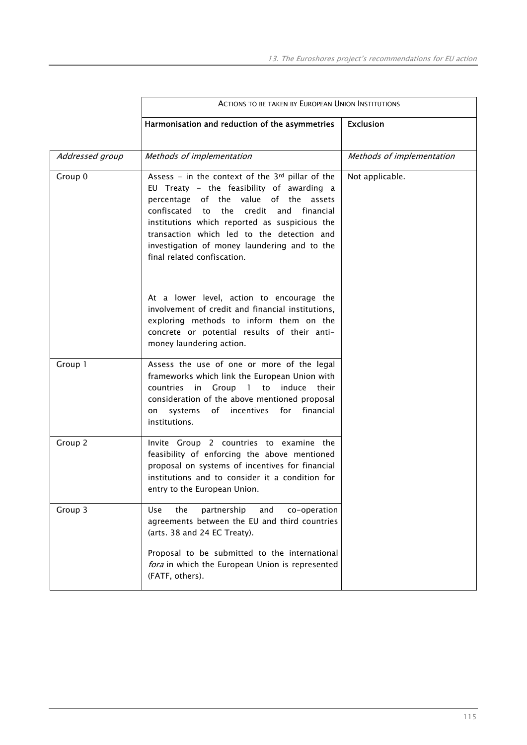| | ACTIONS TO BE TAKEN BY EUROPEAN UNION INSTITUTIONS | |
|---|---|---|
| | **Harmonisation and reduction of the asymmetries** | **Exclusion** |
| *Addressed group* | *Methods of implementation* | *Methods of implementation* |
| Group 0 | Assess – in the context of the 3rd pillar of the EU Treaty – the feasibility of awarding a percentage of the value of the assets confiscated to the credit and financial institutions which reported as suspicious the transaction which led to the detection and investigation of money laundering and to the final related confiscation.<br><br>At a lower level, action to encourage the involvement of credit and financial institutions, exploring methods to inform them on the concrete or potential results of their anti-money laundering action. | Not applicable. |
| Group 1 | Assess the use of one or more of the legal frameworks which link the European Union with countries in Group 1 to induce their consideration of the above mentioned proposal on systems of incentives for financial institutions. | |
| Group 2 | Invite Group 2 countries to examine the feasibility of enforcing the above mentioned proposal on systems of incentives for financial institutions and to consider it a condition for entry to the European Union. | |
| Group 3 | Use the partnership and co-operation agreements between the EU and third countries (arts. 38 and 24 EC Treaty).<br><br>Proposal to be submitted to the international *fora* in which the European Union is represented (FATF, others). | |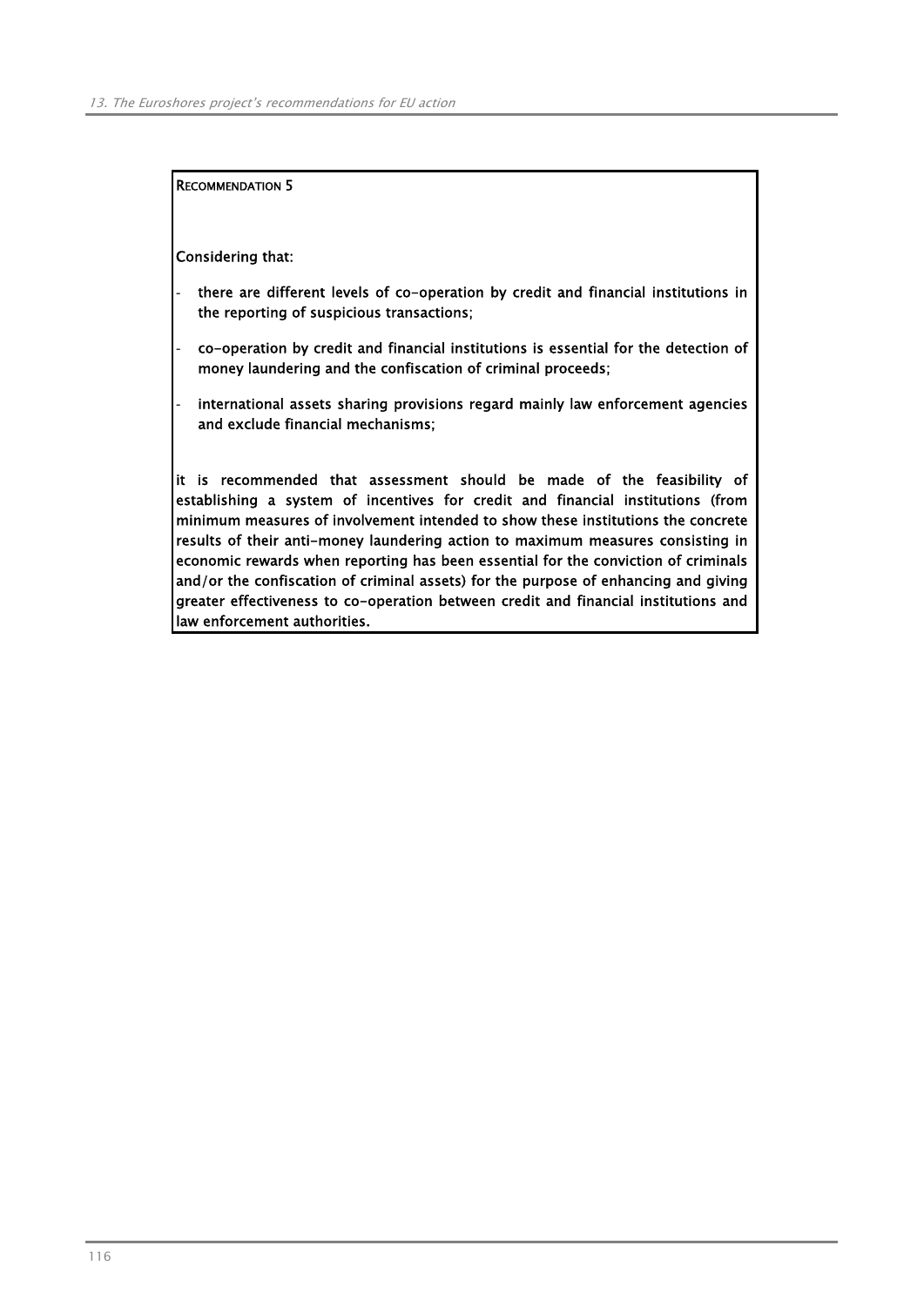**RECOMMENDATION 5**

**Considering that:**

- **there are different levels of co-operation by credit and financial institutions in the reporting of suspicious transactions;**
- **co-operation by credit and financial institutions is essential for the detection of money laundering and the confiscation of criminal proceeds;**
- **international assets sharing provisions regard mainly law enforcement agencies and exclude financial mechanisms;**

**it is recommended that assessment should be made of the feasibility of establishing a system of incentives for credit and financial institutions (from minimum measures of involvement intended to show these institutions the concrete results of their anti-money laundering action to maximum measures consisting in economic rewards when reporting has been essential for the conviction of criminals and/or the confiscation of criminal assets) for the purpose of enhancing and giving greater effectiveness to co-operation between credit and financial institutions and law enforcement authorities.**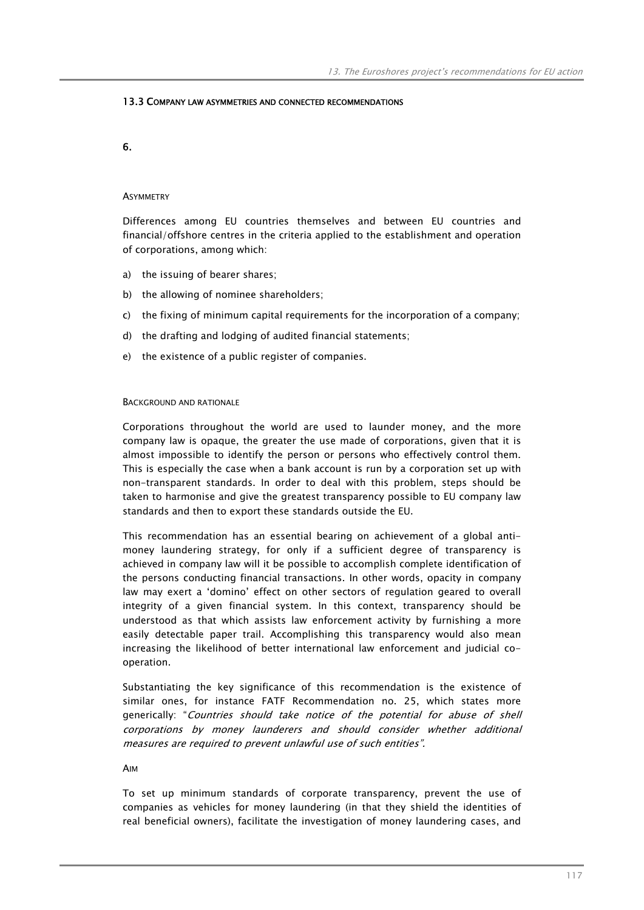### 13.3 Company law asymmetries and connected recommendations

**6.**

#### Asymmetry

Differences among EU countries themselves and between EU countries and financial/offshore centres in the criteria applied to the establishment and operation of corporations, among which:

a) the issuing of bearer shares;

b) the allowing of nominee shareholders;

c) the fixing of minimum capital requirements for the incorporation of a company;

d) the drafting and lodging of audited financial statements;

e) the existence of a public register of companies.

#### Background and rationale

Corporations throughout the world are used to launder money, and the more company law is opaque, the greater the use made of corporations, given that it is almost impossible to identify the person or persons who effectively control them. This is especially the case when a bank account is run by a corporation set up with non-transparent standards. In order to deal with this problem, steps should be taken to harmonise and give the greatest transparency possible to EU company law standards and then to export these standards outside the EU.

This recommendation has an essential bearing on achievement of a global anti-money laundering strategy, for only if a sufficient degree of transparency is achieved in company law will it be possible to accomplish complete identification of the persons conducting financial transactions. In other words, opacity in company law may exert a 'domino' effect on other sectors of regulation geared to overall integrity of a given financial system. In this context, transparency should be understood as that which assists law enforcement activity by furnishing a more easily detectable paper trail. Accomplishing this transparency would also mean increasing the likelihood of better international law enforcement and judicial co-operation.

Substantiating the key significance of this recommendation is the existence of similar ones, for instance FATF Recommendation no. 25, which states more generically: "*Countries should take notice of the potential for abuse of shell corporations by money launderers and should consider whether additional measures are required to prevent unlawful use of such entities*".

#### Aim

To set up minimum standards of corporate transparency, prevent the use of companies as vehicles for money laundering (in that they shield the identities of real beneficial owners), facilitate the investigation of money laundering cases, and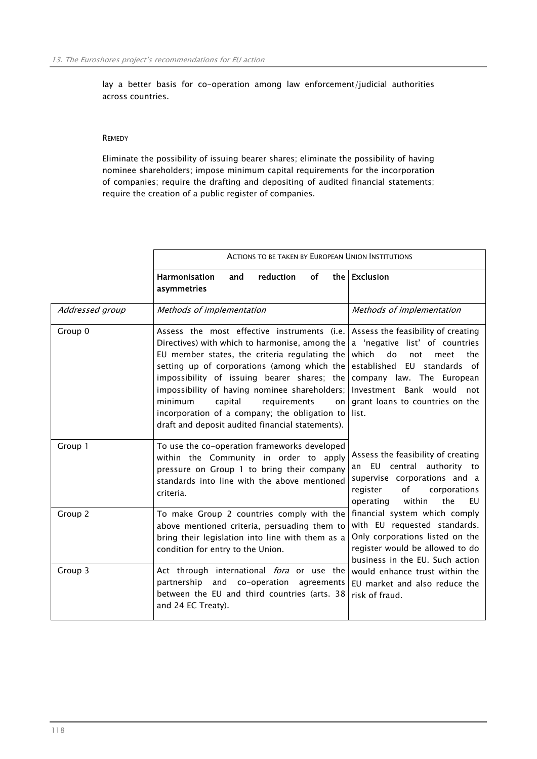lay a better basis for co-operation among law enforcement/judicial authorities across countries.

REMEDY

Eliminate the possibility of issuing bearer shares; eliminate the possibility of having nominee shareholders; impose minimum capital requirements for the incorporation of companies; require the drafting and depositing of audited financial statements; require the creation of a public register of companies.

| | ACTIONS TO BE TAKEN BY EUROPEAN UNION INSTITUTIONS | |
|---|---|---|
| | **Harmonisation and reduction of the asymmetries** | **Exclusion** |
| *Addressed group* | *Methods of implementation* | *Methods of implementation* |
| Group 0 | Assess the most effective instruments (i.e. Directives) with which to harmonise, among the EU member states, the criteria regulating the setting up of corporations (among which the impossibility of issuing bearer shares; the impossibility of having nominee shareholders; minimum capital requirements on incorporation of a company; the obligation to draft and deposit audited financial statements). | Assess the feasibility of creating a 'negative list' of countries which do not meet the established EU standards of company law. The European Investment Bank would not grant loans to countries on the list. |
| Group 1 | To use the co-operation frameworks developed within the Community in order to apply pressure on Group 1 to bring their company standards into line with the above mentioned criteria. | Assess the feasibility of creating an EU central authority to supervise corporations and a register of corporations operating within the EU financial system which comply with EU requested standards. Only corporations listed on the register would be allowed to do business in the EU. Such action would enhance trust within the EU market and also reduce the risk of fraud. |
| Group 2 | To make Group 2 countries comply with the above mentioned criteria, persuading them to bring their legislation into line with them as a condition for entry to the Union. | |
| Group 3 | Act through international *fora* or use the partnership and co-operation agreements between the EU and third countries (arts. 38 and 24 EC Treaty). | |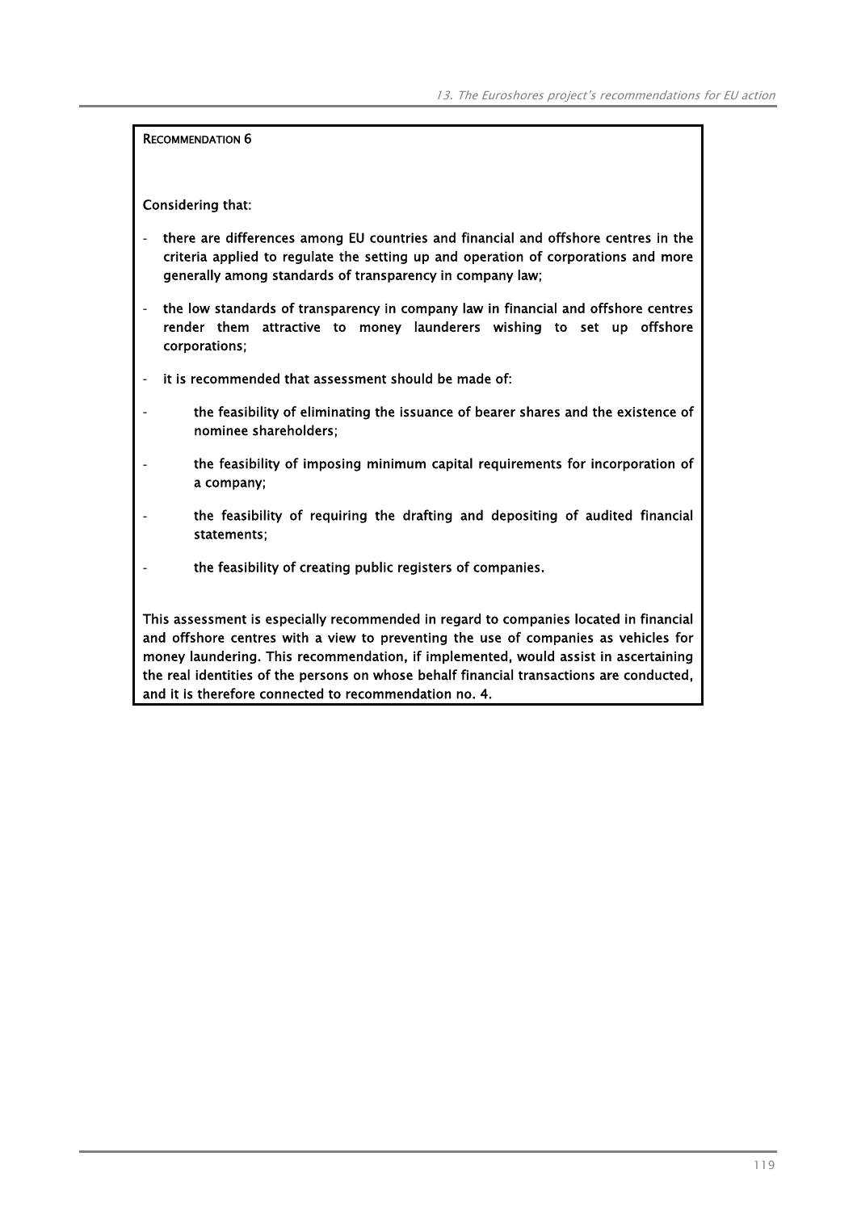**RECOMMENDATION 6**

**Considering that:**

- **there are differences among EU countries and financial and offshore centres in the criteria applied to regulate the setting up and operation of corporations and more generally among standards of transparency in company law;**
- **the low standards of transparency in company law in financial and offshore centres render them attractive to money launderers wishing to set up offshore corporations;**
- **it is recommended that assessment should be made of:**
  - **the feasibility of eliminating the issuance of bearer shares and the existence of nominee shareholders;**
  - **the feasibility of imposing minimum capital requirements for incorporation of a company;**
  - **the feasibility of requiring the drafting and depositing of audited financial statements;**
  - **the feasibility of creating public registers of companies.**

**This assessment is especially recommended in regard to companies located in financial and offshore centres with a view to preventing the use of companies as vehicles for money laundering. This recommendation, if implemented, would assist in ascertaining the real identities of the persons on whose behalf financial transactions are conducted, and it is therefore connected to recommendation no. 4.**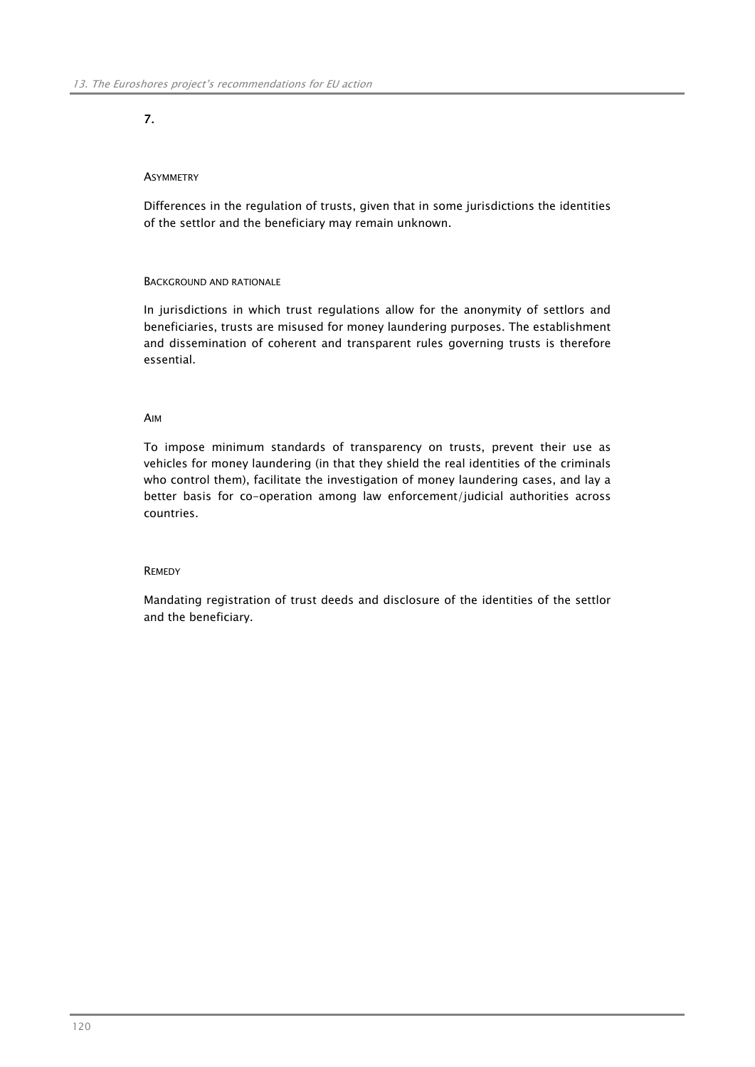## 7.

#### Asymmetry

Differences in the regulation of trusts, given that in some jurisdictions the identities of the settlor and the beneficiary may remain unknown.

#### Background and rationale

In jurisdictions in which trust regulations allow for the anonymity of settlors and beneficiaries, trusts are misused for money laundering purposes. The establishment and dissemination of coherent and transparent rules governing trusts is therefore essential.

#### Aim

To impose minimum standards of transparency on trusts, prevent their use as vehicles for money laundering (in that they shield the real identities of the criminals who control them), facilitate the investigation of money laundering cases, and lay a better basis for co-operation among law enforcement/judicial authorities across countries.

#### Remedy

Mandating registration of trust deeds and disclosure of the identities of the settlor and the beneficiary.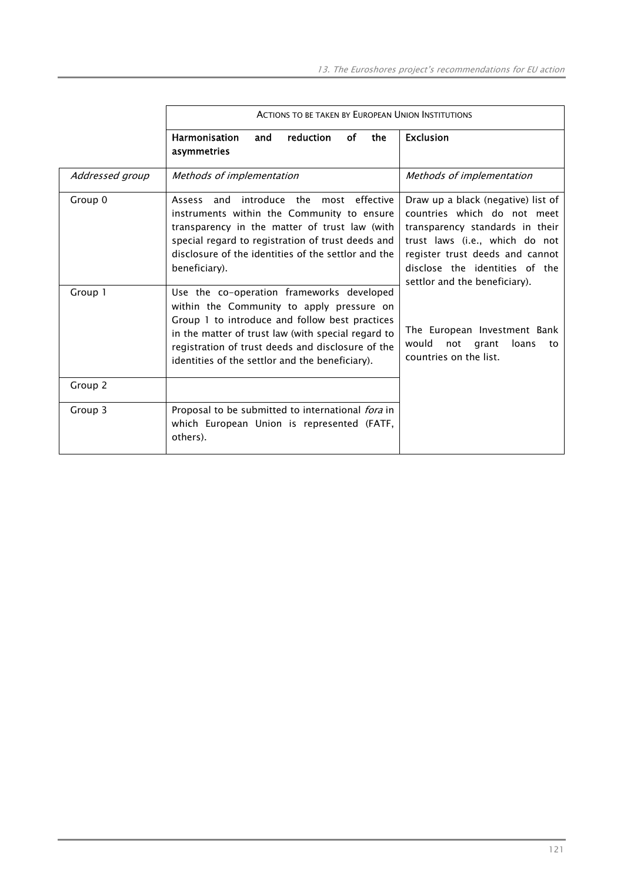| | ACTIONS TO BE TAKEN BY EUROPEAN UNION INSTITUTIONS | |
|---|---|---|
| | **Harmonisation and reduction of the asymmetries** | **Exclusion** |
| *Addressed group* | *Methods of implementation* | *Methods of implementation* |
| Group 0 | Assess and introduce the most effective instruments within the Community to ensure transparency in the matter of trust law (with special regard to registration of trust deeds and disclosure of the identities of the settlor and the beneficiary). | Draw up a black (negative) list of countries which do not meet transparency standards in their trust laws (i.e., which do not register trust deeds and cannot disclose the identities of the settlor and the beneficiary).<br><br>The European Investment Bank would not grant loans to countries on the list. |
| Group 1 | Use the co-operation frameworks developed within the Community to apply pressure on Group 1 to introduce and follow best practices in the matter of trust law (with special regard to registration of trust deeds and disclosure of the identities of the settlor and the beneficiary). | |
| Group 2 | | |
| Group 3 | Proposal to be submitted to international *fora* in which European Union is represented (FATF, others). | |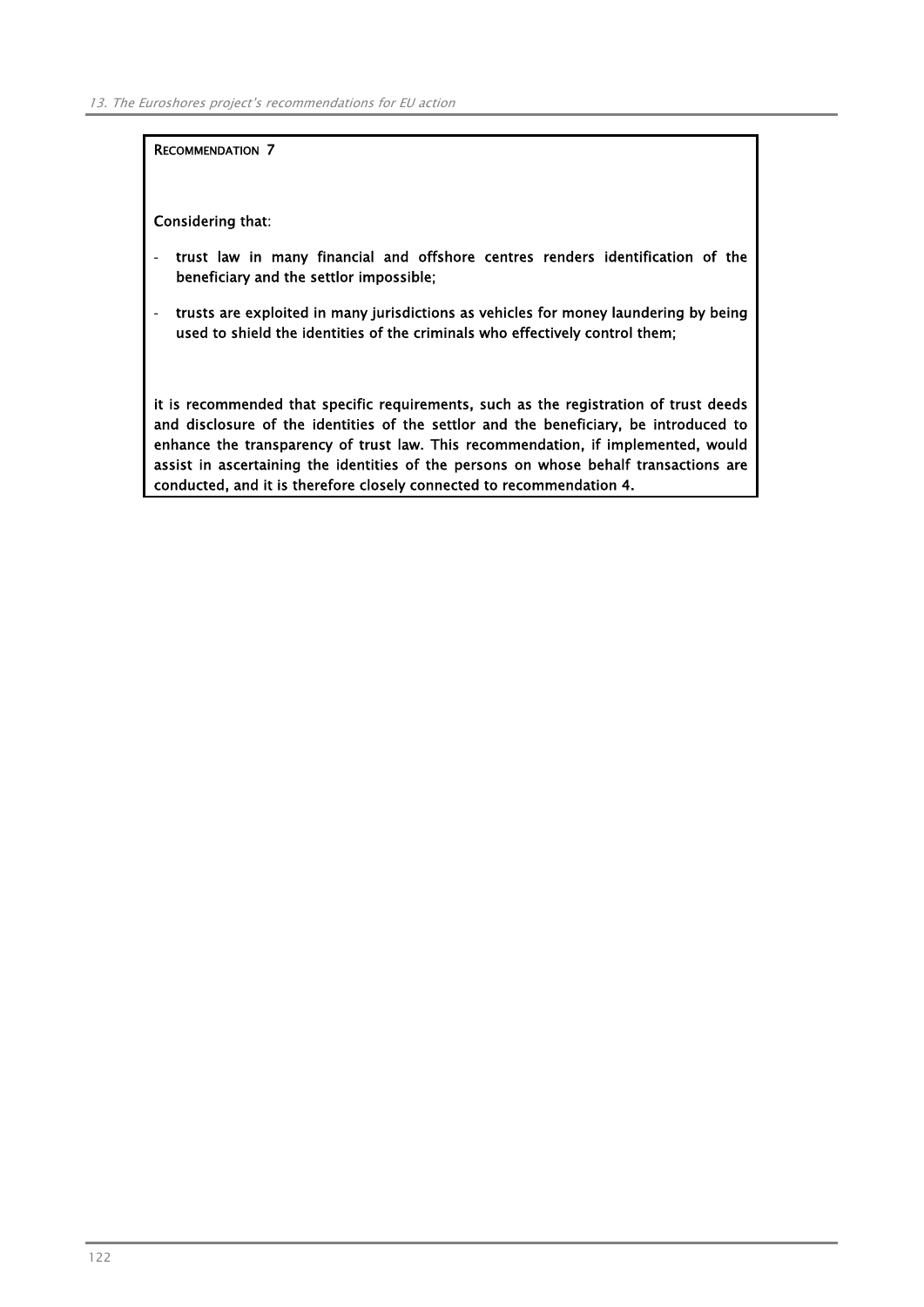**RECOMMENDATION 7**

**Considering that:**

- **trust law in many financial and offshore centres renders identification of the beneficiary and the settlor impossible;**
- **trusts are exploited in many jurisdictions as vehicles for money laundering by being used to shield the identities of the criminals who effectively control them;**

**it is recommended that specific requirements, such as the registration of trust deeds and disclosure of the identities of the settlor and the beneficiary, be introduced to enhance the transparency of trust law. This recommendation, if implemented, would assist in ascertaining the identities of the persons on whose behalf transactions are conducted, and it is therefore closely connected to recommendation 4.**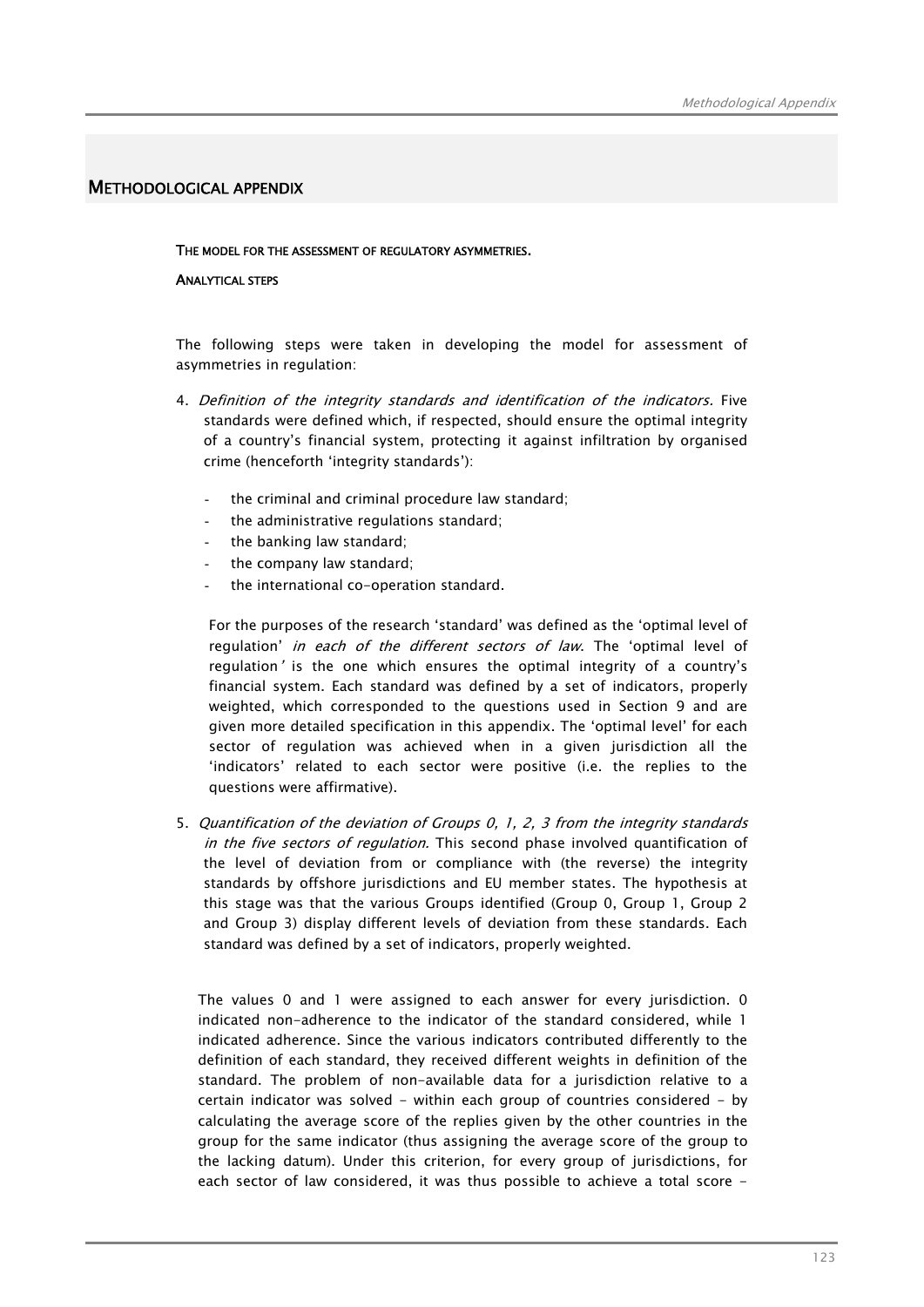# METHODOLOGICAL APPENDIX

THE MODEL FOR THE ASSESSMENT OF REGULATORY ASYMMETRIES.

ANALYTICAL STEPS

The following steps were taken in developing the model for assessment of asymmetries in regulation:

4. *Definition of the integrity standards and identification of the indicators.* Five standards were defined which, if respected, should ensure the optimal integrity of a country's financial system, protecting it against infiltration by organised crime (henceforth 'integrity standards'):

   - the criminal and criminal procedure law standard;
   - the administrative regulations standard;
   - the banking law standard;
   - the company law standard;
   - the international co-operation standard.

   For the purposes of the research 'standard' was defined as the 'optimal level of regulation' *in each of the different sectors of law*. The 'optimal level of regulation*'* is the one which ensures the optimal integrity of a country's financial system. Each standard was defined by a set of indicators, properly weighted, which corresponded to the questions used in Section 9 and are given more detailed specification in this appendix. The 'optimal level' for each sector of regulation was achieved when in a given jurisdiction all the 'indicators' related to each sector were positive (i.e. the replies to the questions were affirmative).

5. *Quantification of the deviation of Groups 0, 1, 2, 3 from the integrity standards in the five sectors of regulation.* This second phase involved quantification of the level of deviation from or compliance with (the reverse) the integrity standards by offshore jurisdictions and EU member states. The hypothesis at this stage was that the various Groups identified (Group 0, Group 1, Group 2 and Group 3) display different levels of deviation from these standards. Each standard was defined by a set of indicators, properly weighted.

   The values 0 and 1 were assigned to each answer for every jurisdiction. 0 indicated non-adherence to the indicator of the standard considered, while 1 indicated adherence. Since the various indicators contributed differently to the definition of each standard, they received different weights in definition of the standard. The problem of non-available data for a jurisdiction relative to a certain indicator was solved - within each group of countries considered - by calculating the average score of the replies given by the other countries in the group for the same indicator (thus assigning the average score of the group to the lacking datum). Under this criterion, for every group of jurisdictions, for each sector of law considered, it was thus possible to achieve a total score -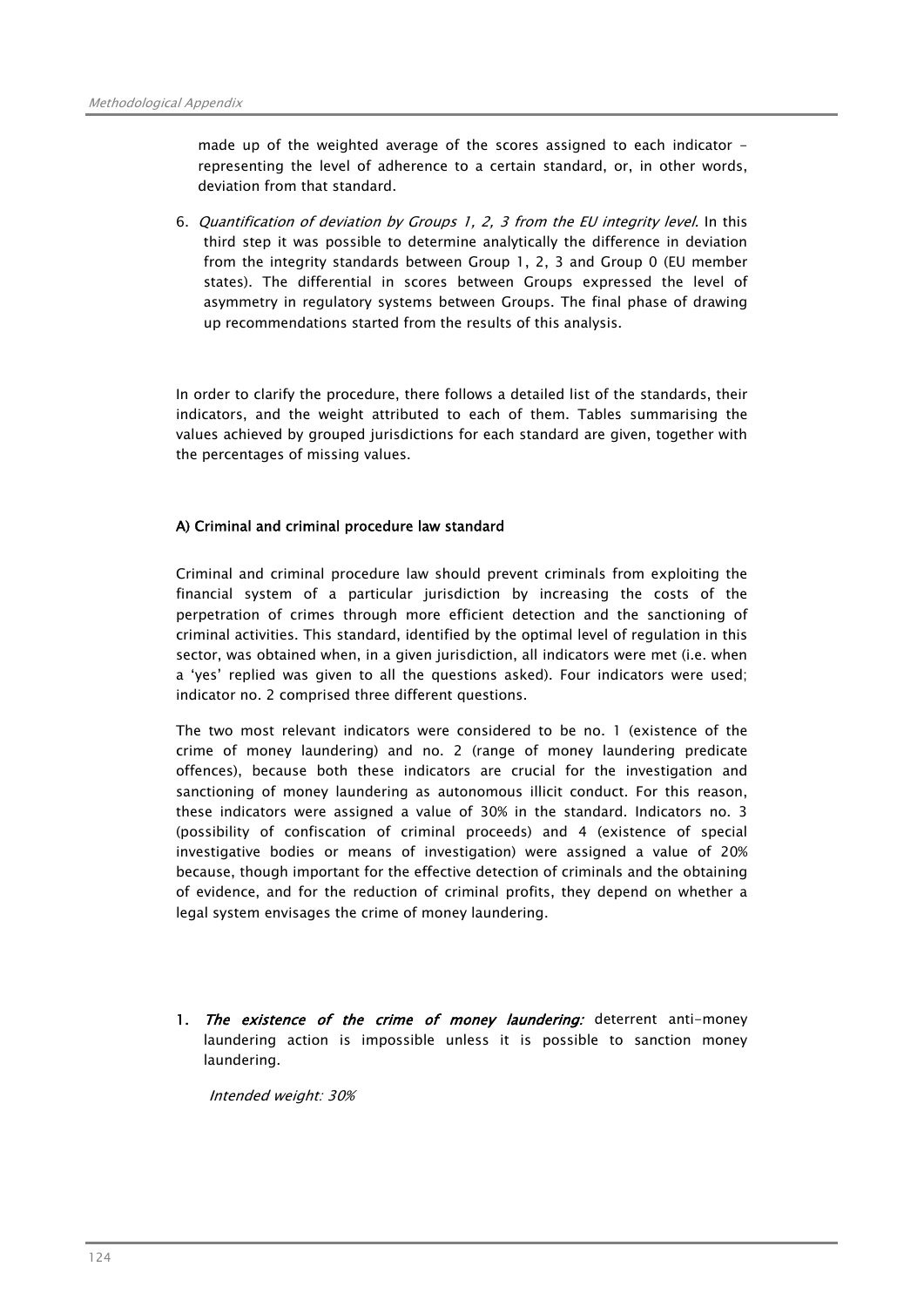made up of the weighted average of the scores assigned to each indicator – representing the level of adherence to a certain standard, or, in other words, deviation from that standard.

6. *Quantification of deviation by Groups 1, 2, 3 from the EU integrity level.* In this third step it was possible to determine analytically the difference in deviation from the integrity standards between Group 1, 2, 3 and Group 0 (EU member states). The differential in scores between Groups expressed the level of asymmetry in regulatory systems between Groups. The final phase of drawing up recommendations started from the results of this analysis.

In order to clarify the procedure, there follows a detailed list of the standards, their indicators, and the weight attributed to each of them. Tables summarising the values achieved by grouped jurisdictions for each standard are given, together with the percentages of missing values.

#### A) Criminal and criminal procedure law standard

Criminal and criminal procedure law should prevent criminals from exploiting the financial system of a particular jurisdiction by increasing the costs of the perpetration of crimes through more efficient detection and the sanctioning of criminal activities. This standard, identified by the optimal level of regulation in this sector, was obtained when, in a given jurisdiction, all indicators were met (i.e. when a 'yes' replied was given to all the questions asked). Four indicators were used; indicator no. 2 comprised three different questions.

The two most relevant indicators were considered to be no. 1 (existence of the crime of money laundering) and no. 2 (range of money laundering predicate offences), because both these indicators are crucial for the investigation and sanctioning of money laundering as autonomous illicit conduct. For this reason, these indicators were assigned a value of 30% in the standard. Indicators no. 3 (possibility of confiscation of criminal proceeds) and 4 (existence of special investigative bodies or means of investigation) were assigned a value of 20% because, though important for the effective detection of criminals and the obtaining of evidence, and for the reduction of criminal profits, they depend on whether a legal system envisages the crime of money laundering.

1. ***The existence of the crime of money laundering:*** deterrent anti-money laundering action is impossible unless it is possible to sanction money laundering.

   *Intended weight: 30%*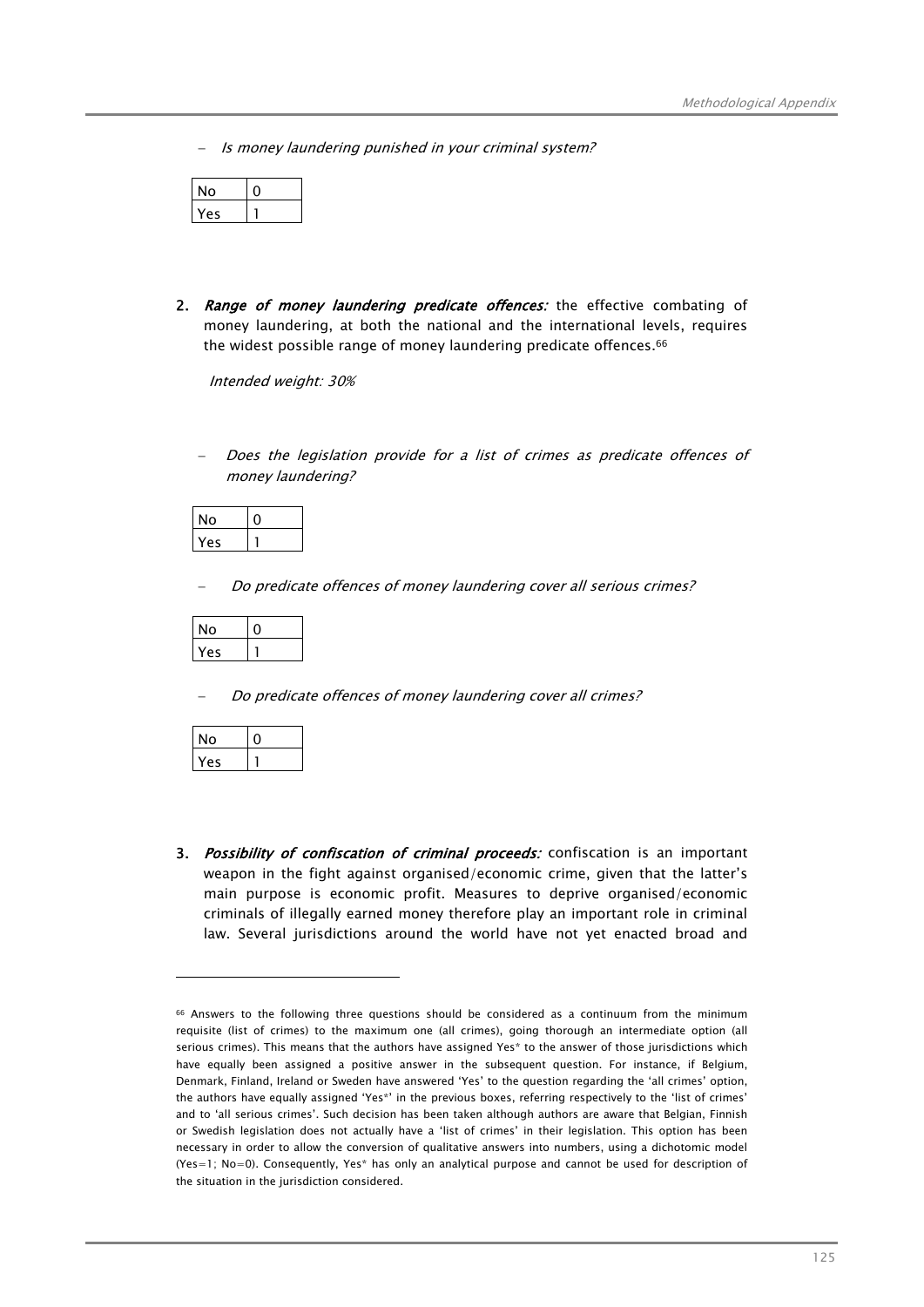- *Is money laundering punished in your criminal system?*

| No | 0 |
|---|---|
| Yes | 1 |

2. ***Range of money laundering predicate offences:*** the effective combating of money laundering, at both the national and the international levels, requires the widest possible range of money laundering predicate offences.[66]

   *Intended weight: 30%*

- *Does the legislation provide for a list of crimes as predicate offences of money laundering?*

| No | 0 |
|---|---|
| Yes | 1 |

- *Do predicate offences of money laundering cover all serious crimes?*

| No | 0 |
|---|---|
| Yes | 1 |

- *Do predicate offences of money laundering cover all crimes?*

| No | 0 |
|---|---|
| Yes | 1 |

3. ***Possibility of confiscation of criminal proceeds:*** confiscation is an important weapon in the fight against organised/economic crime, given that the latter's main purpose is economic profit. Measures to deprive organised/economic criminals of illegally earned money therefore play an important role in criminal law. Several jurisdictions around the world have not yet enacted broad and

---

[66] Answers to the following three questions should be considered as a continuum from the minimum requisite (list of crimes) to the maximum one (all crimes), going thorough an intermediate option (all serious crimes). This means that the authors have assigned Yes* to the answer of those jurisdictions which have equally been assigned a positive answer in the subsequent question. For instance, if Belgium, Denmark, Finland, Ireland or Sweden have answered 'Yes' to the question regarding the 'all crimes' option, the authors have equally assigned 'Yes*' in the previous boxes, referring respectively to the 'list of crimes' and to 'all serious crimes'. Such decision has been taken although authors are aware that Belgian, Finnish or Swedish legislation does not actually have a 'list of crimes' in their legislation. This option has been necessary in order to allow the conversion of qualitative answers into numbers, using a dichotomic model (Yes=1; No=0). Consequently, Yes* has only an analytical purpose and cannot be used for description of the situation in the jurisdiction considered.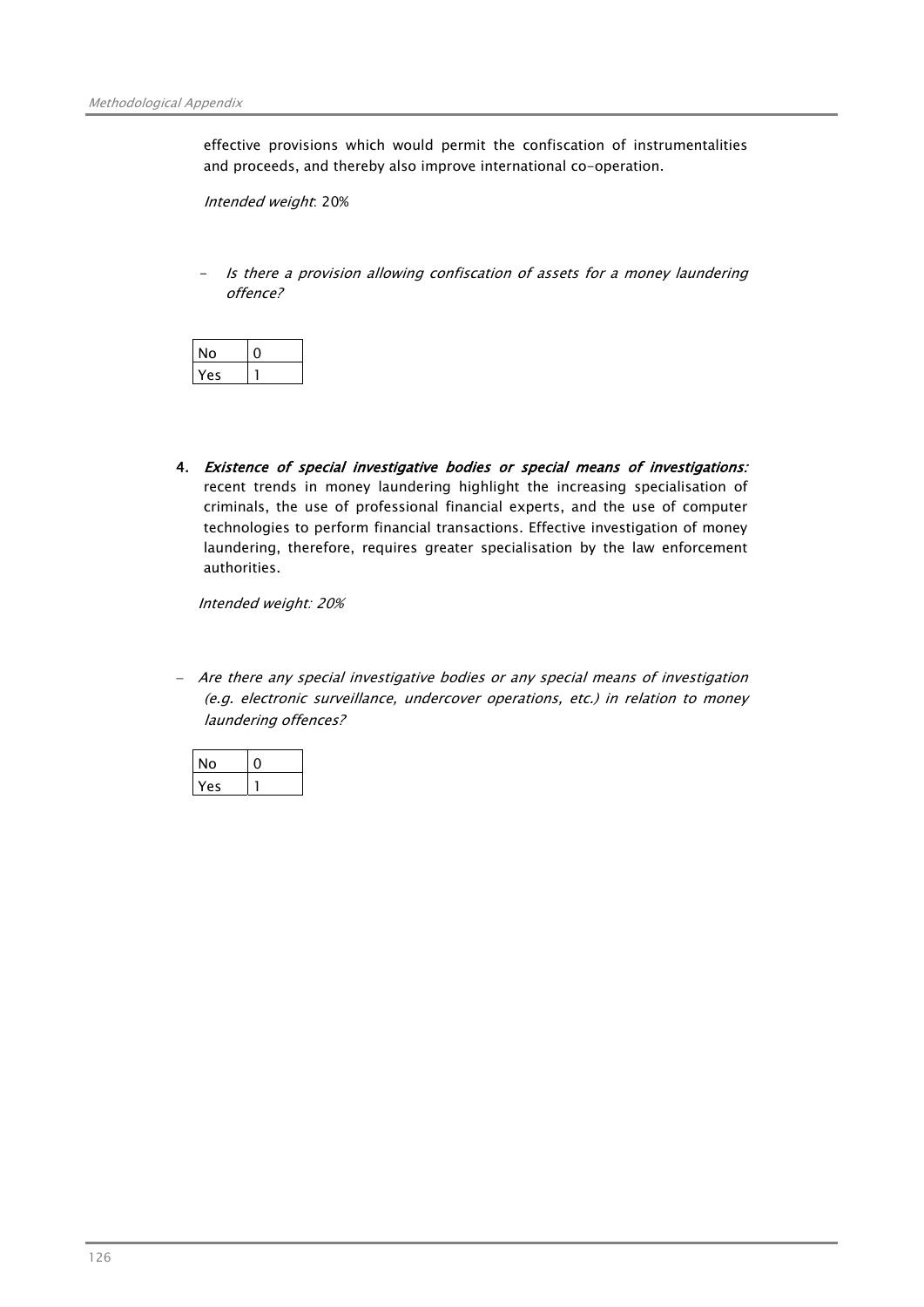effective provisions which would permit the confiscation of instrumentalities and proceeds, and thereby also improve international co-operation.

*Intended weight*: 20%

- *Is there a provision allowing confiscation of assets for a money laundering offence?*

| No | 0 |
|---|---|
| Yes | 1 |

4. ***Existence of special investigative bodies or special means of investigations:*** recent trends in money laundering highlight the increasing specialisation of criminals, the use of professional financial experts, and the use of computer technologies to perform financial transactions. Effective investigation of money laundering, therefore, requires greater specialisation by the law enforcement authorities.

*Intended weight: 20%*

- *Are there any special investigative bodies or any special means of investigation (e.g. electronic surveillance, undercover operations, etc.) in relation to money laundering offences?*

| No | 0 |
|---|---|
| Yes | 1 |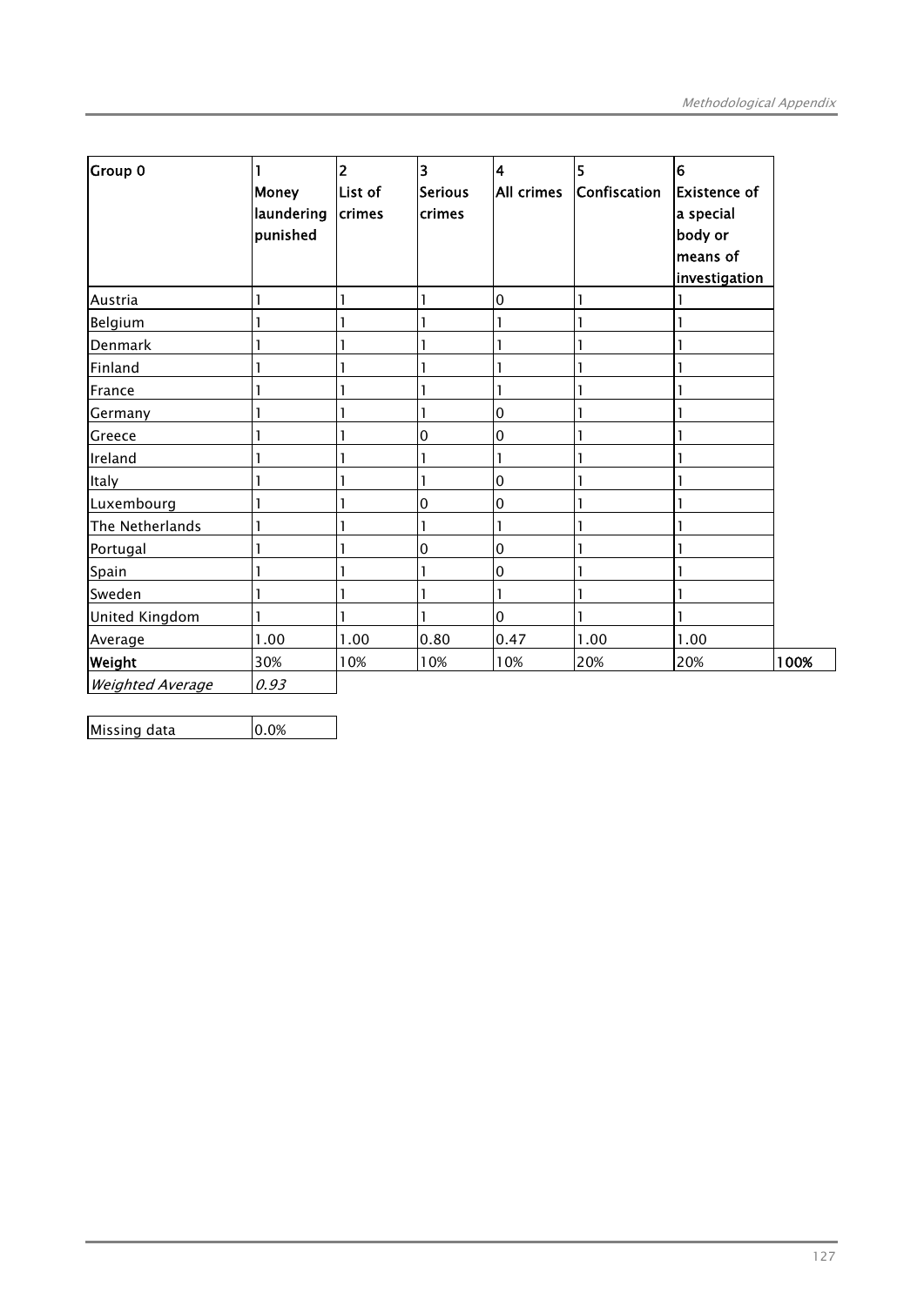| Group 0 | 1 Money laundering punished | 2 List of crimes | 3 Serious crimes | 4 All crimes | 5 Confiscation | 6 Existence of a special body or means of investigation | |
|---|---|---|---|---|---|---|---|
| Austria | 1 | 1 | 1 | 0 | 1 | 1 | |
| Belgium | 1 | 1 | 1 | 1 | 1 | 1 | |
| Denmark | 1 | 1 | 1 | 1 | 1 | 1 | |
| Finland | 1 | 1 | 1 | 1 | 1 | 1 | |
| France | 1 | 1 | 1 | 1 | 1 | 1 | |
| Germany | 1 | 1 | 1 | 0 | 1 | 1 | |
| Greece | 1 | 1 | 0 | 0 | 1 | 1 | |
| Ireland | 1 | 1 | 1 | 1 | 1 | 1 | |
| Italy | 1 | 1 | 1 | 0 | 1 | 1 | |
| Luxembourg | 1 | 1 | 0 | 0 | 1 | 1 | |
| The Netherlands | 1 | 1 | 1 | 1 | 1 | 1 | |
| Portugal | 1 | 1 | 0 | 0 | 1 | 1 | |
| Spain | 1 | 1 | 1 | 0 | 1 | 1 | |
| Sweden | 1 | 1 | 1 | 1 | 1 | 1 | |
| United Kingdom | 1 | 1 | 1 | 0 | 1 | 1 | |
| Average | 1.00 | 1.00 | 0.80 | 0.47 | 1.00 | 1.00 | |
| **Weight** | 30% | 10% | 10% | 10% | 20% | 20% | **100%** |
| *Weighted Average* | *0.93* | | | | | | |

| Missing data | 0.0% |
|---|---|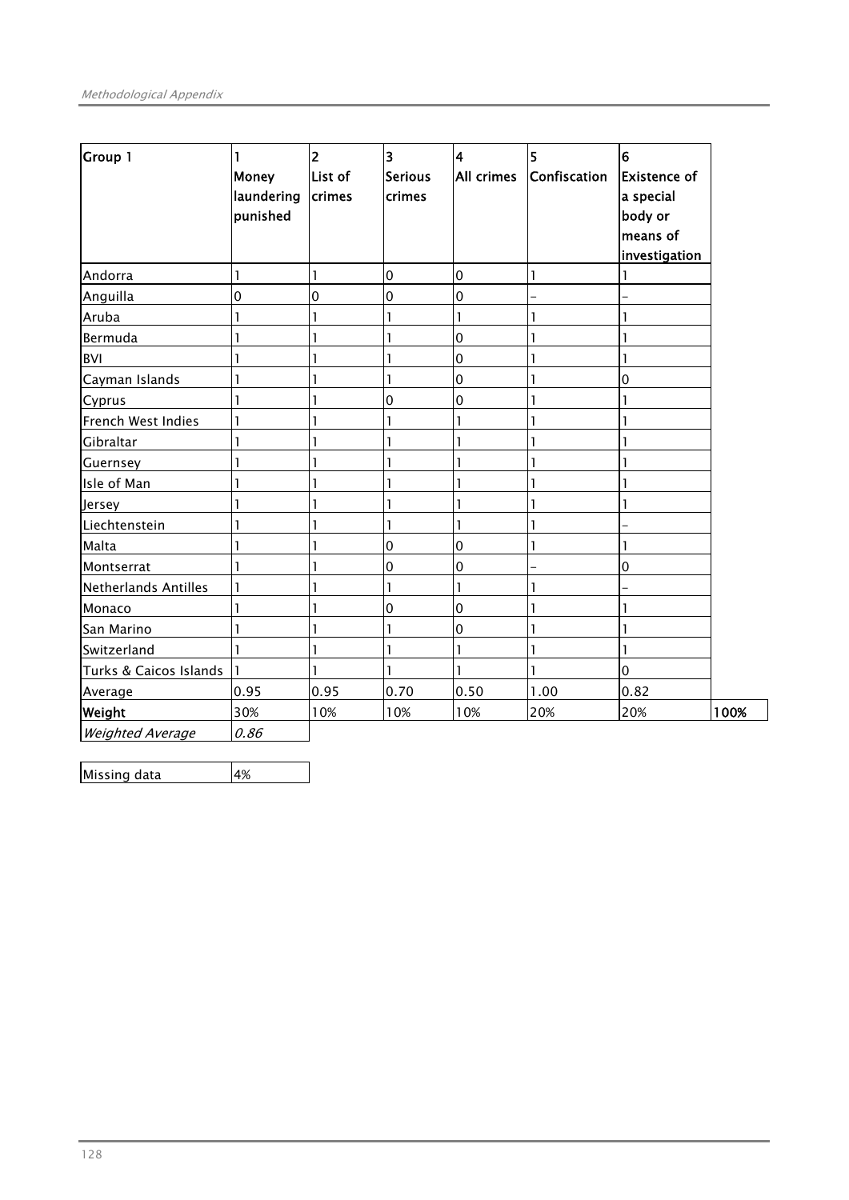| Group 1 | 1<br>Money laundering punished | 2<br>List of crimes | 3<br>Serious crimes | 4<br>All crimes | 5<br>Confiscation | 6<br>Existence of a special body or means of investigation | |
|---|---|---|---|---|---|---|---|
| Andorra | 1 | 1 | 0 | 0 | 1 | 1 | |
| Anguilla | 0 | 0 | 0 | 0 | – | – | |
| Aruba | 1 | 1 | 1 | 1 | 1 | 1 | |
| Bermuda | 1 | 1 | 1 | 0 | 1 | 1 | |
| BVI | 1 | 1 | 1 | 0 | 1 | 1 | |
| Cayman Islands | 1 | 1 | 1 | 0 | 1 | 0 | |
| Cyprus | 1 | 1 | 0 | 0 | 1 | 1 | |
| French West Indies | 1 | 1 | 1 | 1 | 1 | 1 | |
| Gibraltar | 1 | 1 | 1 | 1 | 1 | 1 | |
| Guernsey | 1 | 1 | 1 | 1 | 1 | 1 | |
| Isle of Man | 1 | 1 | 1 | 1 | 1 | 1 | |
| Jersey | 1 | 1 | 1 | 1 | 1 | 1 | |
| Liechtenstein | 1 | 1 | 1 | 1 | 1 | – | |
| Malta | 1 | 1 | 0 | 0 | 1 | 1 | |
| Montserrat | 1 | 1 | 0 | 0 | – | 0 | |
| Netherlands Antilles | 1 | 1 | 1 | 1 | 1 | – | |
| Monaco | 1 | 1 | 0 | 0 | 1 | 1 | |
| San Marino | 1 | 1 | 1 | 0 | 1 | 1 | |
| Switzerland | 1 | 1 | 1 | 1 | 1 | 1 | |
| Turks & Caicos Islands | 1 | 1 | 1 | 1 | 1 | 0 | |
| Average | 0.95 | 0.95 | 0.70 | 0.50 | 1.00 | 0.82 | |
| **Weight** | 30% | 10% | 10% | 10% | 20% | 20% | **100%** |
| *Weighted Average* | *0.86* | | | | | | |

| Missing data | 4% |
|---|---|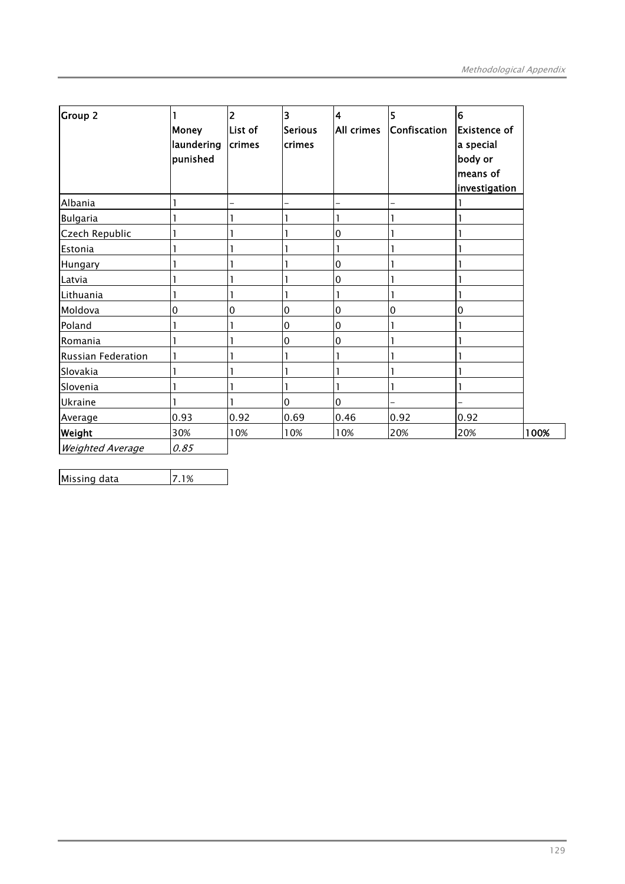| Group 2 | 1 Money laundering punished | 2 List of crimes | 3 Serious crimes | 4 All crimes | 5 Confiscation | 6 Existence of a special body or means of investigation | |
|---|---|---|---|---|---|---|---|
| Albania | 1 | – | – | – | – | 1 | |
| Bulgaria | 1 | 1 | 1 | 1 | 1 | 1 | |
| Czech Republic | 1 | 1 | 1 | 0 | 1 | 1 | |
| Estonia | 1 | 1 | 1 | 1 | 1 | 1 | |
| Hungary | 1 | 1 | 1 | 0 | 1 | 1 | |
| Latvia | 1 | 1 | 1 | 0 | 1 | 1 | |
| Lithuania | 1 | 1 | 1 | 1 | 1 | 1 | |
| Moldova | 0 | 0 | 0 | 0 | 0 | 0 | |
| Poland | 1 | 1 | 0 | 0 | 1 | 1 | |
| Romania | 1 | 1 | 0 | 0 | 1 | 1 | |
| Russian Federation | 1 | 1 | 1 | 1 | 1 | 1 | |
| Slovakia | 1 | 1 | 1 | 1 | 1 | 1 | |
| Slovenia | 1 | 1 | 1 | 1 | 1 | 1 | |
| Ukraine | 1 | 1 | 0 | 0 | – | – | |
| Average | 0.93 | 0.92 | 0.69 | 0.46 | 0.92 | 0.92 | |
| **Weight** | 30% | 10% | 10% | 10% | 20% | 20% | **100%** |
| *Weighted Average* | *0.85* | | | | | | |

| Missing data | 7.1% |
|---|---|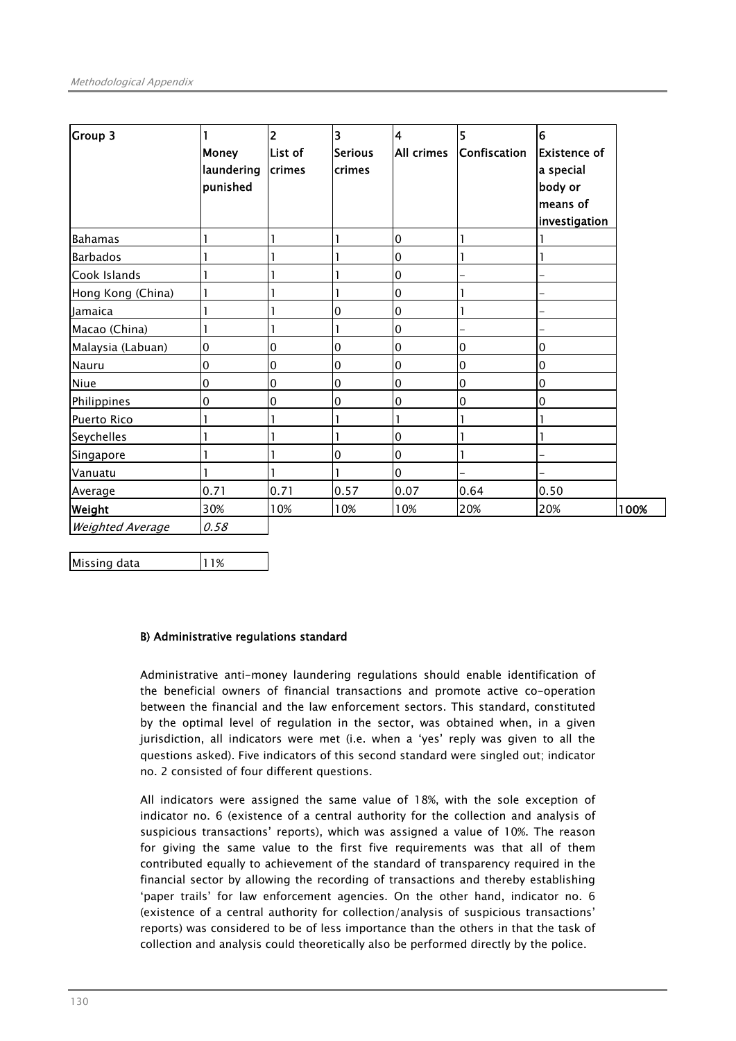| Group 3 | 1<br>Money laundering punished | 2<br>List of crimes | 3<br>Serious crimes | 4<br>All crimes | 5<br>Confiscation | 6<br>Existence of a special body or means of investigation | |
|---|---|---|---|---|---|---|---|
| Bahamas | 1 | 1 | 1 | 0 | 1 | 1 | |
| Barbados | 1 | 1 | 1 | 0 | 1 | 1 | |
| Cook Islands | 1 | 1 | 1 | 0 | – | – | |
| Hong Kong (China) | 1 | 1 | 1 | 0 | 1 | – | |
| Jamaica | 1 | 1 | 0 | 0 | 1 | – | |
| Macao (China) | 1 | 1 | 1 | 0 | – | – | |
| Malaysia (Labuan) | 0 | 0 | 0 | 0 | 0 | 0 | |
| Nauru | 0 | 0 | 0 | 0 | 0 | 0 | |
| Niue | 0 | 0 | 0 | 0 | 0 | 0 | |
| Philippines | 0 | 0 | 0 | 0 | 0 | 0 | |
| Puerto Rico | 1 | 1 | 1 | 1 | 1 | 1 | |
| Seychelles | 1 | 1 | 1 | 0 | 1 | 1 | |
| Singapore | 1 | 1 | 0 | 0 | 1 | – | |
| Vanuatu | 1 | 1 | 1 | 0 | – | – | |
| Average | 0.71 | 0.71 | 0.57 | 0.07 | 0.64 | 0.50 | |
| **Weight** | 30% | 10% | 10% | 10% | 20% | 20% | **100%** |
| *Weighted Average* | *0.58* | | | | | | |

| Missing data | 11% |
|---|---|

#### B) Administrative regulations standard

Administrative anti-money laundering regulations should enable identification of the beneficial owners of financial transactions and promote active co-operation between the financial and the law enforcement sectors. This standard, constituted by the optimal level of regulation in the sector, was obtained when, in a given jurisdiction, all indicators were met (i.e. when a 'yes' reply was given to all the questions asked). Five indicators of this second standard were singled out; indicator no. 2 consisted of four different questions.

All indicators were assigned the same value of 18%, with the sole exception of indicator no. 6 (existence of a central authority for the collection and analysis of suspicious transactions' reports), which was assigned a value of 10%. The reason for giving the same value to the first five requirements was that all of them contributed equally to achievement of the standard of transparency required in the financial sector by allowing the recording of transactions and thereby establishing 'paper trails' for law enforcement agencies. On the other hand, indicator no. 6 (existence of a central authority for collection/analysis of suspicious transactions' reports) was considered to be of less importance than the others in that the task of collection and analysis could theoretically also be performed directly by the police.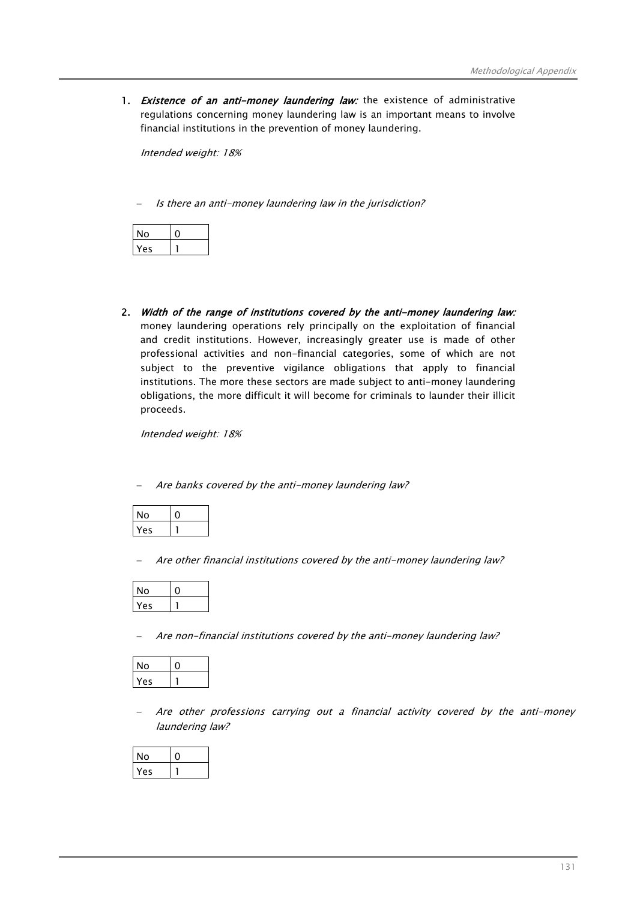1. ***Existence of an anti-money laundering law:*** the existence of administrative regulations concerning money laundering law is an important means to involve financial institutions in the prevention of money laundering.

   *Intended weight: 18%*

   – *Is there an anti-money laundering law in the jurisdiction?*

   | No | 0 |
   |---|---|
   | Yes | 1 |

2. ***Width of the range of institutions covered by the anti-money laundering law:*** money laundering operations rely principally on the exploitation of financial and credit institutions. However, increasingly greater use is made of other professional activities and non-financial categories, some of which are not subject to the preventive vigilance obligations that apply to financial institutions. The more these sectors are made subject to anti-money laundering obligations, the more difficult it will become for criminals to launder their illicit proceeds.

   *Intended weight: 18%*

   – *Are banks covered by the anti-money laundering law?*

   | No | 0 |
   |---|---|
   | Yes | 1 |

   – *Are other financial institutions covered by the anti-money laundering law?*

   | No | 0 |
   |---|---|
   | Yes | 1 |

   – *Are non-financial institutions covered by the anti-money laundering law?*

   | No | 0 |
   |---|---|
   | Yes | 1 |

   – *Are other professions carrying out a financial activity covered by the anti-money laundering law?*

   | No | 0 |
   |---|---|
   | Yes | 1 |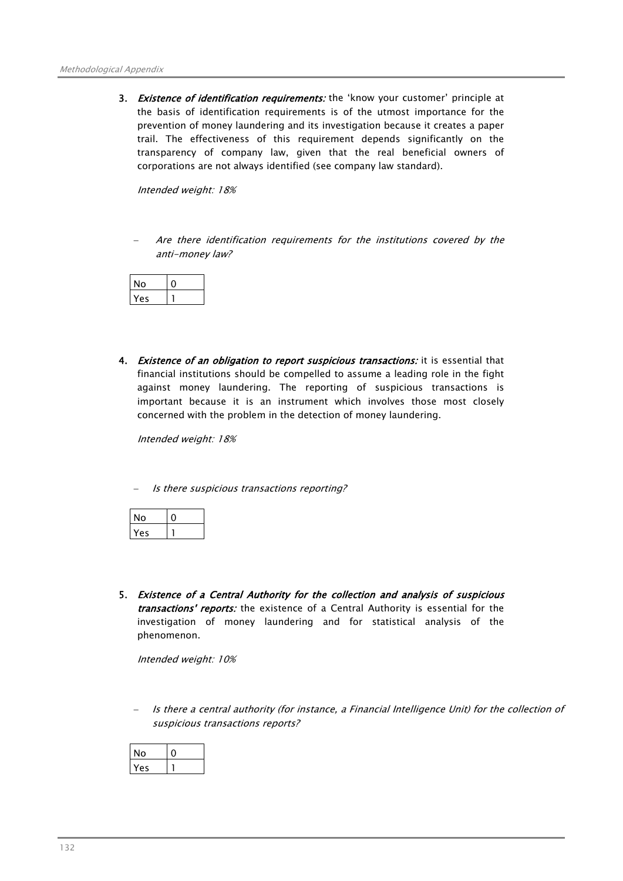3. ***Existence of identification requirements:*** the 'know your customer' principle at the basis of identification requirements is of the utmost importance for the prevention of money laundering and its investigation because it creates a paper trail. The effectiveness of this requirement depends significantly on the transparency of company law, given that the real beneficial owners of corporations are not always identified (see company law standard).

   *Intended weight: 18%*

   – *Are there identification requirements for the institutions covered by the anti-money law?*

| No | 0 |
|---|---|
| Yes | 1 |

4. ***Existence of an obligation to report suspicious transactions:*** it is essential that financial institutions should be compelled to assume a leading role in the fight against money laundering. The reporting of suspicious transactions is important because it is an instrument which involves those most closely concerned with the problem in the detection of money laundering.

   *Intended weight: 18%*

   – *Is there suspicious transactions reporting?*

| No | 0 |
|---|---|
| Yes | 1 |

5. ***Existence of a Central Authority for the collection and analysis of suspicious transactions' reports:*** the existence of a Central Authority is essential for the investigation of money laundering and for statistical analysis of the phenomenon.

   *Intended weight: 10%*

   – *Is there a central authority (for instance, a Financial Intelligence Unit) for the collection of suspicious transactions reports?*

| No | 0 |
|---|---|
| Yes | 1 |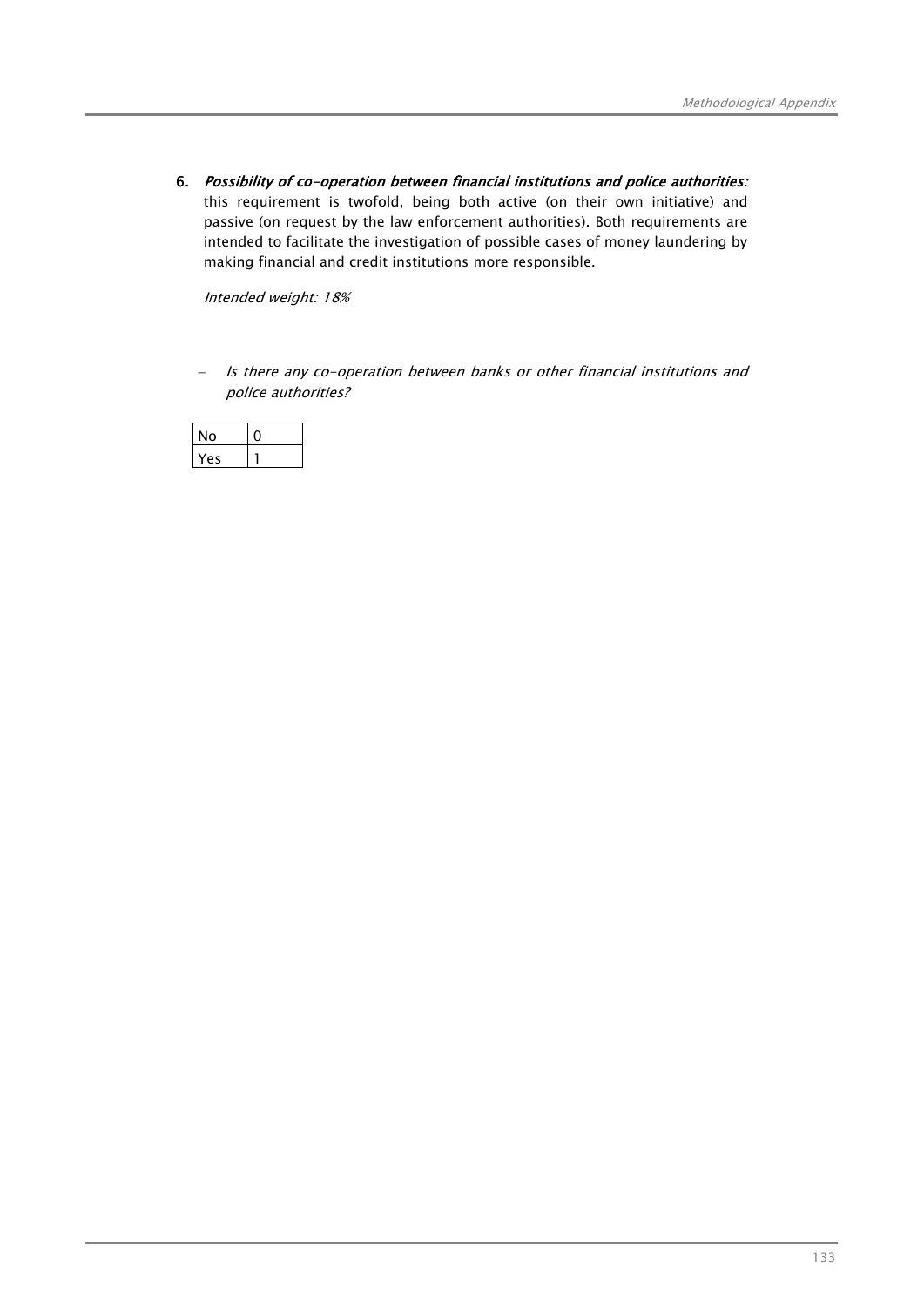6. ***Possibility of co-operation between financial institutions and police authorities:*** this requirement is twofold, being both active (on their own initiative) and passive (on request by the law enforcement authorities). Both requirements are intended to facilitate the investigation of possible cases of money laundering by making financial and credit institutions more responsible.

   *Intended weight: 18%*

   - *Is there any co-operation between banks or other financial institutions and police authorities?*

   | | |
   |---|---|
   | No | 0 |
   | Yes | 1 |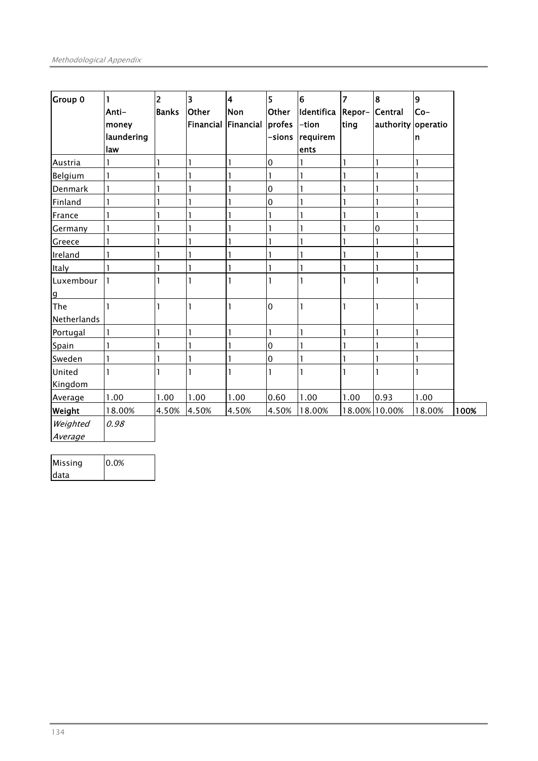| Group 0 | 1 Anti-money laundering law | 2 Banks | 3 Other Financial | 4 Non Financial | 5 Other profes-sions | 6 Identifica-tion requirem ents | 7 Repor-ting | 8 Central authority | 9 Co-operation | |
|---|---|---|---|---|---|---|---|---|---|---|
| Austria | 1 | 1 | 1 | 1 | 0 | 1 | 1 | 1 | 1 | |
| Belgium | 1 | 1 | 1 | 1 | 1 | 1 | 1 | 1 | 1 | |
| Denmark | 1 | 1 | 1 | 1 | 0 | 1 | 1 | 1 | 1 | |
| Finland | 1 | 1 | 1 | 1 | 0 | 1 | 1 | 1 | 1 | |
| France | 1 | 1 | 1 | 1 | 1 | 1 | 1 | 1 | 1 | |
| Germany | 1 | 1 | 1 | 1 | 1 | 1 | 1 | 0 | 1 | |
| Greece | 1 | 1 | 1 | 1 | 1 | 1 | 1 | 1 | 1 | |
| Ireland | 1 | 1 | 1 | 1 | 1 | 1 | 1 | 1 | 1 | |
| Italy | 1 | 1 | 1 | 1 | 1 | 1 | 1 | 1 | 1 | |
| Luxembourg | 1 | 1 | 1 | 1 | 1 | 1 | 1 | 1 | 1 | |
| The Netherlands | 1 | 1 | 1 | 1 | 0 | 1 | 1 | 1 | 1 | |
| Portugal | 1 | 1 | 1 | 1 | 1 | 1 | 1 | 1 | 1 | |
| Spain | 1 | 1 | 1 | 1 | 0 | 1 | 1 | 1 | 1 | |
| Sweden | 1 | 1 | 1 | 1 | 0 | 1 | 1 | 1 | 1 | |
| United Kingdom | 1 | 1 | 1 | 1 | 1 | 1 | 1 | 1 | 1 | |
| Average | 1.00 | 1.00 | 1.00 | 1.00 | 0.60 | 1.00 | 1.00 | 0.93 | 1.00 | |
| **Weight** | 18.00% | 4.50% | 4.50% | 4.50% | 4.50% | 18.00% | 18.00% | 10.00% | 18.00% | **100%** |
| *Weighted Average* | *0.98* | | | | | | | | | |

| Missing data | 0.0% |
|---|---|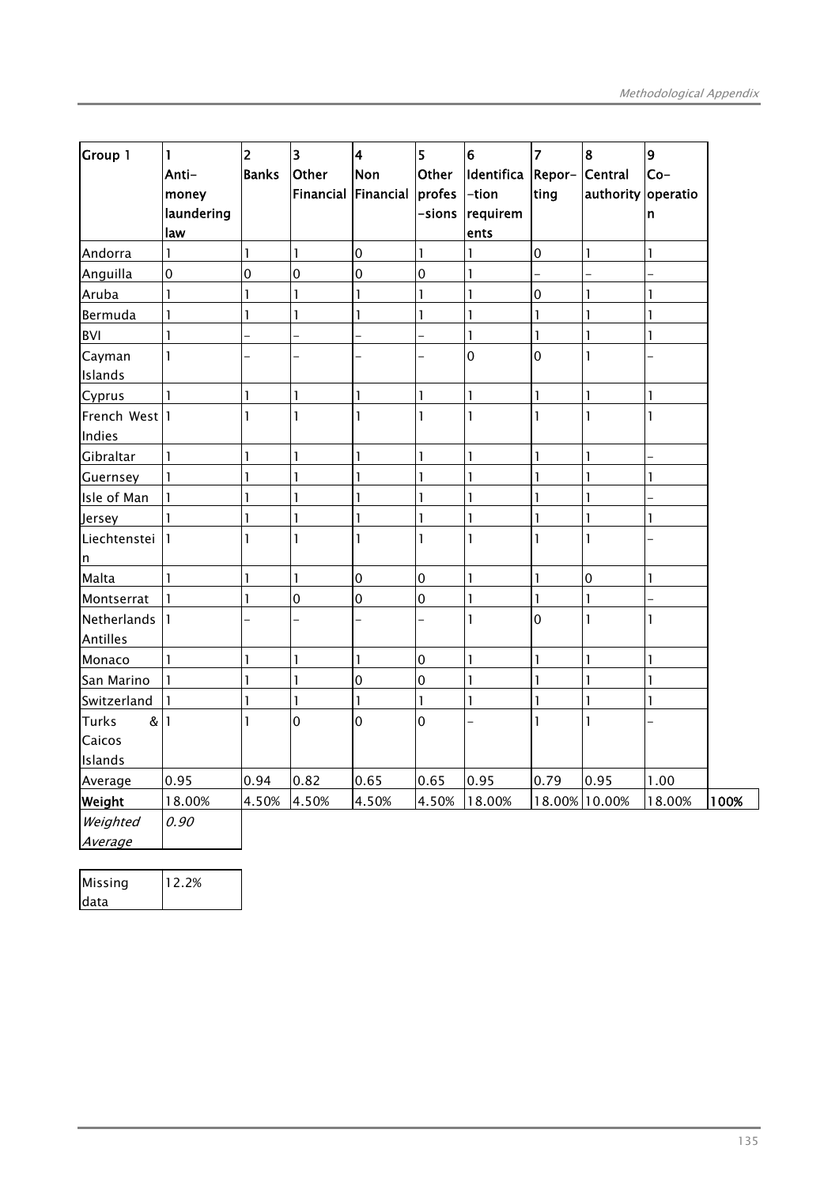| Group 1 | 1 Anti-money laundering law | 2 Banks | 3 Other Financial | 4 Non Financial | 5 Other profes-sions | 6 Identifica-tion requirem ents | 7 Repor-ting | 8 Central authority | 9 Co-operation | |
|---|---|---|---|---|---|---|---|---|---|---|
| Andorra | 1 | 1 | 1 | 0 | 1 | 1 | 0 | 1 | 1 | |
| Anguilla | 0 | 0 | 0 | 0 | 0 | 1 | – | – | – | |
| Aruba | 1 | 1 | 1 | 1 | 1 | 1 | 0 | 1 | 1 | |
| Bermuda | 1 | 1 | 1 | 1 | 1 | 1 | 1 | 1 | 1 | |
| BVI | 1 | – | – | – | – | 1 | 1 | 1 | 1 | |
| Cayman Islands | 1 | – | – | – | – | 0 | 0 | 1 | – | |
| Cyprus | 1 | 1 | 1 | 1 | 1 | 1 | 1 | 1 | 1 | |
| French West Indies | 1 | 1 | 1 | 1 | 1 | 1 | 1 | 1 | 1 | |
| Gibraltar | 1 | 1 | 1 | 1 | 1 | 1 | 1 | 1 | – | |
| Guernsey | 1 | 1 | 1 | 1 | 1 | 1 | 1 | 1 | 1 | |
| Isle of Man | 1 | 1 | 1 | 1 | 1 | 1 | 1 | 1 | – | |
| Jersey | 1 | 1 | 1 | 1 | 1 | 1 | 1 | 1 | 1 | |
| Liechtenstein | 1 | 1 | 1 | 1 | 1 | 1 | 1 | 1 | – | |
| Malta | 1 | 1 | 1 | 0 | 0 | 1 | 1 | 0 | 1 | |
| Montserrat | 1 | 1 | 0 | 0 | 0 | 1 | 1 | 1 | – | |
| Netherlands Antilles | 1 | – | – | – | – | 1 | 0 | 1 | 1 | |
| Monaco | 1 | 1 | 1 | 1 | 0 | 1 | 1 | 1 | 1 | |
| San Marino | 1 | 1 | 1 | 0 | 0 | 1 | 1 | 1 | 1 | |
| Switzerland | 1 | 1 | 1 | 1 | 1 | 1 | 1 | 1 | 1 | |
| Turks & Caicos Islands | 1 | 1 | 0 | 0 | 0 | – | 1 | 1 | – | |
| Average | 0.95 | 0.94 | 0.82 | 0.65 | 0.65 | 0.95 | 0.79 | 0.95 | 1.00 | |
| **Weight** | 18.00% | 4.50% | 4.50% | 4.50% | 4.50% | 18.00% | 18.00% | 10.00% | 18.00% | **100%** |
| *Weighted Average* | *0.90* | | | | | | | | | |

| Missing data | 12.2% |
|---|---|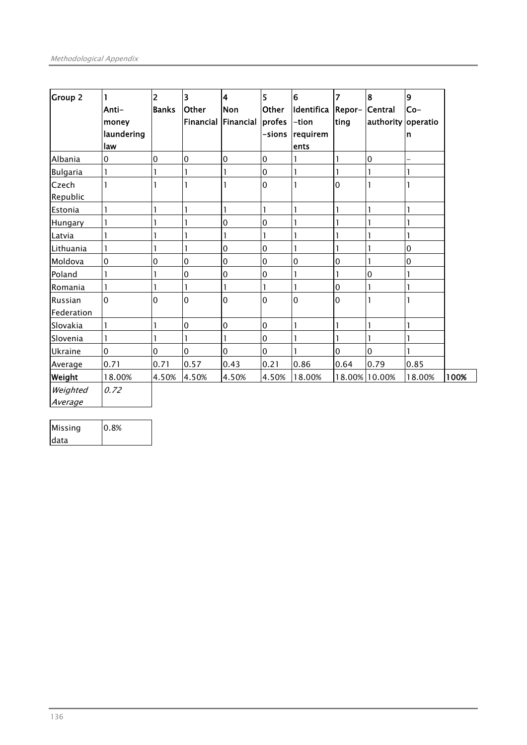| Group 2 | 1 Anti-money laundering law | 2 Banks | 3 Other Financial | 4 Non Financial | 5 Other profes-sions | 6 Identifica-tion requirem ents | 7 Repor-ting | 8 Central authority | 9 Co-operatio n | |
|---|---|---|---|---|---|---|---|---|---|---|
| Albania | 0 | 0 | 0 | 0 | 0 | 1 | 1 | 0 | - | |
| Bulgaria | 1 | 1 | 1 | 1 | 0 | 1 | 1 | 1 | 1 | |
| Czech Republic | 1 | 1 | 1 | 1 | 0 | 1 | 0 | 1 | 1 | |
| Estonia | 1 | 1 | 1 | 1 | 1 | 1 | 1 | 1 | 1 | |
| Hungary | 1 | 1 | 1 | 0 | 0 | 1 | 1 | 1 | 1 | |
| Latvia | 1 | 1 | 1 | 1 | 1 | 1 | 1 | 1 | 1 | |
| Lithuania | 1 | 1 | 1 | 0 | 0 | 1 | 1 | 1 | 0 | |
| Moldova | 0 | 0 | 0 | 0 | 0 | 0 | 0 | 1 | 0 | |
| Poland | 1 | 1 | 0 | 0 | 0 | 1 | 1 | 0 | 1 | |
| Romania | 1 | 1 | 1 | 1 | 1 | 1 | 0 | 1 | 1 | |
| Russian Federation | 0 | 0 | 0 | 0 | 0 | 0 | 0 | 1 | 1 | |
| Slovakia | 1 | 1 | 0 | 0 | 0 | 1 | 1 | 1 | 1 | |
| Slovenia | 1 | 1 | 1 | 1 | 0 | 1 | 1 | 1 | 1 | |
| Ukraine | 0 | 0 | 0 | 0 | 0 | 1 | 0 | 0 | 1 | |
| Average | 0.71 | 0.71 | 0.57 | 0.43 | 0.21 | 0.86 | 0.64 | 0.79 | 0.85 | |
| **Weight** | 18.00% | 4.50% | 4.50% | 4.50% | 4.50% | 18.00% | 18.00% | 10.00% | 18.00% | **100%** |
| *Weighted Average* | *0.72* | | | | | | | | | |

| Missing data | 0.8% |
|---|---|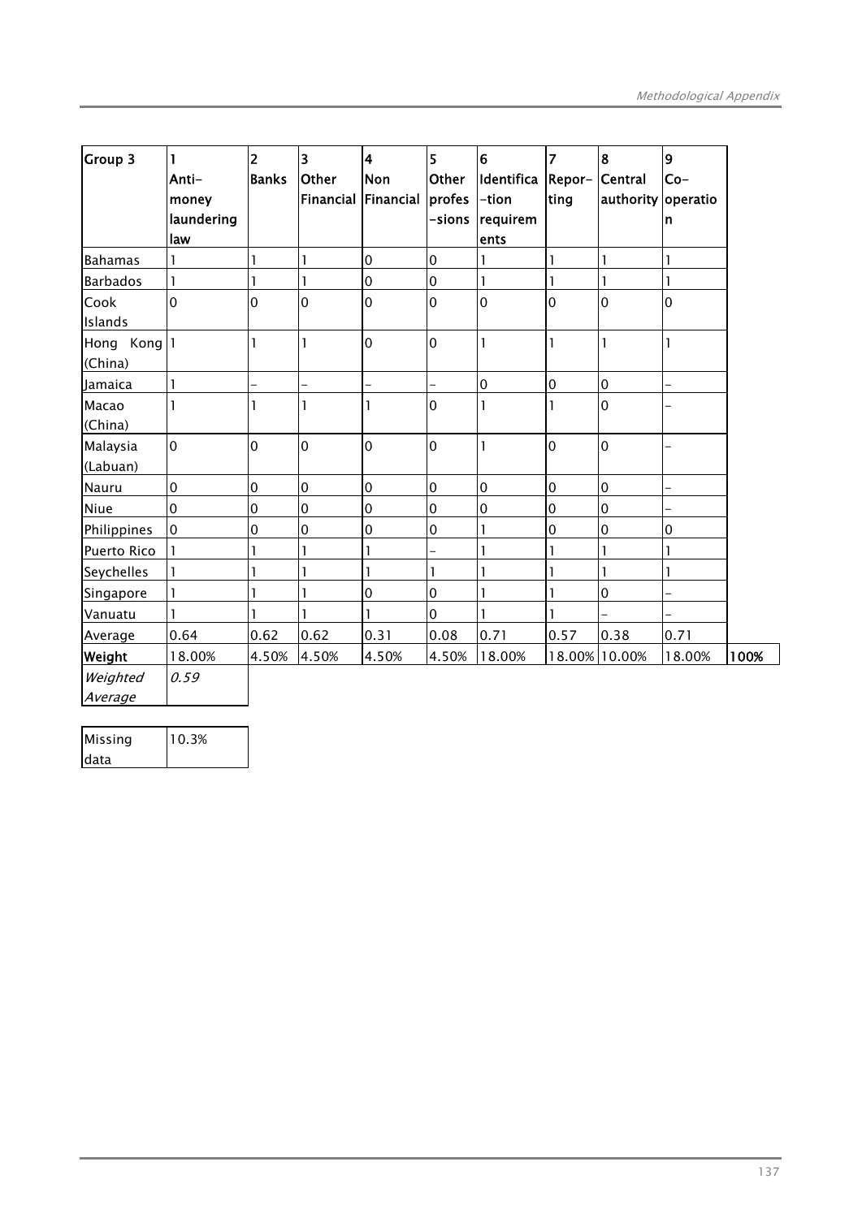| Group 3 | 1 Anti-money laundering law | 2 Banks | 3 Other Financial | 4 Non Financial | 5 Other profes-sions | 6 Identifica-tion requirements | 7 Repor-ting | 8 Central authority | 9 Co-operation | |
|---|---|---|---|---|---|---|---|---|---|---|
| Bahamas | 1 | 1 | 1 | 0 | 0 | 1 | 1 | 1 | 1 | |
| Barbados | 1 | 1 | 1 | 0 | 0 | 1 | 1 | 1 | 1 | |
| Cook Islands | 0 | 0 | 0 | 0 | 0 | 0 | 0 | 0 | 0 | |
| Hong Kong (China) | 1 | 1 | 1 | 0 | 0 | 1 | 1 | 1 | 1 | |
| Jamaica | 1 | – | – | – | – | 0 | 0 | 0 | – | |
| Macao (China) | 1 | 1 | 1 | 1 | 0 | 1 | 1 | 0 | – | |
| Malaysia (Labuan) | 0 | 0 | 0 | 0 | 0 | 1 | 0 | 0 | – | |
| Nauru | 0 | 0 | 0 | 0 | 0 | 0 | 0 | 0 | – | |
| Niue | 0 | 0 | 0 | 0 | 0 | 0 | 0 | 0 | – | |
| Philippines | 0 | 0 | 0 | 0 | 0 | 1 | 0 | 0 | 0 | |
| Puerto Rico | 1 | 1 | 1 | 1 | – | 1 | 1 | 1 | 1 | |
| Seychelles | 1 | 1 | 1 | 1 | 1 | 1 | 1 | 1 | 1 | |
| Singapore | 1 | 1 | 1 | 0 | 0 | 1 | 1 | 0 | – | |
| Vanuatu | 1 | 1 | 1 | 1 | 0 | 1 | 1 | – | – | |
| Average | 0.64 | 0.62 | 0.62 | 0.31 | 0.08 | 0.71 | 0.57 | 0.38 | 0.71 | |
| **Weight** | 18.00% | 4.50% | 4.50% | 4.50% | 4.50% | 18.00% | 18.00% | 10.00% | 18.00% | **100%** |
| *Weighted Average* | *0.59* | | | | | | | | | |

| Missing data | 10.3% |
|---|---|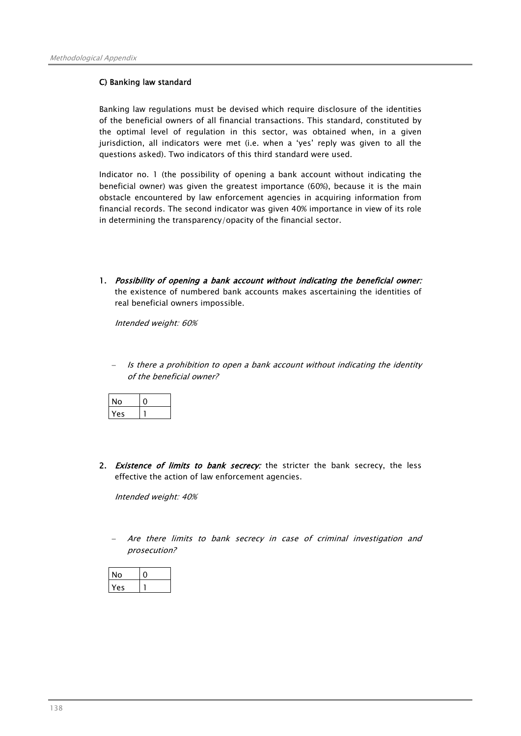### C) Banking law standard

Banking law regulations must be devised which require disclosure of the identities of the beneficial owners of all financial transactions. This standard, constituted by the optimal level of regulation in this sector, was obtained when, in a given jurisdiction, all indicators were met (i.e. when a 'yes' reply was given to all the questions asked). Two indicators of this third standard were used.

Indicator no. 1 (the possibility of opening a bank account without indicating the beneficial owner) was given the greatest importance (60%), because it is the main obstacle encountered by law enforcement agencies in acquiring information from financial records. The second indicator was given 40% importance in view of its role in determining the transparency/opacity of the financial sector.

1. ***Possibility of opening a bank account without indicating the beneficial owner:*** the existence of numbered bank accounts makes ascertaining the identities of real beneficial owners impossible.

   *Intended weight: 60%*

   - *Is there a prohibition to open a bank account without indicating the identity of the beneficial owner?*

| No | 0 |
|---|---|
| Yes | 1 |

2. ***Existence of limits to bank secrecy:*** the stricter the bank secrecy, the less effective the action of law enforcement agencies.

   *Intended weight: 40%*

   - *Are there limits to bank secrecy in case of criminal investigation and prosecution?*

| No | 0 |
|---|---|
| Yes | 1 |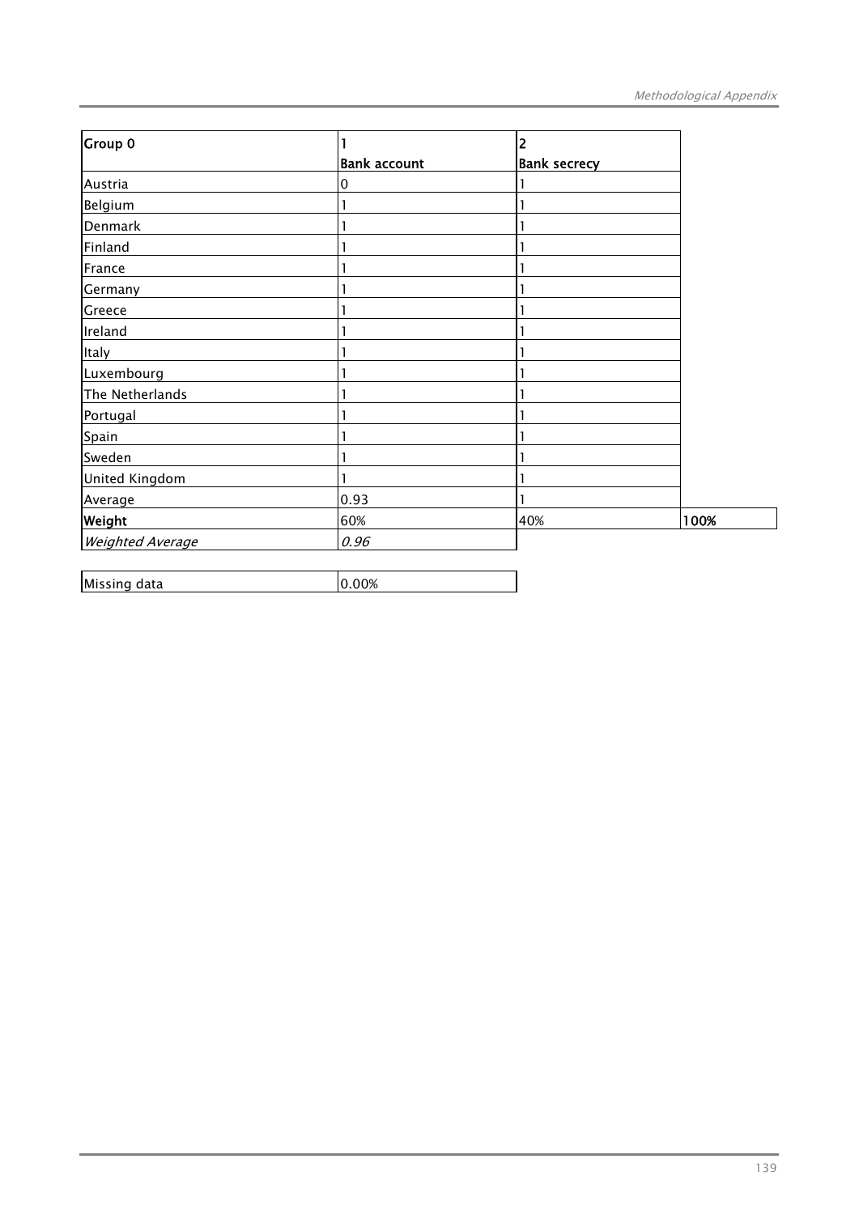| Group 0 | 1<br>**Bank account** | 2<br>**Bank secrecy** | |
|---|---|---|---|
| Austria | 0 | 1 | |
| Belgium | 1 | 1 | |
| Denmark | 1 | 1 | |
| Finland | 1 | 1 | |
| France | 1 | 1 | |
| Germany | 1 | 1 | |
| Greece | 1 | 1 | |
| Ireland | 1 | 1 | |
| Italy | 1 | 1 | |
| Luxembourg | 1 | 1 | |
| The Netherlands | 1 | 1 | |
| Portugal | 1 | 1 | |
| Spain | 1 | 1 | |
| Sweden | 1 | 1 | |
| United Kingdom | 1 | 1 | |
| Average | 0.93 | 1 | |
| **Weight** | 60% | 40% | **100%** |
| *Weighted Average* | *0.96* | | |

| Missing data | 0.00% |
|---|---|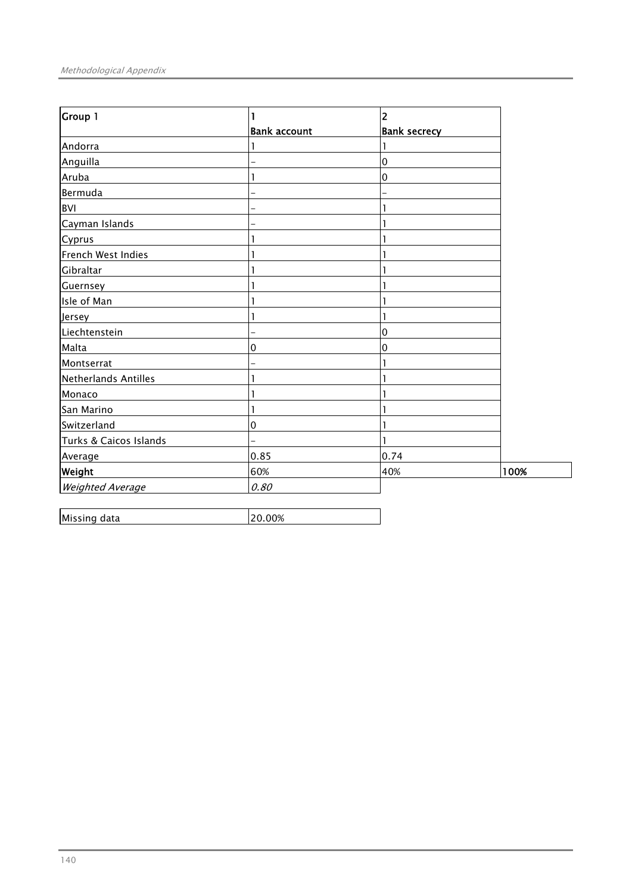| Group 1 | 1<br>Bank account | 2<br>Bank secrecy | |
|---|---|---|---|
| Andorra | 1 | 1 | |
| Anguilla | – | 0 | |
| Aruba | 1 | 0 | |
| Bermuda | – | – | |
| BVI | – | 1 | |
| Cayman Islands | – | 1 | |
| Cyprus | 1 | 1 | |
| French West Indies | 1 | 1 | |
| Gibraltar | 1 | 1 | |
| Guernsey | 1 | 1 | |
| Isle of Man | 1 | 1 | |
| Jersey | 1 | 1 | |
| Liechtenstein | – | 0 | |
| Malta | 0 | 0 | |
| Montserrat | – | 1 | |
| Netherlands Antilles | 1 | 1 | |
| Monaco | 1 | 1 | |
| San Marino | 1 | 1 | |
| Switzerland | 0 | 1 | |
| Turks & Caicos Islands | – | 1 | |
| Average | 0.85 | 0.74 | |
| **Weight** | 60% | 40% | **100%** |
| *Weighted Average* | *0.80* | | |

| Missing data | 20.00% |
|---|---|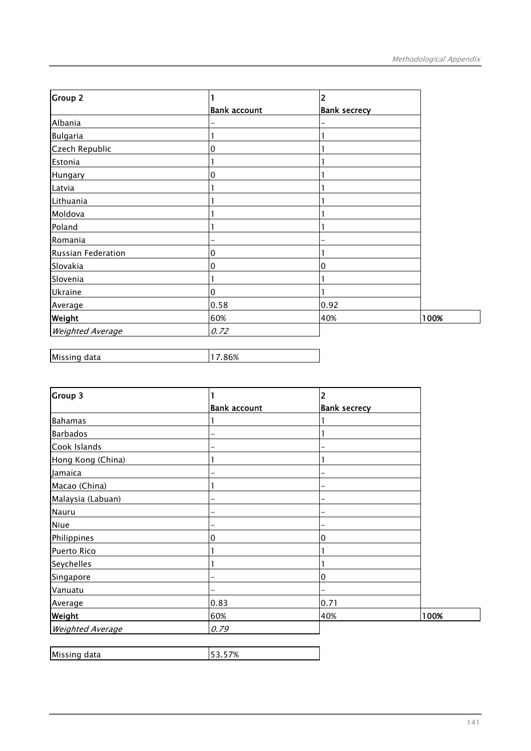| Group 2 | 1 | 2 | |
|---|---|---|---|
| | **Bank account** | **Bank secrecy** | |
| Albania | – | – | |
| Bulgaria | 1 | 1 | |
| Czech Republic | 0 | 1 | |
| Estonia | 1 | 1 | |
| Hungary | 0 | 1 | |
| Latvia | 1 | 1 | |
| Lithuania | 1 | 1 | |
| Moldova | 1 | 1 | |
| Poland | 1 | 1 | |
| Romania | – | – | |
| Russian Federation | 0 | 1 | |
| Slovakia | 0 | 0 | |
| Slovenia | 1 | 1 | |
| Ukraine | 0 | 1 | |
| Average | 0.58 | 0.92 | |
| **Weight** | 60% | 40% | **100%** |
| *Weighted Average* | *0.72* | | |

| Missing data | 17.86% |
|---|---|

| Group 3 | 1 | 2 | |
|---|---|---|---|
| | **Bank account** | **Bank secrecy** | |
| Bahamas | 1 | 1 | |
| Barbados | – | 1 | |
| Cook Islands | – | – | |
| Hong Kong (China) | 1 | 1 | |
| Jamaica | – | – | |
| Macao (China) | 1 | – | |
| Malaysia (Labuan) | – | – | |
| Nauru | – | – | |
| Niue | – | – | |
| Philippines | 0 | 0 | |
| Puerto Rico | 1 | 1 | |
| Seychelles | 1 | 1 | |
| Singapore | – | 0 | |
| Vanuatu | – | – | |
| Average | 0.83 | 0.71 | |
| **Weight** | 60% | 40% | **100%** |
| *Weighted Average* | *0.79* | | |

| Missing data | 53.57% |
|---|---|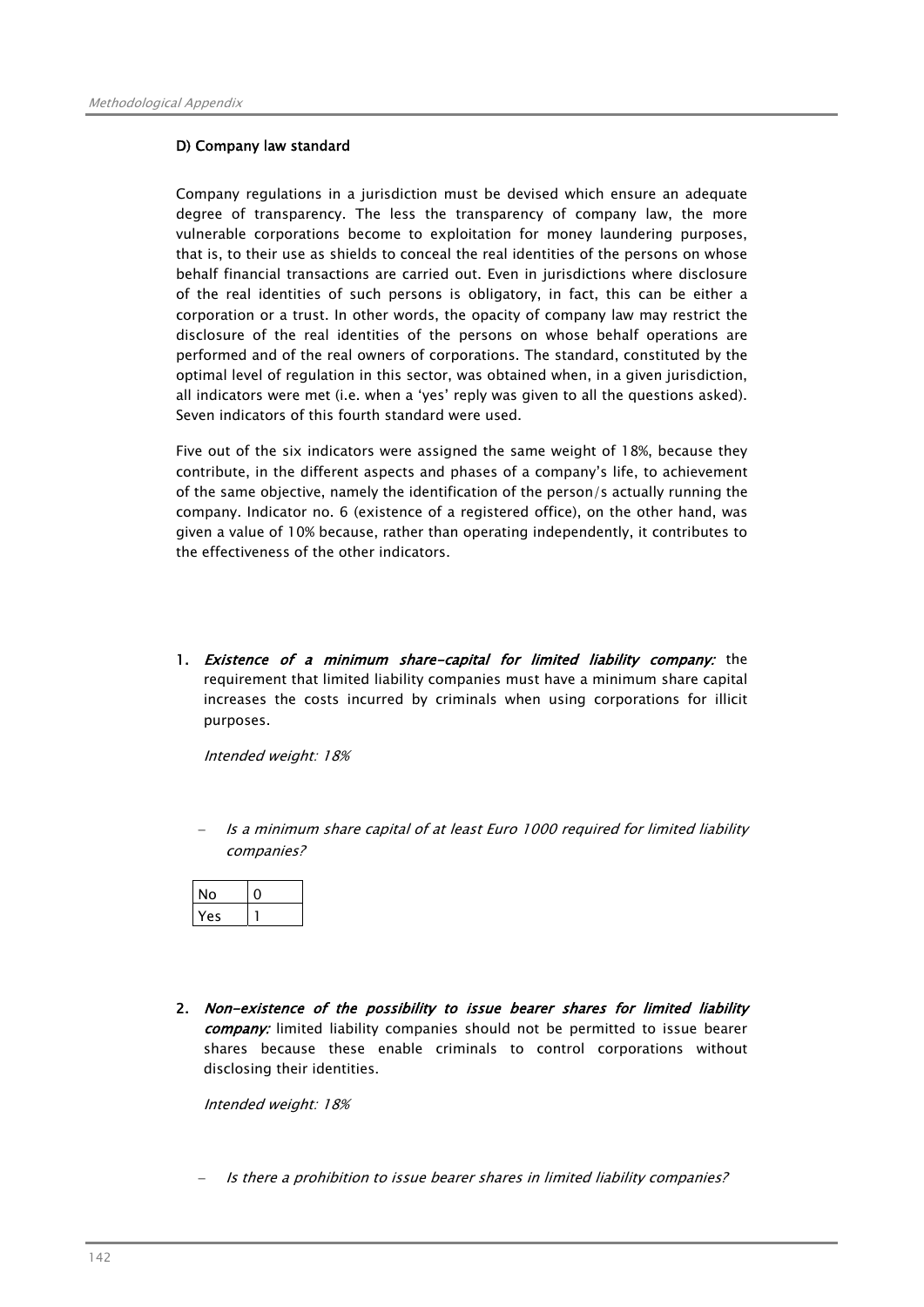#### D) Company law standard

Company regulations in a jurisdiction must be devised which ensure an adequate degree of transparency. The less the transparency of company law, the more vulnerable corporations become to exploitation for money laundering purposes, that is, to their use as shields to conceal the real identities of the persons on whose behalf financial transactions are carried out. Even in jurisdictions where disclosure of the real identities of such persons is obligatory, in fact, this can be either a corporation or a trust. In other words, the opacity of company law may restrict the disclosure of the real identities of the persons on whose behalf operations are performed and of the real owners of corporations. The standard, constituted by the optimal level of regulation in this sector, was obtained when, in a given jurisdiction, all indicators were met (i.e. when a 'yes' reply was given to all the questions asked). Seven indicators of this fourth standard were used.

Five out of the six indicators were assigned the same weight of 18%, because they contribute, in the different aspects and phases of a company's life, to achievement of the same objective, namely the identification of the person/s actually running the company. Indicator no. 6 (existence of a registered office), on the other hand, was given a value of 10% because, rather than operating independently, it contributes to the effectiveness of the other indicators.

1. ***Existence of a minimum share-capital for limited liability company:*** the requirement that limited liability companies must have a minimum share capital increases the costs incurred by criminals when using corporations for illicit purposes.

   *Intended weight: 18%*

   - *Is a minimum share capital of at least Euro 1000 required for limited liability companies?*

| No | 0 |
|---|---|
| Yes | 1 |

2. ***Non-existence of the possibility to issue bearer shares for limited liability company:*** limited liability companies should not be permitted to issue bearer shares because these enable criminals to control corporations without disclosing their identities.

   *Intended weight: 18%*

   - *Is there a prohibition to issue bearer shares in limited liability companies?*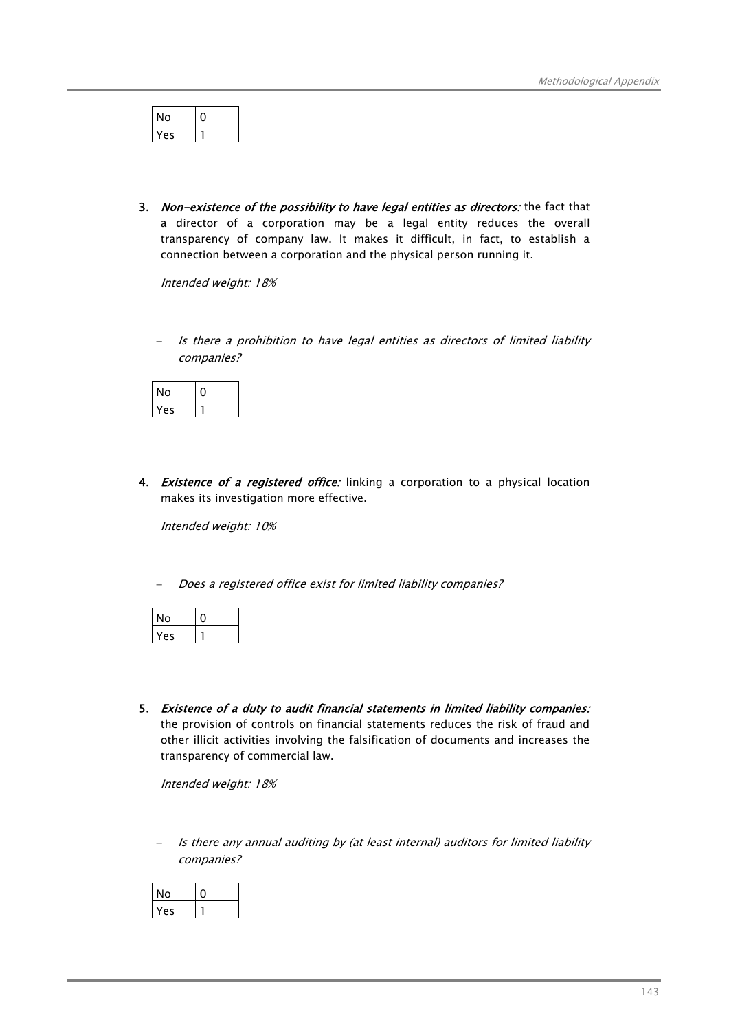| No | 0 |
|---|---|
| Yes | 1 |

3. ***Non-existence of the possibility to have legal entities as directors:*** the fact that a director of a corporation may be a legal entity reduces the overall transparency of company law. It makes it difficult, in fact, to establish a connection between a corporation and the physical person running it.

   *Intended weight: 18%*

   - *Is there a prohibition to have legal entities as directors of limited liability companies?*

| No | 0 |
|---|---|
| Yes | 1 |

4. ***Existence of a registered office:*** linking a corporation to a physical location makes its investigation more effective.

   *Intended weight: 10%*

   - *Does a registered office exist for limited liability companies?*

| No | 0 |
|---|---|
| Yes | 1 |

5. ***Existence of a duty to audit financial statements in limited liability companies:*** the provision of controls on financial statements reduces the risk of fraud and other illicit activities involving the falsification of documents and increases the transparency of commercial law.

   *Intended weight: 18%*

   - *Is there any annual auditing by (at least internal) auditors for limited liability companies?*

| No | 0 |
|---|---|
| Yes | 1 |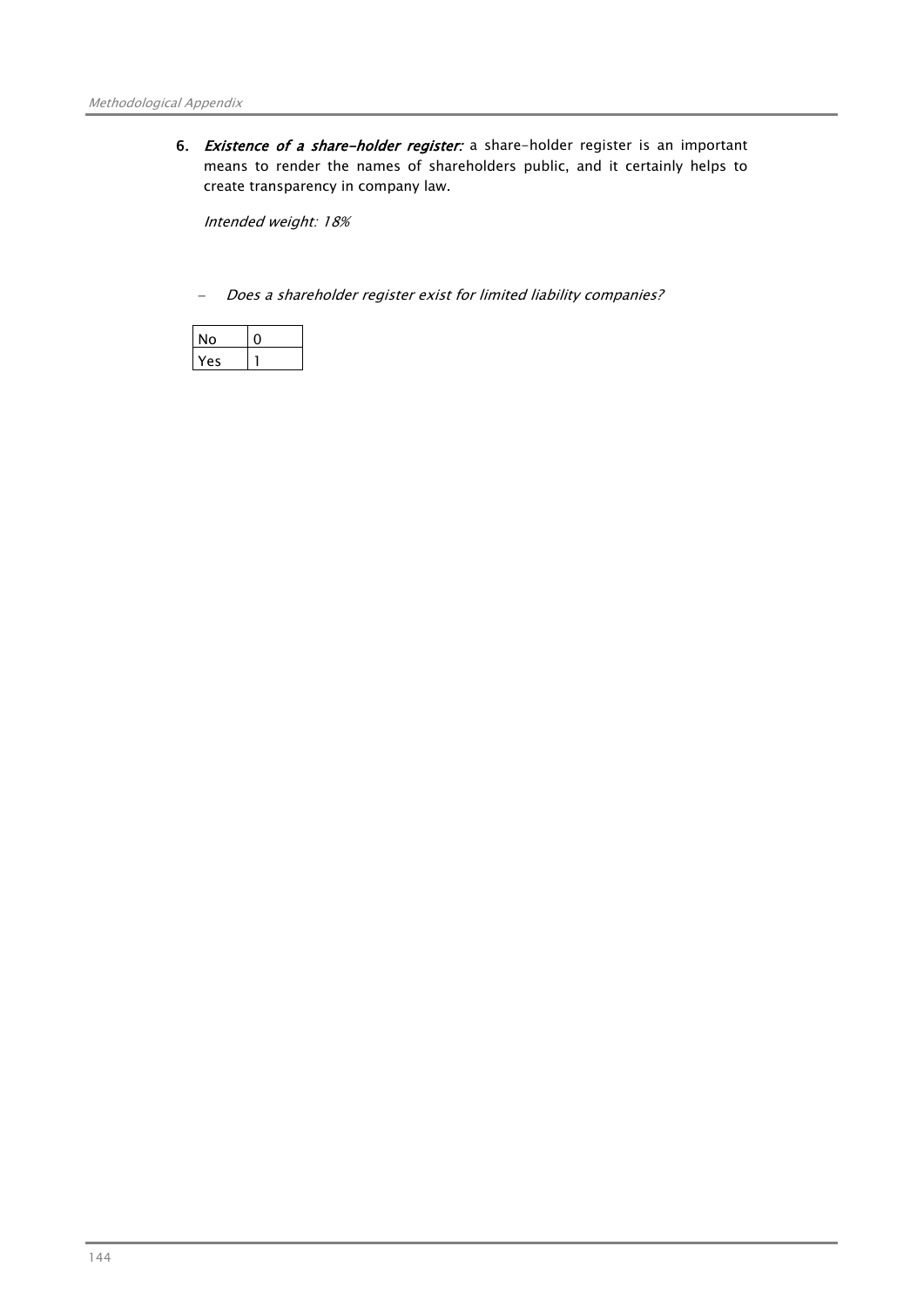6. ***Existence of a share-holder register:*** a share-holder register is an important means to render the names of shareholders public, and it certainly helps to create transparency in company law.

   *Intended weight: 18%*

   - *Does a shareholder register exist for limited liability companies?*

| No | 0 |
|---|---|
| Yes | 1 |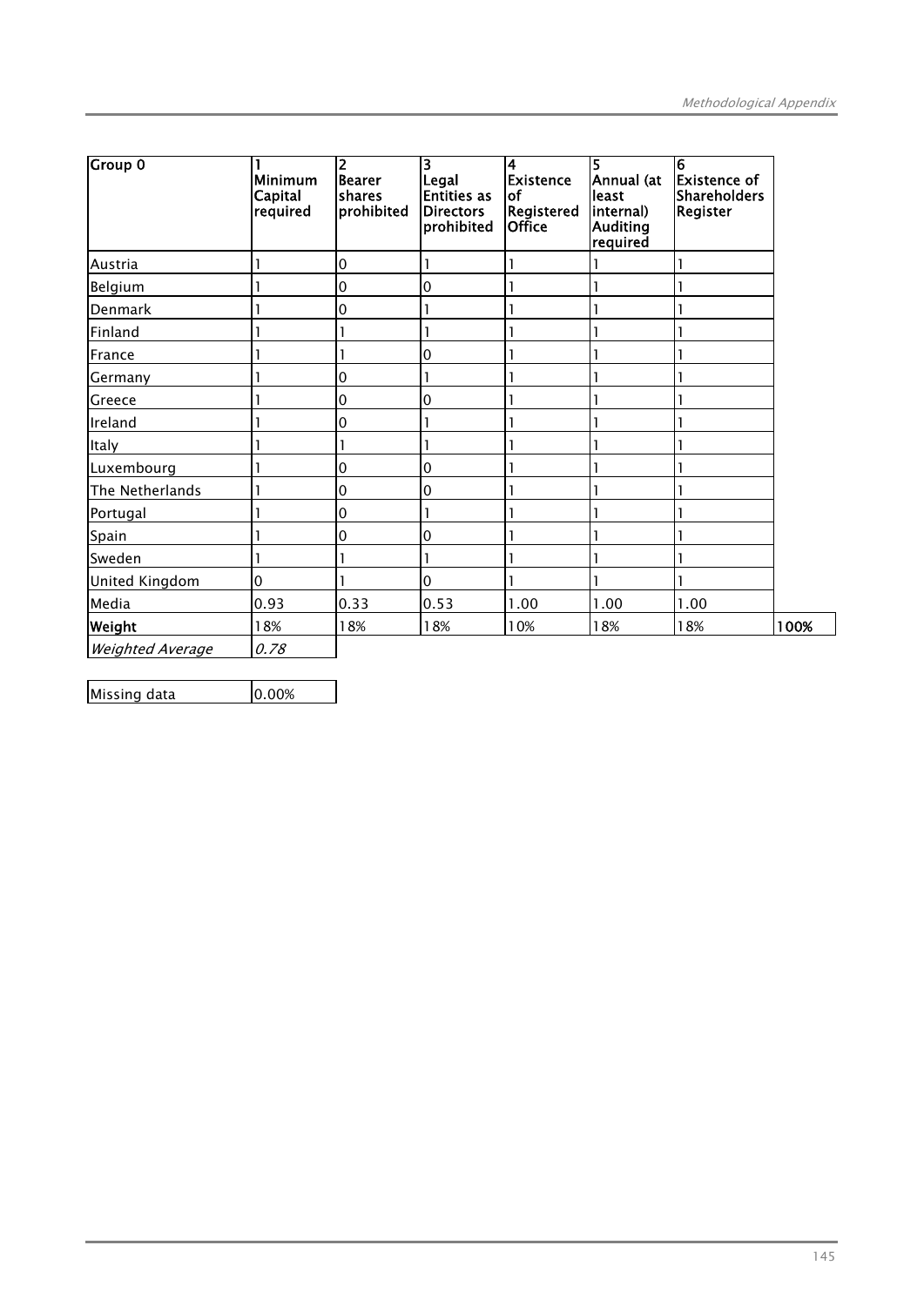| Group 0 | 1 Minimum Capital required | 2 Bearer shares prohibited | 3 Legal Entities as Directors prohibited | 4 Existence of Registered Office | 5 Annual (at least internal) Auditing required | 6 Existence of Shareholders Register | |
|---|---|---|---|---|---|---|---|
| Austria | 1 | 0 | 1 | 1 | 1 | 1 | |
| Belgium | 1 | 0 | 0 | 1 | 1 | 1 | |
| Denmark | 1 | 0 | 1 | 1 | 1 | 1 | |
| Finland | 1 | 1 | 1 | 1 | 1 | 1 | |
| France | 1 | 1 | 0 | 1 | 1 | 1 | |
| Germany | 1 | 0 | 1 | 1 | 1 | 1 | |
| Greece | 1 | 0 | 0 | 1 | 1 | 1 | |
| Ireland | 1 | 0 | 1 | 1 | 1 | 1 | |
| Italy | 1 | 1 | 1 | 1 | 1 | 1 | |
| Luxembourg | 1 | 0 | 0 | 1 | 1 | 1 | |
| The Netherlands | 1 | 0 | 0 | 1 | 1 | 1 | |
| Portugal | 1 | 0 | 1 | 1 | 1 | 1 | |
| Spain | 1 | 0 | 0 | 1 | 1 | 1 | |
| Sweden | 1 | 1 | 1 | 1 | 1 | 1 | |
| United Kingdom | 0 | 1 | 0 | 1 | 1 | 1 | |
| Media | 0.93 | 0.33 | 0.53 | 1.00 | 1.00 | 1.00 | |
| **Weight** | 18% | 18% | 18% | 10% | 18% | 18% | **100%** |
| *Weighted Average* | *0.78* | | | | | | |

| Missing data | 0.00% |
|---|---|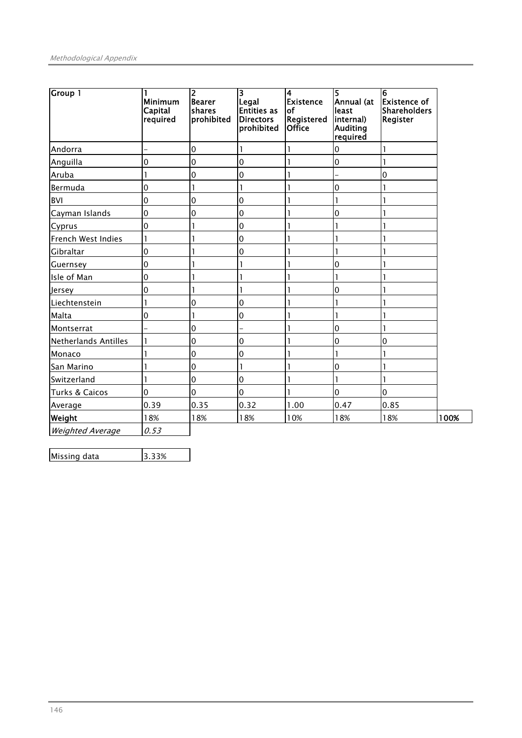| Group 1 | 1 Minimum Capital required | 2 Bearer shares prohibited | 3 Legal Entities as Directors prohibited | 4 Existence of Registered Office | 5 Annual (at least internal) Auditing required | 6 Existence of Shareholders Register | |
|---|---|---|---|---|---|---|---|
| Andorra | – | 0 | 1 | 1 | 0 | 1 | |
| Anguilla | 0 | 0 | 0 | 1 | 0 | 1 | |
| Aruba | 1 | 0 | 0 | 1 | – | 0 | |
| Bermuda | 0 | 1 | 1 | 1 | 0 | 1 | |
| BVI | 0 | 0 | 0 | 1 | 1 | 1 | |
| Cayman Islands | 0 | 0 | 0 | 1 | 0 | 1 | |
| Cyprus | 0 | 1 | 0 | 1 | 1 | 1 | |
| French West Indies | 1 | 1 | 0 | 1 | 1 | 1 | |
| Gibraltar | 0 | 1 | 0 | 1 | 1 | 1 | |
| Guernsey | 0 | 1 | 1 | 1 | 0 | 1 | |
| Isle of Man | 0 | 1 | 1 | 1 | 1 | 1 | |
| Jersey | 0 | 1 | 1 | 1 | 0 | 1 | |
| Liechtenstein | 1 | 0 | 0 | 1 | 1 | 1 | |
| Malta | 0 | 1 | 0 | 1 | 1 | 1 | |
| Montserrat | – | 0 | – | 1 | 0 | 1 | |
| Netherlands Antilles | 1 | 0 | 0 | 1 | 0 | 0 | |
| Monaco | 1 | 0 | 0 | 1 | 1 | 1 | |
| San Marino | 1 | 0 | 1 | 1 | 0 | 1 | |
| Switzerland | 1 | 0 | 0 | 1 | 1 | 1 | |
| Turks & Caicos | 0 | 0 | 0 | 1 | 0 | 0 | |
| Average | 0.39 | 0.35 | 0.32 | 1.00 | 0.47 | 0.85 | |
| **Weight** | 18% | 18% | 18% | 10% | 18% | 18% | **100%** |
| *Weighted Average* | *0.53* | | | | | | |

| Missing data | 3.33% |
|---|---|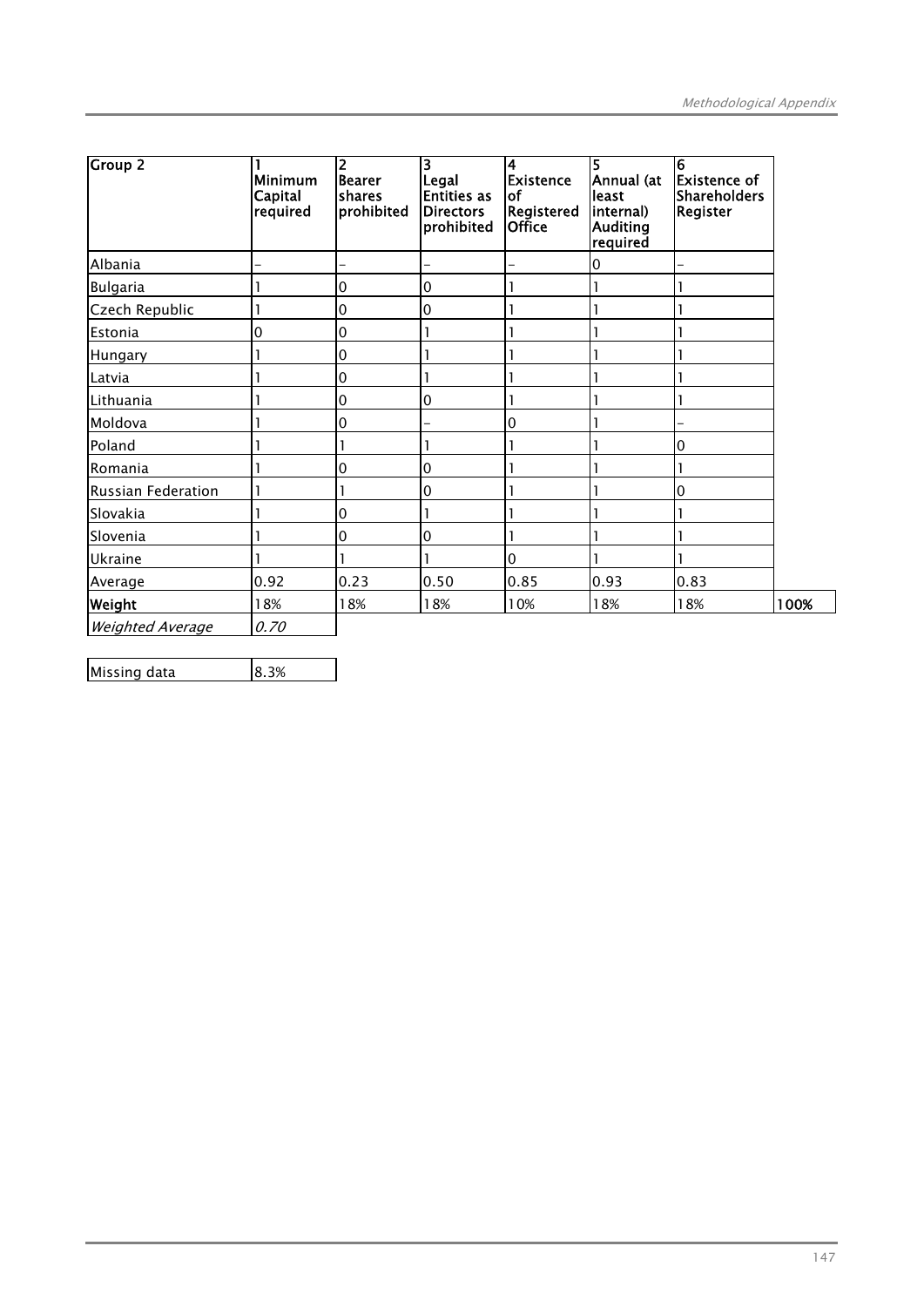| Group 2 | 1 Minimum Capital required | 2 Bearer shares prohibited | 3 Legal Entities as Directors prohibited | 4 Existence of Registered Office | 5 Annual (at least internal) Auditing required | 6 Existence of Shareholders Register | |
|---|---|---|---|---|---|---|---|
| Albania | – | – | – | – | 0 | – | |
| Bulgaria | 1 | 0 | 0 | 1 | 1 | 1 | |
| Czech Republic | 1 | 0 | 0 | 1 | 1 | 1 | |
| Estonia | 0 | 0 | 1 | 1 | 1 | 1 | |
| Hungary | 1 | 0 | 1 | 1 | 1 | 1 | |
| Latvia | 1 | 0 | 1 | 1 | 1 | 1 | |
| Lithuania | 1 | 0 | 0 | 1 | 1 | 1 | |
| Moldova | 1 | 0 | – | 0 | 1 | – | |
| Poland | 1 | 1 | 1 | 1 | 1 | 0 | |
| Romania | 1 | 0 | 0 | 1 | 1 | 1 | |
| Russian Federation | 1 | 1 | 0 | 1 | 1 | 0 | |
| Slovakia | 1 | 0 | 1 | 1 | 1 | 1 | |
| Slovenia | 1 | 0 | 0 | 1 | 1 | 1 | |
| Ukraine | 1 | 1 | 1 | 0 | 1 | 1 | |
| Average | 0.92 | 0.23 | 0.50 | 0.85 | 0.93 | 0.83 | |
| **Weight** | 18% | 18% | 18% | 10% | 18% | 18% | **100%** |
| *Weighted Average* | *0.70* | | | | | | |

| Missing data | 8.3% |
|---|---|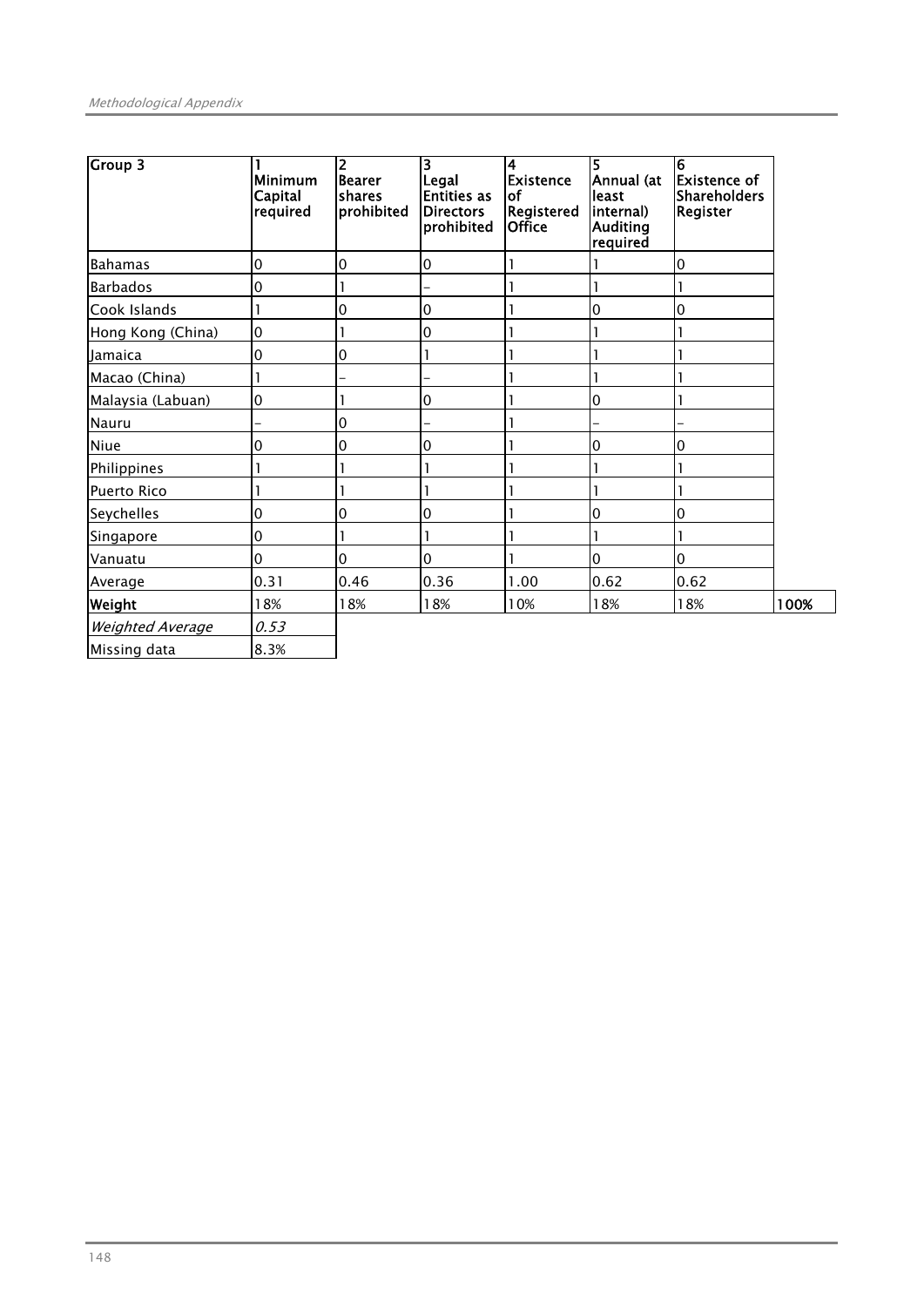| **Group 3** | **1 Minimum Capital required** | **2 Bearer shares prohibited** | **3 Legal Entities as Directors prohibited** | **4 Existence of Registered Office** | **5 Annual (at least internal) Auditing required** | **6 Existence of Shareholders Register** | |
|---|---|---|---|---|---|---|---|
| Bahamas | 0 | 0 | 0 | 1 | 1 | 0 | |
| Barbados | 0 | 1 | – | 1 | 1 | 1 | |
| Cook Islands | 1 | 0 | 0 | 1 | 0 | 0 | |
| Hong Kong (China) | 0 | 1 | 0 | 1 | 1 | 1 | |
| Jamaica | 0 | 0 | 1 | 1 | 1 | 1 | |
| Macao (China) | 1 | – | – | 1 | 1 | 1 | |
| Malaysia (Labuan) | 0 | 1 | 0 | 1 | 0 | 1 | |
| Nauru | – | 0 | – | 1 | – | – | |
| Niue | 0 | 0 | 0 | 1 | 0 | 0 | |
| Philippines | 1 | 1 | 1 | 1 | 1 | 1 | |
| Puerto Rico | 1 | 1 | 1 | 1 | 1 | 1 | |
| Seychelles | 0 | 0 | 0 | 1 | 0 | 0 | |
| Singapore | 0 | 1 | 1 | 1 | 1 | 1 | |
| Vanuatu | 0 | 0 | 0 | 1 | 0 | 0 | |
| Average | 0.31 | 0.46 | 0.36 | 1.00 | 0.62 | 0.62 | |
| **Weight** | 18% | 18% | 18% | 10% | 18% | 18% | **100%** |
| *Weighted Average* | *0.53* | | | | | | |
| Missing data | 8.3% | | | | | | |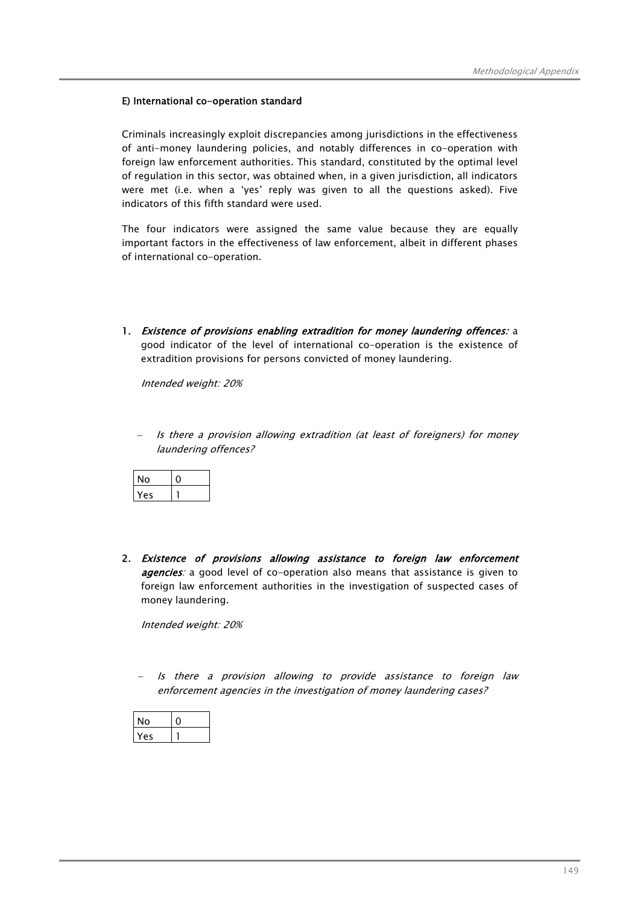#### E) International co-operation standard

Criminals increasingly exploit discrepancies among jurisdictions in the effectiveness of anti-money laundering policies, and notably differences in co-operation with foreign law enforcement authorities. This standard, constituted by the optimal level of regulation in this sector, was obtained when, in a given jurisdiction, all indicators were met (i.e. when a 'yes' reply was given to all the questions asked). Five indicators of this fifth standard were used.

The four indicators were assigned the same value because they are equally important factors in the effectiveness of law enforcement, albeit in different phases of international co-operation.

1. ***Existence of provisions enabling extradition for money laundering offences:*** a good indicator of the level of international co-operation is the existence of extradition provisions for persons convicted of money laundering.

   *Intended weight: 20%*

   - *Is there a provision allowing extradition (at least of foreigners) for money laundering offences?*

| | |
|---|---|
| No | 0 |
| Yes | 1 |

2. ***Existence of provisions allowing assistance to foreign law enforcement agencies:*** a good level of co-operation also means that assistance is given to foreign law enforcement authorities in the investigation of suspected cases of money laundering.

   *Intended weight: 20%*

   - *Is there a provision allowing to provide assistance to foreign law enforcement agencies in the investigation of money laundering cases?*

| | |
|---|---|
| No | 0 |
| Yes | 1 |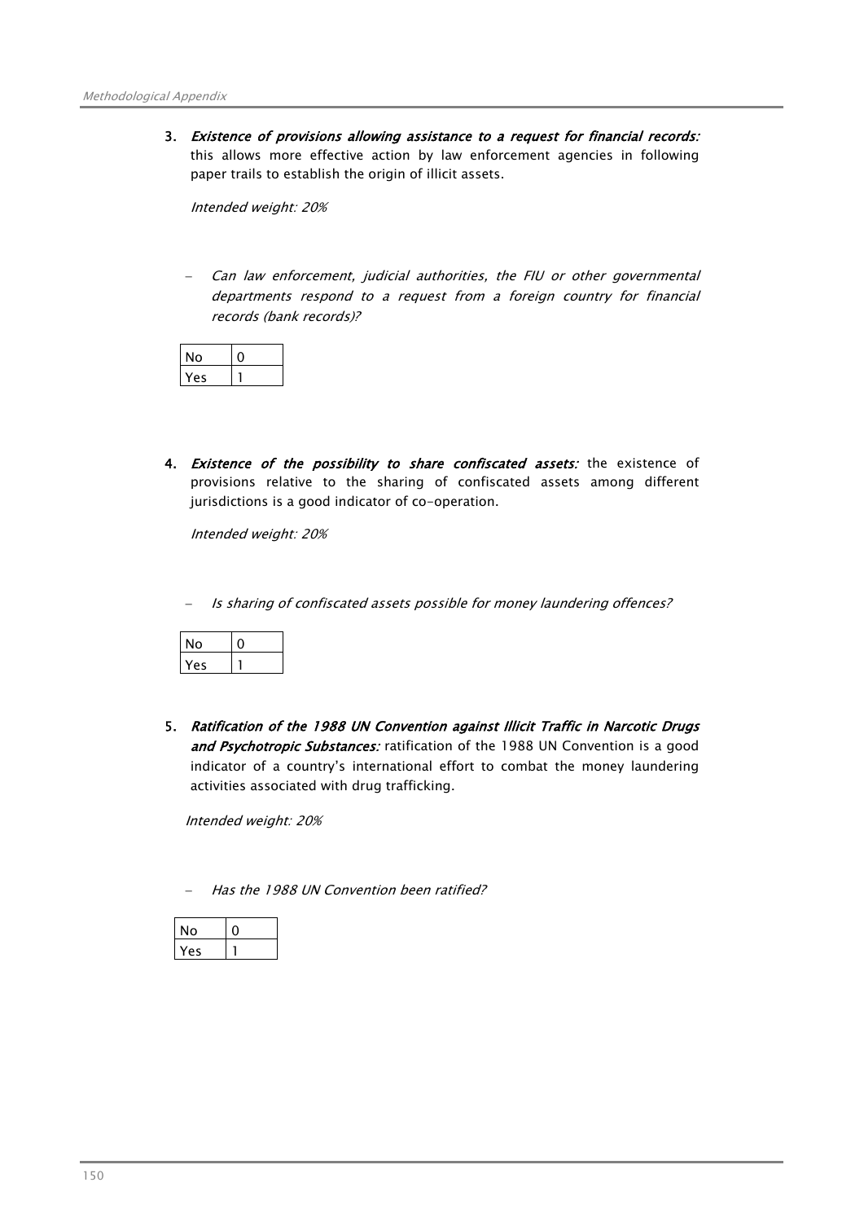3. ***Existence of provisions allowing assistance to a request for financial records:*** this allows more effective action by law enforcement agencies in following paper trails to establish the origin of illicit assets.

   *Intended weight: 20%*

   - *Can law enforcement, judicial authorities, the FIU or other governmental departments respond to a request from a foreign country for financial records (bank records)?*

| No | 0 |
|---|---|
| Yes | 1 |

4. ***Existence of the possibility to share confiscated assets:*** the existence of provisions relative to the sharing of confiscated assets among different jurisdictions is a good indicator of co-operation.

   *Intended weight: 20%*

   - *Is sharing of confiscated assets possible for money laundering offences?*

| No | 0 |
|---|---|
| Yes | 1 |

5. ***Ratification of the 1988 UN Convention against Illicit Traffic in Narcotic Drugs and Psychotropic Substances:*** ratification of the 1988 UN Convention is a good indicator of a country's international effort to combat the money laundering activities associated with drug trafficking.

   *Intended weight: 20%*

   - *Has the 1988 UN Convention been ratified?*

| No | 0 |
|---|---|
| Yes | 1 |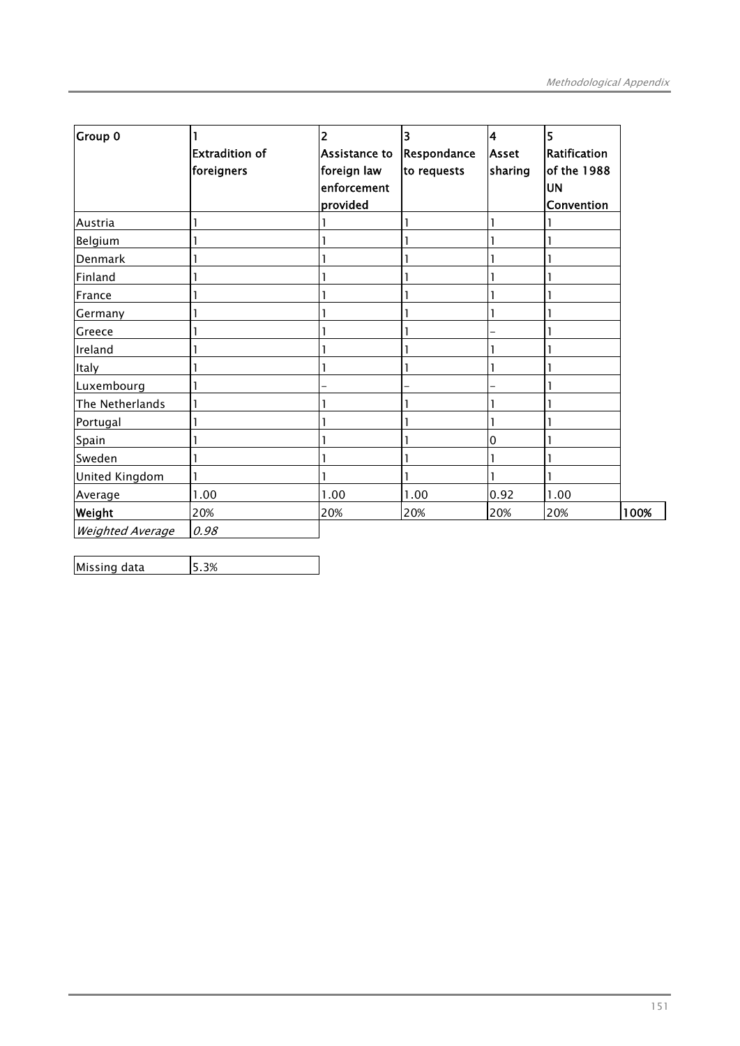| Group 0 | 1<br>Extradition of foreigners | 2<br>Assistance to foreign law enforcement provided | 3<br>Respondance to requests | 4<br>Asset sharing | 5<br>Ratification of the 1988 UN Convention | |
|---|---|---|---|---|---|---|
| Austria | 1 | 1 | 1 | 1 | 1 | |
| Belgium | 1 | 1 | 1 | 1 | 1 | |
| Denmark | 1 | 1 | 1 | 1 | 1 | |
| Finland | 1 | 1 | 1 | 1 | 1 | |
| France | 1 | 1 | 1 | 1 | 1 | |
| Germany | 1 | 1 | 1 | 1 | 1 | |
| Greece | 1 | 1 | 1 | – | 1 | |
| Ireland | 1 | 1 | 1 | 1 | 1 | |
| Italy | 1 | 1 | 1 | 1 | 1 | |
| Luxembourg | 1 | – | – | – | 1 | |
| The Netherlands | 1 | 1 | 1 | 1 | 1 | |
| Portugal | 1 | 1 | 1 | 1 | 1 | |
| Spain | 1 | 1 | 1 | 0 | 1 | |
| Sweden | 1 | 1 | 1 | 1 | 1 | |
| United Kingdom | 1 | 1 | 1 | 1 | 1 | |
| Average | 1.00 | 1.00 | 1.00 | 0.92 | 1.00 | |
| **Weight** | 20% | 20% | 20% | 20% | 20% | **100%** |
| *Weighted Average* | *0.98* | | | | | |

| Missing data | 5.3% |
|---|---|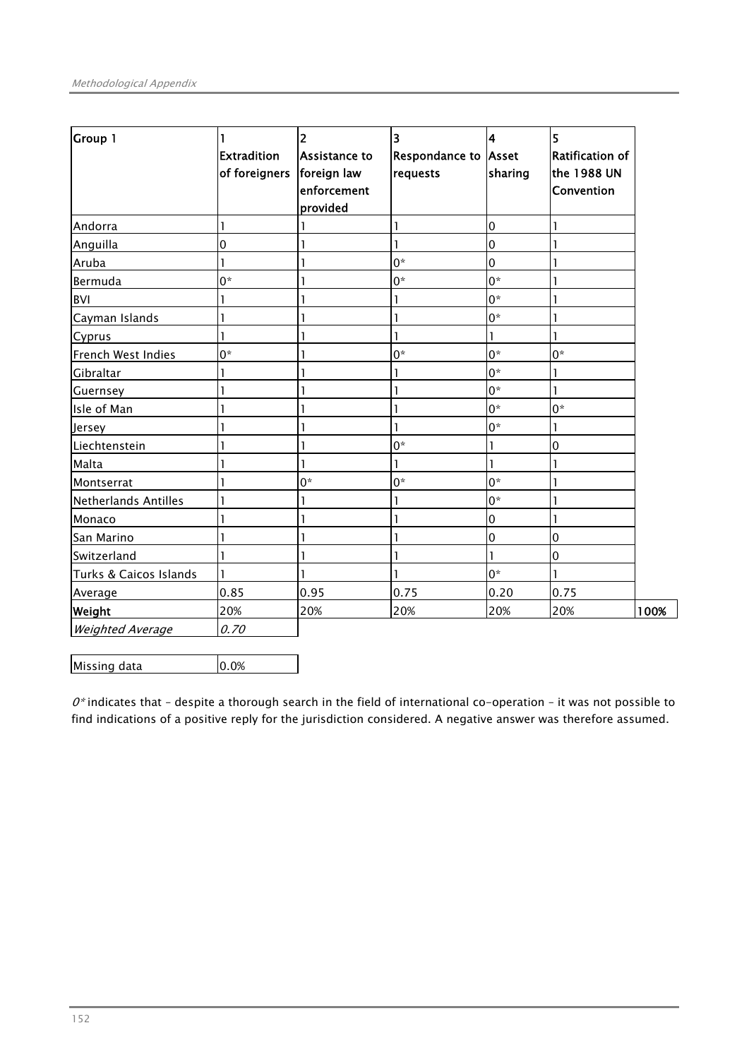| Group 1 | 1<br>Extradition of foreigners | 2<br>Assistance to foreign law enforcement provided | 3<br>Respondance to requests | 4<br>Asset sharing | 5<br>Ratification of the 1988 UN Convention | |
|---|---|---|---|---|---|---|
| Andorra | 1 | 1 | 1 | 0 | 1 | |
| Anguilla | 0 | 1 | 1 | 0 | 1 | |
| Aruba | 1 | 1 | 0* | 0 | 1 | |
| Bermuda | 0* | 1 | 0* | 0* | 1 | |
| BVI | 1 | 1 | 1 | 0* | 1 | |
| Cayman Islands | 1 | 1 | 1 | 0* | 1 | |
| Cyprus | 1 | 1 | 1 | 1 | 1 | |
| French West Indies | 0* | 1 | 0* | 0* | 0* | |
| Gibraltar | 1 | 1 | 1 | 0* | 1 | |
| Guernsey | 1 | 1 | 1 | 0* | 1 | |
| Isle of Man | 1 | 1 | 1 | 0* | 0* | |
| Jersey | 1 | 1 | 1 | 0* | 1 | |
| Liechtenstein | 1 | 1 | 0* | 1 | 0 | |
| Malta | 1 | 1 | 1 | 1 | 1 | |
| Montserrat | 1 | 0* | 0* | 0* | 1 | |
| Netherlands Antilles | 1 | 1 | 1 | 0* | 1 | |
| Monaco | 1 | 1 | 1 | 0 | 1 | |
| San Marino | 1 | 1 | 1 | 0 | 0 | |
| Switzerland | 1 | 1 | 1 | 1 | 0 | |
| Turks & Caicos Islands | 1 | 1 | 1 | 0* | 1 | |
| Average | 0.85 | 0.95 | 0.75 | 0.20 | 0.75 | |
| **Weight** | 20% | 20% | 20% | 20% | 20% | **100%** |
| *Weighted Average* | *0.70* | | | | | |

| Missing data | 0.0% |
|---|---|

*0\** indicates that – despite a thorough search in the field of international co-operation – it was not possible to find indications of a positive reply for the jurisdiction considered. A negative answer was therefore assumed.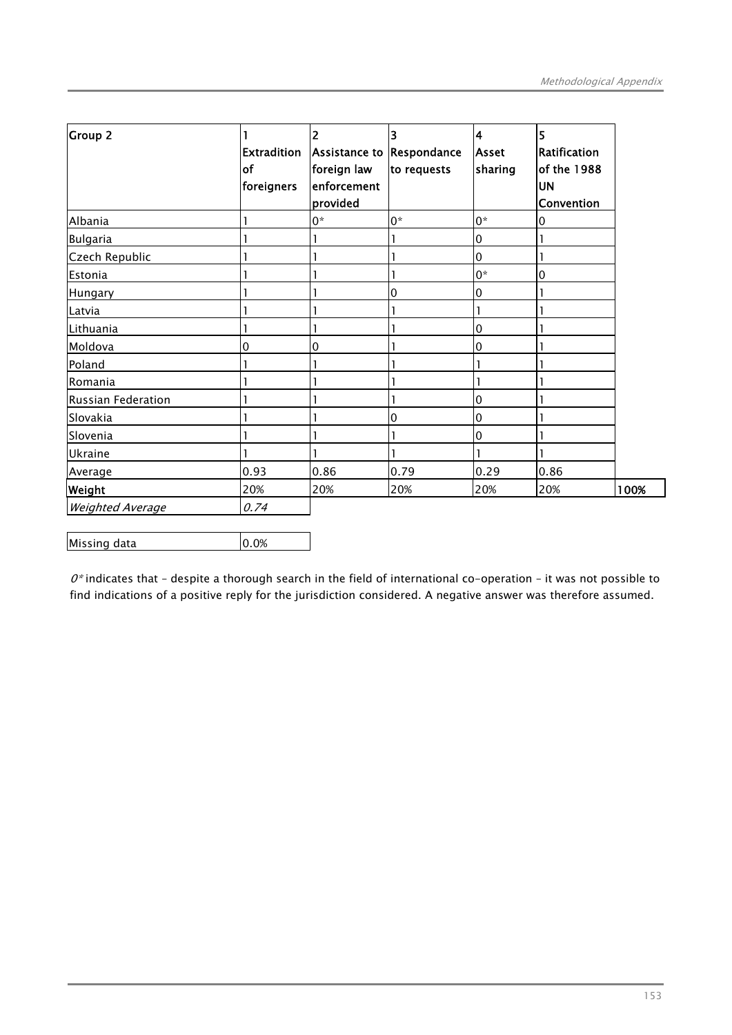| Group 2 | 1 Extradition of foreigners | 2 Assistance to foreign law enforcement provided | 3 Respondance to requests | 4 Asset sharing | 5 Ratification of the 1988 UN Convention | |
|---|---|---|---|---|---|---|
| Albania | 1 | 0* | 0* | 0* | 0 | |
| Bulgaria | 1 | 1 | 1 | 0 | 1 | |
| Czech Republic | 1 | 1 | 1 | 0 | 1 | |
| Estonia | 1 | 1 | 1 | 0* | 0 | |
| Hungary | 1 | 1 | 0 | 0 | 1 | |
| Latvia | 1 | 1 | 1 | 1 | 1 | |
| Lithuania | 1 | 1 | 1 | 0 | 1 | |
| Moldova | 0 | 0 | 1 | 0 | 1 | |
| Poland | 1 | 1 | 1 | 1 | 1 | |
| Romania | 1 | 1 | 1 | 1 | 1 | |
| Russian Federation | 1 | 1 | 1 | 0 | 1 | |
| Slovakia | 1 | 1 | 0 | 0 | 1 | |
| Slovenia | 1 | 1 | 1 | 0 | 1 | |
| Ukraine | 1 | 1 | 1 | 1 | 1 | |
| Average | 0.93 | 0.86 | 0.79 | 0.29 | 0.86 | |
| **Weight** | 20% | 20% | 20% | 20% | 20% | **100%** |
| *Weighted Average* | *0.74* | | | | | |

| Missing data | 0.0% |
|---|---|

*0\** indicates that – despite a thorough search in the field of international co-operation – it was not possible to find indications of a positive reply for the jurisdiction considered. A negative answer was therefore assumed.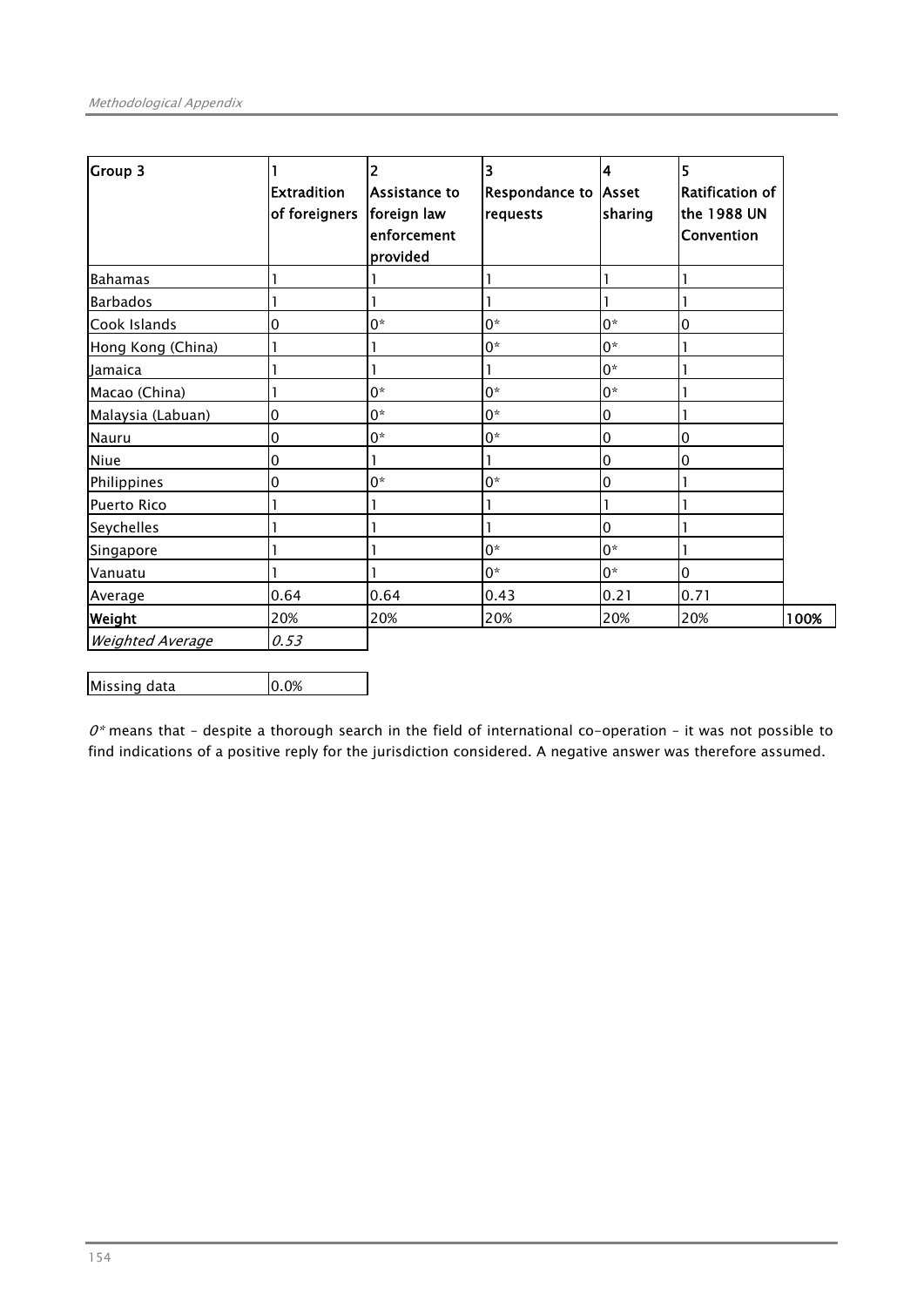| Group 3 | 1 Extradition of foreigners | 2 Assistance to foreign law enforcement provided | 3 Respondance to requests | 4 Asset sharing | 5 Ratification of the 1988 UN Convention | |
|---|---|---|---|---|---|---|
| Bahamas | 1 | 1 | 1 | 1 | 1 | |
| Barbados | 1 | 1 | 1 | 1 | 1 | |
| Cook Islands | 0 | 0* | 0* | 0* | 0 | |
| Hong Kong (China) | 1 | 1 | 0* | 0* | 1 | |
| Jamaica | 1 | 1 | 1 | 0* | 1 | |
| Macao (China) | 1 | 0* | 0* | 0* | 1 | |
| Malaysia (Labuan) | 0 | 0* | 0* | 0 | 1 | |
| Nauru | 0 | 0* | 0* | 0 | 0 | |
| Niue | 0 | 1 | 1 | 0 | 0 | |
| Philippines | 0 | 0* | 0* | 0 | 1 | |
| Puerto Rico | 1 | 1 | 1 | 1 | 1 | |
| Seychelles | 1 | 1 | 1 | 0 | 1 | |
| Singapore | 1 | 1 | 0* | 0* | 1 | |
| Vanuatu | 1 | 1 | 0* | 0* | 0 | |
| Average | 0.64 | 0.64 | 0.43 | 0.21 | 0.71 | |
| **Weight** | 20% | 20% | 20% | 20% | 20% | **100%** |
| *Weighted Average* | *0.53* | | | | | |

| Missing data | 0.0% |
|---|---|

*0** means that – despite a thorough search in the field of international co-operation – it was not possible to find indications of a positive reply for the jurisdiction considered. A negative answer was therefore assumed.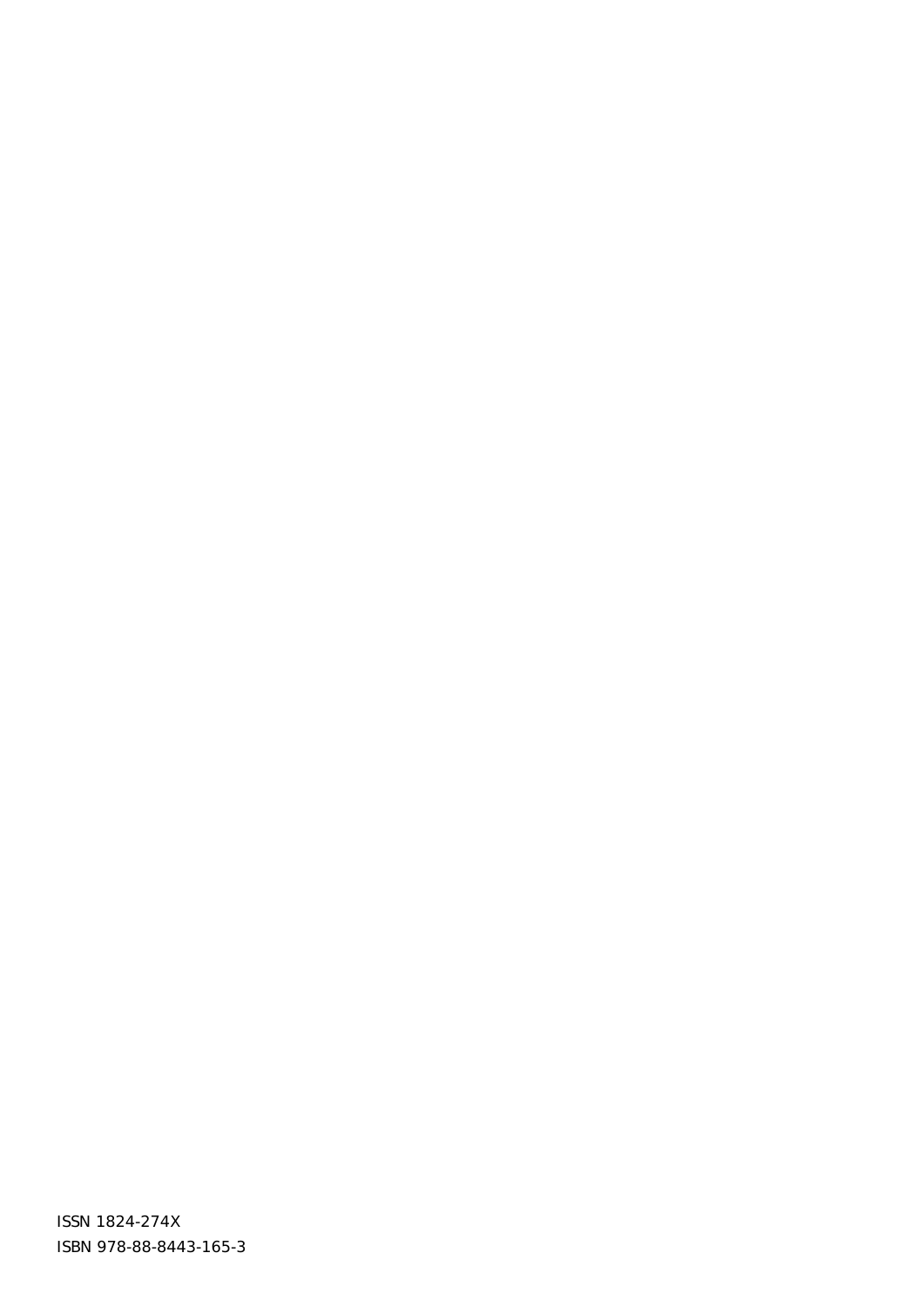ISSN 1824-274X

ISBN 978-88-8443-165-3